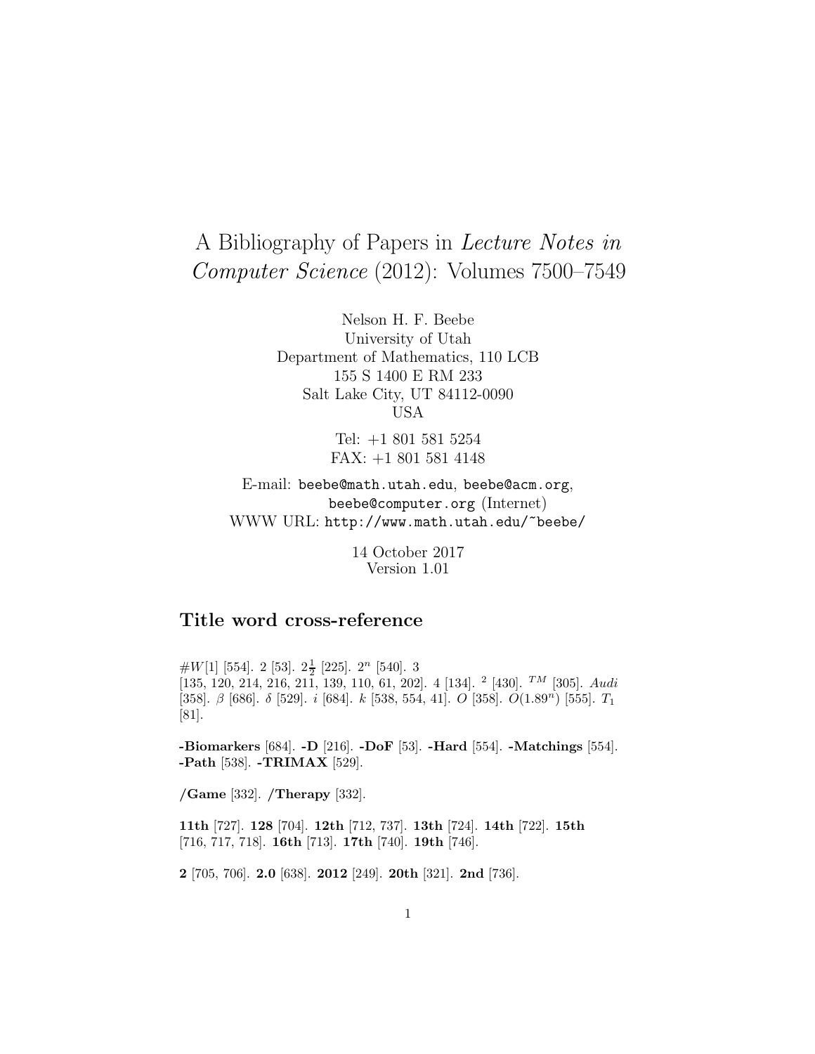# A Bibliography of Papers in *Lecture Notes in Computer Science* (2012): Volumes 7500–7549

Nelson H. F. Beebe
University of Utah
Department of Mathematics, 110 LCB
155 S 1400 E RM 233
Salt Lake City, UT 84112-0090
USA

Tel: +1 801 581 5254
FAX: +1 801 581 4148

E-mail: `beebe@math.utah.edu`, `beebe@acm.org`, `beebe@computer.org` (Internet)
WWW URL: `http://www.math.utah.edu/~beebe/`

14 October 2017
Version 1.01

## Title word cross-reference

$\#W[1]$ [554]. 2 [53]. $2\frac{1}{2}$ [225]. $2^n$ [540]. 3 [135, 120, 214, 216, 211, 139, 110, 61, 202]. 4 [134]. $^2$ [430]. $^{TM}$ [305]. $Audi$ [358]. $\beta$ [686]. $\delta$ [529]. $i$ [684]. $k$ [538, 554, 41]. $O$ [358]. $O(1.89^n)$ [555]. $T_1$ [81].

**-Biomarkers** [684]. **-D** [216]. **-DoF** [53]. **-Hard** [554]. **-Matchings** [554]. **-Path** [538]. **-TRIMAX** [529].

**/Game** [332]. **/Therapy** [332].

**11th** [727]. **128** [704]. **12th** [712, 737]. **13th** [724]. **14th** [722]. **15th** [716, 717, 718]. **16th** [713]. **17th** [740]. **19th** [746].

**2** [705, 706]. **2.0** [638]. **2012** [249]. **20th** [321]. **2nd** [736].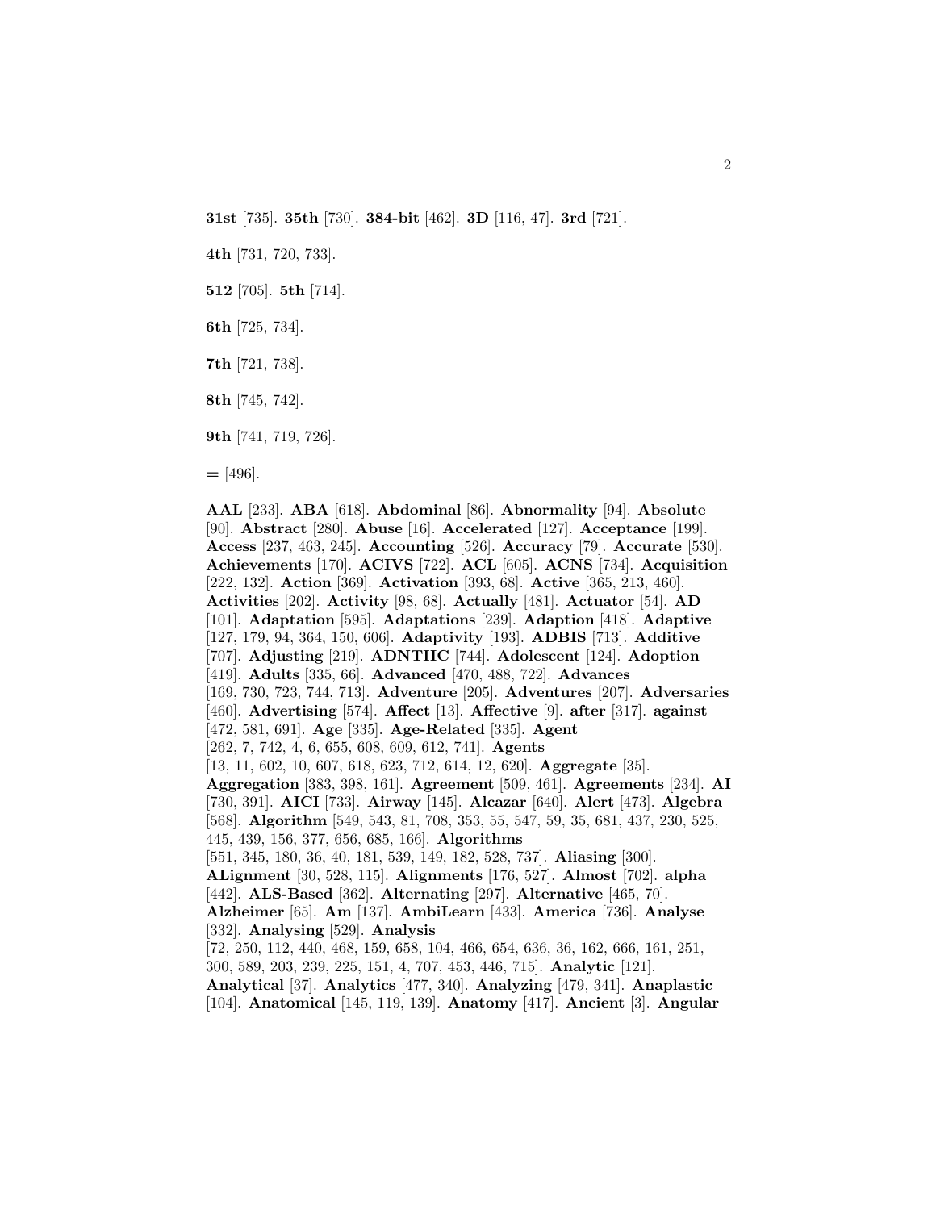**31st** [735]. **35th** [730]. **384-bit** [462]. **3D** [116, 47]. **3rd** [721].

**4th** [731, 720, 733].

**512** [705]. **5th** [714].

**6th** [725, 734].

**7th** [721, 738].

**8th** [745, 742].

**9th** [741, 719, 726].

**=** [496].

**AAL** [233]. **ABA** [618]. **Abdominal** [86]. **Abnormality** [94]. **Absolute** [90]. **Abstract** [280]. **Abuse** [16]. **Accelerated** [127]. **Acceptance** [199]. **Access** [237, 463, 245]. **Accounting** [526]. **Accuracy** [79]. **Accurate** [530]. **Achievements** [170]. **ACIVS** [722]. **ACL** [605]. **ACNS** [734]. **Acquisition** [222, 132]. **Action** [369]. **Activation** [393, 68]. **Active** [365, 213, 460]. **Activities** [202]. **Activity** [98, 68]. **Actually** [481]. **Actuator** [54]. **AD** [101]. **Adaptation** [595]. **Adaptations** [239]. **Adaption** [418]. **Adaptive** [127, 179, 94, 364, 150, 606]. **Adaptivity** [193]. **ADBIS** [713]. **Additive** [707]. **Adjusting** [219]. **ADNTIIC** [744]. **Adolescent** [124]. **Adoption** [419]. **Adults** [335, 66]. **Advanced** [470, 488, 722]. **Advances** [169, 730, 723, 744, 713]. **Adventure** [205]. **Adventures** [207]. **Adversaries** [460]. **Advertising** [574]. **Affect** [13]. **Affective** [9]. **after** [317]. **against** [472, 581, 691]. **Age** [335]. **Age-Related** [335]. **Agent** [262, 7, 742, 4, 6, 655, 608, 609, 612, 741]. **Agents** [13, 11, 602, 10, 607, 618, 623, 712, 614, 12, 620]. **Aggregate** [35]. **Aggregation** [383, 398, 161]. **Agreement** [509, 461]. **Agreements** [234]. **AI** [730, 391]. **AICI** [733]. **Airway** [145]. **Alcazar** [640]. **Alert** [473]. **Algebra** [568]. **Algorithm** [549, 543, 81, 708, 353, 55, 547, 59, 35, 681, 437, 230, 525, 445, 439, 156, 377, 656, 685, 166]. **Algorithms** [551, 345, 180, 36, 40, 181, 539, 149, 182, 528, 737]. **Aliasing** [300]. **ALignment** [30, 528, 115]. **Alignments** [176, 527]. **Almost** [702]. **alpha** [442]. **ALS-Based** [362]. **Alternating** [297]. **Alternative** [465, 70]. **Alzheimer** [65]. **Am** [137]. **AmbiLearn** [433]. **America** [736]. **Analyse** [332]. **Analysing** [529]. **Analysis** [72, 250, 112, 440, 468, 159, 658, 104, 466, 654, 636, 36, 162, 666, 161, 251, 300, 589, 203, 239, 225, 151, 4, 707, 453, 446, 715]. **Analytic** [121]. **Analytical** [37]. **Analytics** [477, 340]. **Analyzing** [479, 341]. **Anaplastic** [104]. **Anatomical** [145, 119, 139]. **Anatomy** [417]. **Ancient** [3]. **Angular**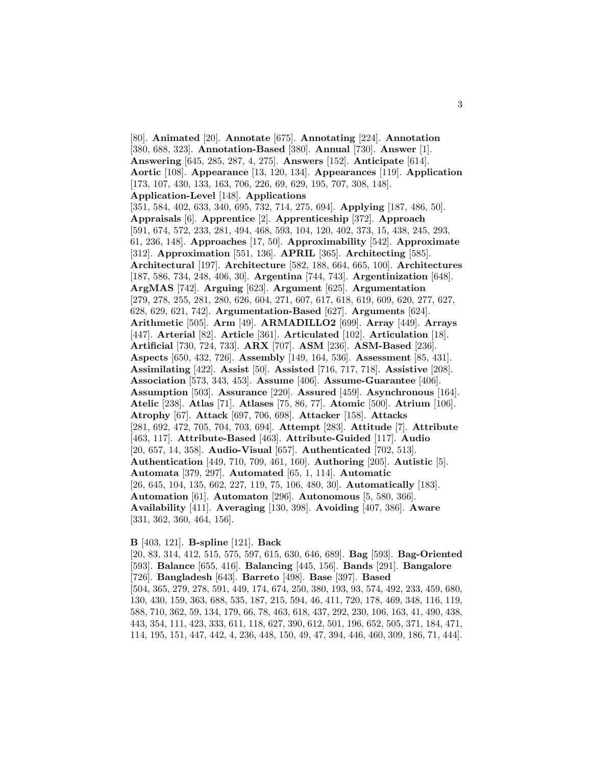[80]. **Animated** [20]. **Annotate** [675]. **Annotating** [224]. **Annotation** [380, 688, 323]. **Annotation-Based** [380]. **Annual** [730]. **Answer** [1]. **Answering** [645, 285, 287, 4, 275]. **Answers** [152]. **Anticipate** [614]. **Aortic** [108]. **Appearance** [13, 120, 134]. **Appearances** [119]. **Application** [173, 107, 430, 133, 163, 706, 226, 69, 629, 195, 707, 308, 148]. **Application-Level** [148]. **Applications** [351, 584, 402, 633, 340, 695, 732, 714, 275, 694]. **Applying** [187, 486, 50]. **Appraisals** [6]. **Apprentice** [2]. **Apprenticeship** [372]. **Approach** [591, 674, 572, 233, 281, 494, 468, 593, 104, 120, 402, 373, 15, 438, 245, 293, 61, 236, 148]. **Approaches** [17, 50]. **Approximability** [542]. **Approximate** [312]. **Approximation** [551, 136]. **APRIL** [365]. **Architecting** [585]. **Architectural** [197]. **Architecture** [582, 188, 664, 665, 100]. **Architectures** [187, 586, 734, 248, 406, 30]. **Argentina** [744, 743]. **Argentinization** [648]. **ArgMAS** [742]. **Arguing** [623]. **Argument** [625]. **Argumentation** [279, 278, 255, 281, 280, 626, 604, 271, 607, 617, 618, 619, 609, 620, 277, 627, 628, 629, 621, 742]. **Argumentation-Based** [627]. **Arguments** [624]. **Arithmetic** [505]. **Arm** [49]. **ARMADILLO2** [699]. **Array** [449]. **Arrays** [447]. **Arterial** [82]. **Article** [361]. **Articulated** [102]. **Articulation** [18]. **Artificial** [730, 724, 733]. **ARX** [707]. **ASM** [236]. **ASM-Based** [236]. **Aspects** [650, 432, 726]. **Assembly** [149, 164, 536]. **Assessment** [85, 431]. **Assimilating** [422]. **Assist** [50]. **Assisted** [716, 717, 718]. **Assistive** [208]. **Association** [573, 343, 453]. **Assume** [406]. **Assume-Guarantee** [406]. **Assumption** [503]. **Assurance** [220]. **Assured** [459]. **Asynchronous** [164]. **Atelic** [238]. **Atlas** [71]. **Atlases** [75, 86, 77]. **Atomic** [500]. **Atrium** [106]. **Atrophy** [67]. **Attack** [697, 706, 698]. **Attacker** [158]. **Attacks** [281, 692, 472, 705, 704, 703, 694]. **Attempt** [283]. **Attitude** [7]. **Attribute** [463, 117]. **Attribute-Based** [463]. **Attribute-Guided** [117]. **Audio** [20, 657, 14, 358]. **Audio-Visual** [657]. **Authenticated** [702, 513]. **Authentication** [449, 710, 709, 461, 160]. **Authoring** [205]. **Autistic** [5]. **Automata** [379, 297]. **Automated** [65, 1, 114]. **Automatic** [26, 645, 104, 135, 662, 227, 119, 75, 106, 480, 30]. **Automatically** [183]. **Automation** [61]. **Automaton** [296]. **Autonomous** [5, 580, 366]. **Availability** [411]. **Averaging** [130, 398]. **Avoiding** [407, 386]. **Aware** [331, 362, 360, 464, 156].

**B** [403, 121]. **B-spline** [121]. **Back** [20, 83, 314, 412, 515, 575, 597, 615, 630, 646, 689]. **Bag** [593]. **Bag-Oriented** [593]. **Balance** [655, 416]. **Balancing** [445, 156]. **Bands** [291]. **Bangalore** [726]. **Bangladesh** [643]. **Barreto** [498]. **Base** [397]. **Based** [504, 365, 279, 278, 591, 449, 174, 674, 250, 380, 193, 93, 574, 492, 233, 459, 680, 130, 430, 159, 363, 688, 535, 187, 215, 594, 46, 411, 720, 178, 469, 348, 116, 119, 588, 710, 362, 59, 134, 179, 66, 78, 463, 618, 437, 292, 230, 106, 163, 41, 490, 438, 443, 354, 111, 423, 333, 611, 118, 627, 390, 612, 501, 196, 652, 505, 371, 184, 471, 114, 195, 151, 447, 442, 4, 236, 448, 150, 49, 47, 394, 446, 460, 309, 186, 71, 444].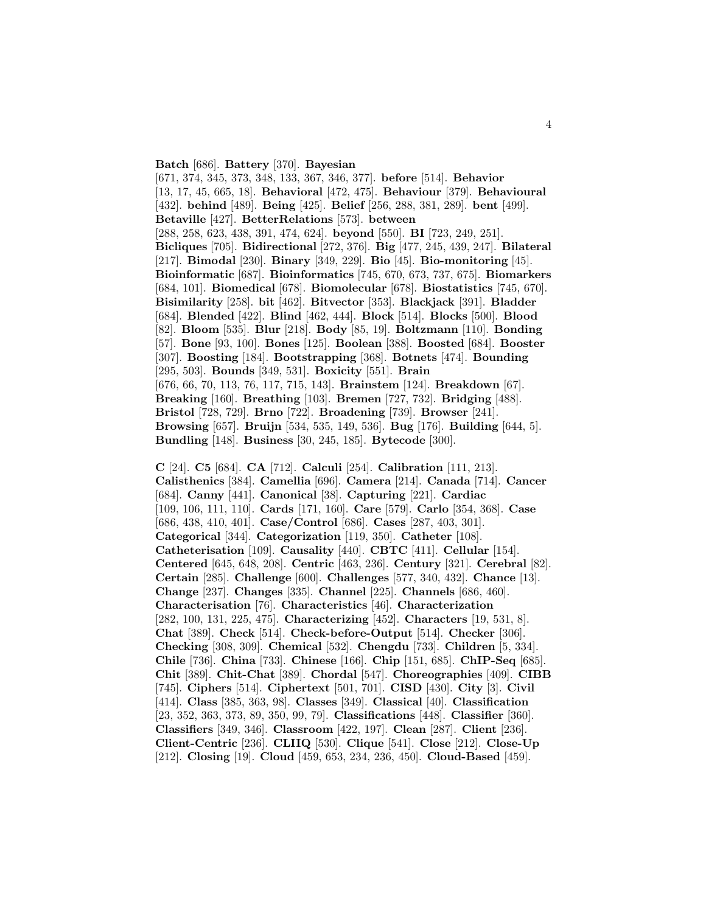**Batch** [686]. **Battery** [370]. **Bayesian** [671, 374, 345, 373, 348, 133, 367, 346, 377]. **before** [514]. **Behavior** [13, 17, 45, 665, 18]. **Behavioral** [472, 475]. **Behaviour** [379]. **Behavioural** [432]. **behind** [489]. **Being** [425]. **Belief** [256, 288, 381, 289]. **bent** [499]. **Betaville** [427]. **BetterRelations** [573]. **between** [288, 258, 623, 438, 391, 474, 624]. **beyond** [550]. **BI** [723, 249, 251]. **Bicliques** [705]. **Bidirectional** [272, 376]. **Big** [477, 245, 439, 247]. **Bilateral** [217]. **Bimodal** [230]. **Binary** [349, 229]. **Bio** [45]. **Bio-monitoring** [45]. **Bioinformatic** [687]. **Bioinformatics** [745, 670, 673, 737, 675]. **Biomarkers** [684, 101]. **Biomedical** [678]. **Biomolecular** [678]. **Biostatistics** [745, 670]. **Bisimilarity** [258]. **bit** [462]. **Bitvector** [353]. **Blackjack** [391]. **Bladder** [684]. **Blended** [422]. **Blind** [462, 444]. **Block** [514]. **Blocks** [500]. **Blood** [82]. **Bloom** [535]. **Blur** [218]. **Body** [85, 19]. **Boltzmann** [110]. **Bonding** [57]. **Bone** [93, 100]. **Bones** [125]. **Boolean** [388]. **Boosted** [684]. **Booster** [307]. **Boosting** [184]. **Bootstrapping** [368]. **Botnets** [474]. **Bounding** [295, 503]. **Bounds** [349, 531]. **Boxicity** [551]. **Brain** [676, 66, 70, 113, 76, 117, 715, 143]. **Brainstem** [124]. **Breakdown** [67]. **Breaking** [160]. **Breathing** [103]. **Bremen** [727, 732]. **Bridging** [488]. **Bristol** [728, 729]. **Brno** [722]. **Broadening** [739]. **Browser** [241]. **Browsing** [657]. **Bruijn** [534, 535, 149, 536]. **Bug** [176]. **Building** [644, 5]. **Bundling** [148]. **Business** [30, 245, 185]. **Bytecode** [300].

**C** [24]. **C5** [684]. **CA** [712]. **Calculi** [254]. **Calibration** [111, 213]. **Calisthenics** [384]. **Camellia** [696]. **Camera** [214]. **Canada** [714]. **Cancer** [684]. **Canny** [441]. **Canonical** [38]. **Capturing** [221]. **Cardiac** [109, 106, 111, 110]. **Cards** [171, 160]. **Care** [579]. **Carlo** [354, 368]. **Case** [686, 438, 410, 401]. **Case/Control** [686]. **Cases** [287, 403, 301]. **Categorical** [344]. **Categorization** [119, 350]. **Catheter** [108]. **Catheterisation** [109]. **Causality** [440]. **CBTC** [411]. **Cellular** [154]. **Centered** [645, 648, 208]. **Centric** [463, 236]. **Century** [321]. **Cerebral** [82]. **Certain** [285]. **Challenge** [600]. **Challenges** [577, 340, 432]. **Chance** [13]. **Change** [237]. **Changes** [335]. **Channel** [225]. **Channels** [686, 460]. **Characterisation** [76]. **Characteristics** [46]. **Characterization** [282, 100, 131, 225, 475]. **Characterizing** [452]. **Characters** [19, 531, 8]. **Chat** [389]. **Check** [514]. **Check-before-Output** [514]. **Checker** [306]. **Checking** [308, 309]. **Chemical** [532]. **Chengdu** [733]. **Children** [5, 334]. **Chile** [736]. **China** [733]. **Chinese** [166]. **Chip** [151, 685]. **ChIP-Seq** [685]. **Chit** [389]. **Chit-Chat** [389]. **Chordal** [547]. **Choreographies** [409]. **CIBB** [745]. **Ciphers** [514]. **Ciphertext** [501, 701]. **CISD** [430]. **City** [3]. **Civil** [414]. **Class** [385, 363, 98]. **Classes** [349]. **Classical** [40]. **Classification** [23, 352, 363, 373, 89, 350, 99, 79]. **Classifications** [448]. **Classifier** [360]. **Classifiers** [349, 346]. **Classroom** [422, 197]. **Clean** [287]. **Client** [236]. **Client-Centric** [236]. **CLIIQ** [530]. **Clique** [541]. **Close** [212]. **Close-Up** [212]. **Closing** [19]. **Cloud** [459, 653, 234, 236, 450]. **Cloud-Based** [459].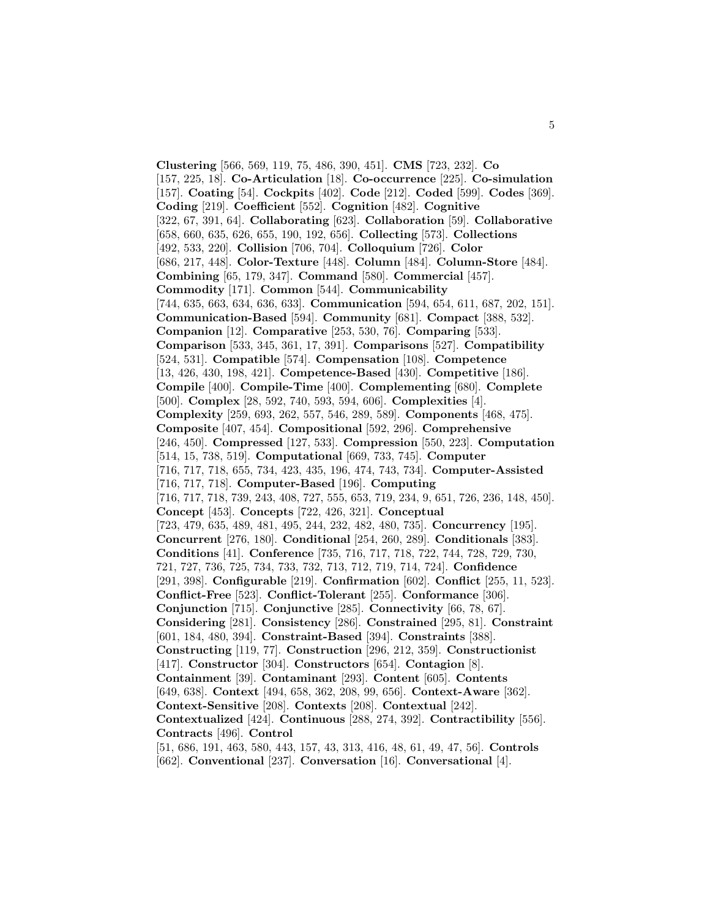**Clustering** [566, 569, 119, 75, 486, 390, 451]. **CMS** [723, 232]. **Co** [157, 225, 18]. **Co-Articulation** [18]. **Co-occurrence** [225]. **Co-simulation** [157]. **Coating** [54]. **Cockpits** [402]. **Code** [212]. **Coded** [599]. **Codes** [369]. **Coding** [219]. **Coefficient** [552]. **Cognition** [482]. **Cognitive** [322, 67, 391, 64]. **Collaborating** [623]. **Collaboration** [59]. **Collaborative** [658, 660, 635, 626, 655, 190, 192, 656]. **Collecting** [573]. **Collections** [492, 533, 220]. **Collision** [706, 704]. **Colloquium** [726]. **Color** [686, 217, 448]. **Color-Texture** [448]. **Column** [484]. **Column-Store** [484]. **Combining** [65, 179, 347]. **Command** [580]. **Commercial** [457]. **Commodity** [171]. **Common** [544]. **Communicability** [744, 635, 663, 634, 636, 633]. **Communication** [594, 654, 611, 687, 202, 151]. **Communication-Based** [594]. **Community** [681]. **Compact** [388, 532]. **Companion** [12]. **Comparative** [253, 530, 76]. **Comparing** [533]. **Comparison** [533, 345, 361, 17, 391]. **Comparisons** [527]. **Compatibility** [524, 531]. **Compatible** [574]. **Compensation** [108]. **Competence** [13, 426, 430, 198, 421]. **Competence-Based** [430]. **Competitive** [186]. **Compile** [400]. **Compile-Time** [400]. **Complementing** [680]. **Complete** [500]. **Complex** [28, 592, 740, 593, 594, 606]. **Complexities** [4]. **Complexity** [259, 693, 262, 557, 546, 289, 589]. **Components** [468, 475]. **Composite** [407, 454]. **Compositional** [592, 296]. **Comprehensive** [246, 450]. **Compressed** [127, 533]. **Compression** [550, 223]. **Computation** [514, 15, 738, 519]. **Computational** [669, 733, 745]. **Computer** [716, 717, 718, 655, 734, 423, 435, 196, 474, 743, 734]. **Computer-Assisted** [716, 717, 718]. **Computer-Based** [196]. **Computing** [716, 717, 718, 739, 243, 408, 727, 555, 653, 719, 234, 9, 651, 726, 236, 148, 450]. **Concept** [453]. **Concepts** [722, 426, 321]. **Conceptual** [723, 479, 635, 489, 481, 495, 244, 232, 482, 480, 735]. **Concurrency** [195]. **Concurrent** [276, 180]. **Conditional** [254, 260, 289]. **Conditionals** [383]. **Conditions** [41]. **Conference** [735, 716, 717, 718, 722, 744, 728, 729, 730, 721, 727, 736, 725, 734, 733, 732, 713, 712, 719, 714, 724]. **Confidence** [291, 398]. **Configurable** [219]. **Confirmation** [602]. **Conflict** [255, 11, 523]. **Conflict-Free** [523]. **Conflict-Tolerant** [255]. **Conformance** [306]. **Conjunction** [715]. **Conjunctive** [285]. **Connectivity** [66, 78, 67]. **Considering** [281]. **Consistency** [286]. **Constrained** [295, 81]. **Constraint** [601, 184, 480, 394]. **Constraint-Based** [394]. **Constraints** [388]. **Constructing** [119, 77]. **Construction** [296, 212, 359]. **Constructionist** [417]. **Constructor** [304]. **Constructors** [654]. **Contagion** [8]. **Containment** [39]. **Contaminant** [293]. **Content** [605]. **Contents** [649, 638]. **Context** [494, 658, 362, 208, 99, 656]. **Context-Aware** [362]. **Context-Sensitive** [208]. **Contexts** [208]. **Contextual** [242]. **Contextualized** [424]. **Continuous** [288, 274, 392]. **Contractibility** [556]. **Contracts** [496]. **Control** [51, 686, 191, 463, 580, 443, 157, 43, 313, 416, 48, 61, 49, 47, 56]. **Controls** [662]. **Conventional** [237]. **Conversation** [16]. **Conversational** [4].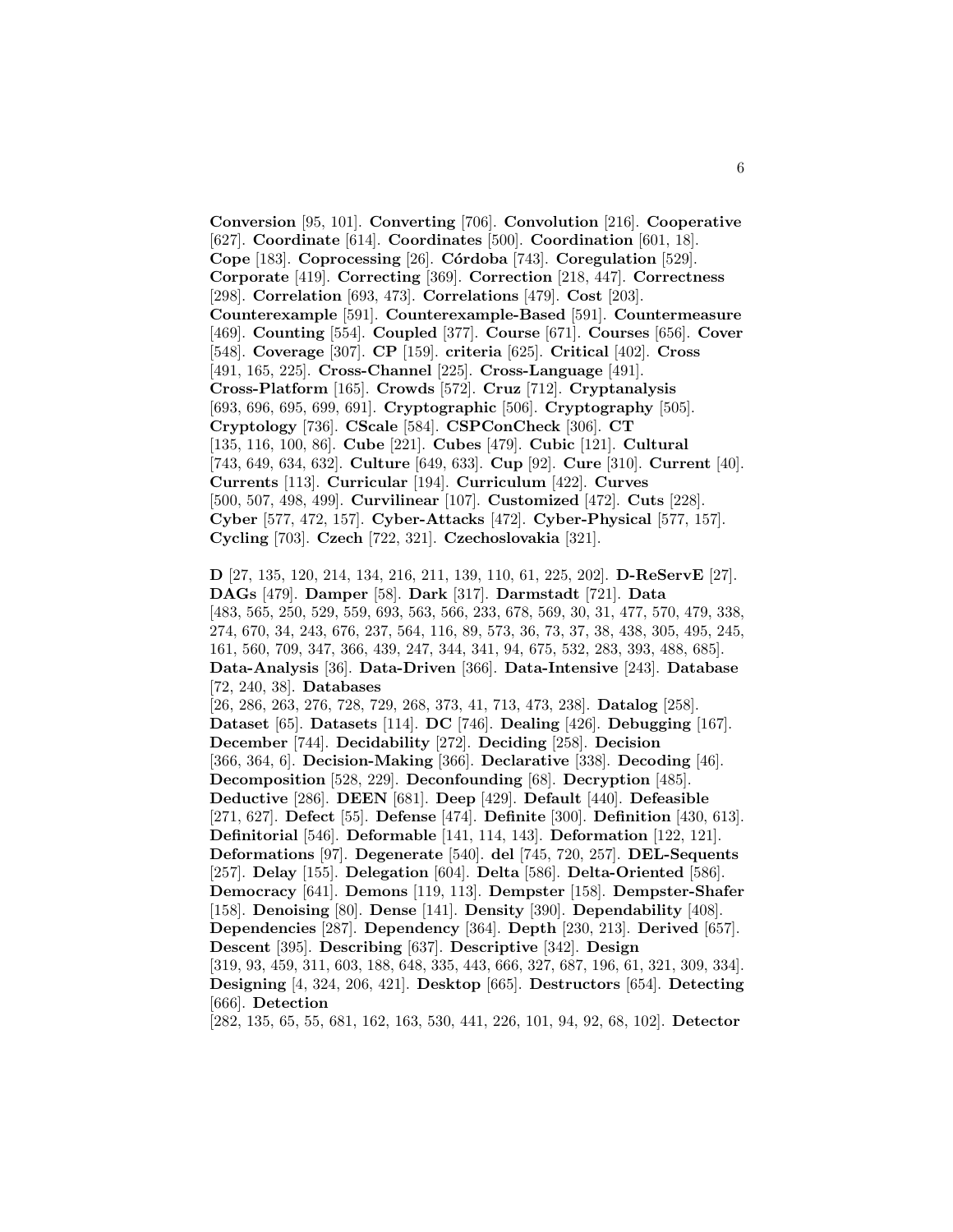**Conversion** [95, 101]. **Converting** [706]. **Convolution** [216]. **Cooperative** [627]. **Coordinate** [614]. **Coordinates** [500]. **Coordination** [601, 18]. **Cope** [183]. **Coprocessing** [26]. **Córdoba** [743]. **Coregulation** [529]. **Corporate** [419]. **Correcting** [369]. **Correction** [218, 447]. **Correctness** [298]. **Correlation** [693, 473]. **Correlations** [479]. **Cost** [203]. **Counterexample** [591]. **Counterexample-Based** [591]. **Countermeasure** [469]. **Counting** [554]. **Coupled** [377]. **Course** [671]. **Courses** [656]. **Cover** [548]. **Coverage** [307]. **CP** [159]. **criteria** [625]. **Critical** [402]. **Cross** [491, 165, 225]. **Cross-Channel** [225]. **Cross-Language** [491]. **Cross-Platform** [165]. **Crowds** [572]. **Cruz** [712]. **Cryptanalysis** [693, 696, 695, 699, 691]. **Cryptographic** [506]. **Cryptography** [505]. **Cryptology** [736]. **CScale** [584]. **CSPConCheck** [306]. **CT** [135, 116, 100, 86]. **Cube** [221]. **Cubes** [479]. **Cubic** [121]. **Cultural** [743, 649, 634, 632]. **Culture** [649, 633]. **Cup** [92]. **Cure** [310]. **Current** [40]. **Currents** [113]. **Curricular** [194]. **Curriculum** [422]. **Curves** [500, 507, 498, 499]. **Curvilinear** [107]. **Customized** [472]. **Cuts** [228]. **Cyber** [577, 472, 157]. **Cyber-Attacks** [472]. **Cyber-Physical** [577, 157]. **Cycling** [703]. **Czech** [722, 321]. **Czechoslovakia** [321].

**D** [27, 135, 120, 214, 134, 216, 211, 139, 110, 61, 225, 202]. **D-ReServE** [27]. **DAGs** [479]. **Damper** [58]. **Dark** [317]. **Darmstadt** [721]. **Data** [483, 565, 250, 529, 559, 693, 563, 566, 233, 678, 569, 30, 31, 477, 570, 479, 338, 274, 670, 34, 243, 676, 237, 564, 116, 89, 573, 36, 73, 37, 38, 438, 305, 495, 245, 161, 560, 709, 347, 366, 439, 247, 344, 341, 94, 675, 532, 283, 393, 488, 685]. **Data-Analysis** [36]. **Data-Driven** [366]. **Data-Intensive** [243]. **Database** [72, 240, 38]. **Databases** [26, 286, 263, 276, 728, 729, 268, 373, 41, 713, 473, 238]. **Datalog** [258]. **Dataset** [65]. **Datasets** [114]. **DC** [746]. **Dealing** [426]. **Debugging** [167]. **December** [744]. **Decidability** [272]. **Deciding** [258]. **Decision** [366, 364, 6]. **Decision-Making** [366]. **Declarative** [338]. **Decoding** [46]. **Decomposition** [528, 229]. **Deconfounding** [68]. **Decryption** [485]. **Deductive** [286]. **DEEN** [681]. **Deep** [429]. **Default** [440]. **Defeasible** [271, 627]. **Defect** [55]. **Defense** [474]. **Definite** [300]. **Definition** [430, 613]. **Definitorial** [546]. **Deformable** [141, 114, 143]. **Deformation** [122, 121]. **Deformations** [97]. **Degenerate** [540]. **del** [745, 720, 257]. **DEL-Sequents** [257]. **Delay** [155]. **Delegation** [604]. **Delta** [586]. **Delta-Oriented** [586]. **Democracy** [641]. **Demons** [119, 113]. **Dempster** [158]. **Dempster-Shafer** [158]. **Denoising** [80]. **Dense** [141]. **Density** [390]. **Dependability** [408]. **Dependencies** [287]. **Dependency** [364]. **Depth** [230, 213]. **Derived** [657]. **Descent** [395]. **Describing** [637]. **Descriptive** [342]. **Design** [319, 93, 459, 311, 603, 188, 648, 335, 443, 666, 327, 687, 196, 61, 321, 309, 334]. **Designing** [4, 324, 206, 421]. **Desktop** [665]. **Destructors** [654]. **Detecting** [666]. **Detection** [282, 135, 65, 55, 681, 162, 163, 530, 441, 226, 101, 94, 92, 68, 102]. **Detector**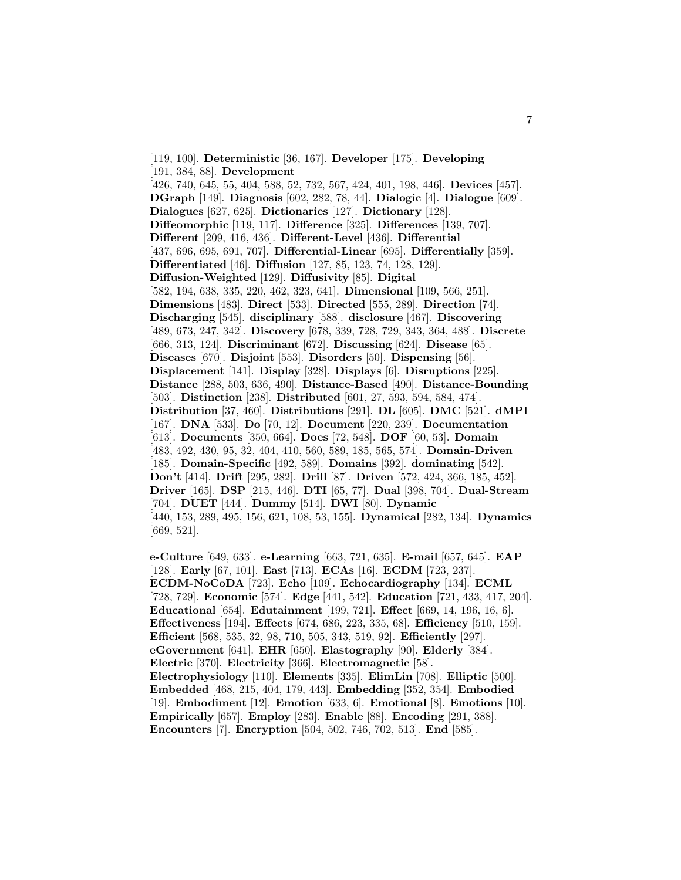[119, 100]. **Deterministic** [36, 167]. **Developer** [175]. **Developing** [191, 384, 88]. **Development** [426, 740, 645, 55, 404, 588, 52, 732, 567, 424, 401, 198, 446]. **Devices** [457]. **DGraph** [149]. **Diagnosis** [602, 282, 78, 44]. **Dialogic** [4]. **Dialogue** [609]. **Dialogues** [627, 625]. **Dictionaries** [127]. **Dictionary** [128]. **Diffeomorphic** [119, 117]. **Difference** [325]. **Differences** [139, 707]. **Different** [209, 416, 436]. **Different-Level** [436]. **Differential** [437, 696, 695, 691, 707]. **Differential-Linear** [695]. **Differentially** [359]. **Differentiated** [46]. **Diffusion** [127, 85, 123, 74, 128, 129]. **Diffusion-Weighted** [129]. **Diffusivity** [85]. **Digital** [582, 194, 638, 335, 220, 462, 323, 641]. **Dimensional** [109, 566, 251]. **Dimensions** [483]. **Direct** [533]. **Directed** [555, 289]. **Direction** [74]. **Discharging** [545]. **disciplinary** [588]. **disclosure** [467]. **Discovering** [489, 673, 247, 342]. **Discovery** [678, 339, 728, 729, 343, 364, 488]. **Discrete** [666, 313, 124]. **Discriminant** [672]. **Discussing** [624]. **Disease** [65]. **Diseases** [670]. **Disjoint** [553]. **Disorders** [50]. **Dispensing** [56]. **Displacement** [141]. **Display** [328]. **Displays** [6]. **Disruptions** [225]. **Distance** [288, 503, 636, 490]. **Distance-Based** [490]. **Distance-Bounding** [503]. **Distinction** [238]. **Distributed** [601, 27, 593, 594, 584, 474]. **Distribution** [37, 460]. **Distributions** [291]. **DL** [605]. **DMC** [521]. **dMPI** [167]. **DNA** [533]. **Do** [70, 12]. **Document** [220, 239]. **Documentation** [613]. **Documents** [350, 664]. **Does** [72, 548]. **DOF** [60, 53]. **Domain** [483, 492, 430, 95, 32, 404, 410, 560, 589, 185, 565, 574]. **Domain-Driven** [185]. **Domain-Specific** [492, 589]. **Domains** [392]. **dominating** [542]. **Don't** [414]. **Drift** [295, 282]. **Drill** [87]. **Driven** [572, 424, 366, 185, 452]. **Driver** [165]. **DSP** [215, 446]. **DTI** [65, 77]. **Dual** [398, 704]. **Dual-Stream** [704]. **DUET** [444]. **Dummy** [514]. **DWI** [80]. **Dynamic** [440, 153, 289, 495, 156, 621, 108, 53, 155]. **Dynamical** [282, 134]. **Dynamics** [669, 521].

**e-Culture** [649, 633]. **e-Learning** [663, 721, 635]. **E-mail** [657, 645]. **EAP** [128]. **Early** [67, 101]. **East** [713]. **ECAs** [16]. **ECDM** [723, 237]. **ECDM-NoCoDA** [723]. **Echo** [109]. **Echocardiography** [134]. **ECML** [728, 729]. **Economic** [574]. **Edge** [441, 542]. **Education** [721, 433, 417, 204]. **Educational** [654]. **Edutainment** [199, 721]. **Effect** [669, 14, 196, 16, 6]. **Effectiveness** [194]. **Effects** [674, 686, 223, 335, 68]. **Efficiency** [510, 159]. **Efficient** [568, 535, 32, 98, 710, 505, 343, 519, 92]. **Efficiently** [297]. **eGovernment** [641]. **EHR** [650]. **Elastography** [90]. **Elderly** [384]. **Electric** [370]. **Electricity** [366]. **Electromagnetic** [58]. **Electrophysiology** [110]. **Elements** [335]. **ElimLin** [708]. **Elliptic** [500]. **Embedded** [468, 215, 404, 179, 443]. **Embedding** [352, 354]. **Embodied** [19]. **Embodiment** [12]. **Emotion** [633, 6]. **Emotional** [8]. **Emotions** [10]. **Empirically** [657]. **Employ** [283]. **Enable** [88]. **Encoding** [291, 388]. **Encounters** [7]. **Encryption** [504, 502, 746, 702, 513]. **End** [585].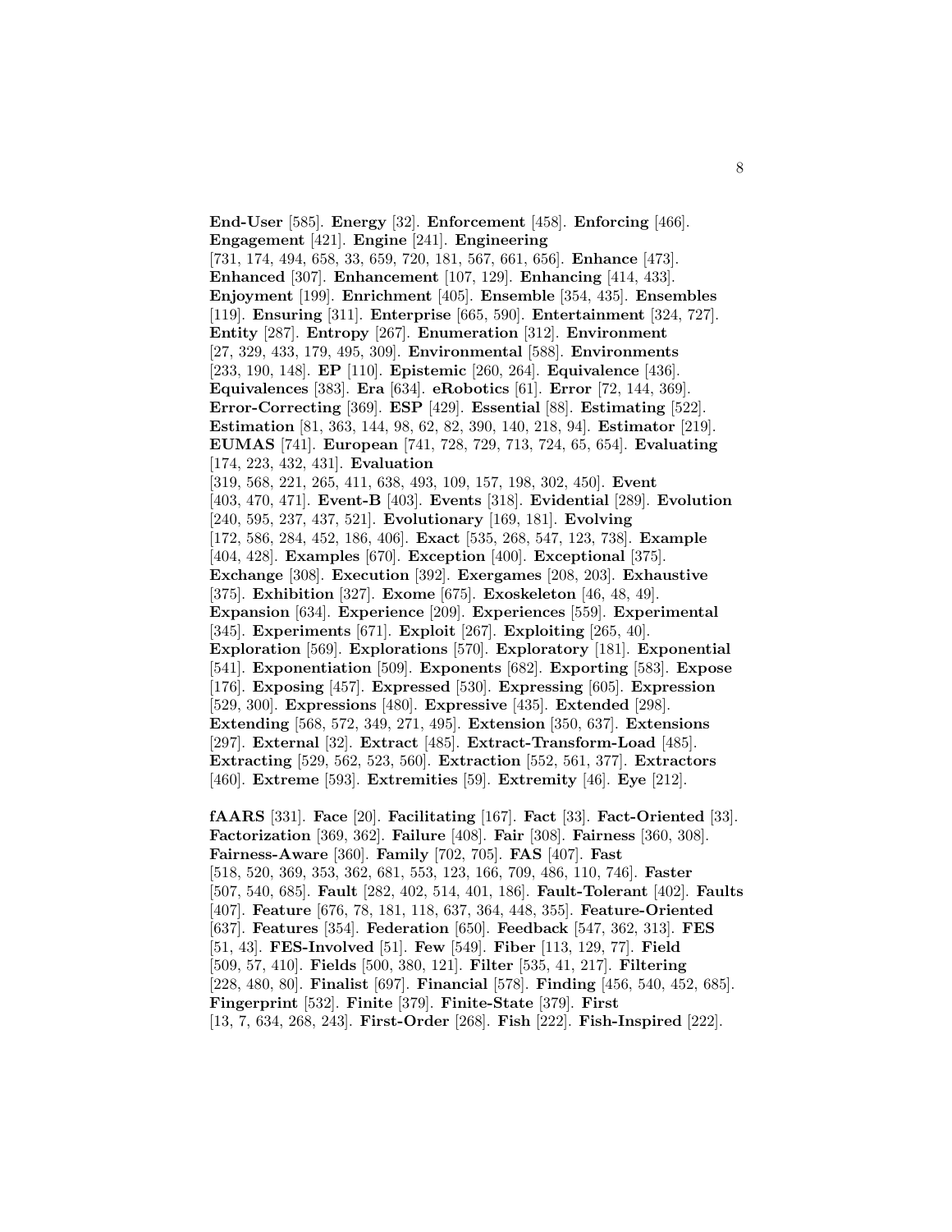**End-User** [585]. **Energy** [32]. **Enforcement** [458]. **Enforcing** [466]. **Engagement** [421]. **Engine** [241]. **Engineering** [731, 174, 494, 658, 33, 659, 720, 181, 567, 661, 656]. **Enhance** [473]. **Enhanced** [307]. **Enhancement** [107, 129]. **Enhancing** [414, 433]. **Enjoyment** [199]. **Enrichment** [405]. **Ensemble** [354, 435]. **Ensembles** [119]. **Ensuring** [311]. **Enterprise** [665, 590]. **Entertainment** [324, 727]. **Entity** [287]. **Entropy** [267]. **Enumeration** [312]. **Environment** [27, 329, 433, 179, 495, 309]. **Environmental** [588]. **Environments** [233, 190, 148]. **EP** [110]. **Epistemic** [260, 264]. **Equivalence** [436]. **Equivalences** [383]. **Era** [634]. **eRobotics** [61]. **Error** [72, 144, 369]. **Error-Correcting** [369]. **ESP** [429]. **Essential** [88]. **Estimating** [522]. **Estimation** [81, 363, 144, 98, 62, 82, 390, 140, 218, 94]. **Estimator** [219]. **EUMAS** [741]. **European** [741, 728, 729, 713, 724, 65, 654]. **Evaluating** [174, 223, 432, 431]. **Evaluation** [319, 568, 221, 265, 411, 638, 493, 109, 157, 198, 302, 450]. **Event** [403, 470, 471]. **Event-B** [403]. **Events** [318]. **Evidential** [289]. **Evolution** [240, 595, 237, 437, 521]. **Evolutionary** [169, 181]. **Evolving** [172, 586, 284, 452, 186, 406]. **Exact** [535, 268, 547, 123, 738]. **Example** [404, 428]. **Examples** [670]. **Exception** [400]. **Exceptional** [375]. **Exchange** [308]. **Execution** [392]. **Exergames** [208, 203]. **Exhaustive** [375]. **Exhibition** [327]. **Exome** [675]. **Exoskeleton** [46, 48, 49]. **Expansion** [634]. **Experience** [209]. **Experiences** [559]. **Experimental** [345]. **Experiments** [671]. **Exploit** [267]. **Exploiting** [265, 40]. **Exploration** [569]. **Explorations** [570]. **Exploratory** [181]. **Exponential** [541]. **Exponentiation** [509]. **Exponents** [682]. **Exporting** [583]. **Expose** [176]. **Exposing** [457]. **Expressed** [530]. **Expressing** [605]. **Expression** [529, 300]. **Expressions** [480]. **Expressive** [435]. **Extended** [298]. **Extending** [568, 572, 349, 271, 495]. **Extension** [350, 637]. **Extensions** [297]. **External** [32]. **Extract** [485]. **Extract-Transform-Load** [485]. **Extracting** [529, 562, 523, 560]. **Extraction** [552, 561, 377]. **Extractors** [460]. **Extreme** [593]. **Extremities** [59]. **Extremity** [46]. **Eye** [212].

**fAARS** [331]. **Face** [20]. **Facilitating** [167]. **Fact** [33]. **Fact-Oriented** [33]. **Factorization** [369, 362]. **Failure** [408]. **Fair** [308]. **Fairness** [360, 308]. **Fairness-Aware** [360]. **Family** [702, 705]. **FAS** [407]. **Fast** [518, 520, 369, 353, 362, 681, 553, 123, 166, 709, 486, 110, 746]. **Faster** [507, 540, 685]. **Fault** [282, 402, 514, 401, 186]. **Fault-Tolerant** [402]. **Faults** [407]. **Feature** [676, 78, 181, 118, 637, 364, 448, 355]. **Feature-Oriented** [637]. **Features** [354]. **Federation** [650]. **Feedback** [547, 362, 313]. **FES** [51, 43]. **FES-Involved** [51]. **Few** [549]. **Fiber** [113, 129, 77]. **Field** [509, 57, 410]. **Fields** [500, 380, 121]. **Filter** [535, 41, 217]. **Filtering** [228, 480, 80]. **Finalist** [697]. **Financial** [578]. **Finding** [456, 540, 452, 685]. **Fingerprint** [532]. **Finite** [379]. **Finite-State** [379]. **First** [13, 7, 634, 268, 243]. **First-Order** [268]. **Fish** [222]. **Fish-Inspired** [222].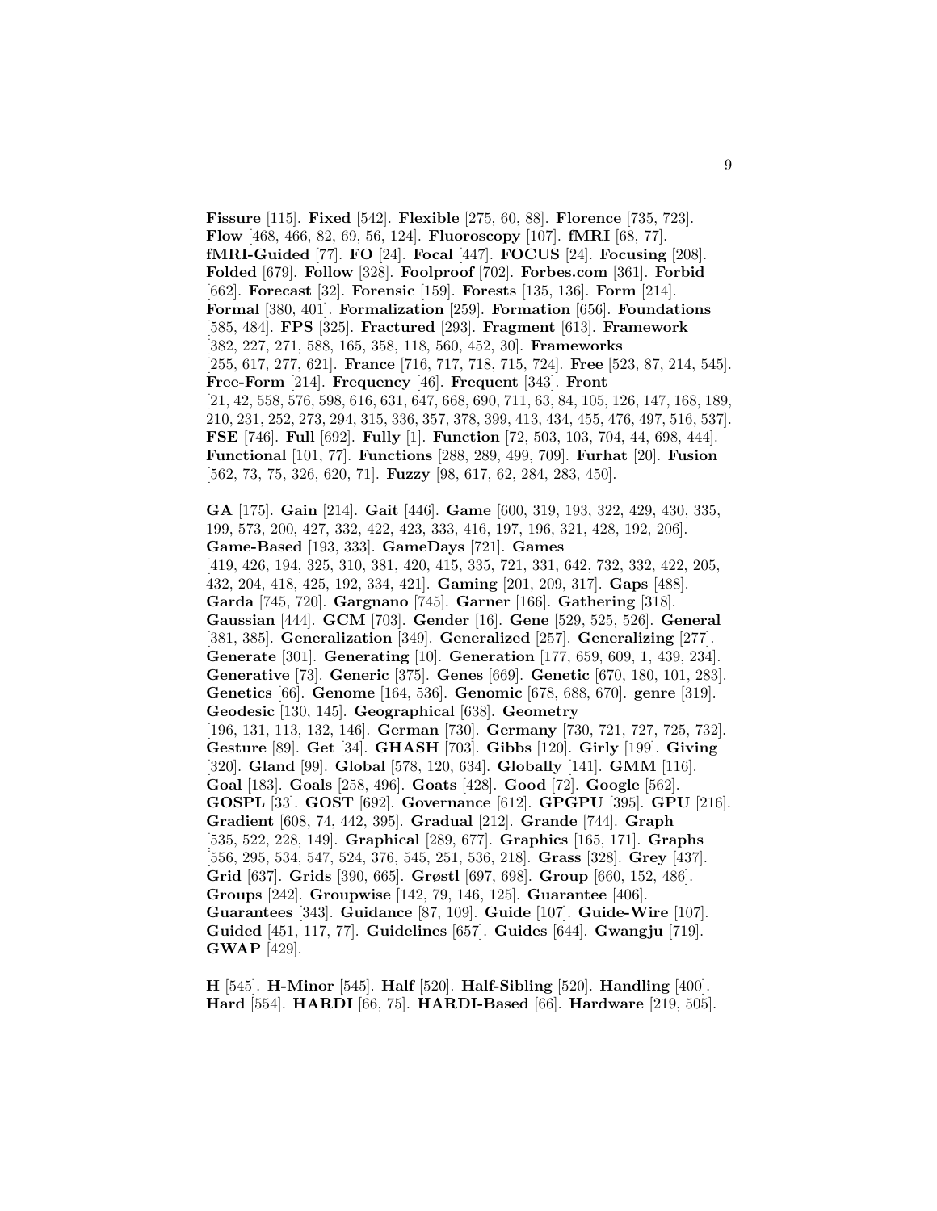**Fissure** [115]. **Fixed** [542]. **Flexible** [275, 60, 88]. **Florence** [735, 723]. **Flow** [468, 466, 82, 69, 56, 124]. **Fluoroscopy** [107]. **fMRI** [68, 77]. **fMRI-Guided** [77]. **FO** [24]. **Focal** [447]. **FOCUS** [24]. **Focusing** [208]. **Folded** [679]. **Follow** [328]. **Foolproof** [702]. **Forbes.com** [361]. **Forbid** [662]. **Forecast** [32]. **Forensic** [159]. **Forests** [135, 136]. **Form** [214]. **Formal** [380, 401]. **Formalization** [259]. **Formation** [656]. **Foundations** [585, 484]. **FPS** [325]. **Fractured** [293]. **Fragment** [613]. **Framework** [382, 227, 271, 588, 165, 358, 118, 560, 452, 30]. **Frameworks** [255, 617, 277, 621]. **France** [716, 717, 718, 715, 724]. **Free** [523, 87, 214, 545]. **Free-Form** [214]. **Frequency** [46]. **Frequent** [343]. **Front** [21, 42, 558, 576, 598, 616, 631, 647, 668, 690, 711, 63, 84, 105, 126, 147, 168, 189, 210, 231, 252, 273, 294, 315, 336, 357, 378, 399, 413, 434, 455, 476, 497, 516, 537]. **FSE** [746]. **Full** [692]. **Fully** [1]. **Function** [72, 503, 103, 704, 44, 698, 444]. **Functional** [101, 77]. **Functions** [288, 289, 499, 709]. **Furhat** [20]. **Fusion** [562, 73, 75, 326, 620, 71]. **Fuzzy** [98, 617, 62, 284, 283, 450].

**GA** [175]. **Gain** [214]. **Gait** [446]. **Game** [600, 319, 193, 322, 429, 430, 335, 199, 573, 200, 427, 332, 422, 423, 333, 416, 197, 196, 321, 428, 192, 206]. **Game-Based** [193, 333]. **GameDays** [721]. **Games** [419, 426, 194, 325, 310, 381, 420, 415, 335, 721, 331, 642, 732, 332, 422, 205, 432, 204, 418, 425, 192, 334, 421]. **Gaming** [201, 209, 317]. **Gaps** [488]. **Garda** [745, 720]. **Gargnano** [745]. **Garner** [166]. **Gathering** [318]. **Gaussian** [444]. **GCM** [703]. **Gender** [16]. **Gene** [529, 525, 526]. **General** [381, 385]. **Generalization** [349]. **Generalized** [257]. **Generalizing** [277]. **Generate** [301]. **Generating** [10]. **Generation** [177, 659, 609, 1, 439, 234]. **Generative** [73]. **Generic** [375]. **Genes** [669]. **Genetic** [670, 180, 101, 283]. **Genetics** [66]. **Genome** [164, 536]. **Genomic** [678, 688, 670]. **genre** [319]. **Geodesic** [130, 145]. **Geographical** [638]. **Geometry** [196, 131, 113, 132, 146]. **German** [730]. **Germany** [730, 721, 727, 725, 732]. **Gesture** [89]. **Get** [34]. **GHASH** [703]. **Gibbs** [120]. **Girly** [199]. **Giving** [320]. **Gland** [99]. **Global** [578, 120, 634]. **Globally** [141]. **GMM** [116]. **Goal** [183]. **Goals** [258, 496]. **Goats** [428]. **Good** [72]. **Google** [562]. **GOSPL** [33]. **GOST** [692]. **Governance** [612]. **GPGPU** [395]. **GPU** [216]. **Gradient** [608, 74, 442, 395]. **Gradual** [212]. **Grande** [744]. **Graph** [535, 522, 228, 149]. **Graphical** [289, 677]. **Graphics** [165, 171]. **Graphs** [556, 295, 534, 547, 524, 376, 545, 251, 536, 218]. **Grass** [328]. **Grey** [437]. **Grid** [637]. **Grids** [390, 665]. **Grøstl** [697, 698]. **Group** [660, 152, 486]. **Groups** [242]. **Groupwise** [142, 79, 146, 125]. **Guarantee** [406]. **Guarantees** [343]. **Guidance** [87, 109]. **Guide** [107]. **Guide-Wire** [107]. **Guided** [451, 117, 77]. **Guidelines** [657]. **Guides** [644]. **Gwangju** [719]. **GWAP** [429].

**H** [545]. **H-Minor** [545]. **Half** [520]. **Half-Sibling** [520]. **Handling** [400]. **Hard** [554]. **HARDI** [66, 75]. **HARDI-Based** [66]. **Hardware** [219, 505].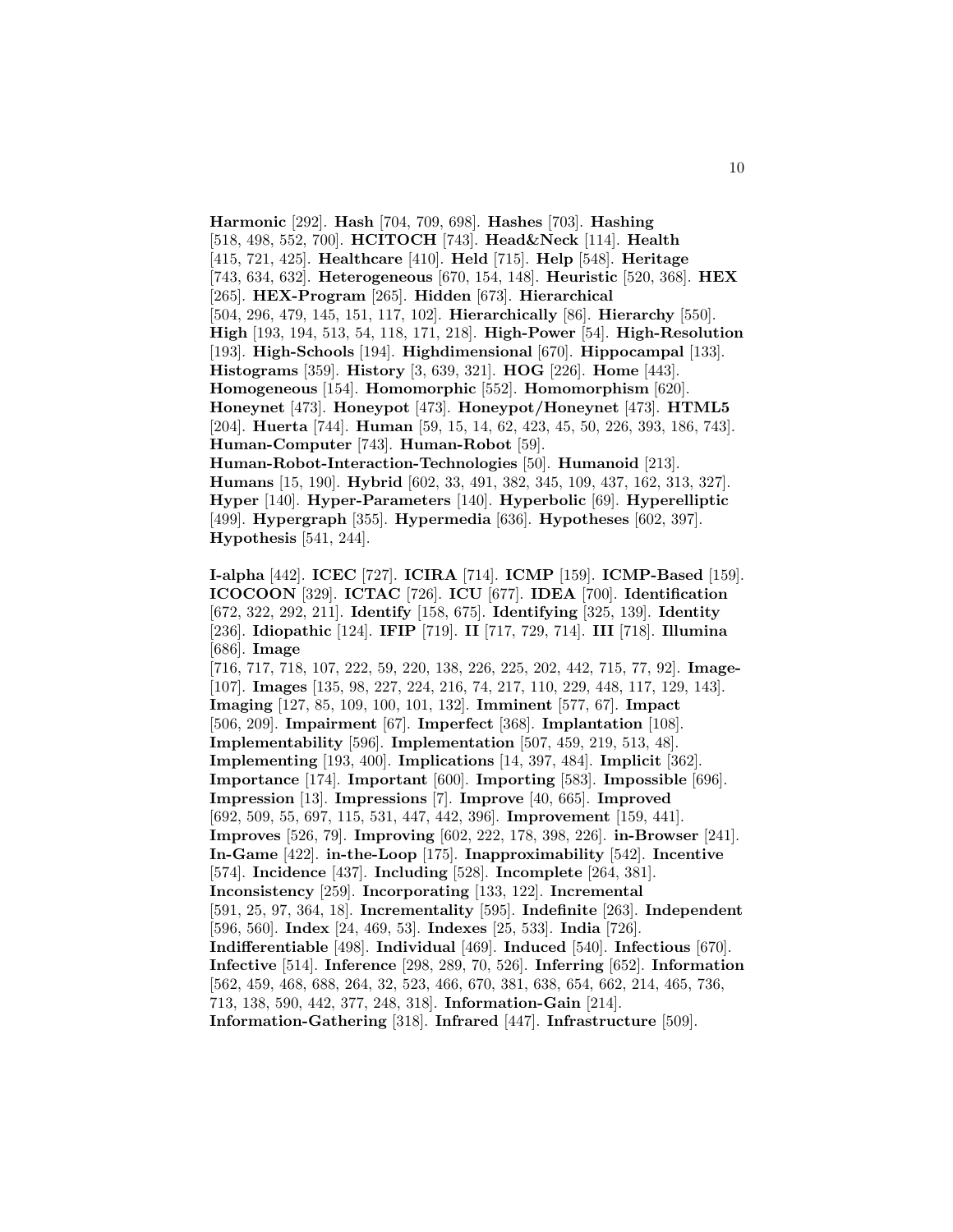**Harmonic** [292]. **Hash** [704, 709, 698]. **Hashes** [703]. **Hashing** [518, 498, 552, 700]. **HCITOCH** [743]. **Head&Neck** [114]. **Health** [415, 721, 425]. **Healthcare** [410]. **Held** [715]. **Help** [548]. **Heritage** [743, 634, 632]. **Heterogeneous** [670, 154, 148]. **Heuristic** [520, 368]. **HEX** [265]. **HEX-Program** [265]. **Hidden** [673]. **Hierarchical** [504, 296, 479, 145, 151, 117, 102]. **Hierarchically** [86]. **Hierarchy** [550]. **High** [193, 194, 513, 54, 118, 171, 218]. **High-Power** [54]. **High-Resolution** [193]. **High-Schools** [194]. **Highdimensional** [670]. **Hippocampal** [133]. **Histograms** [359]. **History** [3, 639, 321]. **HOG** [226]. **Home** [443]. **Homogeneous** [154]. **Homomorphic** [552]. **Homomorphism** [620]. **Honeynet** [473]. **Honeypot** [473]. **Honeypot/Honeynet** [473]. **HTML5** [204]. **Huerta** [744]. **Human** [59, 15, 14, 62, 423, 45, 50, 226, 393, 186, 743]. **Human-Computer** [743]. **Human-Robot** [59]. **Human-Robot-Interaction-Technologies** [50]. **Humanoid** [213]. **Humans** [15, 190]. **Hybrid** [602, 33, 491, 382, 345, 109, 437, 162, 313, 327]. **Hyper** [140]. **Hyper-Parameters** [140]. **Hyperbolic** [69]. **Hyperelliptic** [499]. **Hypergraph** [355]. **Hypermedia** [636]. **Hypotheses** [602, 397]. **Hypothesis** [541, 244].

**I-alpha** [442]. **ICEC** [727]. **ICIRA** [714]. **ICMP** [159]. **ICMP-Based** [159]. **ICOCOON** [329]. **ICTAC** [726]. **ICU** [677]. **IDEA** [700]. **Identification** [672, 322, 292, 211]. **Identify** [158, 675]. **Identifying** [325, 139]. **Identity** [236]. **Idiopathic** [124]. **IFIP** [719]. **II** [717, 729, 714]. **III** [718]. **Illumina** [686]. **Image** [716, 717, 718, 107, 222, 59, 220, 138, 226, 225, 202, 442, 715, 77, 92]. **Image-** [107]. **Images** [135, 98, 227, 224, 216, 74, 217, 110, 229, 448, 117, 129, 143]. **Imaging** [127, 85, 109, 100, 101, 132]. **Imminent** [577, 67]. **Impact** [506, 209]. **Impairment** [67]. **Imperfect** [368]. **Implantation** [108]. **Implementability** [596]. **Implementation** [507, 459, 219, 513, 48]. **Implementing** [193, 400]. **Implications** [14, 397, 484]. **Implicit** [362]. **Importance** [174]. **Important** [600]. **Importing** [583]. **Impossible** [696]. **Impression** [13]. **Impressions** [7]. **Improve** [40, 665]. **Improved** [692, 509, 55, 697, 115, 531, 447, 442, 396]. **Improvement** [159, 441]. **Improves** [526, 79]. **Improving** [602, 222, 178, 398, 226]. **in-Browser** [241]. **In-Game** [422]. **in-the-Loop** [175]. **Inapproximability** [542]. **Incentive** [574]. **Incidence** [437]. **Including** [528]. **Incomplete** [264, 381]. **Inconsistency** [259]. **Incorporating** [133, 122]. **Incremental** [591, 25, 97, 364, 18]. **Incrementality** [595]. **Indefinite** [263]. **Independent** [596, 560]. **Index** [24, 469, 53]. **Indexes** [25, 533]. **India** [726]. **Indifferentiable** [498]. **Individual** [469]. **Induced** [540]. **Infectious** [670]. **Infective** [514]. **Inference** [298, 289, 70, 526]. **Inferring** [652]. **Information** [562, 459, 468, 688, 264, 32, 523, 466, 670, 381, 638, 654, 662, 214, 465, 736, 713, 138, 590, 442, 377, 248, 318]. **Information-Gain** [214]. **Information-Gathering** [318]. **Infrared** [447]. **Infrastructure** [509].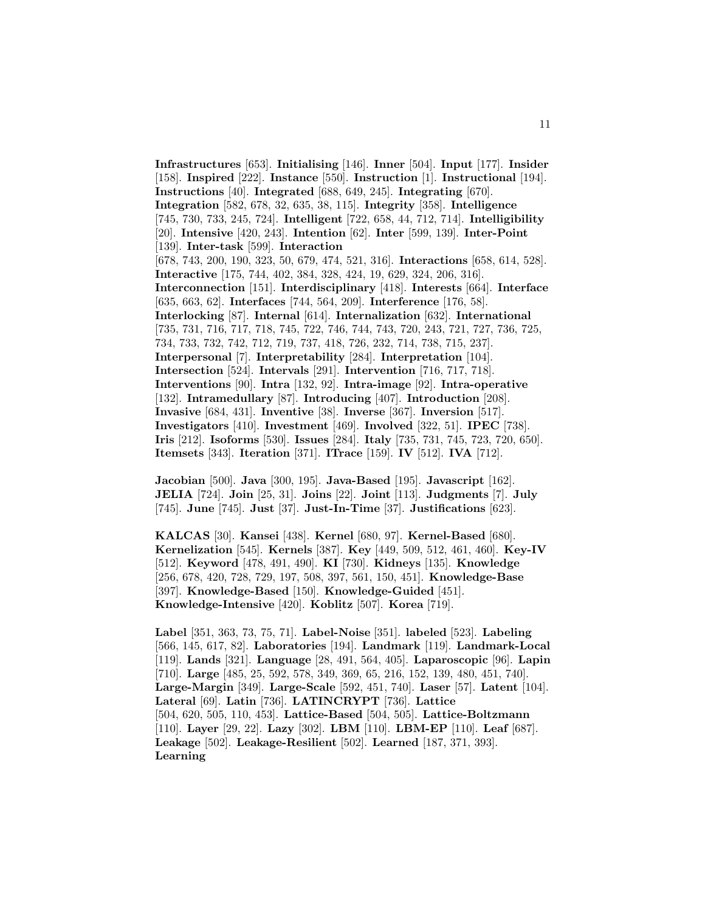**Infrastructures** [653]. **Initialising** [146]. **Inner** [504]. **Input** [177]. **Insider** [158]. **Inspired** [222]. **Instance** [550]. **Instruction** [1]. **Instructional** [194]. **Instructions** [40]. **Integrated** [688, 649, 245]. **Integrating** [670]. **Integration** [582, 678, 32, 635, 38, 115]. **Integrity** [358]. **Intelligence** [745, 730, 733, 245, 724]. **Intelligent** [722, 658, 44, 712, 714]. **Intelligibility** [20]. **Intensive** [420, 243]. **Intention** [62]. **Inter** [599, 139]. **Inter-Point** [139]. **Inter-task** [599]. **Interaction** [678, 743, 200, 190, 323, 50, 679, 474, 521, 316]. **Interactions** [658, 614, 528]. **Interactive** [175, 744, 402, 384, 328, 424, 19, 629, 324, 206, 316]. **Interconnection** [151]. **Interdisciplinary** [418]. **Interests** [664]. **Interface** [635, 663, 62]. **Interfaces** [744, 564, 209]. **Interference** [176, 58]. **Interlocking** [87]. **Internal** [614]. **Internalization** [632]. **International** [735, 731, 716, 717, 718, 745, 722, 746, 744, 743, 720, 243, 721, 727, 736, 725, 734, 733, 732, 742, 712, 719, 737, 418, 726, 232, 714, 738, 715, 237]. **Interpersonal** [7]. **Interpretability** [284]. **Interpretation** [104]. **Intersection** [524]. **Intervals** [291]. **Intervention** [716, 717, 718]. **Interventions** [90]. **Intra** [132, 92]. **Intra-image** [92]. **Intra-operative** [132]. **Intramedullary** [87]. **Introducing** [407]. **Introduction** [208]. **Invasive** [684, 431]. **Inventive** [38]. **Inverse** [367]. **Inversion** [517]. **Investigators** [410]. **Investment** [469]. **Involved** [322, 51]. **IPEC** [738]. **Iris** [212]. **Isoforms** [530]. **Issues** [284]. **Italy** [735, 731, 745, 723, 720, 650]. **Itemsets** [343]. **Iteration** [371]. **ITrace** [159]. **IV** [512]. **IVA** [712].

**Jacobian** [500]. **Java** [300, 195]. **Java-Based** [195]. **Javascript** [162]. **JELIA** [724]. **Join** [25, 31]. **Joins** [22]. **Joint** [113]. **Judgments** [7]. **July** [745]. **June** [745]. **Just** [37]. **Just-In-Time** [37]. **Justifications** [623].

**KALCAS** [30]. **Kansei** [438]. **Kernel** [680, 97]. **Kernel-Based** [680]. **Kernelization** [545]. **Kernels** [387]. **Key** [449, 509, 512, 461, 460]. **Key-IV** [512]. **Keyword** [478, 491, 490]. **KI** [730]. **Kidneys** [135]. **Knowledge** [256, 678, 420, 728, 729, 197, 508, 397, 561, 150, 451]. **Knowledge-Base** [397]. **Knowledge-Based** [150]. **Knowledge-Guided** [451]. **Knowledge-Intensive** [420]. **Koblitz** [507]. **Korea** [719].

**Label** [351, 363, 73, 75, 71]. **Label-Noise** [351]. **labeled** [523]. **Labeling** [566, 145, 617, 82]. **Laboratories** [194]. **Landmark** [119]. **Landmark-Local** [119]. **Lands** [321]. **Language** [28, 491, 564, 405]. **Laparoscopic** [96]. **Lapin** [710]. **Large** [485, 25, 592, 578, 349, 369, 65, 216, 152, 139, 480, 451, 740]. **Large-Margin** [349]. **Large-Scale** [592, 451, 740]. **Laser** [57]. **Latent** [104]. **Lateral** [69]. **Latin** [736]. **LATINCRYPT** [736]. **Lattice** [504, 620, 505, 110, 453]. **Lattice-Based** [504, 505]. **Lattice-Boltzmann** [110]. **Layer** [29, 22]. **Lazy** [302]. **LBM** [110]. **LBM-EP** [110]. **Leaf** [687]. **Leakage** [502]. **Leakage-Resilient** [502]. **Learned** [187, 371, 393]. **Learning**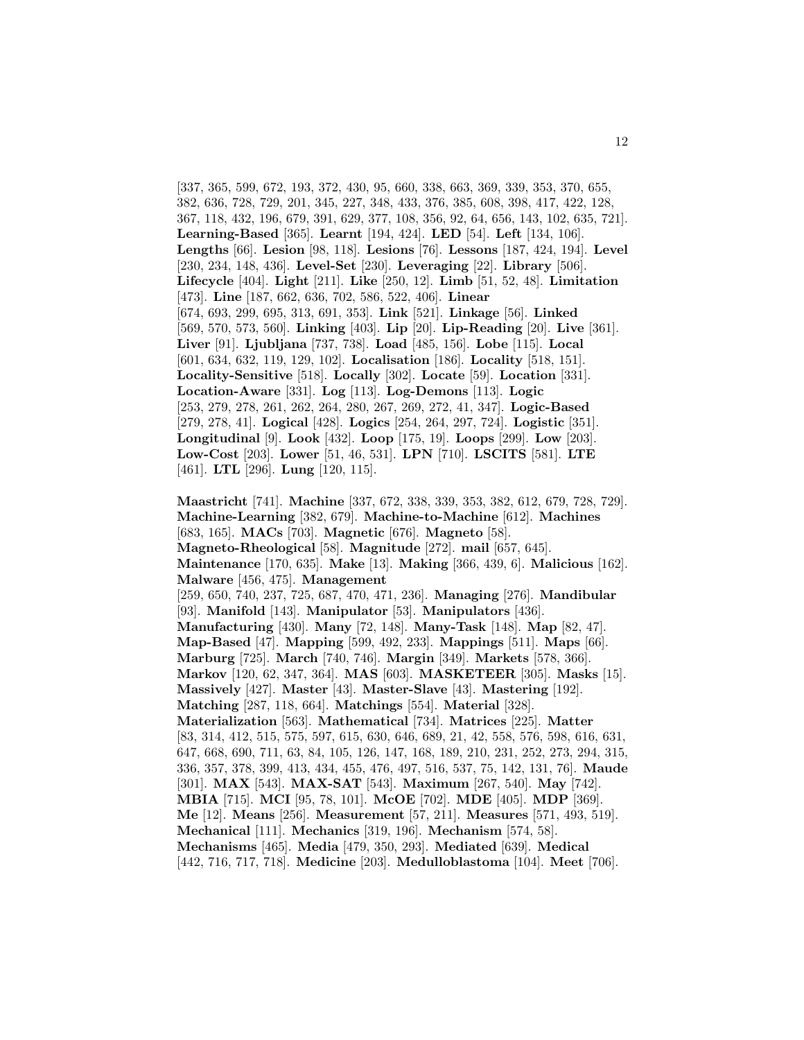[337, 365, 599, 672, 193, 372, 430, 95, 660, 338, 663, 369, 339, 353, 370, 655, 382, 636, 728, 729, 201, 345, 227, 348, 433, 376, 385, 608, 398, 417, 422, 128, 367, 118, 432, 196, 679, 391, 629, 377, 108, 356, 92, 64, 656, 143, 102, 635, 721]. **Learning-Based** [365]. **Learnt** [194, 424]. **LED** [54]. **Left** [134, 106]. **Lengths** [66]. **Lesion** [98, 118]. **Lesions** [76]. **Lessons** [187, 424, 194]. **Level** [230, 234, 148, 436]. **Level-Set** [230]. **Leveraging** [22]. **Library** [506]. **Lifecycle** [404]. **Light** [211]. **Like** [250, 12]. **Limb** [51, 52, 48]. **Limitation** [473]. **Line** [187, 662, 636, 702, 586, 522, 406]. **Linear** [674, 693, 299, 695, 313, 691, 353]. **Link** [521]. **Linkage** [56]. **Linked** [569, 570, 573, 560]. **Linking** [403]. **Lip** [20]. **Lip-Reading** [20]. **Live** [361]. **Liver** [91]. **Ljubljana** [737, 738]. **Load** [485, 156]. **Lobe** [115]. **Local** [601, 634, 632, 119, 129, 102]. **Localisation** [186]. **Locality** [518, 151]. **Locality-Sensitive** [518]. **Locally** [302]. **Locate** [59]. **Location** [331]. **Location-Aware** [331]. **Log** [113]. **Log-Demons** [113]. **Logic** [253, 279, 278, 261, 262, 264, 280, 267, 269, 272, 41, 347]. **Logic-Based** [279, 278, 41]. **Logical** [428]. **Logics** [254, 264, 297, 724]. **Logistic** [351]. **Longitudinal** [9]. **Look** [432]. **Loop** [175, 19]. **Loops** [299]. **Low** [203]. **Low-Cost** [203]. **Lower** [51, 46, 531]. **LPN** [710]. **LSCITS** [581]. **LTE** [461]. **LTL** [296]. **Lung** [120, 115].

**Maastricht** [741]. **Machine** [337, 672, 338, 339, 353, 382, 612, 679, 728, 729]. **Machine-Learning** [382, 679]. **Machine-to-Machine** [612]. **Machines** [683, 165]. **MACs** [703]. **Magnetic** [676]. **Magneto** [58]. **Magneto-Rheological** [58]. **Magnitude** [272]. **mail** [657, 645]. **Maintenance** [170, 635]. **Make** [13]. **Making** [366, 439, 6]. **Malicious** [162]. **Malware** [456, 475]. **Management** [259, 650, 740, 237, 725, 687, 470, 471, 236]. **Managing** [276]. **Mandibular** [93]. **Manifold** [143]. **Manipulator** [53]. **Manipulators** [436]. **Manufacturing** [430]. **Many** [72, 148]. **Many-Task** [148]. **Map** [82, 47]. **Map-Based** [47]. **Mapping** [599, 492, 233]. **Mappings** [511]. **Maps** [66]. **Marburg** [725]. **March** [740, 746]. **Margin** [349]. **Markets** [578, 366]. **Markov** [120, 62, 347, 364]. **MAS** [603]. **MASKETEER** [305]. **Masks** [15]. **Massively** [427]. **Master** [43]. **Master-Slave** [43]. **Mastering** [192]. **Matching** [287, 118, 664]. **Matchings** [554]. **Material** [328]. **Materialization** [563]. **Mathematical** [734]. **Matrices** [225]. **Matter** [83, 314, 412, 515, 575, 597, 615, 630, 646, 689, 21, 42, 558, 576, 598, 616, 631, 647, 668, 690, 711, 63, 84, 105, 126, 147, 168, 189, 210, 231, 252, 273, 294, 315, 336, 357, 378, 399, 413, 434, 455, 476, 497, 516, 537, 75, 142, 131, 76]. **Maude** [301]. **MAX** [543]. **MAX-SAT** [543]. **Maximum** [267, 540]. **May** [742]. **MBIA** [715]. **MCI** [95, 78, 101]. **McOE** [702]. **MDE** [405]. **MDP** [369]. **Me** [12]. **Means** [256]. **Measurement** [57, 211]. **Measures** [571, 493, 519]. **Mechanical** [111]. **Mechanics** [319, 196]. **Mechanism** [574, 58]. **Mechanisms** [465]. **Media** [479, 350, 293]. **Mediated** [639]. **Medical** [442, 716, 717, 718]. **Medicine** [203]. **Medulloblastoma** [104]. **Meet** [706].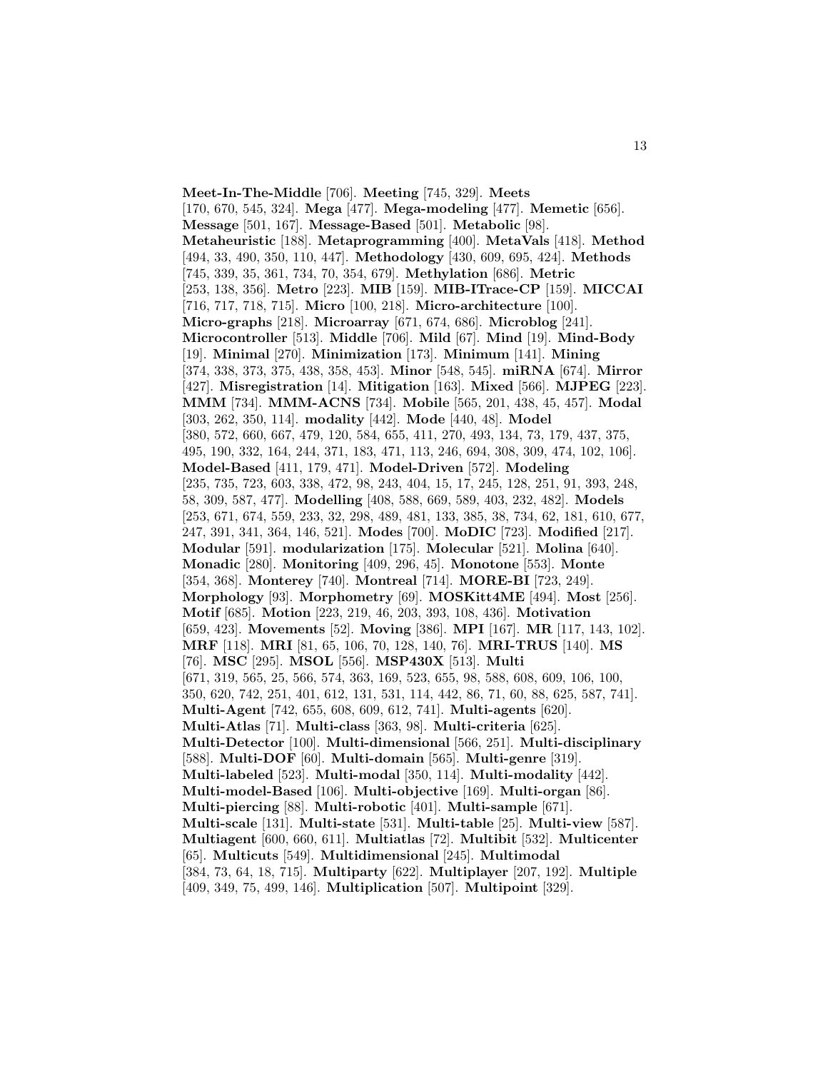**Meet-In-The-Middle** [706]. **Meeting** [745, 329]. **Meets** [170, 670, 545, 324]. **Mega** [477]. **Mega-modeling** [477]. **Memetic** [656]. **Message** [501, 167]. **Message-Based** [501]. **Metabolic** [98]. **Metaheuristic** [188]. **Metaprogramming** [400]. **MetaVals** [418]. **Method** [494, 33, 490, 350, 110, 447]. **Methodology** [430, 609, 695, 424]. **Methods** [745, 339, 35, 361, 734, 70, 354, 679]. **Methylation** [686]. **Metric** [253, 138, 356]. **Metro** [223]. **MIB** [159]. **MIB-ITrace-CP** [159]. **MICCAI** [716, 717, 718, 715]. **Micro** [100, 218]. **Micro-architecture** [100]. **Micro-graphs** [218]. **Microarray** [671, 674, 686]. **Microblog** [241]. **Microcontroller** [513]. **Middle** [706]. **Mild** [67]. **Mind** [19]. **Mind-Body** [19]. **Minimal** [270]. **Minimization** [173]. **Minimum** [141]. **Mining** [374, 338, 373, 375, 438, 358, 453]. **Minor** [548, 545]. **miRNA** [674]. **Mirror** [427]. **Misregistration** [14]. **Mitigation** [163]. **Mixed** [566]. **MJPEG** [223]. **MMM** [734]. **MMM-ACNS** [734]. **Mobile** [565, 201, 438, 45, 457]. **Modal** [303, 262, 350, 114]. **modality** [442]. **Mode** [440, 48]. **Model** [380, 572, 660, 667, 479, 120, 584, 655, 411, 270, 493, 134, 73, 179, 437, 375, 495, 190, 332, 164, 244, 371, 183, 471, 113, 246, 694, 308, 309, 474, 102, 106]. **Model-Based** [411, 179, 471]. **Model-Driven** [572]. **Modeling** [235, 735, 723, 603, 338, 472, 98, 243, 404, 15, 17, 245, 128, 251, 91, 393, 248, 58, 309, 587, 477]. **Modelling** [408, 588, 669, 589, 403, 232, 482]. **Models** [253, 671, 674, 559, 233, 32, 298, 489, 481, 133, 385, 38, 734, 62, 181, 610, 677, 247, 391, 341, 364, 146, 521]. **Modes** [700]. **MoDIC** [723]. **Modified** [217]. **Modular** [591]. **modularization** [175]. **Molecular** [521]. **Molina** [640]. **Monadic** [280]. **Monitoring** [409, 296, 45]. **Monotone** [553]. **Monte** [354, 368]. **Monterey** [740]. **Montreal** [714]. **MORE-BI** [723, 249]. **Morphology** [93]. **Morphometry** [69]. **MOSKitt4ME** [494]. **Most** [256]. **Motif** [685]. **Motion** [223, 219, 46, 203, 393, 108, 436]. **Motivation** [659, 423]. **Movements** [52]. **Moving** [386]. **MPI** [167]. **MR** [117, 143, 102]. **MRF** [118]. **MRI** [81, 65, 106, 70, 128, 140, 76]. **MRI-TRUS** [140]. **MS** [76]. **MSC** [295]. **MSOL** [556]. **MSP430X** [513]. **Multi** [671, 319, 565, 25, 566, 574, 363, 169, 523, 655, 98, 588, 608, 609, 106, 100, 350, 620, 742, 251, 401, 612, 131, 531, 114, 442, 86, 71, 60, 88, 625, 587, 741]. **Multi-Agent** [742, 655, 608, 609, 612, 741]. **Multi-agents** [620]. **Multi-Atlas** [71]. **Multi-class** [363, 98]. **Multi-criteria** [625]. **Multi-Detector** [100]. **Multi-dimensional** [566, 251]. **Multi-disciplinary** [588]. **Multi-DOF** [60]. **Multi-domain** [565]. **Multi-genre** [319]. **Multi-labeled** [523]. **Multi-modal** [350, 114]. **Multi-modality** [442]. **Multi-model-Based** [106]. **Multi-objective** [169]. **Multi-organ** [86]. **Multi-piercing** [88]. **Multi-robotic** [401]. **Multi-sample** [671]. **Multi-scale** [131]. **Multi-state** [531]. **Multi-table** [25]. **Multi-view** [587]. **Multiagent** [600, 660, 611]. **Multiatlas** [72]. **Multibit** [532]. **Multicenter** [65]. **Multicuts** [549]. **Multidimensional** [245]. **Multimodal** [384, 73, 64, 18, 715]. **Multiparty** [622]. **Multiplayer** [207, 192]. **Multiple** [409, 349, 75, 499, 146]. **Multiplication** [507]. **Multipoint** [329].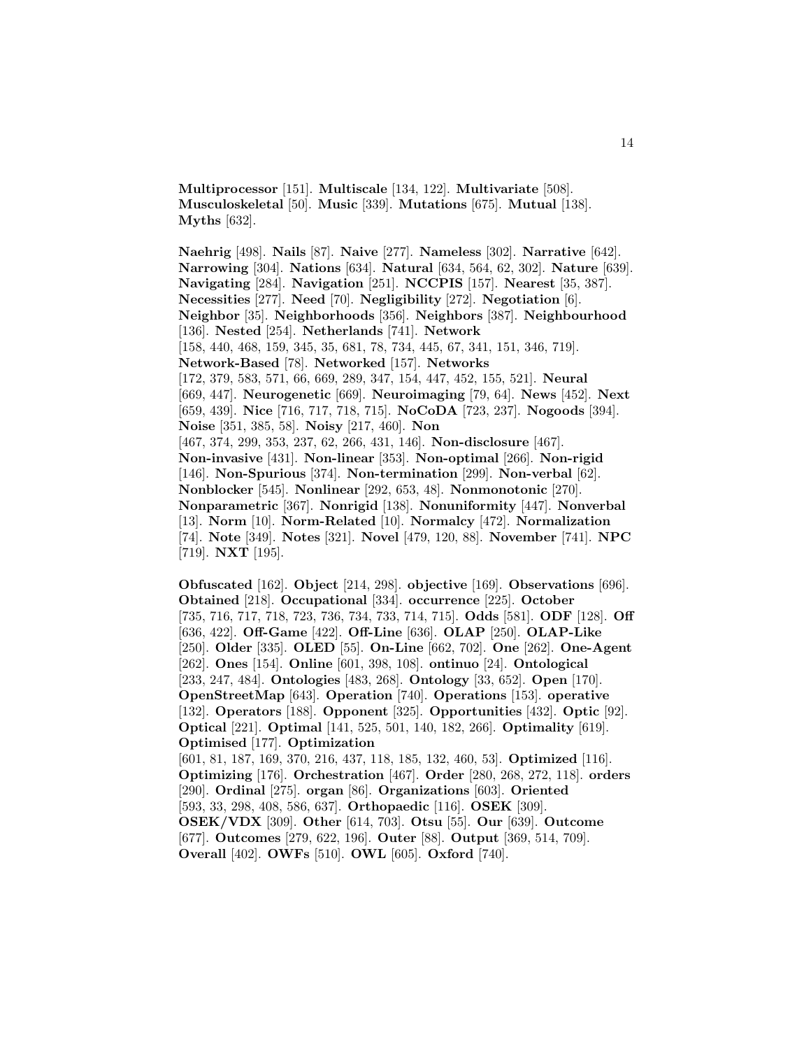**Multiprocessor** [151]. **Multiscale** [134, 122]. **Multivariate** [508]. **Musculoskeletal** [50]. **Music** [339]. **Mutations** [675]. **Mutual** [138]. **Myths** [632].

**Naehrig** [498]. **Nails** [87]. **Naive** [277]. **Nameless** [302]. **Narrative** [642]. **Narrowing** [304]. **Nations** [634]. **Natural** [634, 564, 62, 302]. **Nature** [639]. **Navigating** [284]. **Navigation** [251]. **NCCPIS** [157]. **Nearest** [35, 387]. **Necessities** [277]. **Need** [70]. **Negligibility** [272]. **Negotiation** [6]. **Neighbor** [35]. **Neighborhoods** [356]. **Neighbors** [387]. **Neighbourhood** [136]. **Nested** [254]. **Netherlands** [741]. **Network** [158, 440, 468, 159, 345, 35, 681, 78, 734, 445, 67, 341, 151, 346, 719]. **Network-Based** [78]. **Networked** [157]. **Networks** [172, 379, 583, 571, 66, 669, 289, 347, 154, 447, 452, 155, 521]. **Neural** [669, 447]. **Neurogenetic** [669]. **Neuroimaging** [79, 64]. **News** [452]. **Next** [659, 439]. **Nice** [716, 717, 718, 715]. **NoCoDA** [723, 237]. **Nogoods** [394]. **Noise** [351, 385, 58]. **Noisy** [217, 460]. **Non** [467, 374, 299, 353, 237, 62, 266, 431, 146]. **Non-disclosure** [467]. **Non-invasive** [431]. **Non-linear** [353]. **Non-optimal** [266]. **Non-rigid** [146]. **Non-Spurious** [374]. **Non-termination** [299]. **Non-verbal** [62]. **Nonblocker** [545]. **Nonlinear** [292, 653, 48]. **Nonmonotonic** [270]. **Nonparametric** [367]. **Nonrigid** [138]. **Nonuniformity** [447]. **Nonverbal** [13]. **Norm** [10]. **Norm-Related** [10]. **Normalcy** [472]. **Normalization** [74]. **Note** [349]. **Notes** [321]. **Novel** [479, 120, 88]. **November** [741]. **NPC** [719]. **NXT** [195].

**Obfuscated** [162]. **Object** [214, 298]. **objective** [169]. **Observations** [696]. **Obtained** [218]. **Occupational** [334]. **occurrence** [225]. **October** [735, 716, 717, 718, 723, 736, 734, 733, 714, 715]. **Odds** [581]. **ODF** [128]. **Off** [636, 422]. **Off-Game** [422]. **Off-Line** [636]. **OLAP** [250]. **OLAP-Like** [250]. **Older** [335]. **OLED** [55]. **On-Line** [662, 702]. **One** [262]. **One-Agent** [262]. **Ones** [154]. **Online** [601, 398, 108]. **ontinuo** [24]. **Ontological** [233, 247, 484]. **Ontologies** [483, 268]. **Ontology** [33, 652]. **Open** [170]. **OpenStreetMap** [643]. **Operation** [740]. **Operations** [153]. **operative** [132]. **Operators** [188]. **Opponent** [325]. **Opportunities** [432]. **Optic** [92]. **Optical** [221]. **Optimal** [141, 525, 501, 140, 182, 266]. **Optimality** [619]. **Optimised** [177]. **Optimization** [601, 81, 187, 169, 370, 216, 437, 118, 185, 132, 460, 53]. **Optimized** [116]. **Optimizing** [176]. **Orchestration** [467]. **Order** [280, 268, 272, 118]. **orders** [290]. **Ordinal** [275]. **organ** [86]. **Organizations** [603]. **Oriented** [593, 33, 298, 408, 586, 637]. **Orthopaedic** [116]. **OSEK** [309]. **OSEK/VDX** [309]. **Other** [614, 703]. **Otsu** [55]. **Our** [639]. **Outcome** [677]. **Outcomes** [279, 622, 196]. **Outer** [88]. **Output** [369, 514, 709]. **Overall** [402]. **OWFs** [510]. **OWL** [605]. **Oxford** [740].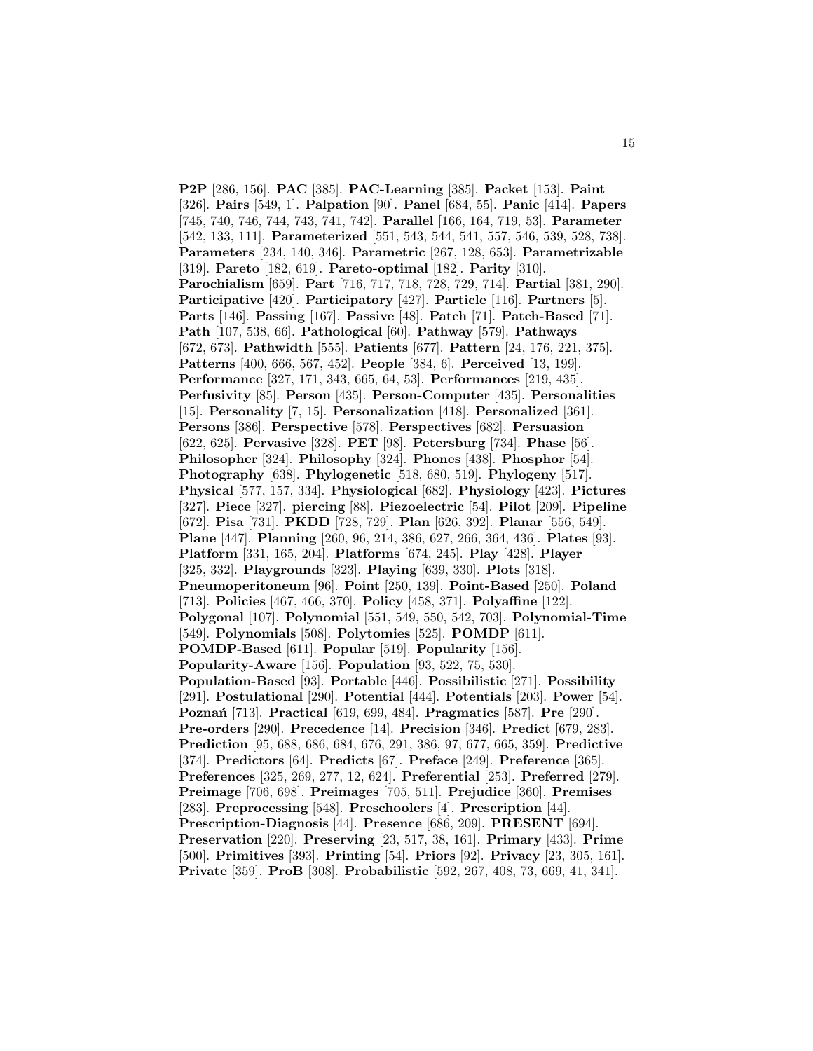**P2P** [286, 156]. **PAC** [385]. **PAC-Learning** [385]. **Packet** [153]. **Paint** [326]. **Pairs** [549, 1]. **Palpation** [90]. **Panel** [684, 55]. **Panic** [414]. **Papers** [745, 740, 746, 744, 743, 741, 742]. **Parallel** [166, 164, 719, 53]. **Parameter** [542, 133, 111]. **Parameterized** [551, 543, 544, 541, 557, 546, 539, 528, 738]. **Parameters** [234, 140, 346]. **Parametric** [267, 128, 653]. **Parametrizable** [319]. **Pareto** [182, 619]. **Pareto-optimal** [182]. **Parity** [310]. **Parochialism** [659]. **Part** [716, 717, 718, 728, 729, 714]. **Partial** [381, 290]. **Participative** [420]. **Participatory** [427]. **Particle** [116]. **Partners** [5]. **Parts** [146]. **Passing** [167]. **Passive** [48]. **Patch** [71]. **Patch-Based** [71]. **Path** [107, 538, 66]. **Pathological** [60]. **Pathway** [579]. **Pathways** [672, 673]. **Pathwidth** [555]. **Patients** [677]. **Pattern** [24, 176, 221, 375]. **Patterns** [400, 666, 567, 452]. **People** [384, 6]. **Perceived** [13, 199]. **Performance** [327, 171, 343, 665, 64, 53]. **Performances** [219, 435]. **Perfusivity** [85]. **Person** [435]. **Person-Computer** [435]. **Personalities** [15]. **Personality** [7, 15]. **Personalization** [418]. **Personalized** [361]. **Persons** [386]. **Perspective** [578]. **Perspectives** [682]. **Persuasion** [622, 625]. **Pervasive** [328]. **PET** [98]. **Petersburg** [734]. **Phase** [56]. **Philosopher** [324]. **Philosophy** [324]. **Phones** [438]. **Phosphor** [54]. **Photography** [638]. **Phylogenetic** [518, 680, 519]. **Phylogeny** [517]. **Physical** [577, 157, 334]. **Physiological** [682]. **Physiology** [423]. **Pictures** [327]. **Piece** [327]. **piercing** [88]. **Piezoelectric** [54]. **Pilot** [209]. **Pipeline** [672]. **Pisa** [731]. **PKDD** [728, 729]. **Plan** [626, 392]. **Planar** [556, 549]. **Plane** [447]. **Planning** [260, 96, 214, 386, 627, 266, 364, 436]. **Plates** [93]. **Platform** [331, 165, 204]. **Platforms** [674, 245]. **Play** [428]. **Player** [325, 332]. **Playgrounds** [323]. **Playing** [639, 330]. **Plots** [318]. **Pneumoperitoneum** [96]. **Point** [250, 139]. **Point-Based** [250]. **Poland** [713]. **Policies** [467, 466, 370]. **Policy** [458, 371]. **Polyaffine** [122]. **Polygonal** [107]. **Polynomial** [551, 549, 550, 542, 703]. **Polynomial-Time** [549]. **Polynomials** [508]. **Polytomies** [525]. **POMDP** [611]. **POMDP-Based** [611]. **Popular** [519]. **Popularity** [156]. **Popularity-Aware** [156]. **Population** [93, 522, 75, 530]. **Population-Based** [93]. **Portable** [446]. **Possibilistic** [271]. **Possibility** [291]. **Postulational** [290]. **Potential** [444]. **Potentials** [203]. **Power** [54]. **Poznań** [713]. **Practical** [619, 699, 484]. **Pragmatics** [587]. **Pre** [290]. **Pre-orders** [290]. **Precedence** [14]. **Precision** [346]. **Predict** [679, 283]. **Prediction** [95, 688, 686, 684, 676, 291, 386, 97, 677, 665, 359]. **Predictive** [374]. **Predictors** [64]. **Predicts** [67]. **Preface** [249]. **Preference** [365]. **Preferences** [325, 269, 277, 12, 624]. **Preferential** [253]. **Preferred** [279]. **Preimage** [706, 698]. **Preimages** [705, 511]. **Prejudice** [360]. **Premises** [283]. **Preprocessing** [548]. **Preschoolers** [4]. **Prescription** [44]. **Prescription-Diagnosis** [44]. **Presence** [686, 209]. **PRESENT** [694]. **Preservation** [220]. **Preserving** [23, 517, 38, 161]. **Primary** [433]. **Prime** [500]. **Primitives** [393]. **Printing** [54]. **Priors** [92]. **Privacy** [23, 305, 161]. **Private** [359]. **ProB** [308]. **Probabilistic** [592, 267, 408, 73, 669, 41, 341].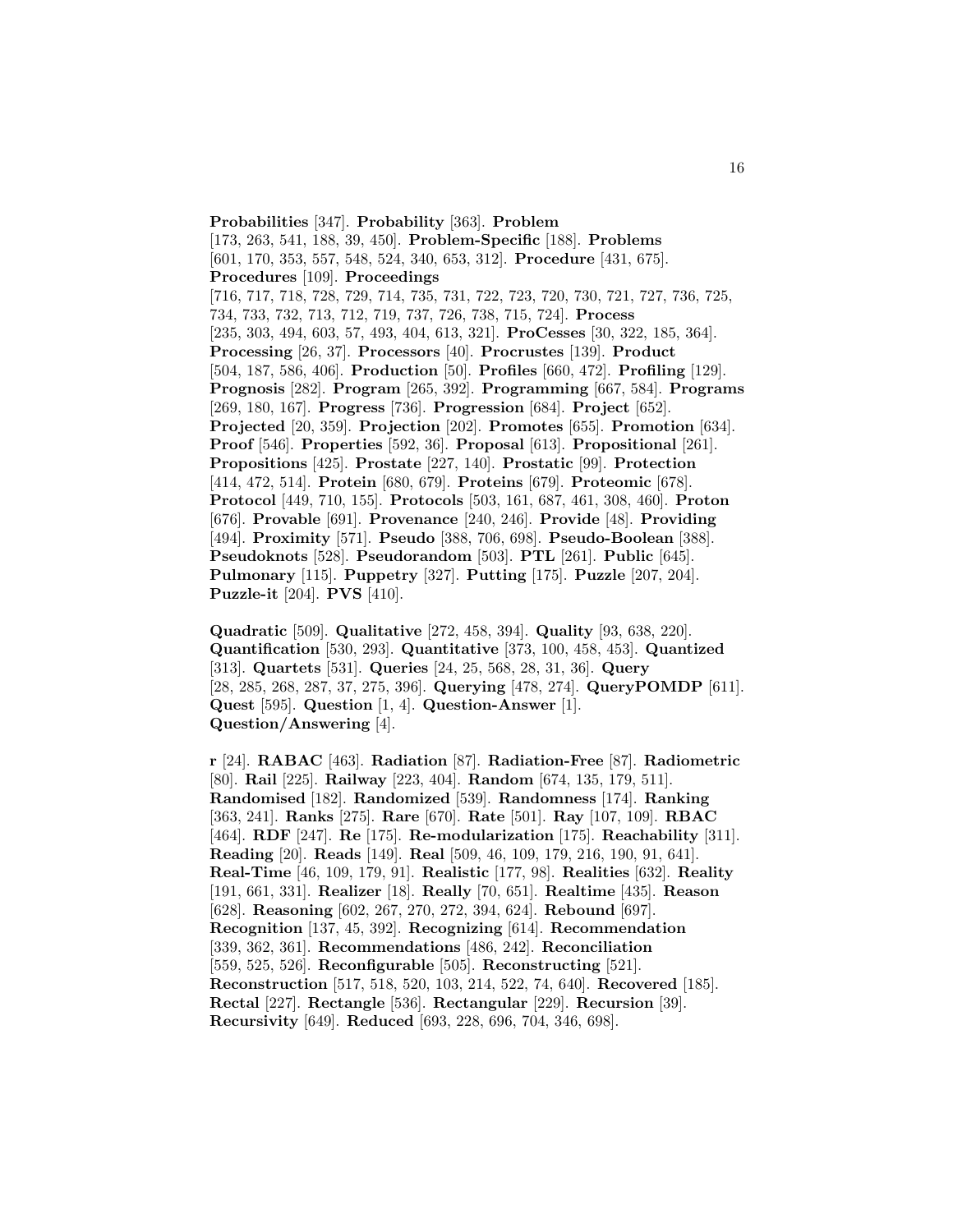**Probabilities** [347]. **Probability** [363]. **Problem** [173, 263, 541, 188, 39, 450]. **Problem-Specific** [188]. **Problems** [601, 170, 353, 557, 548, 524, 340, 653, 312]. **Procedure** [431, 675]. **Procedures** [109]. **Proceedings** [716, 717, 718, 728, 729, 714, 735, 731, 722, 723, 720, 730, 721, 727, 736, 725, 734, 733, 732, 713, 712, 719, 737, 726, 738, 715, 724]. **Process** [235, 303, 494, 603, 57, 493, 404, 613, 321]. **ProCesses** [30, 322, 185, 364]. **Processing** [26, 37]. **Processors** [40]. **Procrustes** [139]. **Product** [504, 187, 586, 406]. **Production** [50]. **Profiles** [660, 472]. **Profiling** [129]. **Prognosis** [282]. **Program** [265, 392]. **Programming** [667, 584]. **Programs** [269, 180, 167]. **Progress** [736]. **Progression** [684]. **Project** [652]. **Projected** [20, 359]. **Projection** [202]. **Promotes** [655]. **Promotion** [634]. **Proof** [546]. **Properties** [592, 36]. **Proposal** [613]. **Propositional** [261]. **Propositions** [425]. **Prostate** [227, 140]. **Prostatic** [99]. **Protection** [414, 472, 514]. **Protein** [680, 679]. **Proteins** [679]. **Proteomic** [678]. **Protocol** [449, 710, 155]. **Protocols** [503, 161, 687, 461, 308, 460]. **Proton** [676]. **Provable** [691]. **Provenance** [240, 246]. **Provide** [48]. **Providing** [494]. **Proximity** [571]. **Pseudo** [388, 706, 698]. **Pseudo-Boolean** [388]. **Pseudoknots** [528]. **Pseudorandom** [503]. **PTL** [261]. **Public** [645]. **Pulmonary** [115]. **Puppetry** [327]. **Putting** [175]. **Puzzle** [207, 204]. **Puzzle-it** [204]. **PVS** [410].

**Quadratic** [509]. **Qualitative** [272, 458, 394]. **Quality** [93, 638, 220]. **Quantification** [530, 293]. **Quantitative** [373, 100, 458, 453]. **Quantized** [313]. **Quartets** [531]. **Queries** [24, 25, 568, 28, 31, 36]. **Query** [28, 285, 268, 287, 37, 275, 396]. **Querying** [478, 274]. **QueryPOMDP** [611]. **Quest** [595]. **Question** [1, 4]. **Question-Answer** [1]. **Question/Answering** [4].

**r** [24]. **RABAC** [463]. **Radiation** [87]. **Radiation-Free** [87]. **Radiometric** [80]. **Rail** [225]. **Railway** [223, 404]. **Random** [674, 135, 179, 511]. **Randomised** [182]. **Randomized** [539]. **Randomness** [174]. **Ranking** [363, 241]. **Ranks** [275]. **Rare** [670]. **Rate** [501]. **Ray** [107, 109]. **RBAC** [464]. **RDF** [247]. **Re** [175]. **Re-modularization** [175]. **Reachability** [311]. **Reading** [20]. **Reads** [149]. **Real** [509, 46, 109, 179, 216, 190, 91, 641]. **Real-Time** [46, 109, 179, 91]. **Realistic** [177, 98]. **Realities** [632]. **Reality** [191, 661, 331]. **Realizer** [18]. **Really** [70, 651]. **Realtime** [435]. **Reason** [628]. **Reasoning** [602, 267, 270, 272, 394, 624]. **Rebound** [697]. **Recognition** [137, 45, 392]. **Recognizing** [614]. **Recommendation** [339, 362, 361]. **Recommendations** [486, 242]. **Reconciliation** [559, 525, 526]. **Reconfigurable** [505]. **Reconstructing** [521]. **Reconstruction** [517, 518, 520, 103, 214, 522, 74, 640]. **Recovered** [185]. **Rectal** [227]. **Rectangle** [536]. **Rectangular** [229]. **Recursion** [39]. **Recursivity** [649]. **Reduced** [693, 228, 696, 704, 346, 698].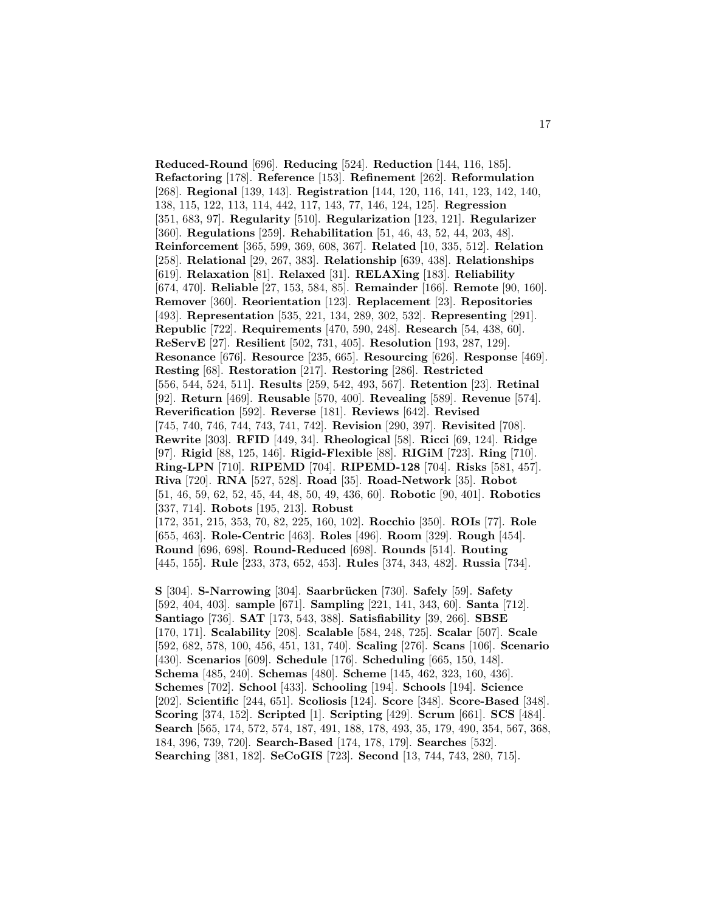**Reduced-Round** [696]. **Reducing** [524]. **Reduction** [144, 116, 185]. **Refactoring** [178]. **Reference** [153]. **Refinement** [262]. **Reformulation** [268]. **Regional** [139, 143]. **Registration** [144, 120, 116, 141, 123, 142, 140, 138, 115, 122, 113, 114, 442, 117, 143, 77, 146, 124, 125]. **Regression** [351, 683, 97]. **Regularity** [510]. **Regularization** [123, 121]. **Regularizer** [360]. **Regulations** [259]. **Rehabilitation** [51, 46, 43, 52, 44, 203, 48]. **Reinforcement** [365, 599, 369, 608, 367]. **Related** [10, 335, 512]. **Relation** [258]. **Relational** [29, 267, 383]. **Relationship** [639, 438]. **Relationships** [619]. **Relaxation** [81]. **Relaxed** [31]. **RELAXing** [183]. **Reliability** [674, 470]. **Reliable** [27, 153, 584, 85]. **Remainder** [166]. **Remote** [90, 160]. **Remover** [360]. **Reorientation** [123]. **Replacement** [23]. **Repositories** [493]. **Representation** [535, 221, 134, 289, 302, 532]. **Representing** [291]. **Republic** [722]. **Requirements** [470, 590, 248]. **Research** [54, 438, 60]. **ReServE** [27]. **Resilient** [502, 731, 405]. **Resolution** [193, 287, 129]. **Resonance** [676]. **Resource** [235, 665]. **Resourcing** [626]. **Response** [469]. **Resting** [68]. **Restoration** [217]. **Restoring** [286]. **Restricted** [556, 544, 524, 511]. **Results** [259, 542, 493, 567]. **Retention** [23]. **Retinal** [92]. **Return** [469]. **Reusable** [570, 400]. **Revealing** [589]. **Revenue** [574]. **Reverification** [592]. **Reverse** [181]. **Reviews** [642]. **Revised** [745, 740, 746, 744, 743, 741, 742]. **Revision** [290, 397]. **Revisited** [708]. **Rewrite** [303]. **RFID** [449, 34]. **Rheological** [58]. **Ricci** [69, 124]. **Ridge** [97]. **Rigid** [88, 125, 146]. **Rigid-Flexible** [88]. **RIGiM** [723]. **Ring** [710]. **Ring-LPN** [710]. **RIPEMD** [704]. **RIPEMD-128** [704]. **Risks** [581, 457]. **Riva** [720]. **RNA** [527, 528]. **Road** [35]. **Road-Network** [35]. **Robot** [51, 46, 59, 62, 52, 45, 44, 48, 50, 49, 436, 60]. **Robotic** [90, 401]. **Robotics** [337, 714]. **Robots** [195, 213]. **Robust** [172, 351, 215, 353, 70, 82, 225, 160, 102]. **Rocchio** [350]. **ROIs** [77]. **Role** [655, 463]. **Role-Centric** [463]. **Roles** [496]. **Room** [329]. **Rough** [454]. **Round** [696, 698]. **Round-Reduced** [698]. **Rounds** [514]. **Routing** [445, 155]. **Rule** [233, 373, 652, 453]. **Rules** [374, 343, 482]. **Russia** [734].

**S** [304]. **S-Narrowing** [304]. **Saarbrücken** [730]. **Safely** [59]. **Safety** [592, 404, 403]. **sample** [671]. **Sampling** [221, 141, 343, 60]. **Santa** [712]. **Santiago** [736]. **SAT** [173, 543, 388]. **Satisfiability** [39, 266]. **SBSE** [170, 171]. **Scalability** [208]. **Scalable** [584, 248, 725]. **Scalar** [507]. **Scale** [592, 682, 578, 100, 456, 451, 131, 740]. **Scaling** [276]. **Scans** [106]. **Scenario** [430]. **Scenarios** [609]. **Schedule** [176]. **Scheduling** [665, 150, 148]. **Schema** [485, 240]. **Schemas** [480]. **Scheme** [145, 462, 323, 160, 436]. **Schemes** [702]. **School** [433]. **Schooling** [194]. **Schools** [194]. **Science** [202]. **Scientific** [244, 651]. **Scoliosis** [124]. **Score** [348]. **Score-Based** [348]. **Scoring** [374, 152]. **Scripted** [1]. **Scripting** [429]. **Scrum** [661]. **SCS** [484]. **Search** [565, 174, 572, 574, 187, 491, 188, 178, 493, 35, 179, 490, 354, 567, 368, 184, 396, 739, 720]. **Search-Based** [174, 178, 179]. **Searches** [532]. **Searching** [381, 182]. **SeCoGIS** [723]. **Second** [13, 744, 743, 280, 715].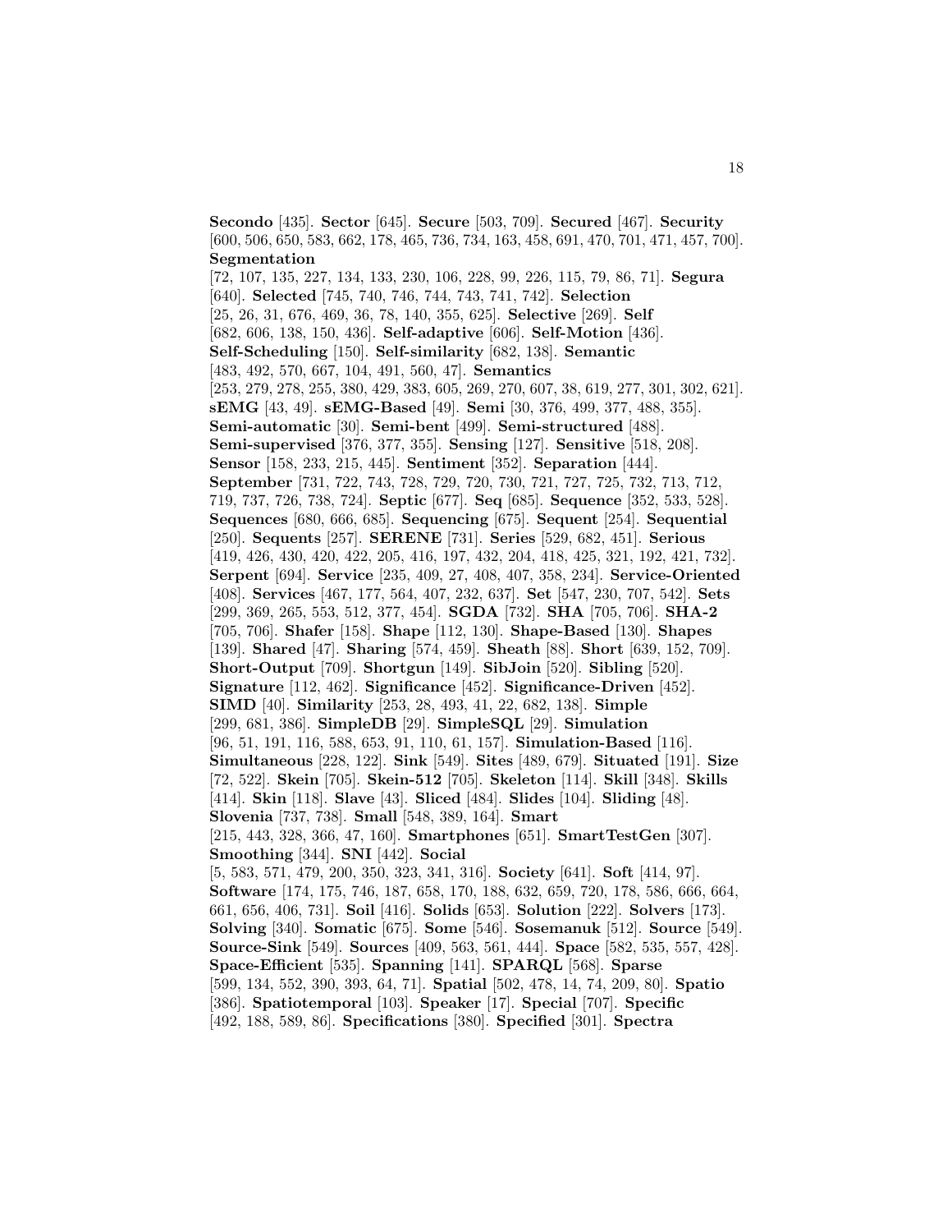**Secondo** [435]. **Sector** [645]. **Secure** [503, 709]. **Secured** [467]. **Security** [600, 506, 650, 583, 662, 178, 465, 736, 734, 163, 458, 691, 470, 701, 471, 457, 700]. **Segmentation** [72, 107, 135, 227, 134, 133, 230, 106, 228, 99, 226, 115, 79, 86, 71]. **Segura** [640]. **Selected** [745, 740, 746, 744, 743, 741, 742]. **Selection** [25, 26, 31, 676, 469, 36, 78, 140, 355, 625]. **Selective** [269]. **Self** [682, 606, 138, 150, 436]. **Self-adaptive** [606]. **Self-Motion** [436]. **Self-Scheduling** [150]. **Self-similarity** [682, 138]. **Semantic** [483, 492, 570, 667, 104, 491, 560, 47]. **Semantics** [253, 279, 278, 255, 380, 429, 383, 605, 269, 270, 607, 38, 619, 277, 301, 302, 621]. **sEMG** [43, 49]. **sEMG-Based** [49]. **Semi** [30, 376, 499, 377, 488, 355]. **Semi-automatic** [30]. **Semi-bent** [499]. **Semi-structured** [488]. **Semi-supervised** [376, 377, 355]. **Sensing** [127]. **Sensitive** [518, 208]. **Sensor** [158, 233, 215, 445]. **Sentiment** [352]. **Separation** [444]. **September** [731, 722, 743, 728, 729, 720, 730, 721, 727, 725, 732, 713, 712, 719, 737, 726, 738, 724]. **Septic** [677]. **Seq** [685]. **Sequence** [352, 533, 528]. **Sequences** [680, 666, 685]. **Sequencing** [675]. **Sequent** [254]. **Sequential** [250]. **Sequents** [257]. **SERENE** [731]. **Series** [529, 682, 451]. **Serious** [419, 426, 430, 420, 422, 205, 416, 197, 432, 204, 418, 425, 321, 192, 421, 732]. **Serpent** [694]. **Service** [235, 409, 27, 408, 407, 358, 234]. **Service-Oriented** [408]. **Services** [467, 177, 564, 407, 232, 637]. **Set** [547, 230, 707, 542]. **Sets** [299, 369, 265, 553, 512, 377, 454]. **SGDA** [732]. **SHA** [705, 706]. **SHA-2** [705, 706]. **Shafer** [158]. **Shape** [112, 130]. **Shape-Based** [130]. **Shapes** [139]. **Shared** [47]. **Sharing** [574, 459]. **Sheath** [88]. **Short** [639, 152, 709]. **Short-Output** [709]. **Shortgun** [149]. **SibJoin** [520]. **Sibling** [520]. **Signature** [112, 462]. **Significance** [452]. **Significance-Driven** [452]. **SIMD** [40]. **Similarity** [253, 28, 493, 41, 22, 682, 138]. **Simple** [299, 681, 386]. **SimpleDB** [29]. **SimpleSQL** [29]. **Simulation** [96, 51, 191, 116, 588, 653, 91, 110, 61, 157]. **Simulation-Based** [116]. **Simultaneous** [228, 122]. **Sink** [549]. **Sites** [489, 679]. **Situated** [191]. **Size** [72, 522]. **Skein** [705]. **Skein-512** [705]. **Skeleton** [114]. **Skill** [348]. **Skills** [414]. **Skin** [118]. **Slave** [43]. **Sliced** [484]. **Slides** [104]. **Sliding** [48]. **Slovenia** [737, 738]. **Small** [548, 389, 164]. **Smart** [215, 443, 328, 366, 47, 160]. **Smartphones** [651]. **SmartTestGen** [307]. **Smoothing** [344]. **SNI** [442]. **Social** [5, 583, 571, 479, 200, 350, 323, 341, 316]. **Society** [641]. **Soft** [414, 97]. **Software** [174, 175, 746, 187, 658, 170, 188, 632, 659, 720, 178, 586, 666, 664, 661, 656, 406, 731]. **Soil** [416]. **Solids** [653]. **Solution** [222]. **Solvers** [173]. **Solving** [340]. **Somatic** [675]. **Some** [546]. **Sosemanuk** [512]. **Source** [549]. **Source-Sink** [549]. **Sources** [409, 563, 561, 444]. **Space** [582, 535, 557, 428]. **Space-Efficient** [535]. **Spanning** [141]. **SPARQL** [568]. **Sparse** [599, 134, 552, 390, 393, 64, 71]. **Spatial** [502, 478, 14, 74, 209, 80]. **Spatio** [386]. **Spatiotemporal** [103]. **Speaker** [17]. **Special** [707]. **Specific** [492, 188, 589, 86]. **Specifications** [380]. **Specified** [301]. **Spectra**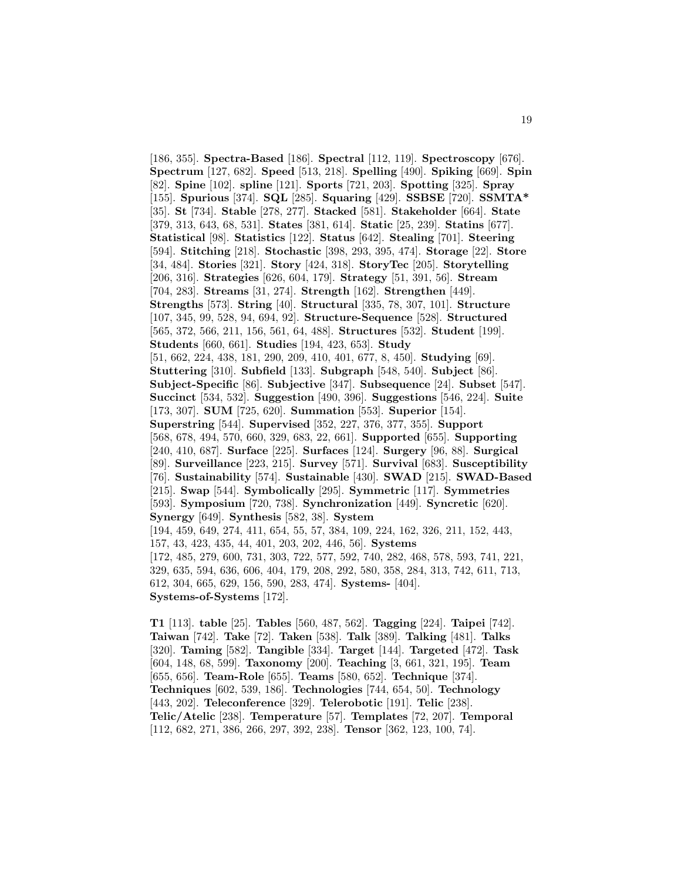[186, 355]. **Spectra-Based** [186]. **Spectral** [112, 119]. **Spectroscopy** [676]. **Spectrum** [127, 682]. **Speed** [513, 218]. **Spelling** [490]. **Spiking** [669]. **Spin** [82]. **Spine** [102]. **spline** [121]. **Sports** [721, 203]. **Spotting** [325]. **Spray** [155]. **Spurious** [374]. **SQL** [285]. **Squaring** [429]. **SSBSE** [720]. **SSMTA*** [35]. **St** [734]. **Stable** [278, 277]. **Stacked** [581]. **Stakeholder** [664]. **State** [379, 313, 643, 68, 531]. **States** [381, 614]. **Static** [25, 239]. **Statins** [677]. **Statistical** [98]. **Statistics** [122]. **Status** [642]. **Stealing** [701]. **Steering** [594]. **Stitching** [218]. **Stochastic** [398, 293, 395, 474]. **Storage** [22]. **Store** [34, 484]. **Stories** [321]. **Story** [424, 318]. **StoryTec** [205]. **Storytelling** [206, 316]. **Strategies** [626, 604, 179]. **Strategy** [51, 391, 56]. **Stream** [704, 283]. **Streams** [31, 274]. **Strength** [162]. **Strengthen** [449]. **Strengths** [573]. **String** [40]. **Structural** [335, 78, 307, 101]. **Structure** [107, 345, 99, 528, 94, 694, 92]. **Structure-Sequence** [528]. **Structured** [565, 372, 566, 211, 156, 561, 64, 488]. **Structures** [532]. **Student** [199]. **Students** [660, 661]. **Studies** [194, 423, 653]. **Study** [51, 662, 224, 438, 181, 290, 209, 410, 401, 677, 8, 450]. **Studying** [69]. **Stuttering** [310]. **Subfield** [133]. **Subgraph** [548, 540]. **Subject** [86]. **Subject-Specific** [86]. **Subjective** [347]. **Subsequence** [24]. **Subset** [547]. **Succinct** [534, 532]. **Suggestion** [490, 396]. **Suggestions** [546, 224]. **Suite** [173, 307]. **SUM** [725, 620]. **Summation** [553]. **Superior** [154]. **Superstring** [544]. **Supervised** [352, 227, 376, 377, 355]. **Support** [568, 678, 494, 570, 660, 329, 683, 22, 661]. **Supported** [655]. **Supporting** [240, 410, 687]. **Surface** [225]. **Surfaces** [124]. **Surgery** [96, 88]. **Surgical** [89]. **Surveillance** [223, 215]. **Survey** [571]. **Survival** [683]. **Susceptibility** [76]. **Sustainability** [574]. **Sustainable** [430]. **SWAD** [215]. **SWAD-Based** [215]. **Swap** [544]. **Symbolically** [295]. **Symmetric** [117]. **Symmetries** [593]. **Symposium** [720, 738]. **Synchronization** [449]. **Syncretic** [620]. **Synergy** [649]. **Synthesis** [582, 38]. **System** [194, 459, 649, 274, 411, 654, 55, 57, 384, 109, 224, 162, 326, 211, 152, 443, 157, 43, 423, 435, 44, 401, 203, 202, 446, 56]. **Systems** [172, 485, 279, 600, 731, 303, 722, 577, 592, 740, 282, 468, 578, 593, 741, 221, 329, 635, 594, 636, 606, 404, 179, 208, 292, 580, 358, 284, 313, 742, 611, 713, 612, 304, 665, 629, 156, 590, 283, 474]. **Systems-** [404]. **Systems-of-Systems** [172].

**T1** [113]. **table** [25]. **Tables** [560, 487, 562]. **Tagging** [224]. **Taipei** [742]. **Taiwan** [742]. **Take** [72]. **Taken** [538]. **Talk** [389]. **Talking** [481]. **Talks** [320]. **Taming** [582]. **Tangible** [334]. **Target** [144]. **Targeted** [472]. **Task** [604, 148, 68, 599]. **Taxonomy** [200]. **Teaching** [3, 661, 321, 195]. **Team** [655, 656]. **Team-Role** [655]. **Teams** [580, 652]. **Technique** [374]. **Techniques** [602, 539, 186]. **Technologies** [744, 654, 50]. **Technology** [443, 202]. **Teleconference** [329]. **Telerobotic** [191]. **Telic** [238]. **Telic/Atelic** [238]. **Temperature** [57]. **Templates** [72, 207]. **Temporal** [112, 682, 271, 386, 266, 297, 392, 238]. **Tensor** [362, 123, 100, 74].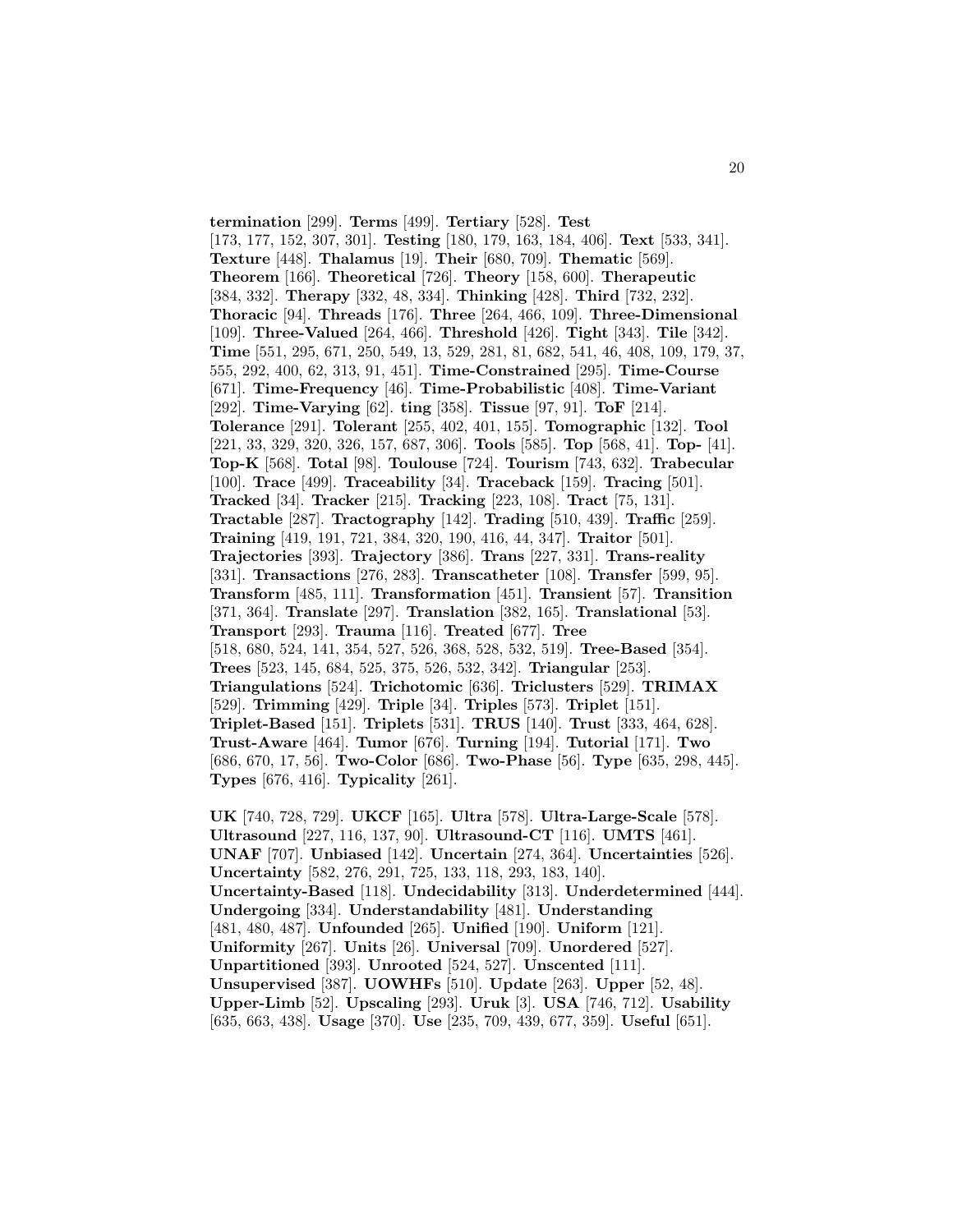**termination** [299]. **Terms** [499]. **Tertiary** [528]. **Test** [173, 177, 152, 307, 301]. **Testing** [180, 179, 163, 184, 406]. **Text** [533, 341]. **Texture** [448]. **Thalamus** [19]. **Their** [680, 709]. **Thematic** [569]. **Theorem** [166]. **Theoretical** [726]. **Theory** [158, 600]. **Therapeutic** [384, 332]. **Therapy** [332, 48, 334]. **Thinking** [428]. **Third** [732, 232]. **Thoracic** [94]. **Threads** [176]. **Three** [264, 466, 109]. **Three-Dimensional** [109]. **Three-Valued** [264, 466]. **Threshold** [426]. **Tight** [343]. **Tile** [342]. **Time** [551, 295, 671, 250, 549, 13, 529, 281, 81, 682, 541, 46, 408, 109, 179, 37, 555, 292, 400, 62, 313, 91, 451]. **Time-Constrained** [295]. **Time-Course** [671]. **Time-Frequency** [46]. **Time-Probabilistic** [408]. **Time-Variant** [292]. **Time-Varying** [62]. **ting** [358]. **Tissue** [97, 91]. **ToF** [214]. **Tolerance** [291]. **Tolerant** [255, 402, 401, 155]. **Tomographic** [132]. **Tool** [221, 33, 329, 320, 326, 157, 687, 306]. **Tools** [585]. **Top** [568, 41]. **Top-** [41]. **Top-K** [568]. **Total** [98]. **Toulouse** [724]. **Tourism** [743, 632]. **Trabecular** [100]. **Trace** [499]. **Traceability** [34]. **Traceback** [159]. **Tracing** [501]. **Tracked** [34]. **Tracker** [215]. **Tracking** [223, 108]. **Tract** [75, 131]. **Tractable** [287]. **Tractography** [142]. **Trading** [510, 439]. **Traffic** [259]. **Training** [419, 191, 721, 384, 320, 190, 416, 44, 347]. **Traitor** [501]. **Trajectories** [393]. **Trajectory** [386]. **Trans** [227, 331]. **Trans-reality** [331]. **Transactions** [276, 283]. **Transcatheter** [108]. **Transfer** [599, 95]. **Transform** [485, 111]. **Transformation** [451]. **Transient** [57]. **Transition** [371, 364]. **Translate** [297]. **Translation** [382, 165]. **Translational** [53]. **Transport** [293]. **Trauma** [116]. **Treated** [677]. **Tree** [518, 680, 524, 141, 354, 527, 526, 368, 528, 532, 519]. **Tree-Based** [354]. **Trees** [523, 145, 684, 525, 375, 526, 532, 342]. **Triangular** [253]. **Triangulations** [524]. **Trichotomic** [636]. **Triclusters** [529]. **TRIMAX** [529]. **Trimming** [429]. **Triple** [34]. **Triples** [573]. **Triplet** [151]. **Triplet-Based** [151]. **Triplets** [531]. **TRUS** [140]. **Trust** [333, 464, 628]. **Trust-Aware** [464]. **Tumor** [676]. **Turning** [194]. **Tutorial** [171]. **Two** [686, 670, 17, 56]. **Two-Color** [686]. **Two-Phase** [56]. **Type** [635, 298, 445]. **Types** [676, 416]. **Typicality** [261].

**UK** [740, 728, 729]. **UKCF** [165]. **Ultra** [578]. **Ultra-Large-Scale** [578]. **Ultrasound** [227, 116, 137, 90]. **Ultrasound-CT** [116]. **UMTS** [461]. **UNAF** [707]. **Unbiased** [142]. **Uncertain** [274, 364]. **Uncertainties** [526]. **Uncertainty** [582, 276, 291, 725, 133, 118, 293, 183, 140]. **Uncertainty-Based** [118]. **Undecidability** [313]. **Underdetermined** [444]. **Undergoing** [334]. **Understandability** [481]. **Understanding** [481, 480, 487]. **Unfounded** [265]. **Unified** [190]. **Uniform** [121]. **Uniformity** [267]. **Units** [26]. **Universal** [709]. **Unordered** [527]. **Unpartitioned** [393]. **Unrooted** [524, 527]. **Unscented** [111]. **Unsupervised** [387]. **UOWHFs** [510]. **Update** [263]. **Upper** [52, 48]. **Upper-Limb** [52]. **Upscaling** [293]. **Uruk** [3]. **USA** [746, 712]. **Usability** [635, 663, 438]. **Usage** [370]. **Use** [235, 709, 439, 677, 359]. **Useful** [651].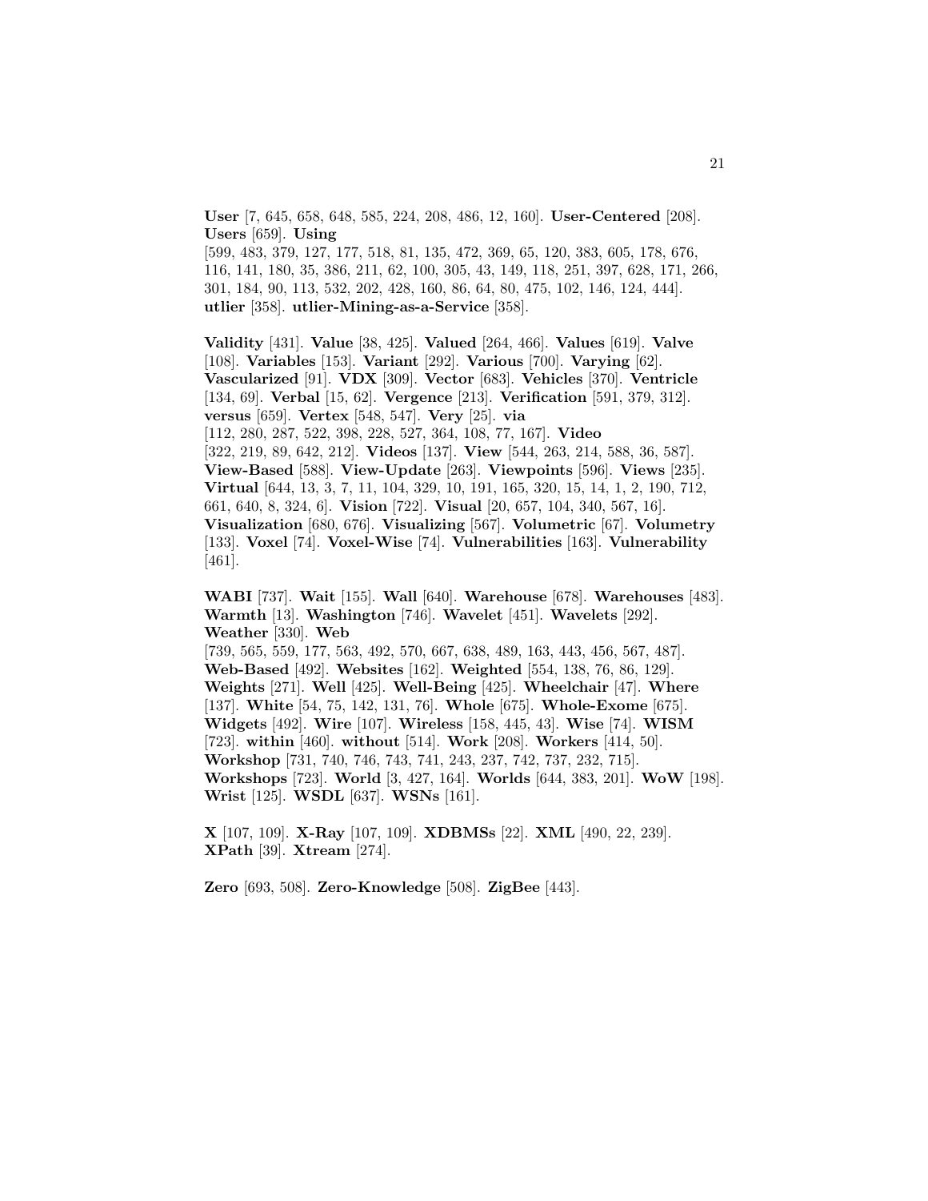**User** [7, 645, 658, 648, 585, 224, 208, 486, 12, 160]. **User-Centered** [208]. **Users** [659]. **Using** [599, 483, 379, 127, 177, 518, 81, 135, 472, 369, 65, 120, 383, 605, 178, 676, 116, 141, 180, 35, 386, 211, 62, 100, 305, 43, 149, 118, 251, 397, 628, 171, 266, 301, 184, 90, 113, 532, 202, 428, 160, 86, 64, 80, 475, 102, 146, 124, 444]. **utlier** [358]. **utlier-Mining-as-a-Service** [358].

**Validity** [431]. **Value** [38, 425]. **Valued** [264, 466]. **Values** [619]. **Valve** [108]. **Variables** [153]. **Variant** [292]. **Various** [700]. **Varying** [62]. **Vascularized** [91]. **VDX** [309]. **Vector** [683]. **Vehicles** [370]. **Ventricle** [134, 69]. **Verbal** [15, 62]. **Vergence** [213]. **Verification** [591, 379, 312]. **versus** [659]. **Vertex** [548, 547]. **Very** [25]. **via** [112, 280, 287, 522, 398, 228, 527, 364, 108, 77, 167]. **Video** [322, 219, 89, 642, 212]. **Videos** [137]. **View** [544, 263, 214, 588, 36, 587]. **View-Based** [588]. **View-Update** [263]. **Viewpoints** [596]. **Views** [235]. **Virtual** [644, 13, 3, 7, 11, 104, 329, 10, 191, 165, 320, 15, 14, 1, 2, 190, 712, 661, 640, 8, 324, 6]. **Vision** [722]. **Visual** [20, 657, 104, 340, 567, 16]. **Visualization** [680, 676]. **Visualizing** [567]. **Volumetric** [67]. **Volumetry** [133]. **Voxel** [74]. **Voxel-Wise** [74]. **Vulnerabilities** [163]. **Vulnerability** [461].

**WABI** [737]. **Wait** [155]. **Wall** [640]. **Warehouse** [678]. **Warehouses** [483]. **Warmth** [13]. **Washington** [746]. **Wavelet** [451]. **Wavelets** [292]. **Weather** [330]. **Web** [739, 565, 559, 177, 563, 492, 570, 667, 638, 489, 163, 443, 456, 567, 487]. **Web-Based** [492]. **Websites** [162]. **Weighted** [554, 138, 76, 86, 129]. **Weights** [271]. **Well** [425]. **Well-Being** [425]. **Wheelchair** [47]. **Where** [137]. **White** [54, 75, 142, 131, 76]. **Whole** [675]. **Whole-Exome** [675]. **Widgets** [492]. **Wire** [107]. **Wireless** [158, 445, 43]. **Wise** [74]. **WISM** [723]. **within** [460]. **without** [514]. **Work** [208]. **Workers** [414, 50]. **Workshop** [731, 740, 746, 743, 741, 243, 237, 742, 737, 232, 715]. **Workshops** [723]. **World** [3, 427, 164]. **Worlds** [644, 383, 201]. **WoW** [198]. **Wrist** [125]. **WSDL** [637]. **WSNs** [161].

**X** [107, 109]. **X-Ray** [107, 109]. **XDBMSs** [22]. **XML** [490, 22, 239]. **XPath** [39]. **Xtream** [274].

**Zero** [693, 508]. **Zero-Knowledge** [508]. **ZigBee** [443].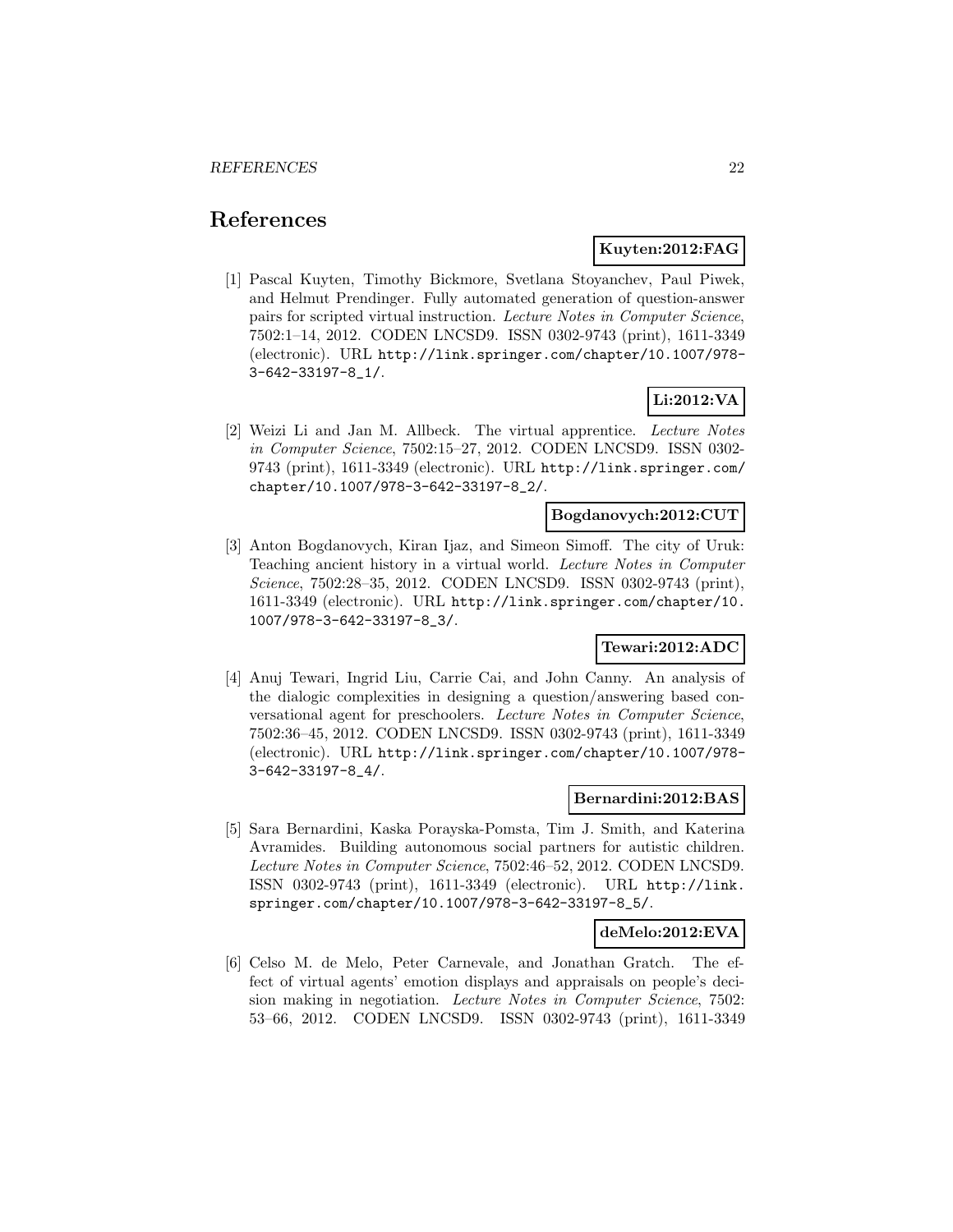# References

**Kuyten:2012:FAG**

[1] Pascal Kuyten, Timothy Bickmore, Svetlana Stoyanchev, Paul Piwek, and Helmut Prendinger. Fully automated generation of question-answer pairs for scripted virtual instruction. *Lecture Notes in Computer Science*, 7502:1–14, 2012. CODEN LNCSD9. ISSN 0302-9743 (print), 1611-3349 (electronic). URL http://link.springer.com/chapter/10.1007/978-3-642-33197-8_1/.

**Li:2012:VA**

[2] Weizi Li and Jan M. Allbeck. The virtual apprentice. *Lecture Notes in Computer Science*, 7502:15–27, 2012. CODEN LNCSD9. ISSN 0302-9743 (print), 1611-3349 (electronic). URL http://link.springer.com/chapter/10.1007/978-3-642-33197-8_2/.

**Bogdanovych:2012:CUT**

[3] Anton Bogdanovych, Kiran Ijaz, and Simeon Simoff. The city of Uruk: Teaching ancient history in a virtual world. *Lecture Notes in Computer Science*, 7502:28–35, 2012. CODEN LNCSD9. ISSN 0302-9743 (print), 1611-3349 (electronic). URL http://link.springer.com/chapter/10.1007/978-3-642-33197-8_3/.

**Tewari:2012:ADC**

[4] Anuj Tewari, Ingrid Liu, Carrie Cai, and John Canny. An analysis of the dialogic complexities in designing a question/answering based conversational agent for preschoolers. *Lecture Notes in Computer Science*, 7502:36–45, 2012. CODEN LNCSD9. ISSN 0302-9743 (print), 1611-3349 (electronic). URL http://link.springer.com/chapter/10.1007/978-3-642-33197-8_4/.

**Bernardini:2012:BAS**

[5] Sara Bernardini, Kaska Porayska-Pomsta, Tim J. Smith, and Katerina Avramides. Building autonomous social partners for autistic children. *Lecture Notes in Computer Science*, 7502:46–52, 2012. CODEN LNCSD9. ISSN 0302-9743 (print), 1611-3349 (electronic). URL http://link.springer.com/chapter/10.1007/978-3-642-33197-8_5/.

**deMelo:2012:EVA**

[6] Celso M. de Melo, Peter Carnevale, and Jonathan Gratch. The effect of virtual agents' emotion displays and appraisals on people's decision making in negotiation. *Lecture Notes in Computer Science*, 7502: 53–66, 2012. CODEN LNCSD9. ISSN 0302-9743 (print), 1611-3349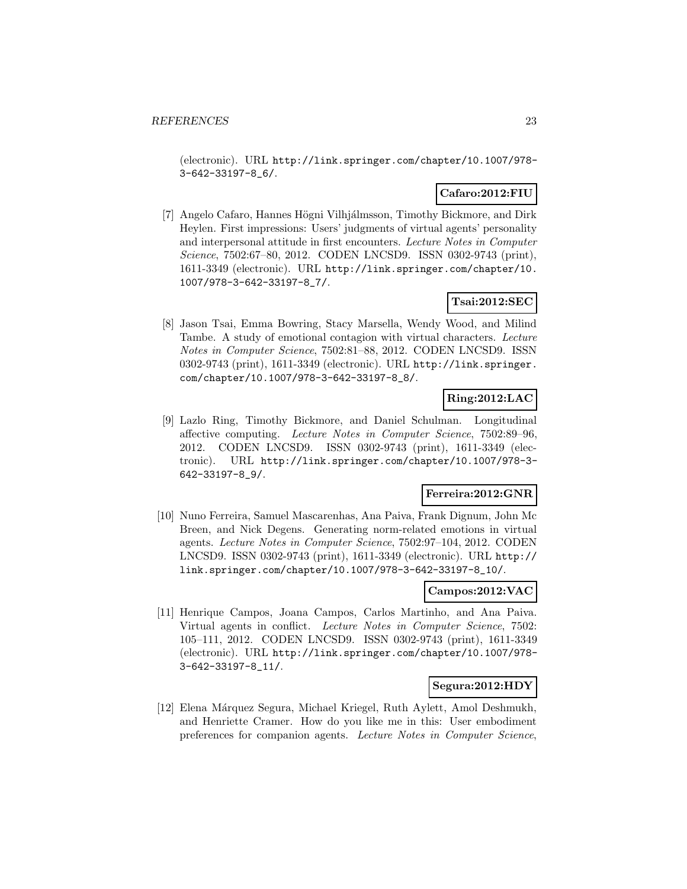(electronic). URL http://link.springer.com/chapter/10.1007/978-3-642-33197-8_6/.

**Cafaro:2012:FIU**

[7] Angelo Cafaro, Hannes Högni Vilhjálmsson, Timothy Bickmore, and Dirk Heylen. First impressions: Users' judgments of virtual agents' personality and interpersonal attitude in first encounters. *Lecture Notes in Computer Science*, 7502:67–80, 2012. CODEN LNCSD9. ISSN 0302-9743 (print), 1611-3349 (electronic). URL http://link.springer.com/chapter/10.1007/978-3-642-33197-8_7/.

**Tsai:2012:SEC**

[8] Jason Tsai, Emma Bowring, Stacy Marsella, Wendy Wood, and Milind Tambe. A study of emotional contagion with virtual characters. *Lecture Notes in Computer Science*, 7502:81–88, 2012. CODEN LNCSD9. ISSN 0302-9743 (print), 1611-3349 (electronic). URL http://link.springer.com/chapter/10.1007/978-3-642-33197-8_8/.

**Ring:2012:LAC**

[9] Lazlo Ring, Timothy Bickmore, and Daniel Schulman. Longitudinal affective computing. *Lecture Notes in Computer Science*, 7502:89–96, 2012. CODEN LNCSD9. ISSN 0302-9743 (print), 1611-3349 (electronic). URL http://link.springer.com/chapter/10.1007/978-3-642-33197-8_9/.

**Ferreira:2012:GNR**

[10] Nuno Ferreira, Samuel Mascarenhas, Ana Paiva, Frank Dignum, John Mc Breen, and Nick Degens. Generating norm-related emotions in virtual agents. *Lecture Notes in Computer Science*, 7502:97–104, 2012. CODEN LNCSD9. ISSN 0302-9743 (print), 1611-3349 (electronic). URL http://link.springer.com/chapter/10.1007/978-3-642-33197-8_10/.

**Campos:2012:VAC**

[11] Henrique Campos, Joana Campos, Carlos Martinho, and Ana Paiva. Virtual agents in conflict. *Lecture Notes in Computer Science*, 7502: 105–111, 2012. CODEN LNCSD9. ISSN 0302-9743 (print), 1611-3349 (electronic). URL http://link.springer.com/chapter/10.1007/978-3-642-33197-8_11/.

**Segura:2012:HDY**

[12] Elena Márquez Segura, Michael Kriegel, Ruth Aylett, Amol Deshmukh, and Henriette Cramer. How do you like me in this: User embodiment preferences for companion agents. *Lecture Notes in Computer Science*,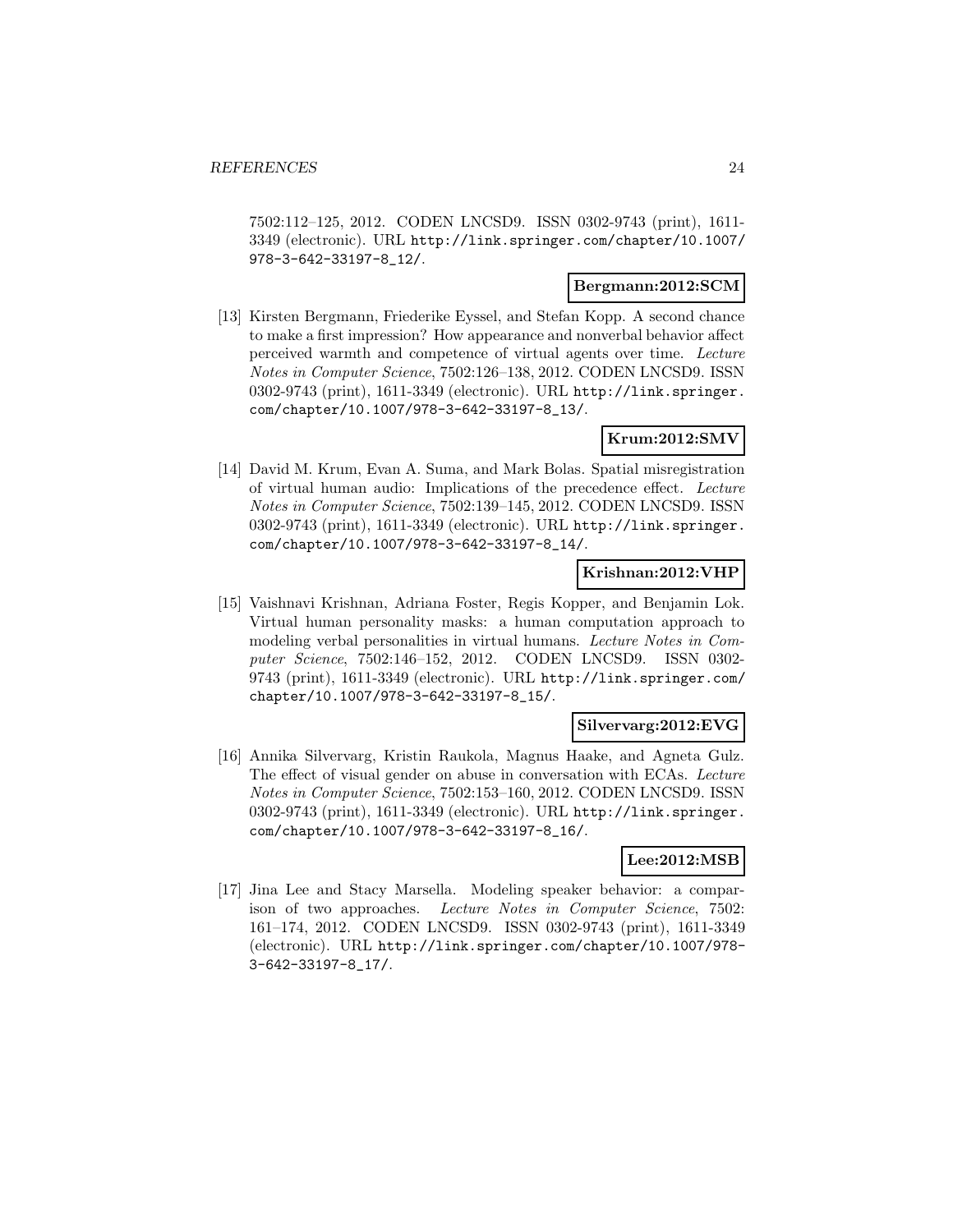7502:112–125, 2012. CODEN LNCSD9. ISSN 0302-9743 (print), 1611-3349 (electronic). URL http://link.springer.com/chapter/10.1007/978-3-642-33197-8_12/.

**Bergmann:2012:SCM**

[13] Kirsten Bergmann, Friederike Eyssel, and Stefan Kopp. A second chance to make a first impression? How appearance and nonverbal behavior affect perceived warmth and competence of virtual agents over time. *Lecture Notes in Computer Science*, 7502:126–138, 2012. CODEN LNCSD9. ISSN 0302-9743 (print), 1611-3349 (electronic). URL http://link.springer.com/chapter/10.1007/978-3-642-33197-8_13/.

**Krum:2012:SMV**

[14] David M. Krum, Evan A. Suma, and Mark Bolas. Spatial misregistration of virtual human audio: Implications of the precedence effect. *Lecture Notes in Computer Science*, 7502:139–145, 2012. CODEN LNCSD9. ISSN 0302-9743 (print), 1611-3349 (electronic). URL http://link.springer.com/chapter/10.1007/978-3-642-33197-8_14/.

**Krishnan:2012:VHP**

[15] Vaishnavi Krishnan, Adriana Foster, Regis Kopper, and Benjamin Lok. Virtual human personality masks: a human computation approach to modeling verbal personalities in virtual humans. *Lecture Notes in Computer Science*, 7502:146–152, 2012. CODEN LNCSD9. ISSN 0302-9743 (print), 1611-3349 (electronic). URL http://link.springer.com/chapter/10.1007/978-3-642-33197-8_15/.

**Silvervarg:2012:EVG**

[16] Annika Silvervarg, Kristin Raukola, Magnus Haake, and Agneta Gulz. The effect of visual gender on abuse in conversation with ECAs. *Lecture Notes in Computer Science*, 7502:153–160, 2012. CODEN LNCSD9. ISSN 0302-9743 (print), 1611-3349 (electronic). URL http://link.springer.com/chapter/10.1007/978-3-642-33197-8_16/.

**Lee:2012:MSB**

[17] Jina Lee and Stacy Marsella. Modeling speaker behavior: a comparison of two approaches. *Lecture Notes in Computer Science*, 7502:161–174, 2012. CODEN LNCSD9. ISSN 0302-9743 (print), 1611-3349 (electronic). URL http://link.springer.com/chapter/10.1007/978-3-642-33197-8_17/.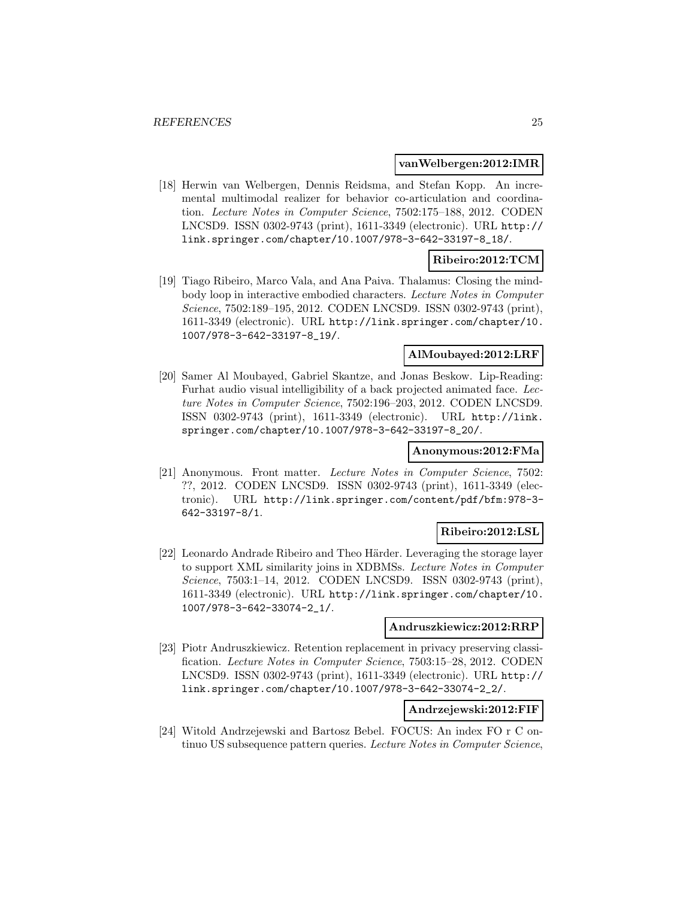**vanWelbergen:2012:IMR**

[18] Herwin van Welbergen, Dennis Reidsma, and Stefan Kopp. An incremental multimodal realizer for behavior co-articulation and coordination. *Lecture Notes in Computer Science*, 7502:175–188, 2012. CODEN LNCSD9. ISSN 0302-9743 (print), 1611-3349 (electronic). URL http://link.springer.com/chapter/10.1007/978-3-642-33197-8_18/.

**Ribeiro:2012:TCM**

[19] Tiago Ribeiro, Marco Vala, and Ana Paiva. Thalamus: Closing the mind-body loop in interactive embodied characters. *Lecture Notes in Computer Science*, 7502:189–195, 2012. CODEN LNCSD9. ISSN 0302-9743 (print), 1611-3349 (electronic). URL http://link.springer.com/chapter/10.1007/978-3-642-33197-8_19/.

**AlMoubayed:2012:LRF**

[20] Samer Al Moubayed, Gabriel Skantze, and Jonas Beskow. Lip-Reading: Furhat audio visual intelligibility of a back projected animated face. *Lecture Notes in Computer Science*, 7502:196–203, 2012. CODEN LNCSD9. ISSN 0302-9743 (print), 1611-3349 (electronic). URL http://link.springer.com/chapter/10.1007/978-3-642-33197-8_20/.

**Anonymous:2012:FMa**

[21] Anonymous. Front matter. *Lecture Notes in Computer Science*, 7502: ??, 2012. CODEN LNCSD9. ISSN 0302-9743 (print), 1611-3349 (electronic). URL http://link.springer.com/content/pdf/bfm:978-3-642-33197-8/1.

**Ribeiro:2012:LSL**

[22] Leonardo Andrade Ribeiro and Theo Härder. Leveraging the storage layer to support XML similarity joins in XDBMSs. *Lecture Notes in Computer Science*, 7503:1–14, 2012. CODEN LNCSD9. ISSN 0302-9743 (print), 1611-3349 (electronic). URL http://link.springer.com/chapter/10.1007/978-3-642-33074-2_1/.

**Andruszkiewicz:2012:RRP**

[23] Piotr Andruszkiewicz. Retention replacement in privacy preserving classification. *Lecture Notes in Computer Science*, 7503:15–28, 2012. CODEN LNCSD9. ISSN 0302-9743 (print), 1611-3349 (electronic). URL http://link.springer.com/chapter/10.1007/978-3-642-33074-2_2/.

**Andrzejewski:2012:FIF**

[24] Witold Andrzejewski and Bartosz Bebel. FOCUS: An index FO r C ontinuo US subsequence pattern queries. *Lecture Notes in Computer Science*,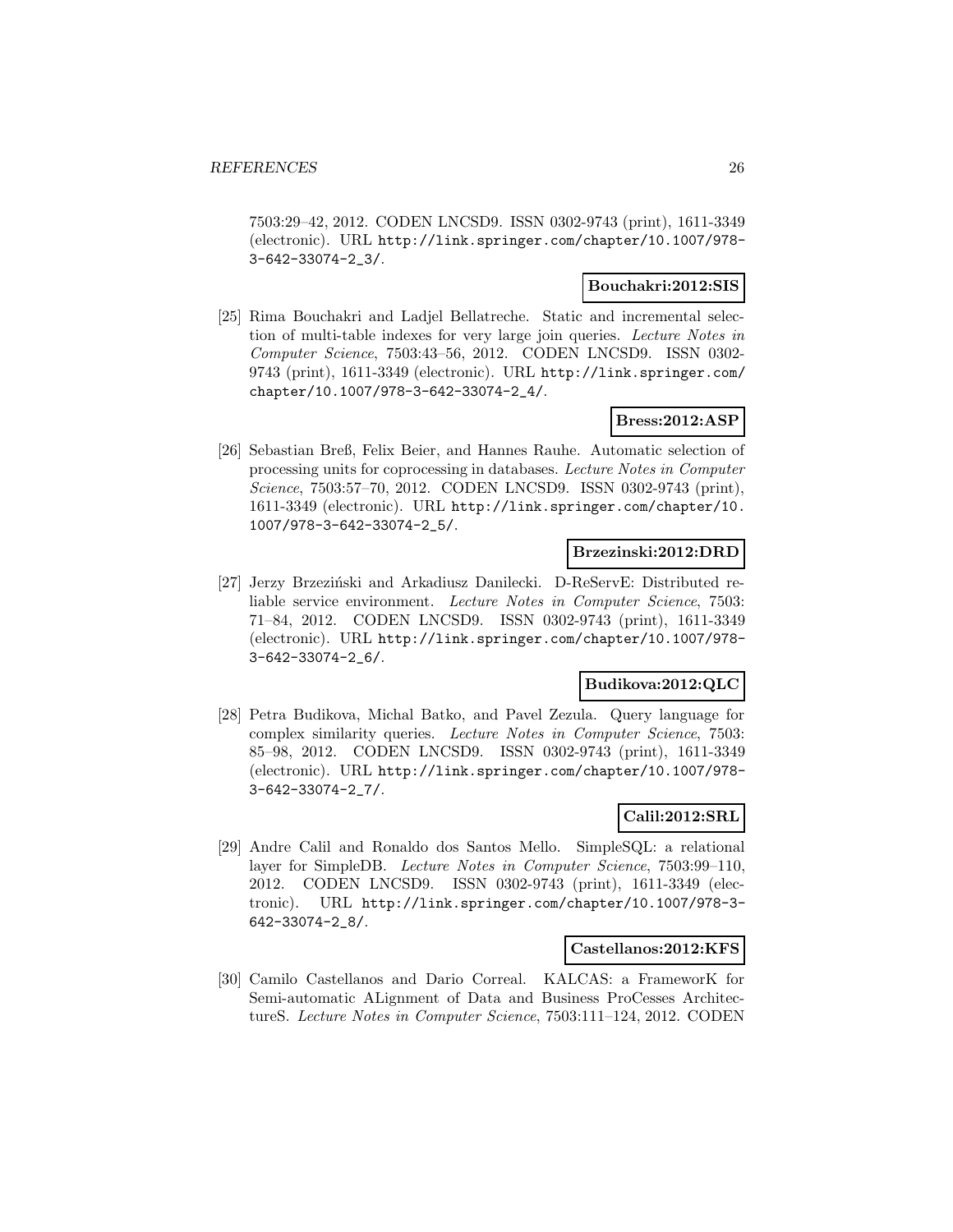7503:29–42, 2012. CODEN LNCSD9. ISSN 0302-9743 (print), 1611-3349 (electronic). URL http://link.springer.com/chapter/10.1007/978-3-642-33074-2_3/.

**Bouchakri:2012:SIS**

[25] Rima Bouchakri and Ladjel Bellatreche. Static and incremental selection of multi-table indexes for very large join queries. *Lecture Notes in Computer Science*, 7503:43–56, 2012. CODEN LNCSD9. ISSN 0302-9743 (print), 1611-3349 (electronic). URL http://link.springer.com/chapter/10.1007/978-3-642-33074-2_4/.

**Bress:2012:ASP**

[26] Sebastian Breß, Felix Beier, and Hannes Rauhe. Automatic selection of processing units for coprocessing in databases. *Lecture Notes in Computer Science*, 7503:57–70, 2012. CODEN LNCSD9. ISSN 0302-9743 (print), 1611-3349 (electronic). URL http://link.springer.com/chapter/10.1007/978-3-642-33074-2_5/.

**Brzezinski:2012:DRD**

[27] Jerzy Brzeziński and Arkadiusz Danilecki. D-ReServE: Distributed reliable service environment. *Lecture Notes in Computer Science*, 7503: 71–84, 2012. CODEN LNCSD9. ISSN 0302-9743 (print), 1611-3349 (electronic). URL http://link.springer.com/chapter/10.1007/978-3-642-33074-2_6/.

**Budikova:2012:QLC**

[28] Petra Budikova, Michal Batko, and Pavel Zezula. Query language for complex similarity queries. *Lecture Notes in Computer Science*, 7503: 85–98, 2012. CODEN LNCSD9. ISSN 0302-9743 (print), 1611-3349 (electronic). URL http://link.springer.com/chapter/10.1007/978-3-642-33074-2_7/.

**Calil:2012:SRL**

[29] Andre Calil and Ronaldo dos Santos Mello. SimpleSQL: a relational layer for SimpleDB. *Lecture Notes in Computer Science*, 7503:99–110, 2012. CODEN LNCSD9. ISSN 0302-9743 (print), 1611-3349 (electronic). URL http://link.springer.com/chapter/10.1007/978-3-642-33074-2_8/.

**Castellanos:2012:KFS**

[30] Camilo Castellanos and Dario Correal. KALCAS: a FrameworK for Semi-automatic ALignment of Data and Business ProCesses ArchitectureS. *Lecture Notes in Computer Science*, 7503:111–124, 2012. CODEN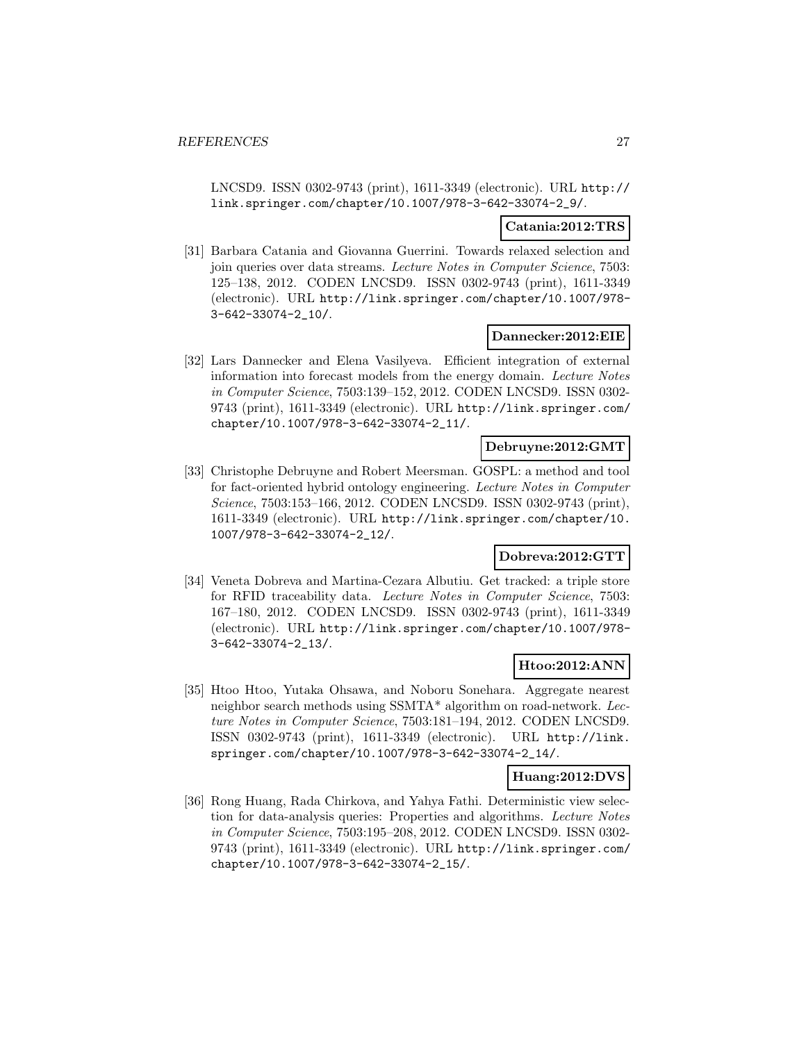LNCSD9. ISSN 0302-9743 (print), 1611-3349 (electronic). URL http://link.springer.com/chapter/10.1007/978-3-642-33074-2_9/.

**Catania:2012:TRS**

[31] Barbara Catania and Giovanna Guerrini. Towards relaxed selection and join queries over data streams. *Lecture Notes in Computer Science*, 7503: 125–138, 2012. CODEN LNCSD9. ISSN 0302-9743 (print), 1611-3349 (electronic). URL http://link.springer.com/chapter/10.1007/978-3-642-33074-2_10/.

**Dannecker:2012:EIE**

[32] Lars Dannecker and Elena Vasilyeva. Efficient integration of external information into forecast models from the energy domain. *Lecture Notes in Computer Science*, 7503:139–152, 2012. CODEN LNCSD9. ISSN 0302-9743 (print), 1611-3349 (electronic). URL http://link.springer.com/chapter/10.1007/978-3-642-33074-2_11/.

**Debruyne:2012:GMT**

[33] Christophe Debruyne and Robert Meersman. GOSPL: a method and tool for fact-oriented hybrid ontology engineering. *Lecture Notes in Computer Science*, 7503:153–166, 2012. CODEN LNCSD9. ISSN 0302-9743 (print), 1611-3349 (electronic). URL http://link.springer.com/chapter/10.1007/978-3-642-33074-2_12/.

**Dobreva:2012:GTT**

[34] Veneta Dobreva and Martina-Cezara Albutiu. Get tracked: a triple store for RFID traceability data. *Lecture Notes in Computer Science*, 7503: 167–180, 2012. CODEN LNCSD9. ISSN 0302-9743 (print), 1611-3349 (electronic). URL http://link.springer.com/chapter/10.1007/978-3-642-33074-2_13/.

**Htoo:2012:ANN**

[35] Htoo Htoo, Yutaka Ohsawa, and Noboru Sonehara. Aggregate nearest neighbor search methods using SSMTA* algorithm on road-network. *Lecture Notes in Computer Science*, 7503:181–194, 2012. CODEN LNCSD9. ISSN 0302-9743 (print), 1611-3349 (electronic). URL http://link.springer.com/chapter/10.1007/978-3-642-33074-2_14/.

**Huang:2012:DVS**

[36] Rong Huang, Rada Chirkova, and Yahya Fathi. Deterministic view selection for data-analysis queries: Properties and algorithms. *Lecture Notes in Computer Science*, 7503:195–208, 2012. CODEN LNCSD9. ISSN 0302-9743 (print), 1611-3349 (electronic). URL http://link.springer.com/chapter/10.1007/978-3-642-33074-2_15/.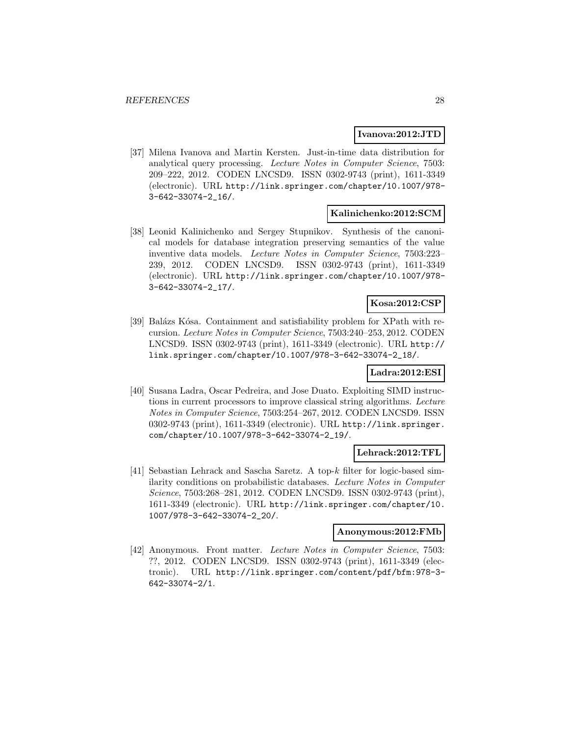**Ivanova:2012:JTD**

[37] Milena Ivanova and Martin Kersten. Just-in-time data distribution for analytical query processing. *Lecture Notes in Computer Science*, 7503: 209–222, 2012. CODEN LNCSD9. ISSN 0302-9743 (print), 1611-3349 (electronic). URL http://link.springer.com/chapter/10.1007/978-3-642-33074-2_16/.

**Kalinichenko:2012:SCM**

[38] Leonid Kalinichenko and Sergey Stupnikov. Synthesis of the canonical models for database integration preserving semantics of the value inventive data models. *Lecture Notes in Computer Science*, 7503:223–239, 2012. CODEN LNCSD9. ISSN 0302-9743 (print), 1611-3349 (electronic). URL http://link.springer.com/chapter/10.1007/978-3-642-33074-2_17/.

**Kosa:2012:CSP**

[39] Balázs Kósa. Containment and satisfiability problem for XPath with recursion. *Lecture Notes in Computer Science*, 7503:240–253, 2012. CODEN LNCSD9. ISSN 0302-9743 (print), 1611-3349 (electronic). URL http://link.springer.com/chapter/10.1007/978-3-642-33074-2_18/.

**Ladra:2012:ESI**

[40] Susana Ladra, Oscar Pedreira, and Jose Duato. Exploiting SIMD instructions in current processors to improve classical string algorithms. *Lecture Notes in Computer Science*, 7503:254–267, 2012. CODEN LNCSD9. ISSN 0302-9743 (print), 1611-3349 (electronic). URL http://link.springer.com/chapter/10.1007/978-3-642-33074-2_19/.

**Lehrack:2012:TFL**

[41] Sebastian Lehrack and Sascha Saretz. A top-$k$ filter for logic-based similarity conditions on probabilistic databases. *Lecture Notes in Computer Science*, 7503:268–281, 2012. CODEN LNCSD9. ISSN 0302-9743 (print), 1611-3349 (electronic). URL http://link.springer.com/chapter/10.1007/978-3-642-33074-2_20/.

**Anonymous:2012:FMb**

[42] Anonymous. Front matter. *Lecture Notes in Computer Science*, 7503: ??, 2012. CODEN LNCSD9. ISSN 0302-9743 (print), 1611-3349 (electronic). URL http://link.springer.com/content/pdf/bfm:978-3-642-33074-2/1.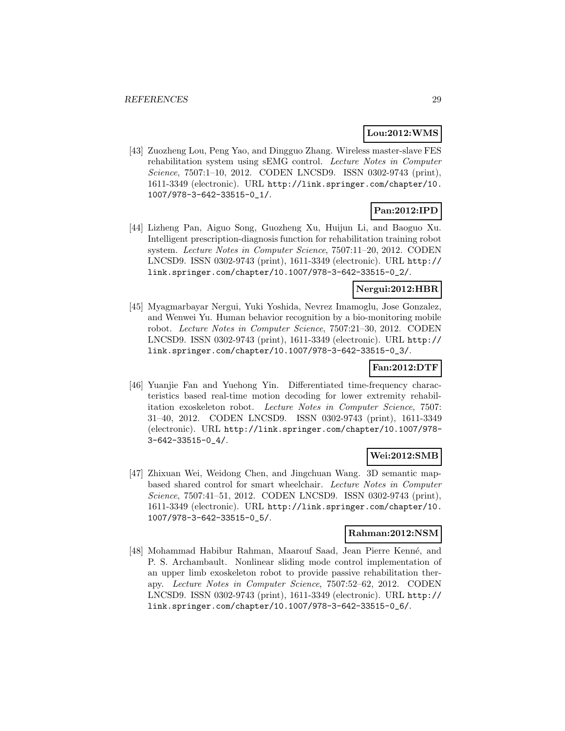**Lou:2012:WMS**

[43] Zuozheng Lou, Peng Yao, and Dingguo Zhang. Wireless master-slave FES rehabilitation system using sEMG control. *Lecture Notes in Computer Science*, 7507:1–10, 2012. CODEN LNCSD9. ISSN 0302-9743 (print), 1611-3349 (electronic). URL http://link.springer.com/chapter/10.1007/978-3-642-33515-0_1/.

**Pan:2012:IPD**

[44] Lizheng Pan, Aiguo Song, Guozheng Xu, Huijun Li, and Baoguo Xu. Intelligent prescription-diagnosis function for rehabilitation training robot system. *Lecture Notes in Computer Science*, 7507:11–20, 2012. CODEN LNCSD9. ISSN 0302-9743 (print), 1611-3349 (electronic). URL http://link.springer.com/chapter/10.1007/978-3-642-33515-0_2/.

**Nergui:2012:HBR**

[45] Myagmarbayar Nergui, Yuki Yoshida, Nevrez Imamoglu, Jose Gonzalez, and Wenwei Yu. Human behavior recognition by a bio-monitoring mobile robot. *Lecture Notes in Computer Science*, 7507:21–30, 2012. CODEN LNCSD9. ISSN 0302-9743 (print), 1611-3349 (electronic). URL http://link.springer.com/chapter/10.1007/978-3-642-33515-0_3/.

**Fan:2012:DTF**

[46] Yuanjie Fan and Yuehong Yin. Differentiated time-frequency characteristics based real-time motion decoding for lower extremity rehabilitation exoskeleton robot. *Lecture Notes in Computer Science*, 7507: 31–40, 2012. CODEN LNCSD9. ISSN 0302-9743 (print), 1611-3349 (electronic). URL http://link.springer.com/chapter/10.1007/978-3-642-33515-0_4/.

**Wei:2012:SMB**

[47] Zhixuan Wei, Weidong Chen, and Jingchuan Wang. 3D semantic map-based shared control for smart wheelchair. *Lecture Notes in Computer Science*, 7507:41–51, 2012. CODEN LNCSD9. ISSN 0302-9743 (print), 1611-3349 (electronic). URL http://link.springer.com/chapter/10.1007/978-3-642-33515-0_5/.

**Rahman:2012:NSM**

[48] Mohammad Habibur Rahman, Maarouf Saad, Jean Pierre Kenné, and P. S. Archambault. Nonlinear sliding mode control implementation of an upper limb exoskeleton robot to provide passive rehabilitation therapy. *Lecture Notes in Computer Science*, 7507:52–62, 2012. CODEN LNCSD9. ISSN 0302-9743 (print), 1611-3349 (electronic). URL http://link.springer.com/chapter/10.1007/978-3-642-33515-0_6/.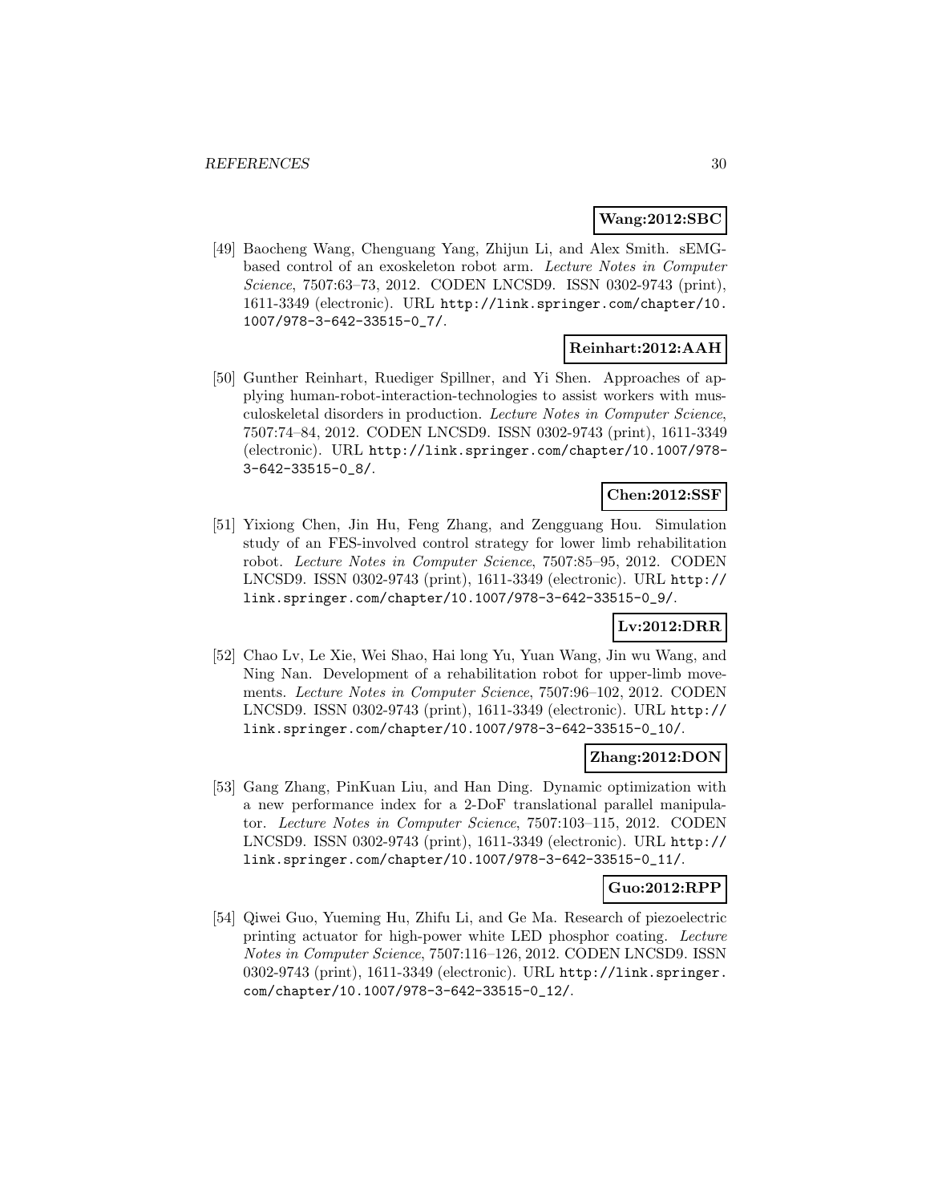**Wang:2012:SBC**

[49] Baocheng Wang, Chenguang Yang, Zhijun Li, and Alex Smith. sEMG-based control of an exoskeleton robot arm. *Lecture Notes in Computer Science*, 7507:63–73, 2012. CODEN LNCSD9. ISSN 0302-9743 (print), 1611-3349 (electronic). URL http://link.springer.com/chapter/10.1007/978-3-642-33515-0_7/.

**Reinhart:2012:AAH**

[50] Gunther Reinhart, Ruediger Spillner, and Yi Shen. Approaches of applying human-robot-interaction-technologies to assist workers with musculoskeletal disorders in production. *Lecture Notes in Computer Science*, 7507:74–84, 2012. CODEN LNCSD9. ISSN 0302-9743 (print), 1611-3349 (electronic). URL http://link.springer.com/chapter/10.1007/978-3-642-33515-0_8/.

**Chen:2012:SSF**

[51] Yixiong Chen, Jin Hu, Feng Zhang, and Zengguang Hou. Simulation study of an FES-involved control strategy for lower limb rehabilitation robot. *Lecture Notes in Computer Science*, 7507:85–95, 2012. CODEN LNCSD9. ISSN 0302-9743 (print), 1611-3349 (electronic). URL http://link.springer.com/chapter/10.1007/978-3-642-33515-0_9/.

**Lv:2012:DRR**

[52] Chao Lv, Le Xie, Wei Shao, Hai long Yu, Yuan Wang, Jin wu Wang, and Ning Nan. Development of a rehabilitation robot for upper-limb movements. *Lecture Notes in Computer Science*, 7507:96–102, 2012. CODEN LNCSD9. ISSN 0302-9743 (print), 1611-3349 (electronic). URL http://link.springer.com/chapter/10.1007/978-3-642-33515-0_10/.

**Zhang:2012:DON**

[53] Gang Zhang, PinKuan Liu, and Han Ding. Dynamic optimization with a new performance index for a 2-DoF translational parallel manipulator. *Lecture Notes in Computer Science*, 7507:103–115, 2012. CODEN LNCSD9. ISSN 0302-9743 (print), 1611-3349 (electronic). URL http://link.springer.com/chapter/10.1007/978-3-642-33515-0_11/.

**Guo:2012:RPP**

[54] Qiwei Guo, Yueming Hu, Zhifu Li, and Ge Ma. Research of piezoelectric printing actuator for high-power white LED phosphor coating. *Lecture Notes in Computer Science*, 7507:116–126, 2012. CODEN LNCSD9. ISSN 0302-9743 (print), 1611-3349 (electronic). URL http://link.springer.com/chapter/10.1007/978-3-642-33515-0_12/.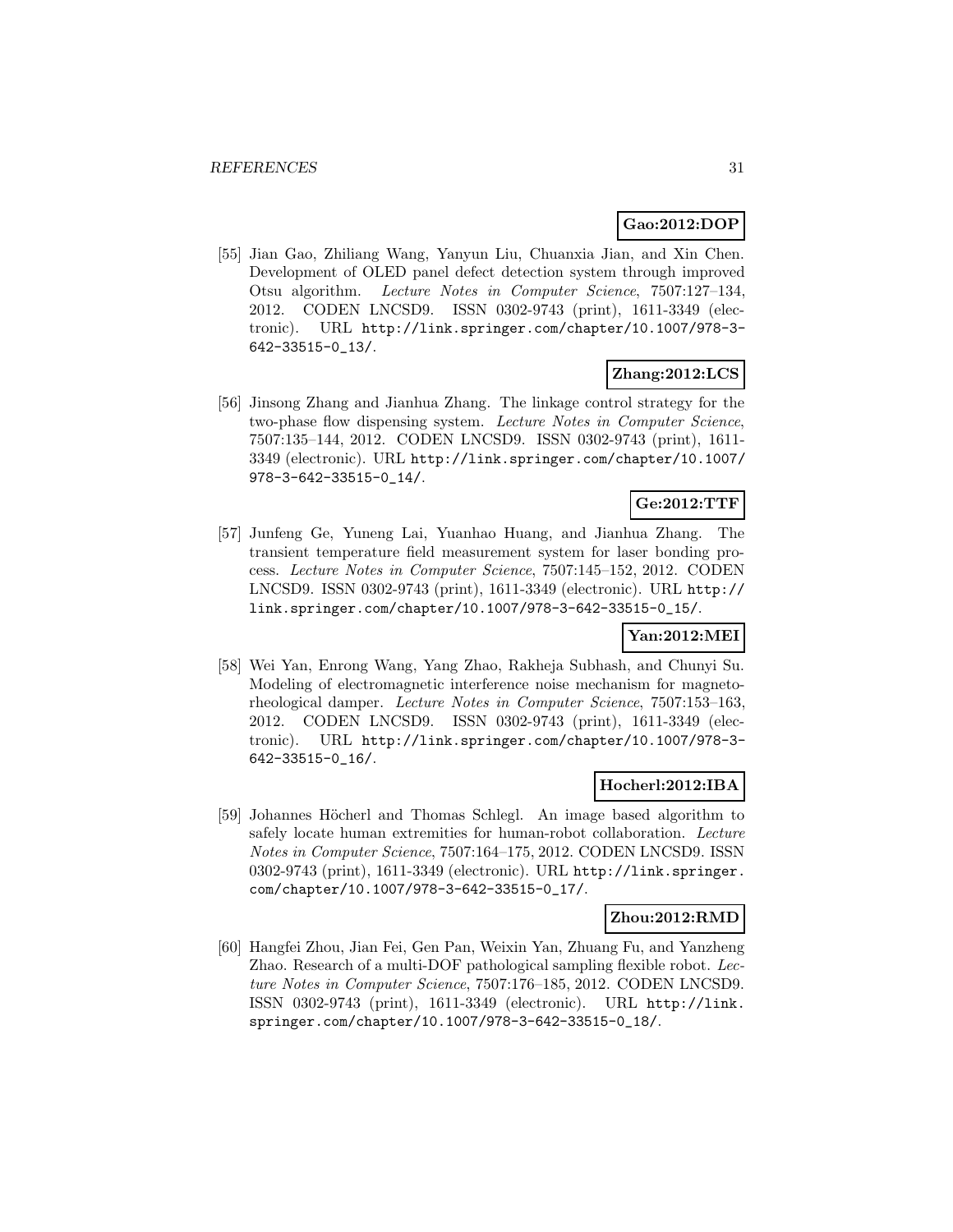**Gao:2012:DOP**

[55] Jian Gao, Zhiliang Wang, Yanyun Liu, Chuanxia Jian, and Xin Chen. Development of OLED panel defect detection system through improved Otsu algorithm. *Lecture Notes in Computer Science*, 7507:127–134, 2012. CODEN LNCSD9. ISSN 0302-9743 (print), 1611-3349 (electronic). URL http://link.springer.com/chapter/10.1007/978-3-642-33515-0_13/.

**Zhang:2012:LCS**

[56] Jinsong Zhang and Jianhua Zhang. The linkage control strategy for the two-phase flow dispensing system. *Lecture Notes in Computer Science*, 7507:135–144, 2012. CODEN LNCSD9. ISSN 0302-9743 (print), 1611-3349 (electronic). URL http://link.springer.com/chapter/10.1007/978-3-642-33515-0_14/.

**Ge:2012:TTF**

[57] Junfeng Ge, Yuneng Lai, Yuanhao Huang, and Jianhua Zhang. The transient temperature field measurement system for laser bonding process. *Lecture Notes in Computer Science*, 7507:145–152, 2012. CODEN LNCSD9. ISSN 0302-9743 (print), 1611-3349 (electronic). URL http://link.springer.com/chapter/10.1007/978-3-642-33515-0_15/.

**Yan:2012:MEI**

[58] Wei Yan, Enrong Wang, Yang Zhao, Rakheja Subhash, and Chunyi Su. Modeling of electromagnetic interference noise mechanism for magnetorheological damper. *Lecture Notes in Computer Science*, 7507:153–163, 2012. CODEN LNCSD9. ISSN 0302-9743 (print), 1611-3349 (electronic). URL http://link.springer.com/chapter/10.1007/978-3-642-33515-0_16/.

**Hocherl:2012:IBA**

[59] Johannes Höcherl and Thomas Schlegl. An image based algorithm to safely locate human extremities for human-robot collaboration. *Lecture Notes in Computer Science*, 7507:164–175, 2012. CODEN LNCSD9. ISSN 0302-9743 (print), 1611-3349 (electronic). URL http://link.springer.com/chapter/10.1007/978-3-642-33515-0_17/.

**Zhou:2012:RMD**

[60] Hangfei Zhou, Jian Fei, Gen Pan, Weixin Yan, Zhuang Fu, and Yanzheng Zhao. Research of a multi-DOF pathological sampling flexible robot. *Lecture Notes in Computer Science*, 7507:176–185, 2012. CODEN LNCSD9. ISSN 0302-9743 (print), 1611-3349 (electronic). URL http://link.springer.com/chapter/10.1007/978-3-642-33515-0_18/.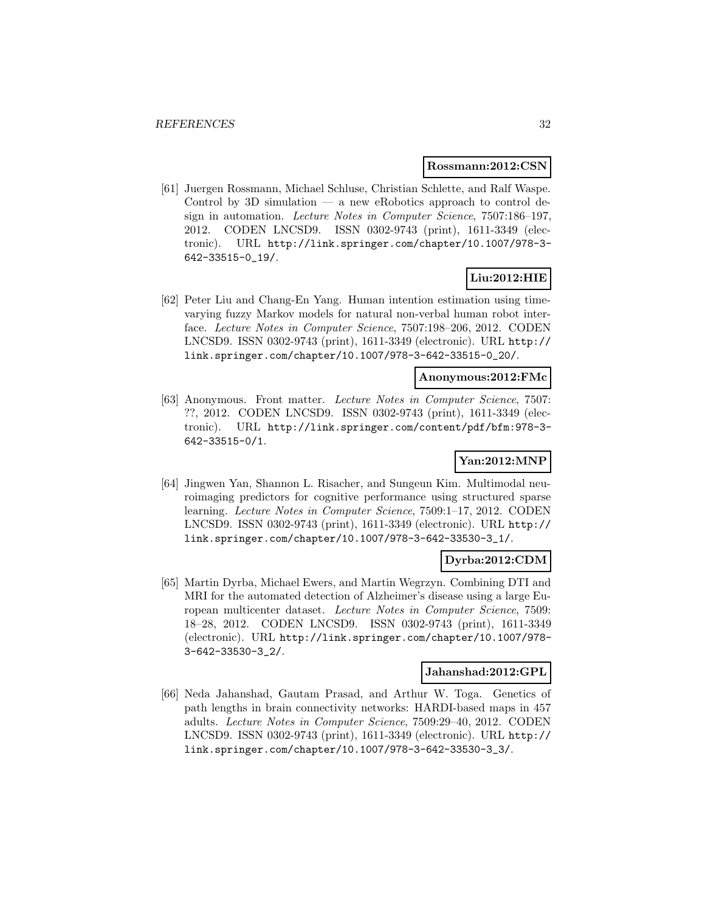**Rossmann:2012:CSN**

[61] Juergen Rossmann, Michael Schluse, Christian Schlette, and Ralf Waspe. Control by 3D simulation — a new eRobotics approach to control design in automation. *Lecture Notes in Computer Science*, 7507:186–197, 2012. CODEN LNCSD9. ISSN 0302-9743 (print), 1611-3349 (electronic). URL http://link.springer.com/chapter/10.1007/978-3-642-33515-0_19/.

**Liu:2012:HIE**

[62] Peter Liu and Chang-En Yang. Human intention estimation using time-varying fuzzy Markov models for natural non-verbal human robot interface. *Lecture Notes in Computer Science*, 7507:198–206, 2012. CODEN LNCSD9. ISSN 0302-9743 (print), 1611-3349 (electronic). URL http://link.springer.com/chapter/10.1007/978-3-642-33515-0_20/.

**Anonymous:2012:FMc**

[63] Anonymous. Front matter. *Lecture Notes in Computer Science*, 7507: ??, 2012. CODEN LNCSD9. ISSN 0302-9743 (print), 1611-3349 (electronic). URL http://link.springer.com/content/pdf/bfm:978-3-642-33515-0/1.

**Yan:2012:MNP**

[64] Jingwen Yan, Shannon L. Risacher, and Sungeun Kim. Multimodal neuroimaging predictors for cognitive performance using structured sparse learning. *Lecture Notes in Computer Science*, 7509:1–17, 2012. CODEN LNCSD9. ISSN 0302-9743 (print), 1611-3349 (electronic). URL http://link.springer.com/chapter/10.1007/978-3-642-33530-3_1/.

**Dyrba:2012:CDM**

[65] Martin Dyrba, Michael Ewers, and Martin Wegrzyn. Combining DTI and MRI for the automated detection of Alzheimer's disease using a large European multicenter dataset. *Lecture Notes in Computer Science*, 7509: 18–28, 2012. CODEN LNCSD9. ISSN 0302-9743 (print), 1611-3349 (electronic). URL http://link.springer.com/chapter/10.1007/978-3-642-33530-3_2/.

**Jahanshad:2012:GPL**

[66] Neda Jahanshad, Gautam Prasad, and Arthur W. Toga. Genetics of path lengths in brain connectivity networks: HARDI-based maps in 457 adults. *Lecture Notes in Computer Science*, 7509:29–40, 2012. CODEN LNCSD9. ISSN 0302-9743 (print), 1611-3349 (electronic). URL http://link.springer.com/chapter/10.1007/978-3-642-33530-3_3/.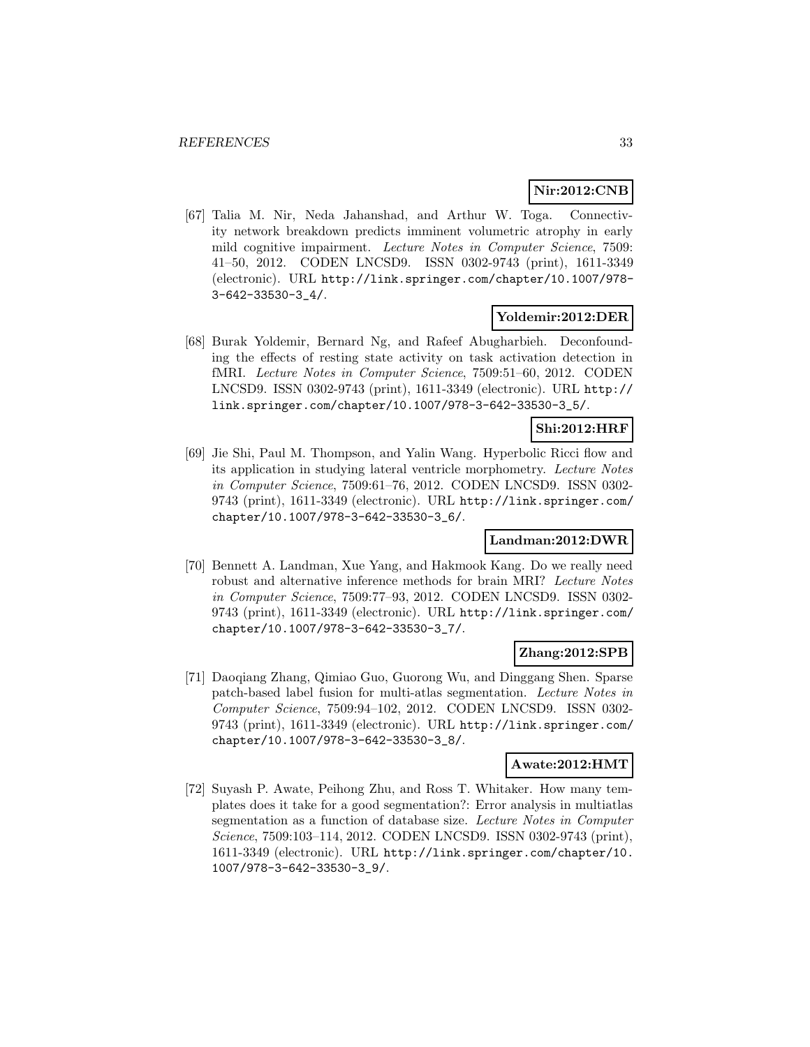**Nir:2012:CNB**

[67] Talia M. Nir, Neda Jahanshad, and Arthur W. Toga. Connectivity network breakdown predicts imminent volumetric atrophy in early mild cognitive impairment. *Lecture Notes in Computer Science*, 7509: 41–50, 2012. CODEN LNCSD9. ISSN 0302-9743 (print), 1611-3349 (electronic). URL `http://link.springer.com/chapter/10.1007/978-3-642-33530-3_4/`.

**Yoldemir:2012:DER**

[68] Burak Yoldemir, Bernard Ng, and Rafeef Abugharbieh. Deconfounding the effects of resting state activity on task activation detection in fMRI. *Lecture Notes in Computer Science*, 7509:51–60, 2012. CODEN LNCSD9. ISSN 0302-9743 (print), 1611-3349 (electronic). URL `http://link.springer.com/chapter/10.1007/978-3-642-33530-3_5/`.

**Shi:2012:HRF**

[69] Jie Shi, Paul M. Thompson, and Yalin Wang. Hyperbolic Ricci flow and its application in studying lateral ventricle morphometry. *Lecture Notes in Computer Science*, 7509:61–76, 2012. CODEN LNCSD9. ISSN 0302-9743 (print), 1611-3349 (electronic). URL `http://link.springer.com/chapter/10.1007/978-3-642-33530-3_6/`.

**Landman:2012:DWR**

[70] Bennett A. Landman, Xue Yang, and Hakmook Kang. Do we really need robust and alternative inference methods for brain MRI? *Lecture Notes in Computer Science*, 7509:77–93, 2012. CODEN LNCSD9. ISSN 0302-9743 (print), 1611-3349 (electronic). URL `http://link.springer.com/chapter/10.1007/978-3-642-33530-3_7/`.

**Zhang:2012:SPB**

[71] Daoqiang Zhang, Qimiao Guo, Guorong Wu, and Dinggang Shen. Sparse patch-based label fusion for multi-atlas segmentation. *Lecture Notes in Computer Science*, 7509:94–102, 2012. CODEN LNCSD9. ISSN 0302-9743 (print), 1611-3349 (electronic). URL `http://link.springer.com/chapter/10.1007/978-3-642-33530-3_8/`.

**Awate:2012:HMT**

[72] Suyash P. Awate, Peihong Zhu, and Ross T. Whitaker. How many templates does it take for a good segmentation?: Error analysis in multiatlas segmentation as a function of database size. *Lecture Notes in Computer Science*, 7509:103–114, 2012. CODEN LNCSD9. ISSN 0302-9743 (print), 1611-3349 (electronic). URL `http://link.springer.com/chapter/10.1007/978-3-642-33530-3_9/`.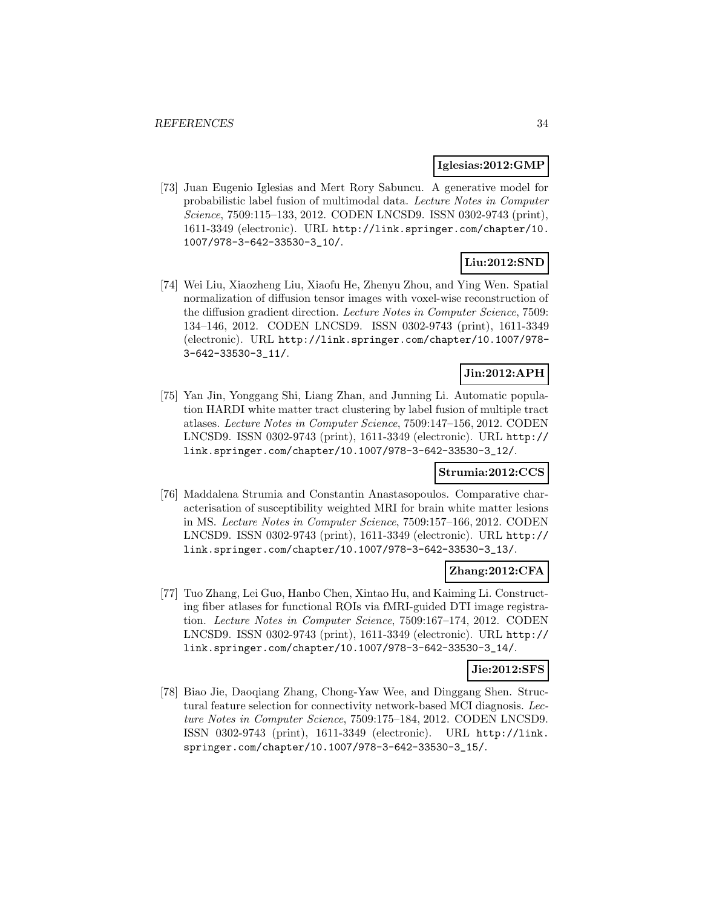**Iglesias:2012:GMP**

[73] Juan Eugenio Iglesias and Mert Rory Sabuncu. A generative model for probabilistic label fusion of multimodal data. *Lecture Notes in Computer Science*, 7509:115–133, 2012. CODEN LNCSD9. ISSN 0302-9743 (print), 1611-3349 (electronic). URL http://link.springer.com/chapter/10.1007/978-3-642-33530-3_10/.

**Liu:2012:SND**

[74] Wei Liu, Xiaozheng Liu, Xiaofu He, Zhenyu Zhou, and Ying Wen. Spatial normalization of diffusion tensor images with voxel-wise reconstruction of the diffusion gradient direction. *Lecture Notes in Computer Science*, 7509: 134–146, 2012. CODEN LNCSD9. ISSN 0302-9743 (print), 1611-3349 (electronic). URL http://link.springer.com/chapter/10.1007/978-3-642-33530-3_11/.

**Jin:2012:APH**

[75] Yan Jin, Yonggang Shi, Liang Zhan, and Junning Li. Automatic population HARDI white matter tract clustering by label fusion of multiple tract atlases. *Lecture Notes in Computer Science*, 7509:147–156, 2012. CODEN LNCSD9. ISSN 0302-9743 (print), 1611-3349 (electronic). URL http://link.springer.com/chapter/10.1007/978-3-642-33530-3_12/.

**Strumia:2012:CCS**

[76] Maddalena Strumia and Constantin Anastasopoulos. Comparative characterisation of susceptibility weighted MRI for brain white matter lesions in MS. *Lecture Notes in Computer Science*, 7509:157–166, 2012. CODEN LNCSD9. ISSN 0302-9743 (print), 1611-3349 (electronic). URL http://link.springer.com/chapter/10.1007/978-3-642-33530-3_13/.

**Zhang:2012:CFA**

[77] Tuo Zhang, Lei Guo, Hanbo Chen, Xintao Hu, and Kaiming Li. Constructing fiber atlases for functional ROIs via fMRI-guided DTI image registration. *Lecture Notes in Computer Science*, 7509:167–174, 2012. CODEN LNCSD9. ISSN 0302-9743 (print), 1611-3349 (electronic). URL http://link.springer.com/chapter/10.1007/978-3-642-33530-3_14/.

**Jie:2012:SFS**

[78] Biao Jie, Daoqiang Zhang, Chong-Yaw Wee, and Dinggang Shen. Structural feature selection for connectivity network-based MCI diagnosis. *Lecture Notes in Computer Science*, 7509:175–184, 2012. CODEN LNCSD9. ISSN 0302-9743 (print), 1611-3349 (electronic). URL http://link.springer.com/chapter/10.1007/978-3-642-33530-3_15/.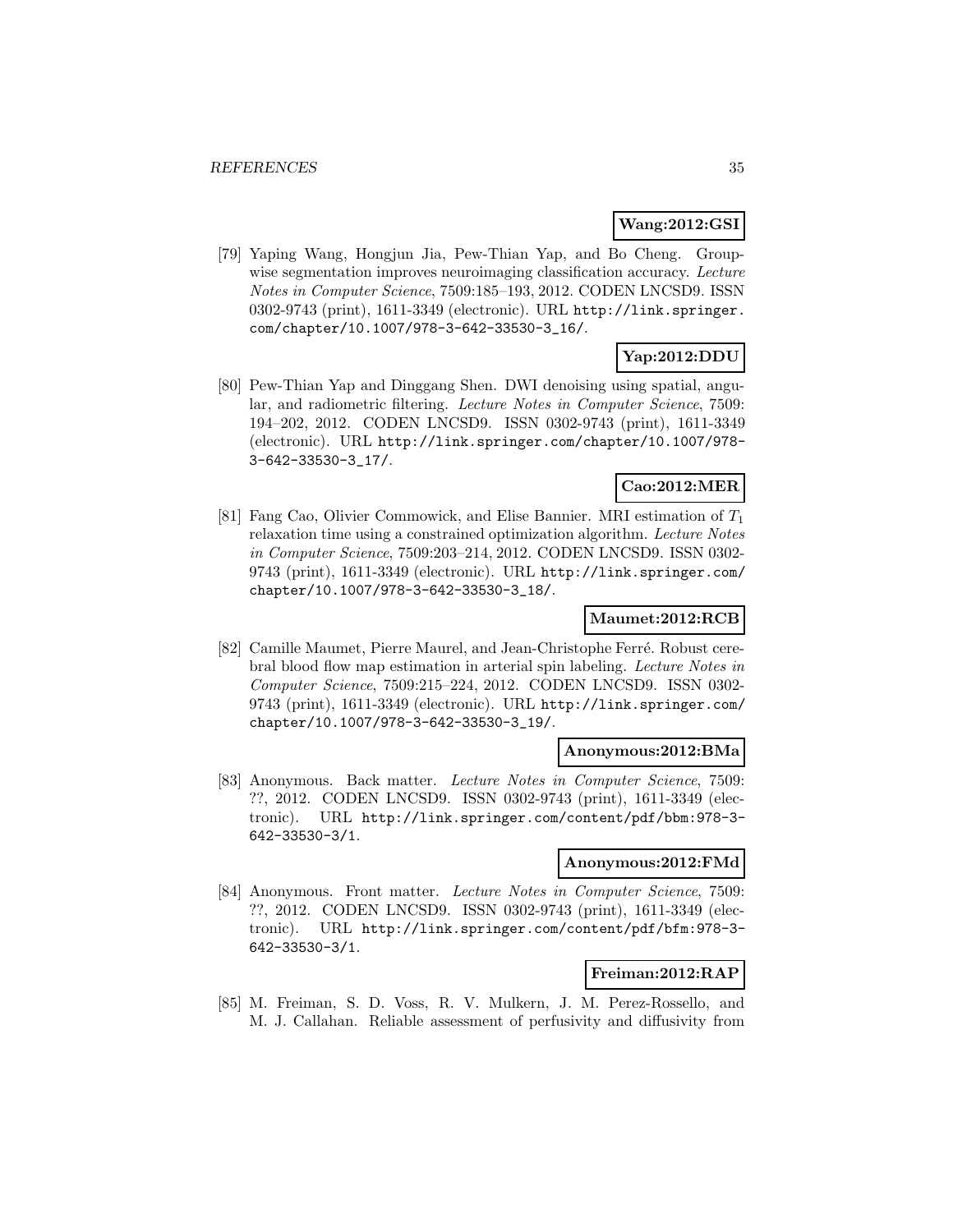**Wang:2012:GSI**

[79] Yaping Wang, Hongjun Jia, Pew-Thian Yap, and Bo Cheng. Groupwise segmentation improves neuroimaging classification accuracy. *Lecture Notes in Computer Science*, 7509:185–193, 2012. CODEN LNCSD9. ISSN 0302-9743 (print), 1611-3349 (electronic). URL `http://link.springer.com/chapter/10.1007/978-3-642-33530-3_16/`.

**Yap:2012:DDU**

[80] Pew-Thian Yap and Dinggang Shen. DWI denoising using spatial, angular, and radiometric filtering. *Lecture Notes in Computer Science*, 7509: 194–202, 2012. CODEN LNCSD9. ISSN 0302-9743 (print), 1611-3349 (electronic). URL `http://link.springer.com/chapter/10.1007/978-3-642-33530-3_17/`.

**Cao:2012:MER**

[81] Fang Cao, Olivier Commowick, and Elise Bannier. MRI estimation of $T_1$ relaxation time using a constrained optimization algorithm. *Lecture Notes in Computer Science*, 7509:203–214, 2012. CODEN LNCSD9. ISSN 0302-9743 (print), 1611-3349 (electronic). URL `http://link.springer.com/chapter/10.1007/978-3-642-33530-3_18/`.

**Maumet:2012:RCB**

[82] Camille Maumet, Pierre Maurel, and Jean-Christophe Ferré. Robust cerebral blood flow map estimation in arterial spin labeling. *Lecture Notes in Computer Science*, 7509:215–224, 2012. CODEN LNCSD9. ISSN 0302-9743 (print), 1611-3349 (electronic). URL `http://link.springer.com/chapter/10.1007/978-3-642-33530-3_19/`.

**Anonymous:2012:BMa**

[83] Anonymous. Back matter. *Lecture Notes in Computer Science*, 7509: ??, 2012. CODEN LNCSD9. ISSN 0302-9743 (print), 1611-3349 (electronic). URL `http://link.springer.com/content/pdf/bbm:978-3-642-33530-3/1`.

**Anonymous:2012:FMd**

[84] Anonymous. Front matter. *Lecture Notes in Computer Science*, 7509: ??, 2012. CODEN LNCSD9. ISSN 0302-9743 (print), 1611-3349 (electronic). URL `http://link.springer.com/content/pdf/bfm:978-3-642-33530-3/1`.

**Freiman:2012:RAP**

[85] M. Freiman, S. D. Voss, R. V. Mulkern, J. M. Perez-Rossello, and M. J. Callahan. Reliable assessment of perfusivity and diffusivity from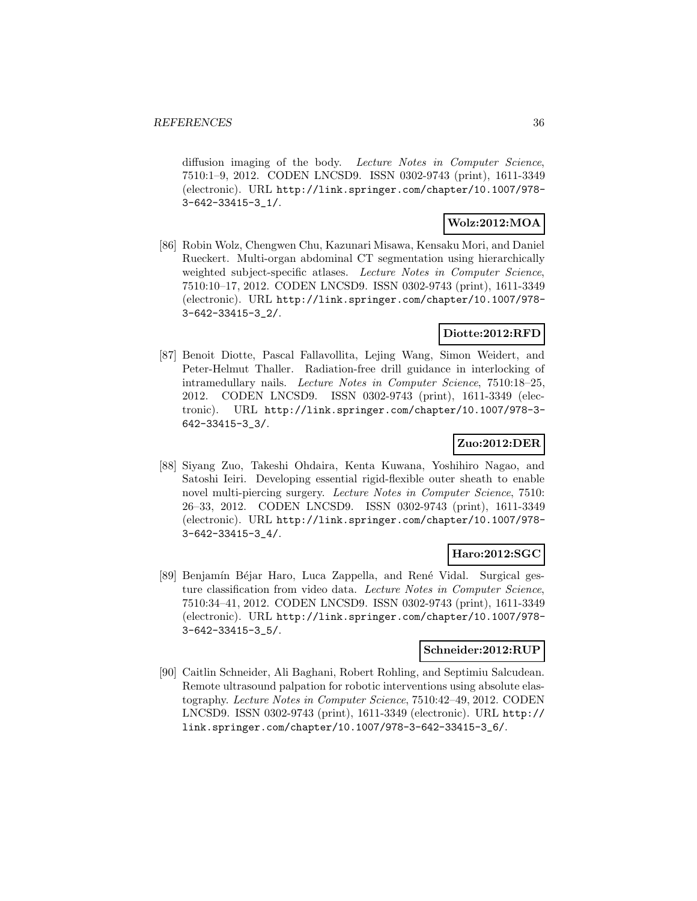diffusion imaging of the body. *Lecture Notes in Computer Science*, 7510:1–9, 2012. CODEN LNCSD9. ISSN 0302-9743 (print), 1611-3349 (electronic). URL http://link.springer.com/chapter/10.1007/978-3-642-33415-3_1/.

**Wolz:2012:MOA**

[86] Robin Wolz, Chengwen Chu, Kazunari Misawa, Kensaku Mori, and Daniel Rueckert. Multi-organ abdominal CT segmentation using hierarchically weighted subject-specific atlases. *Lecture Notes in Computer Science*, 7510:10–17, 2012. CODEN LNCSD9. ISSN 0302-9743 (print), 1611-3349 (electronic). URL http://link.springer.com/chapter/10.1007/978-3-642-33415-3_2/.

**Diotte:2012:RFD**

[87] Benoit Diotte, Pascal Fallavollita, Lejing Wang, Simon Weidert, and Peter-Helmut Thaller. Radiation-free drill guidance in interlocking of intramedullary nails. *Lecture Notes in Computer Science*, 7510:18–25, 2012. CODEN LNCSD9. ISSN 0302-9743 (print), 1611-3349 (electronic). URL http://link.springer.com/chapter/10.1007/978-3-642-33415-3_3/.

**Zuo:2012:DER**

[88] Siyang Zuo, Takeshi Ohdaira, Kenta Kuwana, Yoshihiro Nagao, and Satoshi Ieiri. Developing essential rigid-flexible outer sheath to enable novel multi-piercing surgery. *Lecture Notes in Computer Science*, 7510: 26–33, 2012. CODEN LNCSD9. ISSN 0302-9743 (print), 1611-3349 (electronic). URL http://link.springer.com/chapter/10.1007/978-3-642-33415-3_4/.

**Haro:2012:SGC**

[89] Benjamín Béjar Haro, Luca Zappella, and René Vidal. Surgical gesture classification from video data. *Lecture Notes in Computer Science*, 7510:34–41, 2012. CODEN LNCSD9. ISSN 0302-9743 (print), 1611-3349 (electronic). URL http://link.springer.com/chapter/10.1007/978-3-642-33415-3_5/.

**Schneider:2012:RUP**

[90] Caitlin Schneider, Ali Baghani, Robert Rohling, and Septimiu Salcudean. Remote ultrasound palpation for robotic interventions using absolute elastography. *Lecture Notes in Computer Science*, 7510:42–49, 2012. CODEN LNCSD9. ISSN 0302-9743 (print), 1611-3349 (electronic). URL http://link.springer.com/chapter/10.1007/978-3-642-33415-3_6/.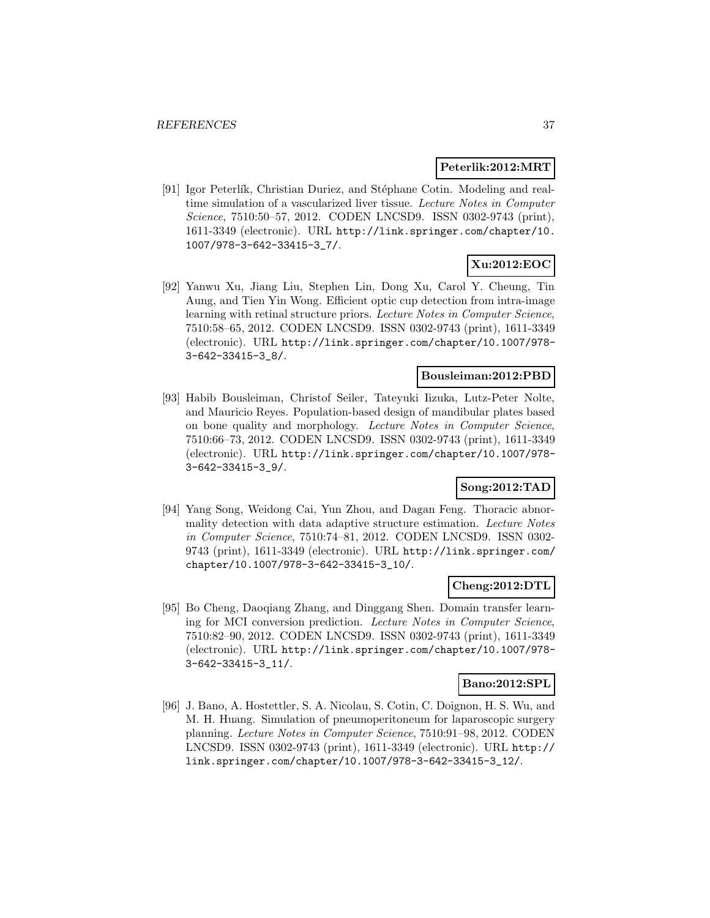**Peterlik:2012:MRT**

[91] Igor Peterlík, Christian Duriez, and Stéphane Cotin. Modeling and real-time simulation of a vascularized liver tissue. *Lecture Notes in Computer Science*, 7510:50–57, 2012. CODEN LNCSD9. ISSN 0302-9743 (print), 1611-3349 (electronic). URL http://link.springer.com/chapter/10.1007/978-3-642-33415-3_7/.

**Xu:2012:EOC**

[92] Yanwu Xu, Jiang Liu, Stephen Lin, Dong Xu, Carol Y. Cheung, Tin Aung, and Tien Yin Wong. Efficient optic cup detection from intra-image learning with retinal structure priors. *Lecture Notes in Computer Science*, 7510:58–65, 2012. CODEN LNCSD9. ISSN 0302-9743 (print), 1611-3349 (electronic). URL http://link.springer.com/chapter/10.1007/978-3-642-33415-3_8/.

**Bousleiman:2012:PBD**

[93] Habib Bousleiman, Christof Seiler, Tateyuki Iizuka, Lutz-Peter Nolte, and Mauricio Reyes. Population-based design of mandibular plates based on bone quality and morphology. *Lecture Notes in Computer Science*, 7510:66–73, 2012. CODEN LNCSD9. ISSN 0302-9743 (print), 1611-3349 (electronic). URL http://link.springer.com/chapter/10.1007/978-3-642-33415-3_9/.

**Song:2012:TAD**

[94] Yang Song, Weidong Cai, Yun Zhou, and Dagan Feng. Thoracic abnormality detection with data adaptive structure estimation. *Lecture Notes in Computer Science*, 7510:74–81, 2012. CODEN LNCSD9. ISSN 0302-9743 (print), 1611-3349 (electronic). URL http://link.springer.com/chapter/10.1007/978-3-642-33415-3_10/.

**Cheng:2012:DTL**

[95] Bo Cheng, Daoqiang Zhang, and Dinggang Shen. Domain transfer learning for MCI conversion prediction. *Lecture Notes in Computer Science*, 7510:82–90, 2012. CODEN LNCSD9. ISSN 0302-9743 (print), 1611-3349 (electronic). URL http://link.springer.com/chapter/10.1007/978-3-642-33415-3_11/.

**Bano:2012:SPL**

[96] J. Bano, A. Hostettler, S. A. Nicolau, S. Cotin, C. Doignon, H. S. Wu, and M. H. Huang. Simulation of pneumoperitoneum for laparoscopic surgery planning. *Lecture Notes in Computer Science*, 7510:91–98, 2012. CODEN LNCSD9. ISSN 0302-9743 (print), 1611-3349 (electronic). URL http://link.springer.com/chapter/10.1007/978-3-642-33415-3_12/.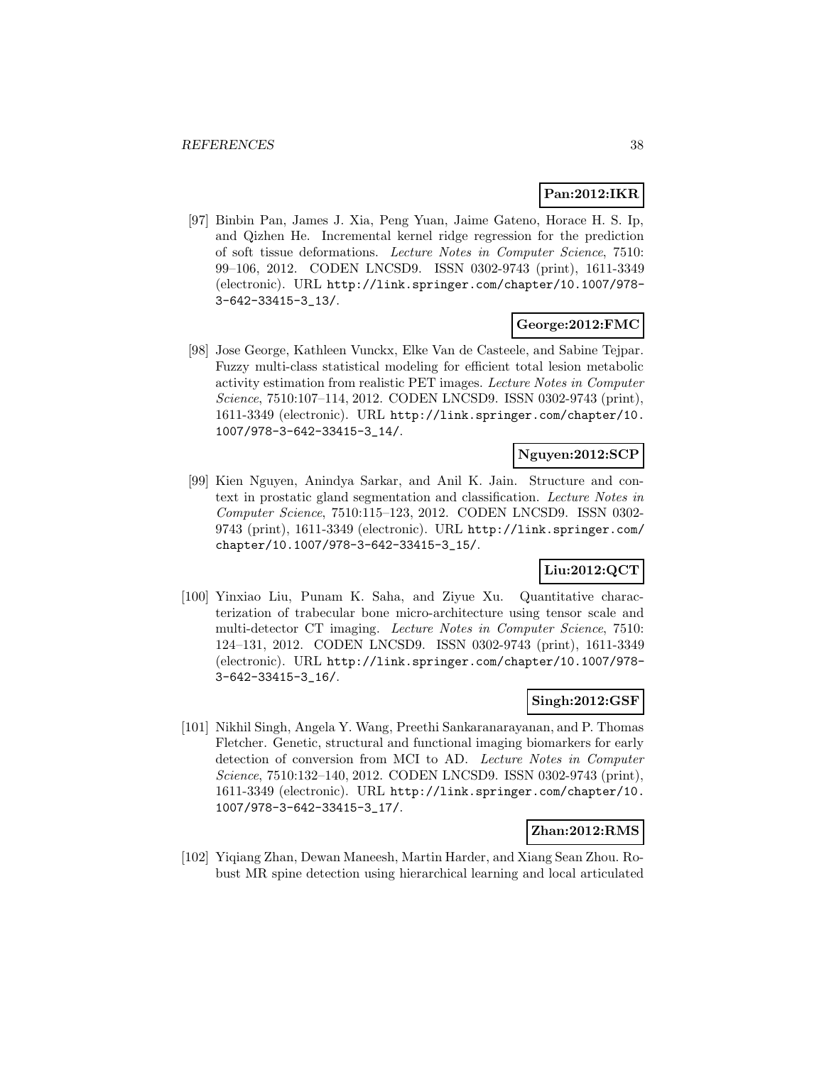**Pan:2012:IKR**

[97] Binbin Pan, James J. Xia, Peng Yuan, Jaime Gateno, Horace H. S. Ip, and Qizhen He. Incremental kernel ridge regression for the prediction of soft tissue deformations. *Lecture Notes in Computer Science*, 7510: 99–106, 2012. CODEN LNCSD9. ISSN 0302-9743 (print), 1611-3349 (electronic). URL http://link.springer.com/chapter/10.1007/978-3-642-33415-3_13/.

**George:2012:FMC**

[98] Jose George, Kathleen Vunckx, Elke Van de Casteele, and Sabine Tejpar. Fuzzy multi-class statistical modeling for efficient total lesion metabolic activity estimation from realistic PET images. *Lecture Notes in Computer Science*, 7510:107–114, 2012. CODEN LNCSD9. ISSN 0302-9743 (print), 1611-3349 (electronic). URL http://link.springer.com/chapter/10.1007/978-3-642-33415-3_14/.

**Nguyen:2012:SCP**

[99] Kien Nguyen, Anindya Sarkar, and Anil K. Jain. Structure and context in prostatic gland segmentation and classification. *Lecture Notes in Computer Science*, 7510:115–123, 2012. CODEN LNCSD9. ISSN 0302-9743 (print), 1611-3349 (electronic). URL http://link.springer.com/chapter/10.1007/978-3-642-33415-3_15/.

**Liu:2012:QCT**

[100] Yinxiao Liu, Punam K. Saha, and Ziyue Xu. Quantitative characterization of trabecular bone micro-architecture using tensor scale and multi-detector CT imaging. *Lecture Notes in Computer Science*, 7510: 124–131, 2012. CODEN LNCSD9. ISSN 0302-9743 (print), 1611-3349 (electronic). URL http://link.springer.com/chapter/10.1007/978-3-642-33415-3_16/.

**Singh:2012:GSF**

[101] Nikhil Singh, Angela Y. Wang, Preethi Sankaranarayanan, and P. Thomas Fletcher. Genetic, structural and functional imaging biomarkers for early detection of conversion from MCI to AD. *Lecture Notes in Computer Science*, 7510:132–140, 2012. CODEN LNCSD9. ISSN 0302-9743 (print), 1611-3349 (electronic). URL http://link.springer.com/chapter/10.1007/978-3-642-33415-3_17/.

**Zhan:2012:RMS**

[102] Yiqiang Zhan, Dewan Maneesh, Martin Harder, and Xiang Sean Zhou. Robust MR spine detection using hierarchical learning and local articulated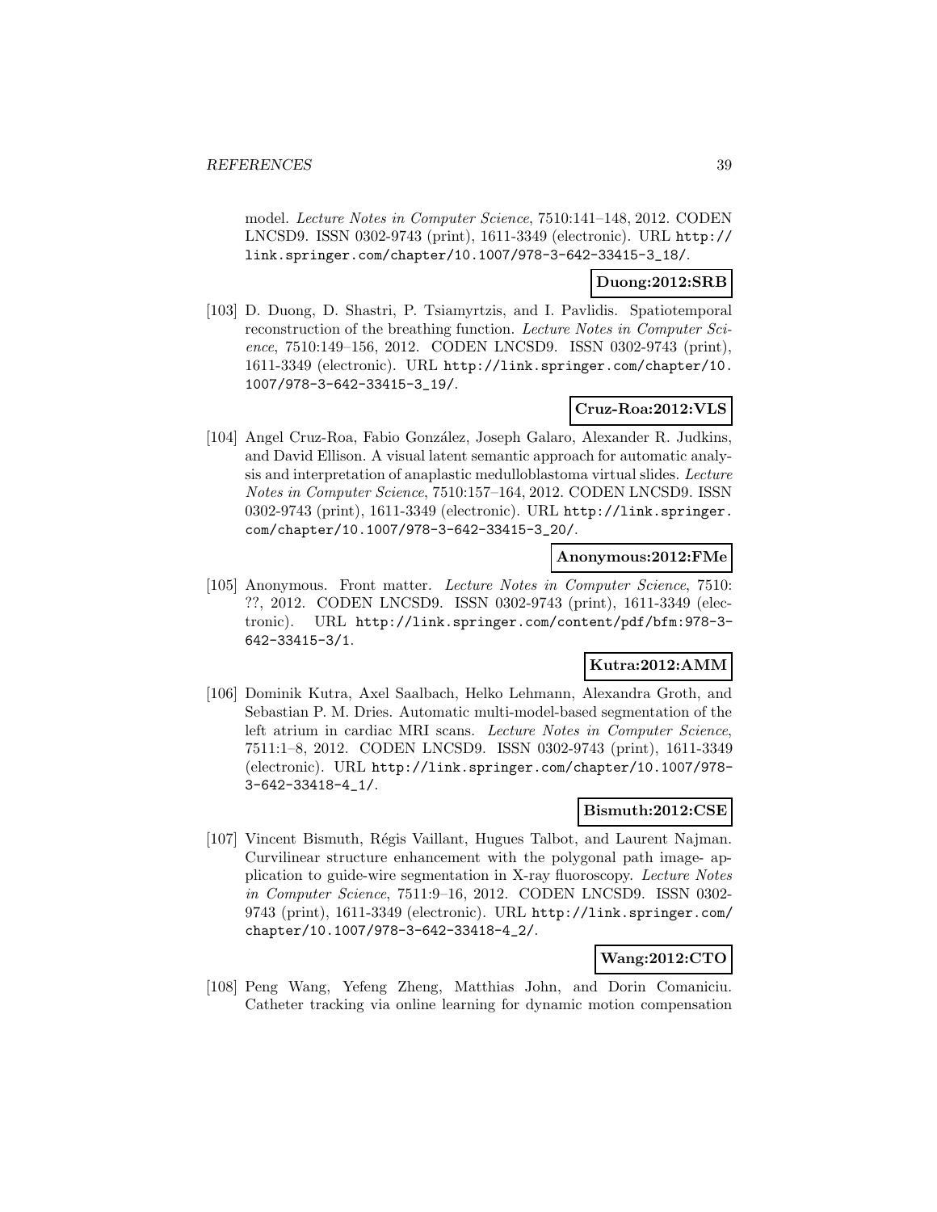model. *Lecture Notes in Computer Science*, 7510:141–148, 2012. CODEN LNCSD9. ISSN 0302-9743 (print), 1611-3349 (electronic). URL http://link.springer.com/chapter/10.1007/978-3-642-33415-3_18/.

**Duong:2012:SRB**

[103] D. Duong, D. Shastri, P. Tsiamyrtzis, and I. Pavlidis. Spatiotemporal reconstruction of the breathing function. *Lecture Notes in Computer Science*, 7510:149–156, 2012. CODEN LNCSD9. ISSN 0302-9743 (print), 1611-3349 (electronic). URL http://link.springer.com/chapter/10.1007/978-3-642-33415-3_19/.

**Cruz-Roa:2012:VLS**

[104] Angel Cruz-Roa, Fabio González, Joseph Galaro, Alexander R. Judkins, and David Ellison. A visual latent semantic approach for automatic analysis and interpretation of anaplastic medulloblastoma virtual slides. *Lecture Notes in Computer Science*, 7510:157–164, 2012. CODEN LNCSD9. ISSN 0302-9743 (print), 1611-3349 (electronic). URL http://link.springer.com/chapter/10.1007/978-3-642-33415-3_20/.

**Anonymous:2012:FMe**

[105] Anonymous. Front matter. *Lecture Notes in Computer Science*, 7510: ??, 2012. CODEN LNCSD9. ISSN 0302-9743 (print), 1611-3349 (electronic). URL http://link.springer.com/content/pdf/bfm:978-3-642-33415-3/1.

**Kutra:2012:AMM**

[106] Dominik Kutra, Axel Saalbach, Helko Lehmann, Alexandra Groth, and Sebastian P. M. Dries. Automatic multi-model-based segmentation of the left atrium in cardiac MRI scans. *Lecture Notes in Computer Science*, 7511:1–8, 2012. CODEN LNCSD9. ISSN 0302-9743 (print), 1611-3349 (electronic). URL http://link.springer.com/chapter/10.1007/978-3-642-33418-4_1/.

**Bismuth:2012:CSE**

[107] Vincent Bismuth, Régis Vaillant, Hugues Talbot, and Laurent Najman. Curvilinear structure enhancement with the polygonal path image- application to guide-wire segmentation in X-ray fluoroscopy. *Lecture Notes in Computer Science*, 7511:9–16, 2012. CODEN LNCSD9. ISSN 0302-9743 (print), 1611-3349 (electronic). URL http://link.springer.com/chapter/10.1007/978-3-642-33418-4_2/.

**Wang:2012:CTO**

[108] Peng Wang, Yefeng Zheng, Matthias John, and Dorin Comaniciu. Catheter tracking via online learning for dynamic motion compensation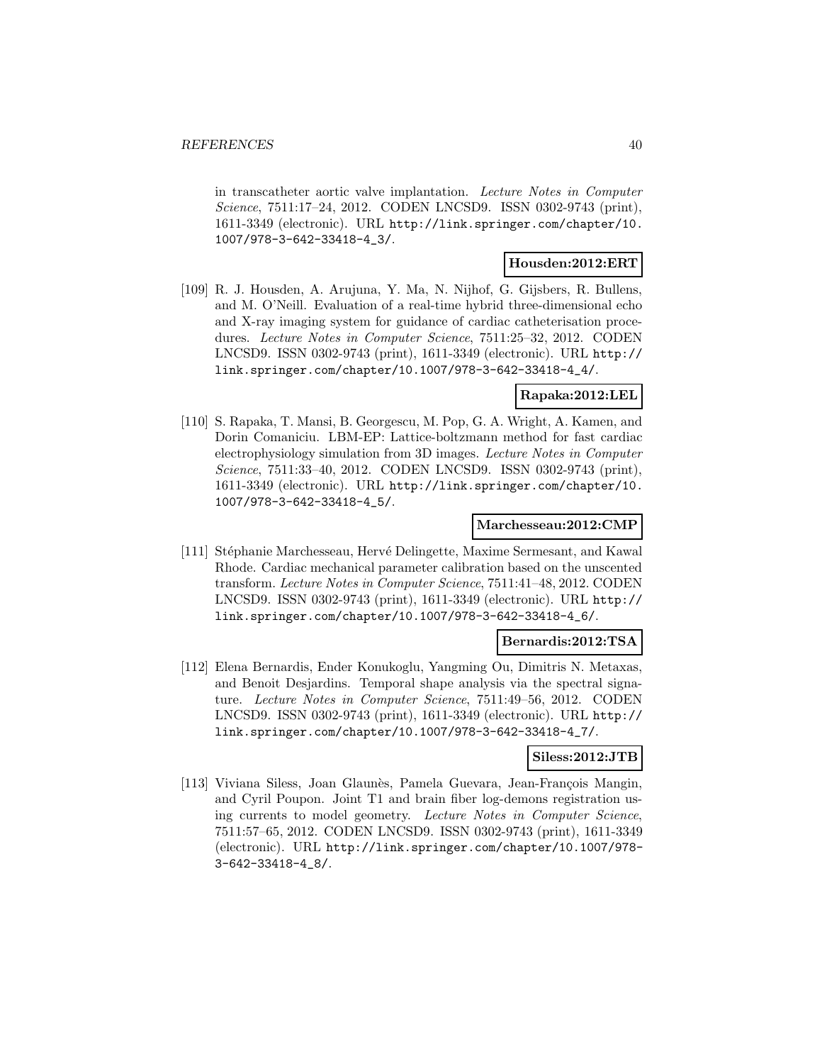in transcatheter aortic valve implantation. *Lecture Notes in Computer Science*, 7511:17–24, 2012. CODEN LNCSD9. ISSN 0302-9743 (print), 1611-3349 (electronic). URL http://link.springer.com/chapter/10.1007/978-3-642-33418-4_3/.

**Housden:2012:ERT**

[109] R. J. Housden, A. Arujuna, Y. Ma, N. Nijhof, G. Gijsbers, R. Bullens, and M. O'Neill. Evaluation of a real-time hybrid three-dimensional echo and X-ray imaging system for guidance of cardiac catheterisation procedures. *Lecture Notes in Computer Science*, 7511:25–32, 2012. CODEN LNCSD9. ISSN 0302-9743 (print), 1611-3349 (electronic). URL http://link.springer.com/chapter/10.1007/978-3-642-33418-4_4/.

**Rapaka:2012:LEL**

[110] S. Rapaka, T. Mansi, B. Georgescu, M. Pop, G. A. Wright, A. Kamen, and Dorin Comaniciu. LBM-EP: Lattice-boltzmann method for fast cardiac electrophysiology simulation from 3D images. *Lecture Notes in Computer Science*, 7511:33–40, 2012. CODEN LNCSD9. ISSN 0302-9743 (print), 1611-3349 (electronic). URL http://link.springer.com/chapter/10.1007/978-3-642-33418-4_5/.

**Marchesseau:2012:CMP**

[111] Stéphanie Marchesseau, Hervé Delingette, Maxime Sermesant, and Kawal Rhode. Cardiac mechanical parameter calibration based on the unscented transform. *Lecture Notes in Computer Science*, 7511:41–48, 2012. CODEN LNCSD9. ISSN 0302-9743 (print), 1611-3349 (electronic). URL http://link.springer.com/chapter/10.1007/978-3-642-33418-4_6/.

**Bernardis:2012:TSA**

[112] Elena Bernardis, Ender Konukoglu, Yangming Ou, Dimitris N. Metaxas, and Benoit Desjardins. Temporal shape analysis via the spectral signature. *Lecture Notes in Computer Science*, 7511:49–56, 2012. CODEN LNCSD9. ISSN 0302-9743 (print), 1611-3349 (electronic). URL http://link.springer.com/chapter/10.1007/978-3-642-33418-4_7/.

**Siless:2012:JTB**

[113] Viviana Siless, Joan Glaunès, Pamela Guevara, Jean-François Mangin, and Cyril Poupon. Joint T1 and brain fiber log-demons registration using currents to model geometry. *Lecture Notes in Computer Science*, 7511:57–65, 2012. CODEN LNCSD9. ISSN 0302-9743 (print), 1611-3349 (electronic). URL http://link.springer.com/chapter/10.1007/978-3-642-33418-4_8/.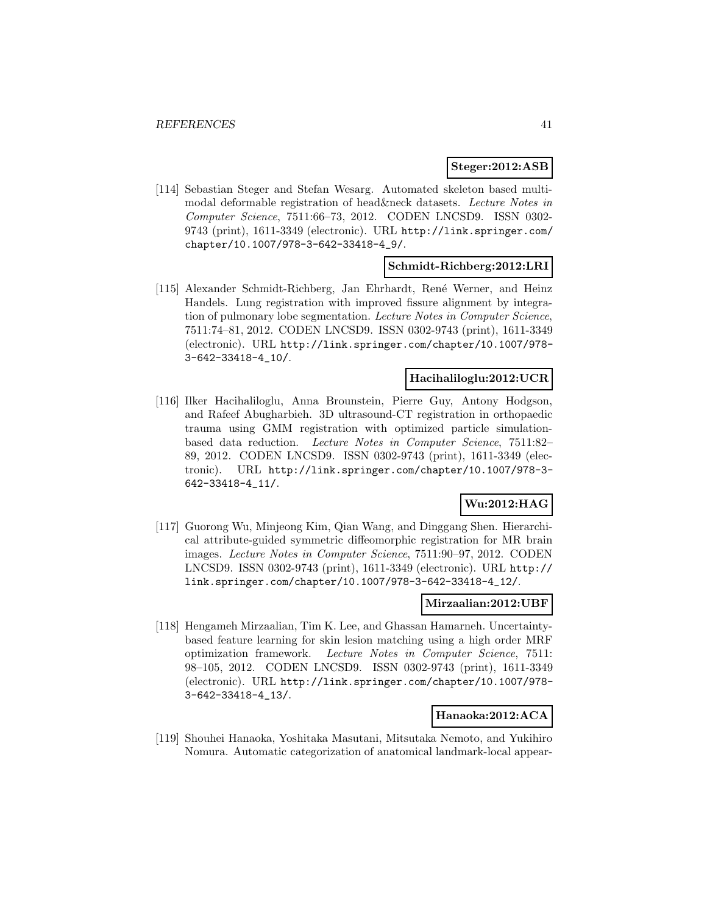**Steger:2012:ASB**

[114] Sebastian Steger and Stefan Wesarg. Automated skeleton based multimodal deformable registration of head&neck datasets. *Lecture Notes in Computer Science*, 7511:66–73, 2012. CODEN LNCSD9. ISSN 0302-9743 (print), 1611-3349 (electronic). URL http://link.springer.com/chapter/10.1007/978-3-642-33418-4_9/.

**Schmidt-Richberg:2012:LRI**

[115] Alexander Schmidt-Richberg, Jan Ehrhardt, René Werner, and Heinz Handels. Lung registration with improved fissure alignment by integration of pulmonary lobe segmentation. *Lecture Notes in Computer Science*, 7511:74–81, 2012. CODEN LNCSD9. ISSN 0302-9743 (print), 1611-3349 (electronic). URL http://link.springer.com/chapter/10.1007/978-3-642-33418-4_10/.

**Hacihaliloglu:2012:UCR**

[116] Ilker Hacihaliloglu, Anna Brounstein, Pierre Guy, Antony Hodgson, and Rafeef Abugharbieh. 3D ultrasound-CT registration in orthopaedic trauma using GMM registration with optimized particle simulation-based data reduction. *Lecture Notes in Computer Science*, 7511:82–89, 2012. CODEN LNCSD9. ISSN 0302-9743 (print), 1611-3349 (electronic). URL http://link.springer.com/chapter/10.1007/978-3-642-33418-4_11/.

**Wu:2012:HAG**

[117] Guorong Wu, Minjeong Kim, Qian Wang, and Dinggang Shen. Hierarchical attribute-guided symmetric diffeomorphic registration for MR brain images. *Lecture Notes in Computer Science*, 7511:90–97, 2012. CODEN LNCSD9. ISSN 0302-9743 (print), 1611-3349 (electronic). URL http://link.springer.com/chapter/10.1007/978-3-642-33418-4_12/.

**Mirzaalian:2012:UBF**

[118] Hengameh Mirzaalian, Tim K. Lee, and Ghassan Hamarneh. Uncertainty-based feature learning for skin lesion matching using a high order MRF optimization framework. *Lecture Notes in Computer Science*, 7511:98–105, 2012. CODEN LNCSD9. ISSN 0302-9743 (print), 1611-3349 (electronic). URL http://link.springer.com/chapter/10.1007/978-3-642-33418-4_13/.

**Hanaoka:2012:ACA**

[119] Shouhei Hanaoka, Yoshitaka Masutani, Mitsutaka Nemoto, and Yukihiro Nomura. Automatic categorization of anatomical landmark-local appear-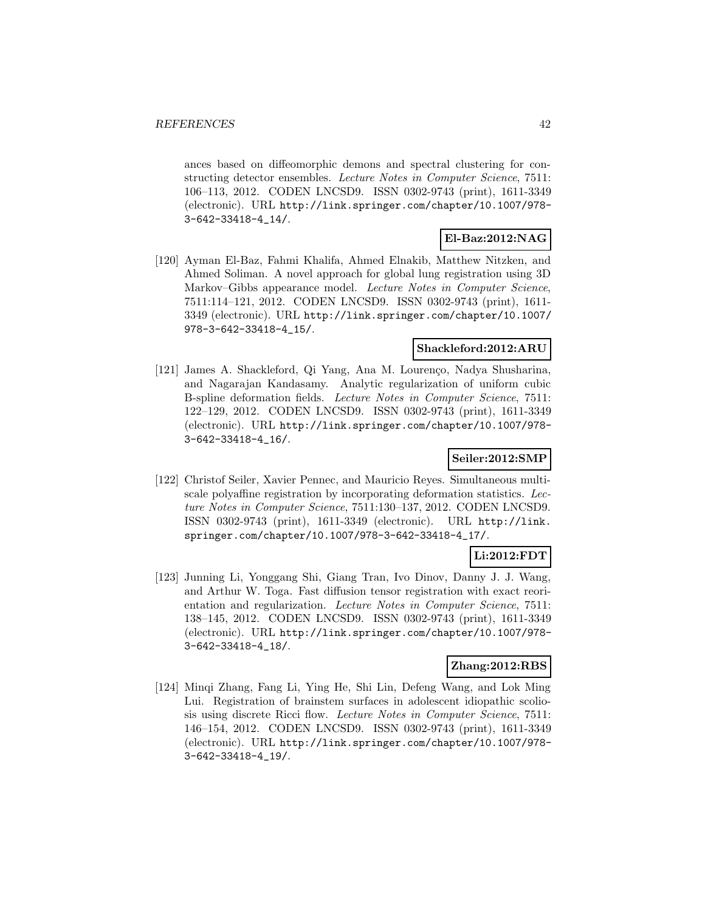ances based on diffeomorphic demons and spectral clustering for constructing detector ensembles. *Lecture Notes in Computer Science*, 7511: 106–113, 2012. CODEN LNCSD9. ISSN 0302-9743 (print), 1611-3349 (electronic). URL http://link.springer.com/chapter/10.1007/978-3-642-33418-4_14/.

**El-Baz:2012:NAG**

[120] Ayman El-Baz, Fahmi Khalifa, Ahmed Elnakib, Matthew Nitzken, and Ahmed Soliman. A novel approach for global lung registration using 3D Markov–Gibbs appearance model. *Lecture Notes in Computer Science*, 7511:114–121, 2012. CODEN LNCSD9. ISSN 0302-9743 (print), 1611-3349 (electronic). URL http://link.springer.com/chapter/10.1007/978-3-642-33418-4_15/.

**Shackleford:2012:ARU**

[121] James A. Shackleford, Qi Yang, Ana M. Lourenço, Nadya Shusharina, and Nagarajan Kandasamy. Analytic regularization of uniform cubic B-spline deformation fields. *Lecture Notes in Computer Science*, 7511: 122–129, 2012. CODEN LNCSD9. ISSN 0302-9743 (print), 1611-3349 (electronic). URL http://link.springer.com/chapter/10.1007/978-3-642-33418-4_16/.

**Seiler:2012:SMP**

[122] Christof Seiler, Xavier Pennec, and Mauricio Reyes. Simultaneous multiscale polyaffine registration by incorporating deformation statistics. *Lecture Notes in Computer Science*, 7511:130–137, 2012. CODEN LNCSD9. ISSN 0302-9743 (print), 1611-3349 (electronic). URL http://link.springer.com/chapter/10.1007/978-3-642-33418-4_17/.

**Li:2012:FDT**

[123] Junning Li, Yonggang Shi, Giang Tran, Ivo Dinov, Danny J. J. Wang, and Arthur W. Toga. Fast diffusion tensor registration with exact reorientation and regularization. *Lecture Notes in Computer Science*, 7511: 138–145, 2012. CODEN LNCSD9. ISSN 0302-9743 (print), 1611-3349 (electronic). URL http://link.springer.com/chapter/10.1007/978-3-642-33418-4_18/.

**Zhang:2012:RBS**

[124] Minqi Zhang, Fang Li, Ying He, Shi Lin, Defeng Wang, and Lok Ming Lui. Registration of brainstem surfaces in adolescent idiopathic scoliosis using discrete Ricci flow. *Lecture Notes in Computer Science*, 7511: 146–154, 2012. CODEN LNCSD9. ISSN 0302-9743 (print), 1611-3349 (electronic). URL http://link.springer.com/chapter/10.1007/978-3-642-33418-4_19/.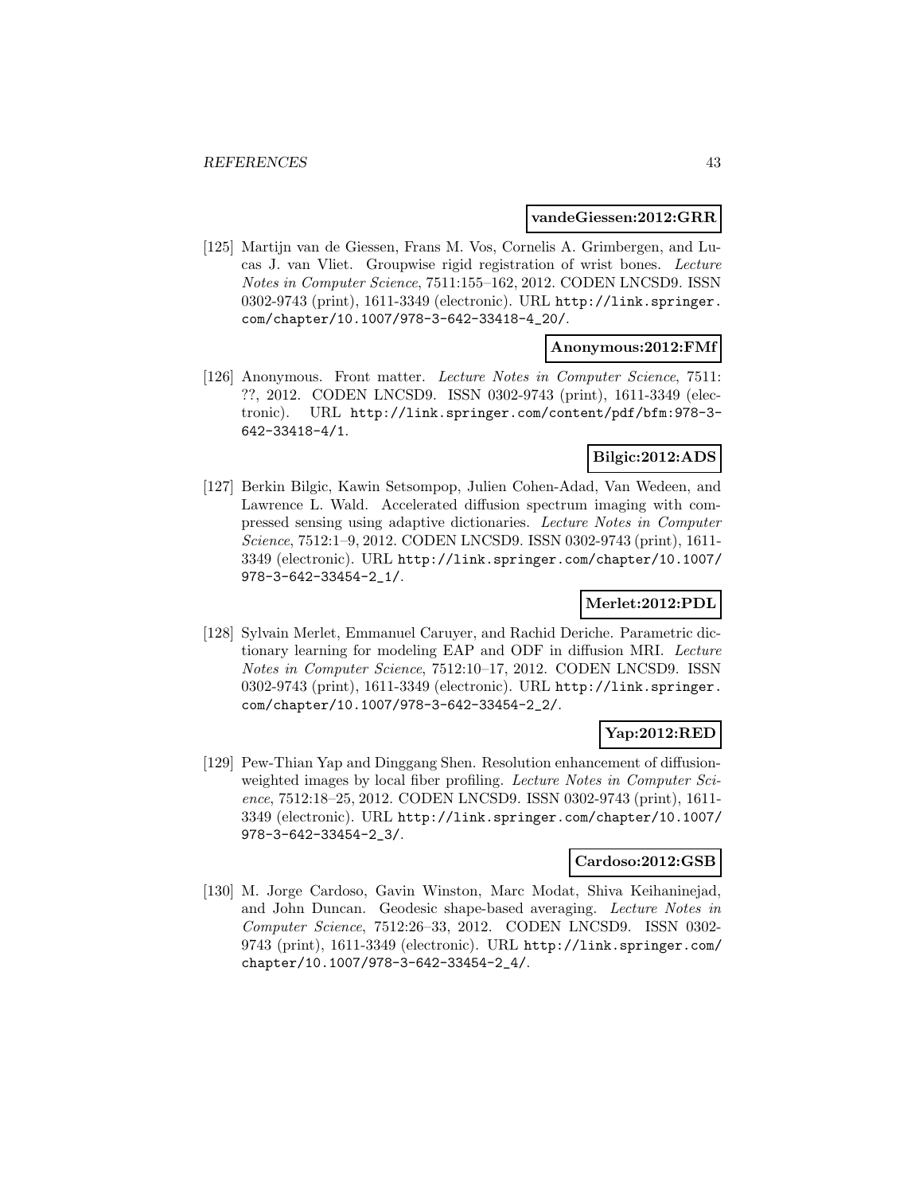**vandeGiessen:2012:GRR**

[125] Martijn van de Giessen, Frans M. Vos, Cornelis A. Grimbergen, and Lucas J. van Vliet. Groupwise rigid registration of wrist bones. *Lecture Notes in Computer Science*, 7511:155–162, 2012. CODEN LNCSD9. ISSN 0302-9743 (print), 1611-3349 (electronic). URL http://link.springer.com/chapter/10.1007/978-3-642-33418-4_20/.

**Anonymous:2012:FMf**

[126] Anonymous. Front matter. *Lecture Notes in Computer Science*, 7511: ??, 2012. CODEN LNCSD9. ISSN 0302-9743 (print), 1611-3349 (electronic). URL http://link.springer.com/content/pdf/bfm:978-3-642-33418-4/1.

**Bilgic:2012:ADS**

[127] Berkin Bilgic, Kawin Setsompop, Julien Cohen-Adad, Van Wedeen, and Lawrence L. Wald. Accelerated diffusion spectrum imaging with compressed sensing using adaptive dictionaries. *Lecture Notes in Computer Science*, 7512:1–9, 2012. CODEN LNCSD9. ISSN 0302-9743 (print), 1611-3349 (electronic). URL http://link.springer.com/chapter/10.1007/978-3-642-33454-2_1/.

**Merlet:2012:PDL**

[128] Sylvain Merlet, Emmanuel Caruyer, and Rachid Deriche. Parametric dictionary learning for modeling EAP and ODF in diffusion MRI. *Lecture Notes in Computer Science*, 7512:10–17, 2012. CODEN LNCSD9. ISSN 0302-9743 (print), 1611-3349 (electronic). URL http://link.springer.com/chapter/10.1007/978-3-642-33454-2_2/.

**Yap:2012:RED**

[129] Pew-Thian Yap and Dinggang Shen. Resolution enhancement of diffusion-weighted images by local fiber profiling. *Lecture Notes in Computer Science*, 7512:18–25, 2012. CODEN LNCSD9. ISSN 0302-9743 (print), 1611-3349 (electronic). URL http://link.springer.com/chapter/10.1007/978-3-642-33454-2_3/.

**Cardoso:2012:GSB**

[130] M. Jorge Cardoso, Gavin Winston, Marc Modat, Shiva Keihaninejad, and John Duncan. Geodesic shape-based averaging. *Lecture Notes in Computer Science*, 7512:26–33, 2012. CODEN LNCSD9. ISSN 0302-9743 (print), 1611-3349 (electronic). URL http://link.springer.com/chapter/10.1007/978-3-642-33454-2_4/.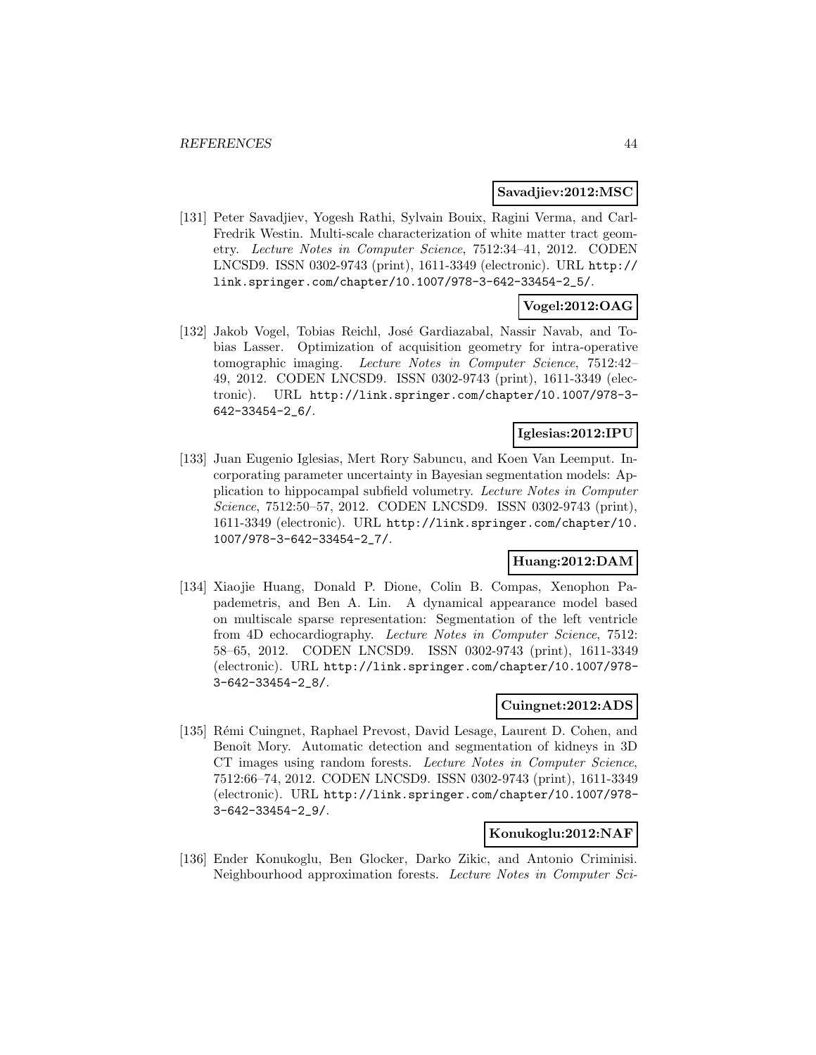**Savadjiev:2012:MSC**

[131] Peter Savadjiev, Yogesh Rathi, Sylvain Bouix, Ragini Verma, and Carl-Fredrik Westin. Multi-scale characterization of white matter tract geometry. *Lecture Notes in Computer Science*, 7512:34–41, 2012. CODEN LNCSD9. ISSN 0302-9743 (print), 1611-3349 (electronic). URL http://link.springer.com/chapter/10.1007/978-3-642-33454-2_5/.

**Vogel:2012:OAG**

[132] Jakob Vogel, Tobias Reichl, José Gardiazabal, Nassir Navab, and Tobias Lasser. Optimization of acquisition geometry for intra-operative tomographic imaging. *Lecture Notes in Computer Science*, 7512:42–49, 2012. CODEN LNCSD9. ISSN 0302-9743 (print), 1611-3349 (electronic). URL http://link.springer.com/chapter/10.1007/978-3-642-33454-2_6/.

**Iglesias:2012:IPU**

[133] Juan Eugenio Iglesias, Mert Rory Sabuncu, and Koen Van Leemput. Incorporating parameter uncertainty in Bayesian segmentation models: Application to hippocampal subfield volumetry. *Lecture Notes in Computer Science*, 7512:50–57, 2012. CODEN LNCSD9. ISSN 0302-9743 (print), 1611-3349 (electronic). URL http://link.springer.com/chapter/10.1007/978-3-642-33454-2_7/.

**Huang:2012:DAM**

[134] Xiaojie Huang, Donald P. Dione, Colin B. Compas, Xenophon Papademetris, and Ben A. Lin. A dynamical appearance model based on multiscale sparse representation: Segmentation of the left ventricle from 4D echocardiography. *Lecture Notes in Computer Science*, 7512:58–65, 2012. CODEN LNCSD9. ISSN 0302-9743 (print), 1611-3349 (electronic). URL http://link.springer.com/chapter/10.1007/978-3-642-33454-2_8/.

**Cuingnet:2012:ADS**

[135] Rémi Cuingnet, Raphael Prevost, David Lesage, Laurent D. Cohen, and Benoît Mory. Automatic detection and segmentation of kidneys in 3D CT images using random forests. *Lecture Notes in Computer Science*, 7512:66–74, 2012. CODEN LNCSD9. ISSN 0302-9743 (print), 1611-3349 (electronic). URL http://link.springer.com/chapter/10.1007/978-3-642-33454-2_9/.

**Konukoglu:2012:NAF**

[136] Ender Konukoglu, Ben Glocker, Darko Zikic, and Antonio Criminisi. Neighbourhood approximation forests. *Lecture Notes in Computer Sci-*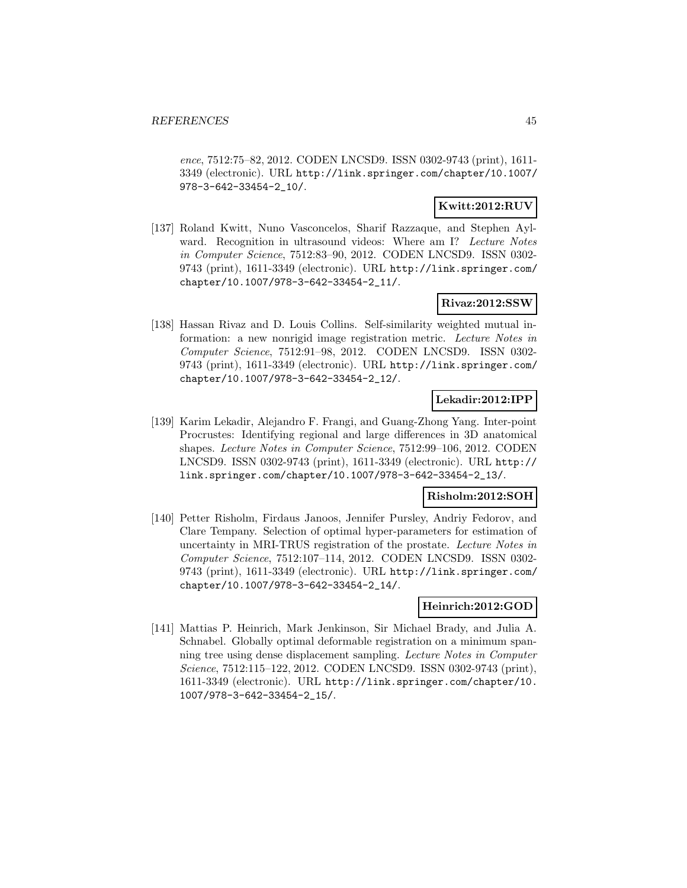*ence*, 7512:75–82, 2012. CODEN LNCSD9. ISSN 0302-9743 (print), 1611-3349 (electronic). URL http://link.springer.com/chapter/10.1007/978-3-642-33454-2_10/.

**Kwitt:2012:RUV**

[137] Roland Kwitt, Nuno Vasconcelos, Sharif Razzaque, and Stephen Aylward. Recognition in ultrasound videos: Where am I? *Lecture Notes in Computer Science*, 7512:83–90, 2012. CODEN LNCSD9. ISSN 0302-9743 (print), 1611-3349 (electronic). URL http://link.springer.com/chapter/10.1007/978-3-642-33454-2_11/.

**Rivaz:2012:SSW**

[138] Hassan Rivaz and D. Louis Collins. Self-similarity weighted mutual information: a new nonrigid image registration metric. *Lecture Notes in Computer Science*, 7512:91–98, 2012. CODEN LNCSD9. ISSN 0302-9743 (print), 1611-3349 (electronic). URL http://link.springer.com/chapter/10.1007/978-3-642-33454-2_12/.

**Lekadir:2012:IPP**

[139] Karim Lekadir, Alejandro F. Frangi, and Guang-Zhong Yang. Inter-point Procrustes: Identifying regional and large differences in 3D anatomical shapes. *Lecture Notes in Computer Science*, 7512:99–106, 2012. CODEN LNCSD9. ISSN 0302-9743 (print), 1611-3349 (electronic). URL http://link.springer.com/chapter/10.1007/978-3-642-33454-2_13/.

**Risholm:2012:SOH**

[140] Petter Risholm, Firdaus Janoos, Jennifer Pursley, Andriy Fedorov, and Clare Tempany. Selection of optimal hyper-parameters for estimation of uncertainty in MRI-TRUS registration of the prostate. *Lecture Notes in Computer Science*, 7512:107–114, 2012. CODEN LNCSD9. ISSN 0302-9743 (print), 1611-3349 (electronic). URL http://link.springer.com/chapter/10.1007/978-3-642-33454-2_14/.

**Heinrich:2012:GOD**

[141] Mattias P. Heinrich, Mark Jenkinson, Sir Michael Brady, and Julia A. Schnabel. Globally optimal deformable registration on a minimum spanning tree using dense displacement sampling. *Lecture Notes in Computer Science*, 7512:115–122, 2012. CODEN LNCSD9. ISSN 0302-9743 (print), 1611-3349 (electronic). URL http://link.springer.com/chapter/10.1007/978-3-642-33454-2_15/.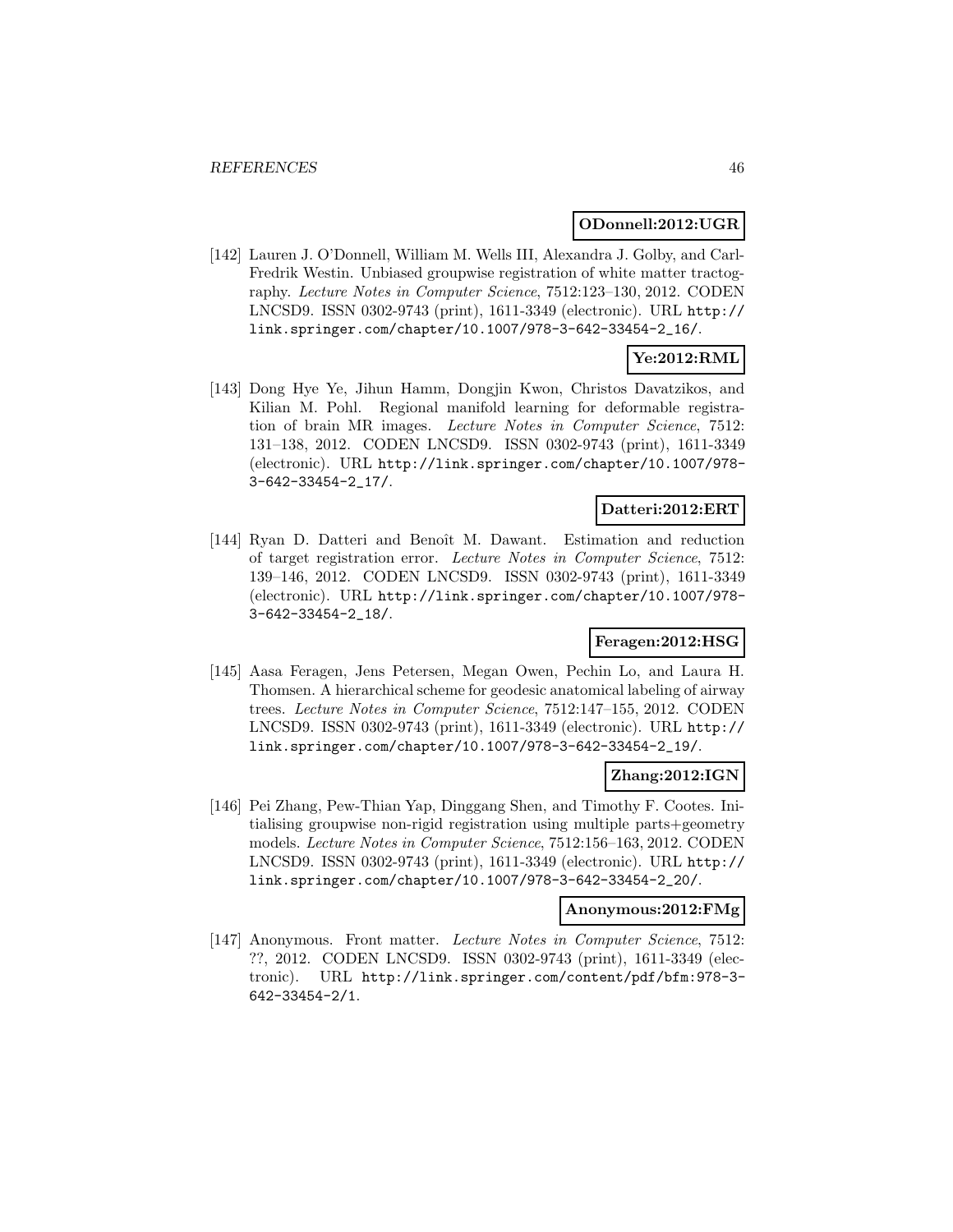**ODonnell:2012:UGR**

[142] Lauren J. O'Donnell, William M. Wells III, Alexandra J. Golby, and Carl-Fredrik Westin. Unbiased groupwise registration of white matter tractography. *Lecture Notes in Computer Science*, 7512:123–130, 2012. CODEN LNCSD9. ISSN 0302-9743 (print), 1611-3349 (electronic). URL http://link.springer.com/chapter/10.1007/978-3-642-33454-2_16/.

**Ye:2012:RML**

[143] Dong Hye Ye, Jihun Hamm, Dongjin Kwon, Christos Davatzikos, and Kilian M. Pohl. Regional manifold learning for deformable registration of brain MR images. *Lecture Notes in Computer Science*, 7512: 131–138, 2012. CODEN LNCSD9. ISSN 0302-9743 (print), 1611-3349 (electronic). URL http://link.springer.com/chapter/10.1007/978-3-642-33454-2_17/.

**Datteri:2012:ERT**

[144] Ryan D. Datteri and Benoît M. Dawant. Estimation and reduction of target registration error. *Lecture Notes in Computer Science*, 7512: 139–146, 2012. CODEN LNCSD9. ISSN 0302-9743 (print), 1611-3349 (electronic). URL http://link.springer.com/chapter/10.1007/978-3-642-33454-2_18/.

**Feragen:2012:HSG**

[145] Aasa Feragen, Jens Petersen, Megan Owen, Pechin Lo, and Laura H. Thomsen. A hierarchical scheme for geodesic anatomical labeling of airway trees. *Lecture Notes in Computer Science*, 7512:147–155, 2012. CODEN LNCSD9. ISSN 0302-9743 (print), 1611-3349 (electronic). URL http://link.springer.com/chapter/10.1007/978-3-642-33454-2_19/.

**Zhang:2012:IGN**

[146] Pei Zhang, Pew-Thian Yap, Dinggang Shen, and Timothy F. Cootes. Initialising groupwise non-rigid registration using multiple parts+geometry models. *Lecture Notes in Computer Science*, 7512:156–163, 2012. CODEN LNCSD9. ISSN 0302-9743 (print), 1611-3349 (electronic). URL http://link.springer.com/chapter/10.1007/978-3-642-33454-2_20/.

**Anonymous:2012:FMg**

[147] Anonymous. Front matter. *Lecture Notes in Computer Science*, 7512: ??, 2012. CODEN LNCSD9. ISSN 0302-9743 (print), 1611-3349 (electronic). URL http://link.springer.com/content/pdf/bfm:978-3-642-33454-2/1.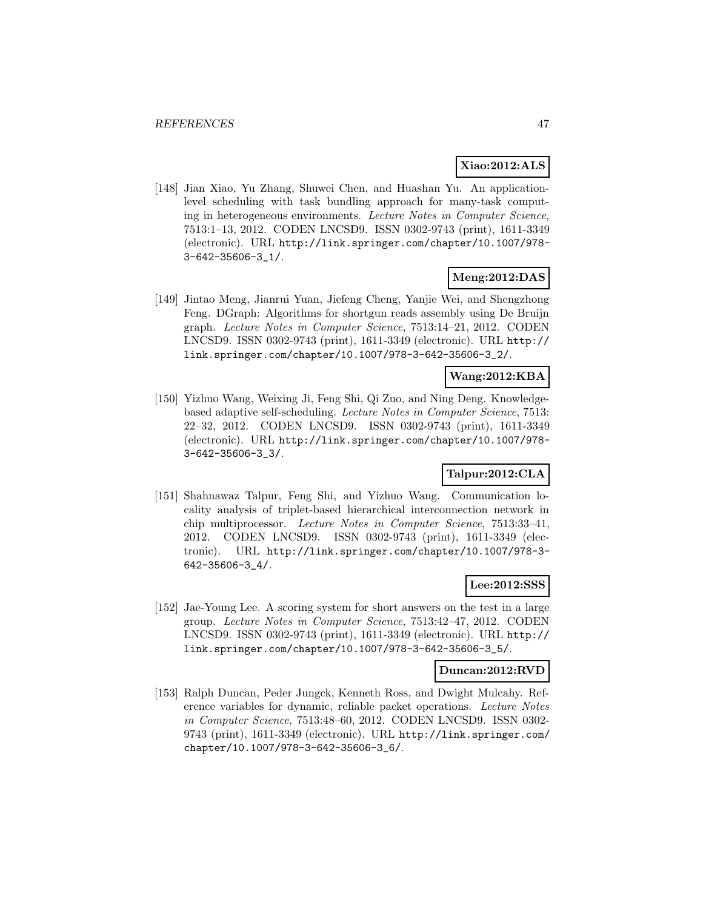**Xiao:2012:ALS**

[148] Jian Xiao, Yu Zhang, Shuwei Chen, and Huashan Yu. An application-level scheduling with task bundling approach for many-task computing in heterogeneous environments. *Lecture Notes in Computer Science*, 7513:1–13, 2012. CODEN LNCSD9. ISSN 0302-9743 (print), 1611-3349 (electronic). URL `http://link.springer.com/chapter/10.1007/978-3-642-35606-3_1/`.

**Meng:2012:DAS**

[149] Jintao Meng, Jianrui Yuan, Jiefeng Cheng, Yanjie Wei, and Shengzhong Feng. DGraph: Algorithms for shortgun reads assembly using De Bruijn graph. *Lecture Notes in Computer Science*, 7513:14–21, 2012. CODEN LNCSD9. ISSN 0302-9743 (print), 1611-3349 (electronic). URL `http://link.springer.com/chapter/10.1007/978-3-642-35606-3_2/`.

**Wang:2012:KBA**

[150] Yizhuo Wang, Weixing Ji, Feng Shi, Qi Zuo, and Ning Deng. Knowledge-based adaptive self-scheduling. *Lecture Notes in Computer Science*, 7513: 22–32, 2012. CODEN LNCSD9. ISSN 0302-9743 (print), 1611-3349 (electronic). URL `http://link.springer.com/chapter/10.1007/978-3-642-35606-3_3/`.

**Talpur:2012:CLA**

[151] Shahnawaz Talpur, Feng Shi, and Yizhuo Wang. Communication locality analysis of triplet-based hierarchical interconnection network in chip multiprocessor. *Lecture Notes in Computer Science*, 7513:33–41, 2012. CODEN LNCSD9. ISSN 0302-9743 (print), 1611-3349 (electronic). URL `http://link.springer.com/chapter/10.1007/978-3-642-35606-3_4/`.

**Lee:2012:SSS**

[152] Jae-Young Lee. A scoring system for short answers on the test in a large group. *Lecture Notes in Computer Science*, 7513:42–47, 2012. CODEN LNCSD9. ISSN 0302-9743 (print), 1611-3349 (electronic). URL `http://link.springer.com/chapter/10.1007/978-3-642-35606-3_5/`.

**Duncan:2012:RVD**

[153] Ralph Duncan, Peder Jungck, Kenneth Ross, and Dwight Mulcahy. Reference variables for dynamic, reliable packet operations. *Lecture Notes in Computer Science*, 7513:48–60, 2012. CODEN LNCSD9. ISSN 0302-9743 (print), 1611-3349 (electronic). URL `http://link.springer.com/chapter/10.1007/978-3-642-35606-3_6/`.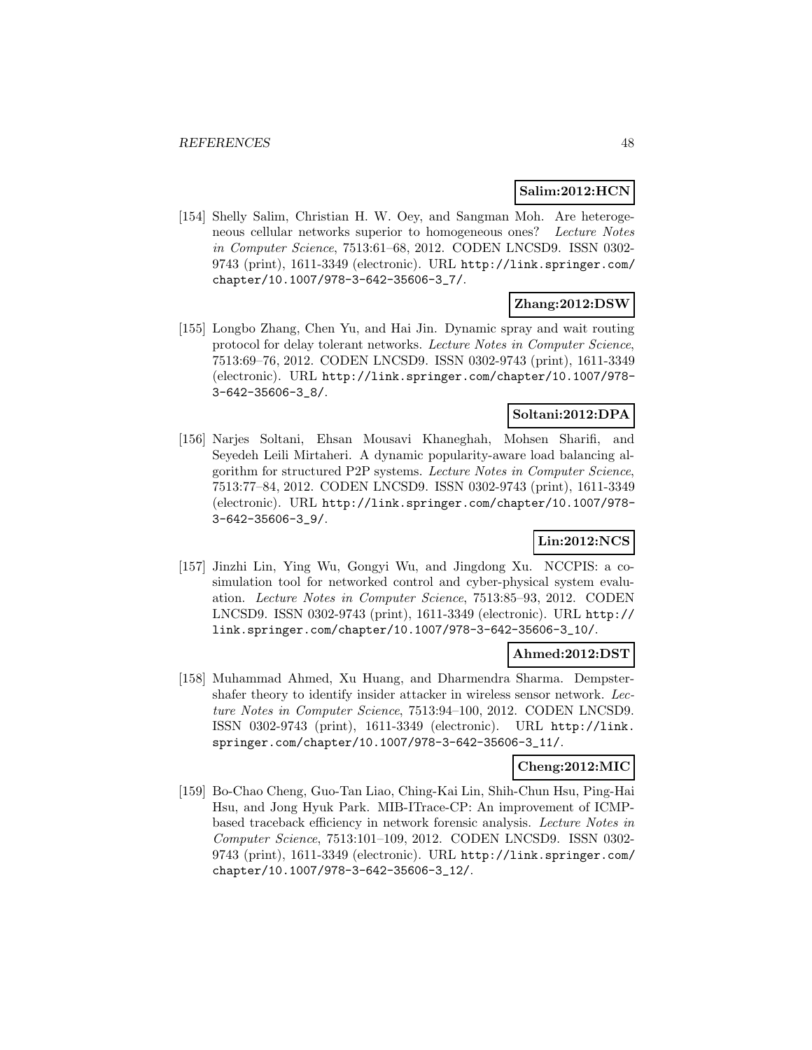**Salim:2012:HCN**

[154] Shelly Salim, Christian H. W. Oey, and Sangman Moh. Are heterogeneous cellular networks superior to homogeneous ones? *Lecture Notes in Computer Science*, 7513:61–68, 2012. CODEN LNCSD9. ISSN 0302-9743 (print), 1611-3349 (electronic). URL `http://link.springer.com/chapter/10.1007/978-3-642-35606-3_7/`.

**Zhang:2012:DSW**

[155] Longbo Zhang, Chen Yu, and Hai Jin. Dynamic spray and wait routing protocol for delay tolerant networks. *Lecture Notes in Computer Science*, 7513:69–76, 2012. CODEN LNCSD9. ISSN 0302-9743 (print), 1611-3349 (electronic). URL `http://link.springer.com/chapter/10.1007/978-3-642-35606-3_8/`.

**Soltani:2012:DPA**

[156] Narjes Soltani, Ehsan Mousavi Khaneghah, Mohsen Sharifi, and Seyedeh Leili Mirtaheri. A dynamic popularity-aware load balancing algorithm for structured P2P systems. *Lecture Notes in Computer Science*, 7513:77–84, 2012. CODEN LNCSD9. ISSN 0302-9743 (print), 1611-3349 (electronic). URL `http://link.springer.com/chapter/10.1007/978-3-642-35606-3_9/`.

**Lin:2012:NCS**

[157] Jinzhi Lin, Ying Wu, Gongyi Wu, and Jingdong Xu. NCCPIS: a co-simulation tool for networked control and cyber-physical system evaluation. *Lecture Notes in Computer Science*, 7513:85–93, 2012. CODEN LNCSD9. ISSN 0302-9743 (print), 1611-3349 (electronic). URL `http://link.springer.com/chapter/10.1007/978-3-642-35606-3_10/`.

**Ahmed:2012:DST**

[158] Muhammad Ahmed, Xu Huang, and Dharmendra Sharma. Dempster-shafer theory to identify insider attacker in wireless sensor network. *Lecture Notes in Computer Science*, 7513:94–100, 2012. CODEN LNCSD9. ISSN 0302-9743 (print), 1611-3349 (electronic). URL `http://link.springer.com/chapter/10.1007/978-3-642-35606-3_11/`.

**Cheng:2012:MIC**

[159] Bo-Chao Cheng, Guo-Tan Liao, Ching-Kai Lin, Shih-Chun Hsu, Ping-Hai Hsu, and Jong Hyuk Park. MIB-ITrace-CP: An improvement of ICMP-based traceback efficiency in network forensic analysis. *Lecture Notes in Computer Science*, 7513:101–109, 2012. CODEN LNCSD9. ISSN 0302-9743 (print), 1611-3349 (electronic). URL `http://link.springer.com/chapter/10.1007/978-3-642-35606-3_12/`.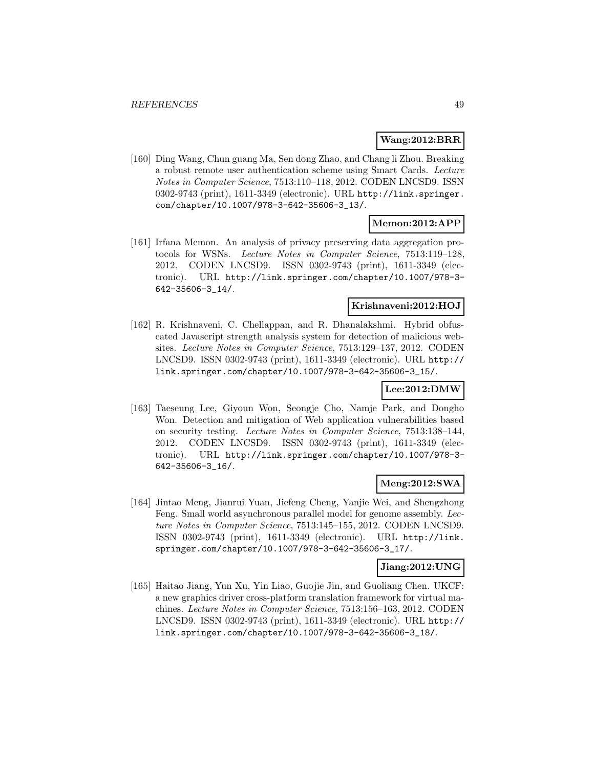**Wang:2012:BRR**

[160] Ding Wang, Chun guang Ma, Sen dong Zhao, and Chang li Zhou. Breaking a robust remote user authentication scheme using Smart Cards. *Lecture Notes in Computer Science*, 7513:110–118, 2012. CODEN LNCSD9. ISSN 0302-9743 (print), 1611-3349 (electronic). URL http://link.springer.com/chapter/10.1007/978-3-642-35606-3_13/.

**Memon:2012:APP**

[161] Irfana Memon. An analysis of privacy preserving data aggregation protocols for WSNs. *Lecture Notes in Computer Science*, 7513:119–128, 2012. CODEN LNCSD9. ISSN 0302-9743 (print), 1611-3349 (electronic). URL http://link.springer.com/chapter/10.1007/978-3-642-35606-3_14/.

**Krishnaveni:2012:HOJ**

[162] R. Krishnaveni, C. Chellappan, and R. Dhanalakshmi. Hybrid obfuscated Javascript strength analysis system for detection of malicious websites. *Lecture Notes in Computer Science*, 7513:129–137, 2012. CODEN LNCSD9. ISSN 0302-9743 (print), 1611-3349 (electronic). URL http://link.springer.com/chapter/10.1007/978-3-642-35606-3_15/.

**Lee:2012:DMW**

[163] Taeseung Lee, Giyoun Won, Seongje Cho, Namje Park, and Dongho Won. Detection and mitigation of Web application vulnerabilities based on security testing. *Lecture Notes in Computer Science*, 7513:138–144, 2012. CODEN LNCSD9. ISSN 0302-9743 (print), 1611-3349 (electronic). URL http://link.springer.com/chapter/10.1007/978-3-642-35606-3_16/.

**Meng:2012:SWA**

[164] Jintao Meng, Jianrui Yuan, Jiefeng Cheng, Yanjie Wei, and Shengzhong Feng. Small world asynchronous parallel model for genome assembly. *Lecture Notes in Computer Science*, 7513:145–155, 2012. CODEN LNCSD9. ISSN 0302-9743 (print), 1611-3349 (electronic). URL http://link.springer.com/chapter/10.1007/978-3-642-35606-3_17/.

**Jiang:2012:UNG**

[165] Haitao Jiang, Yun Xu, Yin Liao, Guojie Jin, and Guoliang Chen. UKCF: a new graphics driver cross-platform translation framework for virtual machines. *Lecture Notes in Computer Science*, 7513:156–163, 2012. CODEN LNCSD9. ISSN 0302-9743 (print), 1611-3349 (electronic). URL http://link.springer.com/chapter/10.1007/978-3-642-35606-3_18/.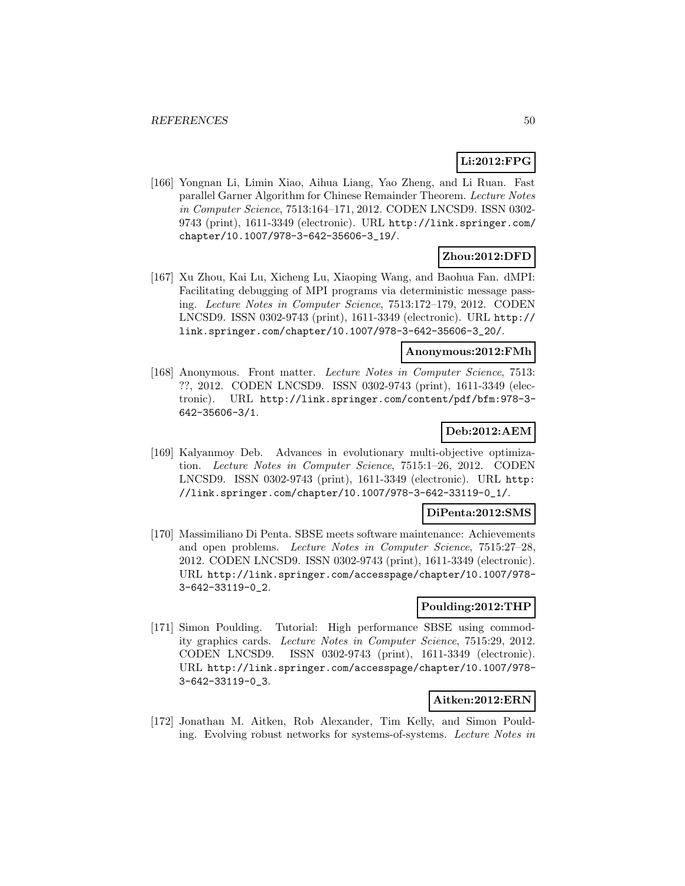**Li:2012:FPG**

[166] Yongnan Li, Limin Xiao, Aihua Liang, Yao Zheng, and Li Ruan. Fast parallel Garner Algorithm for Chinese Remainder Theorem. *Lecture Notes in Computer Science*, 7513:164–171, 2012. CODEN LNCSD9. ISSN 0302-9743 (print), 1611-3349 (electronic). URL http://link.springer.com/chapter/10.1007/978-3-642-35606-3_19/.

**Zhou:2012:DFD**

[167] Xu Zhou, Kai Lu, Xicheng Lu, Xiaoping Wang, and Baohua Fan. dMPI: Facilitating debugging of MPI programs via deterministic message passing. *Lecture Notes in Computer Science*, 7513:172–179, 2012. CODEN LNCSD9. ISSN 0302-9743 (print), 1611-3349 (electronic). URL http://link.springer.com/chapter/10.1007/978-3-642-35606-3_20/.

**Anonymous:2012:FMh**

[168] Anonymous. Front matter. *Lecture Notes in Computer Science*, 7513: ??, 2012. CODEN LNCSD9. ISSN 0302-9743 (print), 1611-3349 (electronic). URL http://link.springer.com/content/pdf/bfm:978-3-642-35606-3/1.

**Deb:2012:AEM**

[169] Kalyanmoy Deb. Advances in evolutionary multi-objective optimization. *Lecture Notes in Computer Science*, 7515:1–26, 2012. CODEN LNCSD9. ISSN 0302-9743 (print), 1611-3349 (electronic). URL http://link.springer.com/chapter/10.1007/978-3-642-33119-0_1/.

**DiPenta:2012:SMS**

[170] Massimiliano Di Penta. SBSE meets software maintenance: Achievements and open problems. *Lecture Notes in Computer Science*, 7515:27–28, 2012. CODEN LNCSD9. ISSN 0302-9743 (print), 1611-3349 (electronic). URL http://link.springer.com/accesspage/chapter/10.1007/978-3-642-33119-0_2.

**Poulding:2012:THP**

[171] Simon Poulding. Tutorial: High performance SBSE using commodity graphics cards. *Lecture Notes in Computer Science*, 7515:29, 2012. CODEN LNCSD9. ISSN 0302-9743 (print), 1611-3349 (electronic). URL http://link.springer.com/accesspage/chapter/10.1007/978-3-642-33119-0_3.

**Aitken:2012:ERN**

[172] Jonathan M. Aitken, Rob Alexander, Tim Kelly, and Simon Poulding. Evolving robust networks for systems-of-systems. *Lecture Notes in*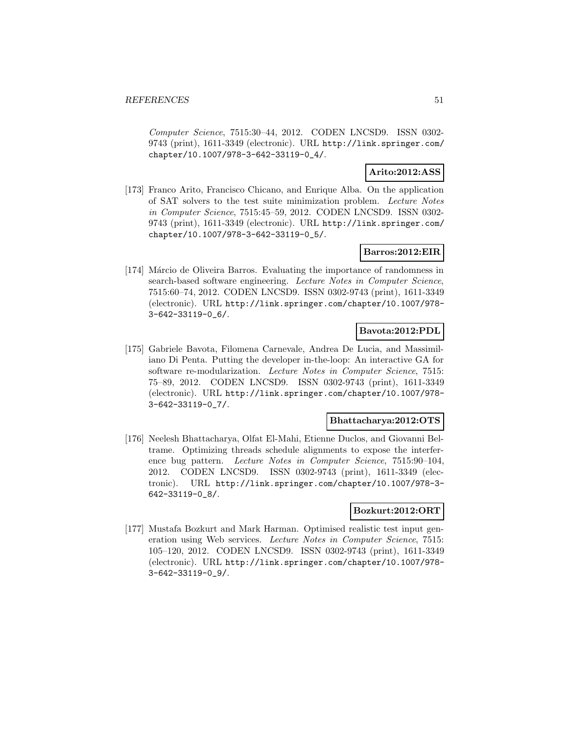*Computer Science*, 7515:30–44, 2012. CODEN LNCSD9. ISSN 0302-9743 (print), 1611-3349 (electronic). URL http://link.springer.com/chapter/10.1007/978-3-642-33119-0_4/.

**Arito:2012:ASS**

[173] Franco Arito, Francisco Chicano, and Enrique Alba. On the application of SAT solvers to the test suite minimization problem. *Lecture Notes in Computer Science*, 7515:45–59, 2012. CODEN LNCSD9. ISSN 0302-9743 (print), 1611-3349 (electronic). URL http://link.springer.com/chapter/10.1007/978-3-642-33119-0_5/.

**Barros:2012:EIR**

[174] Márcio de Oliveira Barros. Evaluating the importance of randomness in search-based software engineering. *Lecture Notes in Computer Science*, 7515:60–74, 2012. CODEN LNCSD9. ISSN 0302-9743 (print), 1611-3349 (electronic). URL http://link.springer.com/chapter/10.1007/978-3-642-33119-0_6/.

**Bavota:2012:PDL**

[175] Gabriele Bavota, Filomena Carnevale, Andrea De Lucia, and Massimiliano Di Penta. Putting the developer in-the-loop: An interactive GA for software re-modularization. *Lecture Notes in Computer Science*, 7515: 75–89, 2012. CODEN LNCSD9. ISSN 0302-9743 (print), 1611-3349 (electronic). URL http://link.springer.com/chapter/10.1007/978-3-642-33119-0_7/.

**Bhattacharya:2012:OTS**

[176] Neelesh Bhattacharya, Olfat El-Mahi, Etienne Duclos, and Giovanni Beltrame. Optimizing threads schedule alignments to expose the interference bug pattern. *Lecture Notes in Computer Science*, 7515:90–104, 2012. CODEN LNCSD9. ISSN 0302-9743 (print), 1611-3349 (electronic). URL http://link.springer.com/chapter/10.1007/978-3-642-33119-0_8/.

**Bozkurt:2012:ORT**

[177] Mustafa Bozkurt and Mark Harman. Optimised realistic test input generation using Web services. *Lecture Notes in Computer Science*, 7515: 105–120, 2012. CODEN LNCSD9. ISSN 0302-9743 (print), 1611-3349 (electronic). URL http://link.springer.com/chapter/10.1007/978-3-642-33119-0_9/.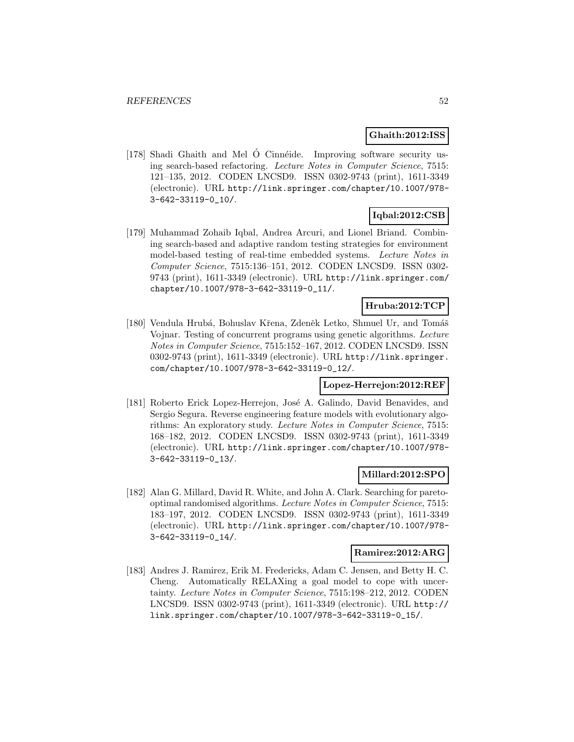**Ghaith:2012:ISS**

[178] Shadi Ghaith and Mel Ó Cinnéide. Improving software security using search-based refactoring. *Lecture Notes in Computer Science*, 7515: 121–135, 2012. CODEN LNCSD9. ISSN 0302-9743 (print), 1611-3349 (electronic). URL http://link.springer.com/chapter/10.1007/978-3-642-33119-0_10/.

**Iqbal:2012:CSB**

[179] Muhammad Zohaib Iqbal, Andrea Arcuri, and Lionel Briand. Combining search-based and adaptive random testing strategies for environment model-based testing of real-time embedded systems. *Lecture Notes in Computer Science*, 7515:136–151, 2012. CODEN LNCSD9. ISSN 0302-9743 (print), 1611-3349 (electronic). URL http://link.springer.com/chapter/10.1007/978-3-642-33119-0_11/.

**Hruba:2012:TCP**

[180] Vendula Hrubá, Bohuslav Křena, Zdeněk Letko, Shmuel Ur, and Tomáš Vojnar. Testing of concurrent programs using genetic algorithms. *Lecture Notes in Computer Science*, 7515:152–167, 2012. CODEN LNCSD9. ISSN 0302-9743 (print), 1611-3349 (electronic). URL http://link.springer.com/chapter/10.1007/978-3-642-33119-0_12/.

**Lopez-Herrejon:2012:REF**

[181] Roberto Erick Lopez-Herrejon, José A. Galindo, David Benavides, and Sergio Segura. Reverse engineering feature models with evolutionary algorithms: An exploratory study. *Lecture Notes in Computer Science*, 7515: 168–182, 2012. CODEN LNCSD9. ISSN 0302-9743 (print), 1611-3349 (electronic). URL http://link.springer.com/chapter/10.1007/978-3-642-33119-0_13/.

**Millard:2012:SPO**

[182] Alan G. Millard, David R. White, and John A. Clark. Searching for pareto-optimal randomised algorithms. *Lecture Notes in Computer Science*, 7515: 183–197, 2012. CODEN LNCSD9. ISSN 0302-9743 (print), 1611-3349 (electronic). URL http://link.springer.com/chapter/10.1007/978-3-642-33119-0_14/.

**Ramirez:2012:ARG**

[183] Andres J. Ramirez, Erik M. Fredericks, Adam C. Jensen, and Betty H. C. Cheng. Automatically RELAXing a goal model to cope with uncertainty. *Lecture Notes in Computer Science*, 7515:198–212, 2012. CODEN LNCSD9. ISSN 0302-9743 (print), 1611-3349 (electronic). URL http://link.springer.com/chapter/10.1007/978-3-642-33119-0_15/.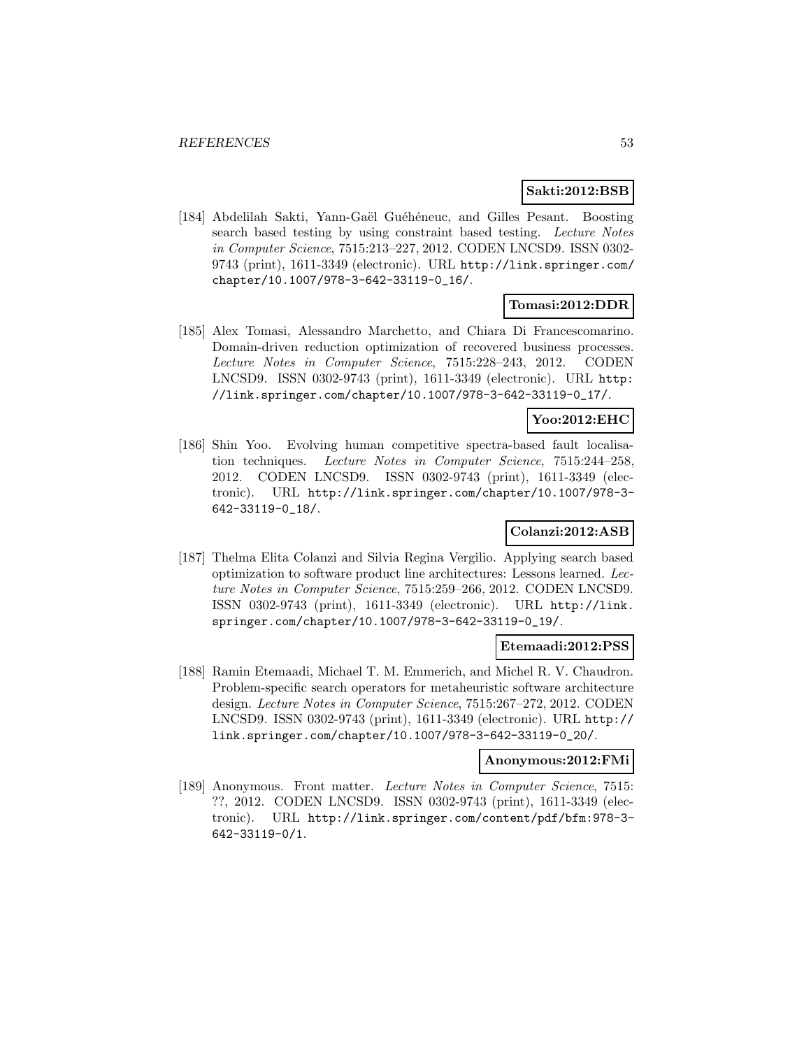**Sakti:2012:BSB**

[184] Abdelilah Sakti, Yann-Gaël Guéhéneuc, and Gilles Pesant. Boosting search based testing by using constraint based testing. *Lecture Notes in Computer Science*, 7515:213–227, 2012. CODEN LNCSD9. ISSN 0302-9743 (print), 1611-3349 (electronic). URL http://link.springer.com/chapter/10.1007/978-3-642-33119-0_16/.

**Tomasi:2012:DDR**

[185] Alex Tomasi, Alessandro Marchetto, and Chiara Di Francescomarino. Domain-driven reduction optimization of recovered business processes. *Lecture Notes in Computer Science*, 7515:228–243, 2012. CODEN LNCSD9. ISSN 0302-9743 (print), 1611-3349 (electronic). URL http://link.springer.com/chapter/10.1007/978-3-642-33119-0_17/.

**Yoo:2012:EHC**

[186] Shin Yoo. Evolving human competitive spectra-based fault localisation techniques. *Lecture Notes in Computer Science*, 7515:244–258, 2012. CODEN LNCSD9. ISSN 0302-9743 (print), 1611-3349 (electronic). URL http://link.springer.com/chapter/10.1007/978-3-642-33119-0_18/.

**Colanzi:2012:ASB**

[187] Thelma Elita Colanzi and Silvia Regina Vergilio. Applying search based optimization to software product line architectures: Lessons learned. *Lecture Notes in Computer Science*, 7515:259–266, 2012. CODEN LNCSD9. ISSN 0302-9743 (print), 1611-3349 (electronic). URL http://link.springer.com/chapter/10.1007/978-3-642-33119-0_19/.

**Etemaadi:2012:PSS**

[188] Ramin Etemaadi, Michael T. M. Emmerich, and Michel R. V. Chaudron. Problem-specific search operators for metaheuristic software architecture design. *Lecture Notes in Computer Science*, 7515:267–272, 2012. CODEN LNCSD9. ISSN 0302-9743 (print), 1611-3349 (electronic). URL http://link.springer.com/chapter/10.1007/978-3-642-33119-0_20/.

**Anonymous:2012:FMi**

[189] Anonymous. Front matter. *Lecture Notes in Computer Science*, 7515: ??, 2012. CODEN LNCSD9. ISSN 0302-9743 (print), 1611-3349 (electronic). URL http://link.springer.com/content/pdf/bfm:978-3-642-33119-0/1.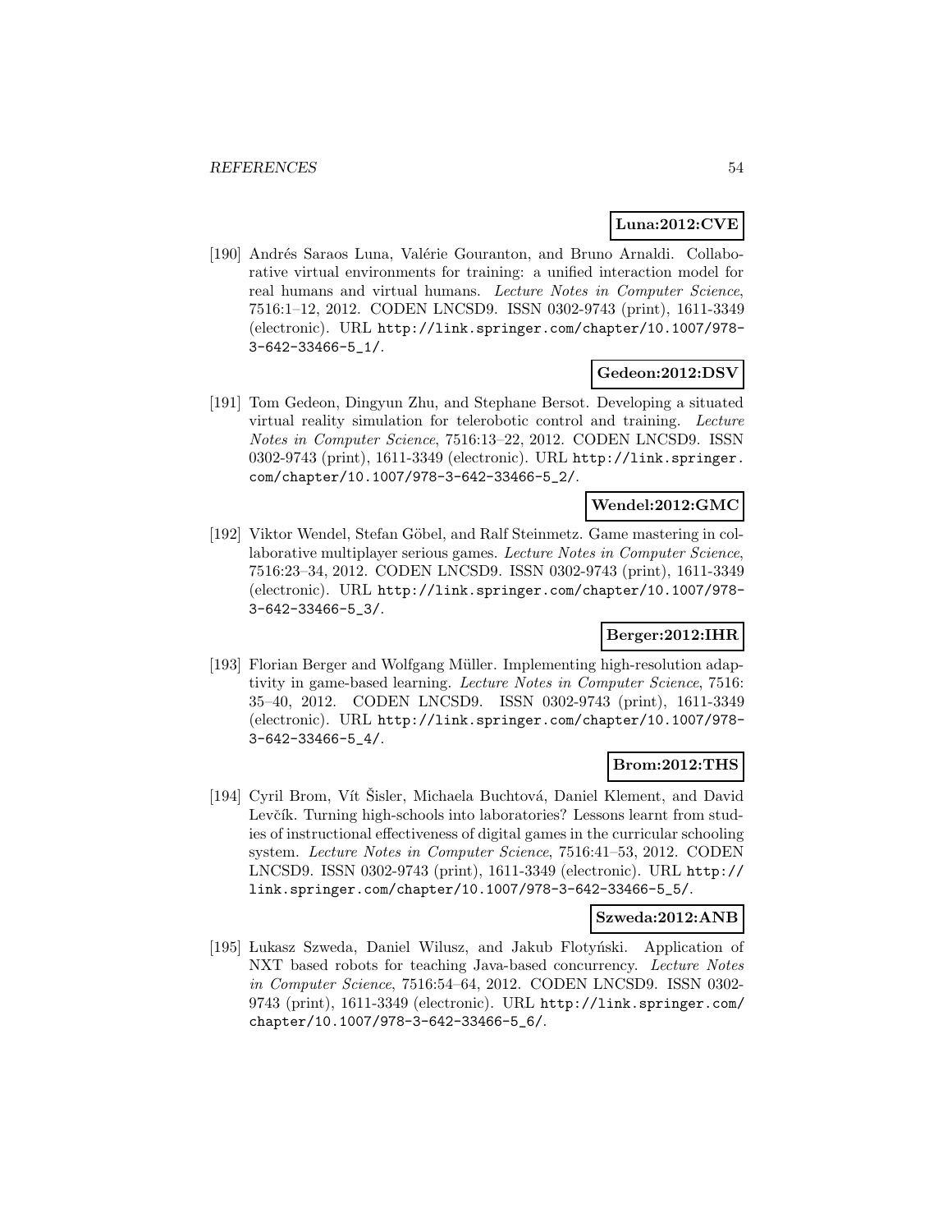**Luna:2012:CVE**

[190] Andrés Saraos Luna, Valérie Gouranton, and Bruno Arnaldi. Collaborative virtual environments for training: a unified interaction model for real humans and virtual humans. *Lecture Notes in Computer Science*, 7516:1–12, 2012. CODEN LNCSD9. ISSN 0302-9743 (print), 1611-3349 (electronic). URL `http://link.springer.com/chapter/10.1007/978-3-642-33466-5_1/`.

**Gedeon:2012:DSV**

[191] Tom Gedeon, Dingyun Zhu, and Stephane Bersot. Developing a situated virtual reality simulation for telerobotic control and training. *Lecture Notes in Computer Science*, 7516:13–22, 2012. CODEN LNCSD9. ISSN 0302-9743 (print), 1611-3349 (electronic). URL `http://link.springer.com/chapter/10.1007/978-3-642-33466-5_2/`.

**Wendel:2012:GMC**

[192] Viktor Wendel, Stefan Göbel, and Ralf Steinmetz. Game mastering in collaborative multiplayer serious games. *Lecture Notes in Computer Science*, 7516:23–34, 2012. CODEN LNCSD9. ISSN 0302-9743 (print), 1611-3349 (electronic). URL `http://link.springer.com/chapter/10.1007/978-3-642-33466-5_3/`.

**Berger:2012:IHR**

[193] Florian Berger and Wolfgang Müller. Implementing high-resolution adaptivity in game-based learning. *Lecture Notes in Computer Science*, 7516: 35–40, 2012. CODEN LNCSD9. ISSN 0302-9743 (print), 1611-3349 (electronic). URL `http://link.springer.com/chapter/10.1007/978-3-642-33466-5_4/`.

**Brom:2012:THS**

[194] Cyril Brom, Vít Šisler, Michaela Buchtová, Daniel Klement, and David Levčík. Turning high-schools into laboratories? Lessons learnt from studies of instructional effectiveness of digital games in the curricular schooling system. *Lecture Notes in Computer Science*, 7516:41–53, 2012. CODEN LNCSD9. ISSN 0302-9743 (print), 1611-3349 (electronic). URL `http://link.springer.com/chapter/10.1007/978-3-642-33466-5_5/`.

**Szweda:2012:ANB**

[195] Łukasz Szweda, Daniel Wilusz, and Jakub Flotyński. Application of NXT based robots for teaching Java-based concurrency. *Lecture Notes in Computer Science*, 7516:54–64, 2012. CODEN LNCSD9. ISSN 0302-9743 (print), 1611-3349 (electronic). URL `http://link.springer.com/chapter/10.1007/978-3-642-33466-5_6/`.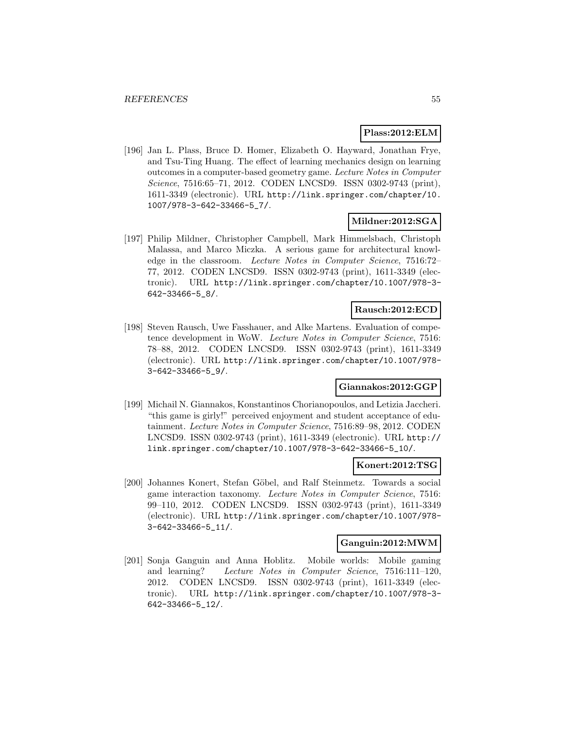**Plass:2012:ELM**

[196] Jan L. Plass, Bruce D. Homer, Elizabeth O. Hayward, Jonathan Frye, and Tsu-Ting Huang. The effect of learning mechanics design on learning outcomes in a computer-based geometry game. *Lecture Notes in Computer Science*, 7516:65–71, 2012. CODEN LNCSD9. ISSN 0302-9743 (print), 1611-3349 (electronic). URL http://link.springer.com/chapter/10.1007/978-3-642-33466-5_7/.

**Mildner:2012:SGA**

[197] Philip Mildner, Christopher Campbell, Mark Himmelsbach, Christoph Malassa, and Marco Miczka. A serious game for architectural knowledge in the classroom. *Lecture Notes in Computer Science*, 7516:72–77, 2012. CODEN LNCSD9. ISSN 0302-9743 (print), 1611-3349 (electronic). URL http://link.springer.com/chapter/10.1007/978-3-642-33466-5_8/.

**Rausch:2012:ECD**

[198] Steven Rausch, Uwe Fasshauer, and Alke Martens. Evaluation of competence development in WoW. *Lecture Notes in Computer Science*, 7516:78–88, 2012. CODEN LNCSD9. ISSN 0302-9743 (print), 1611-3349 (electronic). URL http://link.springer.com/chapter/10.1007/978-3-642-33466-5_9/.

**Giannakos:2012:GGP**

[199] Michail N. Giannakos, Konstantinos Chorianopoulos, and Letizia Jaccheri. "this game is girly!" perceived enjoyment and student acceptance of edutainment. *Lecture Notes in Computer Science*, 7516:89–98, 2012. CODEN LNCSD9. ISSN 0302-9743 (print), 1611-3349 (electronic). URL http://link.springer.com/chapter/10.1007/978-3-642-33466-5_10/.

**Konert:2012:TSG**

[200] Johannes Konert, Stefan Göbel, and Ralf Steinmetz. Towards a social game interaction taxonomy. *Lecture Notes in Computer Science*, 7516:99–110, 2012. CODEN LNCSD9. ISSN 0302-9743 (print), 1611-3349 (electronic). URL http://link.springer.com/chapter/10.1007/978-3-642-33466-5_11/.

**Ganguin:2012:MWM**

[201] Sonja Ganguin and Anna Hoblitz. Mobile worlds: Mobile gaming and learning? *Lecture Notes in Computer Science*, 7516:111–120, 2012. CODEN LNCSD9. ISSN 0302-9743 (print), 1611-3349 (electronic). URL http://link.springer.com/chapter/10.1007/978-3-642-33466-5_12/.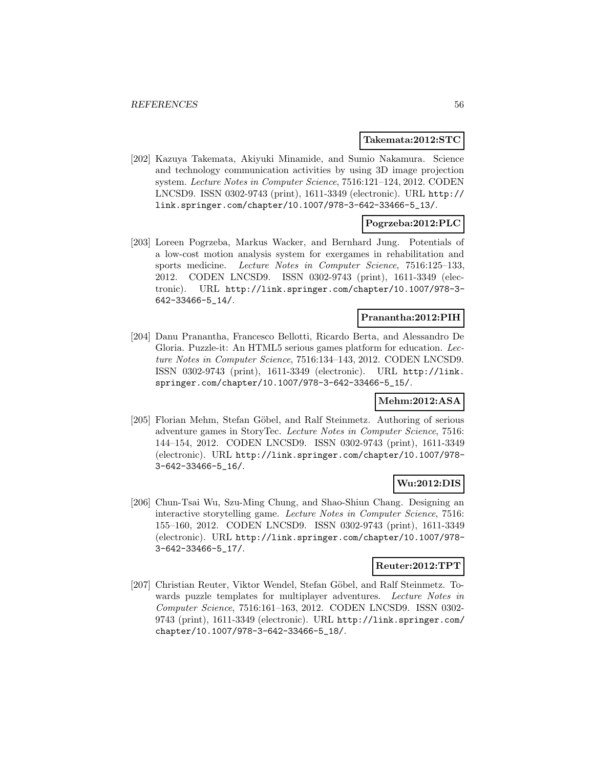**Takemata:2012:STC**

[202] Kazuya Takemata, Akiyuki Minamide, and Sumio Nakamura. Science and technology communication activities by using 3D image projection system. *Lecture Notes in Computer Science*, 7516:121–124, 2012. CODEN LNCSD9. ISSN 0302-9743 (print), 1611-3349 (electronic). URL http://link.springer.com/chapter/10.1007/978-3-642-33466-5_13/.

**Pogrzeba:2012:PLC**

[203] Loreen Pogrzeba, Markus Wacker, and Bernhard Jung. Potentials of a low-cost motion analysis system for exergames in rehabilitation and sports medicine. *Lecture Notes in Computer Science*, 7516:125–133, 2012. CODEN LNCSD9. ISSN 0302-9743 (print), 1611-3349 (electronic). URL http://link.springer.com/chapter/10.1007/978-3-642-33466-5_14/.

**Pranantha:2012:PIH**

[204] Danu Pranantha, Francesco Bellotti, Ricardo Berta, and Alessandro De Gloria. Puzzle-it: An HTML5 serious games platform for education. *Lecture Notes in Computer Science*, 7516:134–143, 2012. CODEN LNCSD9. ISSN 0302-9743 (print), 1611-3349 (electronic). URL http://link.springer.com/chapter/10.1007/978-3-642-33466-5_15/.

**Mehm:2012:ASA**

[205] Florian Mehm, Stefan Göbel, and Ralf Steinmetz. Authoring of serious adventure games in StoryTec. *Lecture Notes in Computer Science*, 7516: 144–154, 2012. CODEN LNCSD9. ISSN 0302-9743 (print), 1611-3349 (electronic). URL http://link.springer.com/chapter/10.1007/978-3-642-33466-5_16/.

**Wu:2012:DIS**

[206] Chun-Tsai Wu, Szu-Ming Chung, and Shao-Shiun Chang. Designing an interactive storytelling game. *Lecture Notes in Computer Science*, 7516: 155–160, 2012. CODEN LNCSD9. ISSN 0302-9743 (print), 1611-3349 (electronic). URL http://link.springer.com/chapter/10.1007/978-3-642-33466-5_17/.

**Reuter:2012:TPT**

[207] Christian Reuter, Viktor Wendel, Stefan Göbel, and Ralf Steinmetz. Towards puzzle templates for multiplayer adventures. *Lecture Notes in Computer Science*, 7516:161–163, 2012. CODEN LNCSD9. ISSN 0302-9743 (print), 1611-3349 (electronic). URL http://link.springer.com/chapter/10.1007/978-3-642-33466-5_18/.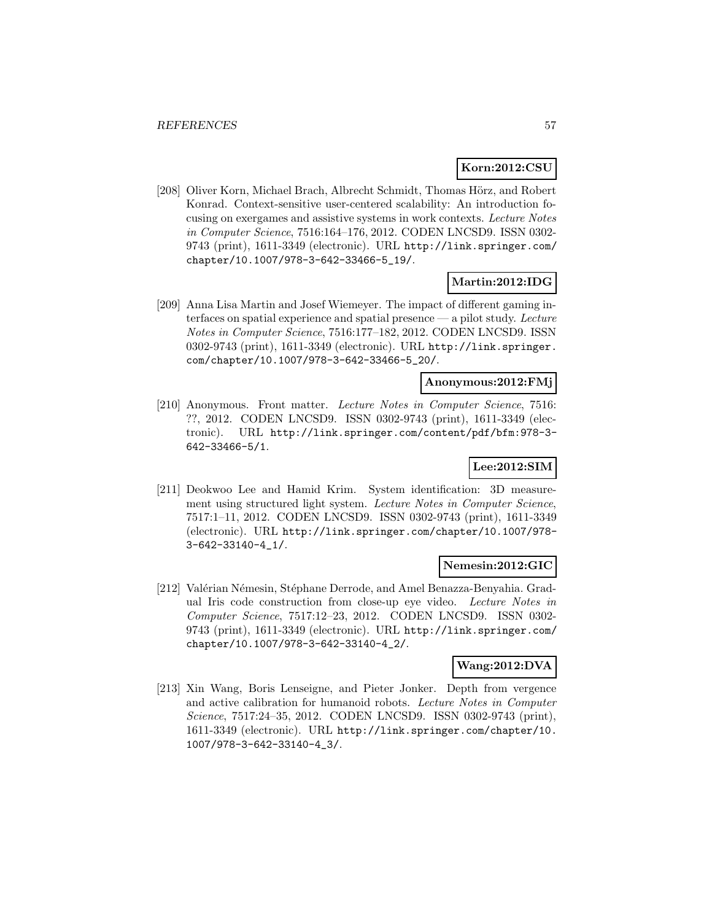**Korn:2012:CSU**

[208] Oliver Korn, Michael Brach, Albrecht Schmidt, Thomas Hörz, and Robert Konrad. Context-sensitive user-centered scalability: An introduction focusing on exergames and assistive systems in work contexts. *Lecture Notes in Computer Science*, 7516:164–176, 2012. CODEN LNCSD9. ISSN 0302-9743 (print), 1611-3349 (electronic). URL `http://link.springer.com/chapter/10.1007/978-3-642-33466-5_19/`.

**Martin:2012:IDG**

[209] Anna Lisa Martin and Josef Wiemeyer. The impact of different gaming interfaces on spatial experience and spatial presence — a pilot study. *Lecture Notes in Computer Science*, 7516:177–182, 2012. CODEN LNCSD9. ISSN 0302-9743 (print), 1611-3349 (electronic). URL `http://link.springer.com/chapter/10.1007/978-3-642-33466-5_20/`.

**Anonymous:2012:FMj**

[210] Anonymous. Front matter. *Lecture Notes in Computer Science*, 7516: ??, 2012. CODEN LNCSD9. ISSN 0302-9743 (print), 1611-3349 (electronic). URL `http://link.springer.com/content/pdf/bfm:978-3-642-33466-5/1`.

**Lee:2012:SIM**

[211] Deokwoo Lee and Hamid Krim. System identification: 3D measurement using structured light system. *Lecture Notes in Computer Science*, 7517:1–11, 2012. CODEN LNCSD9. ISSN 0302-9743 (print), 1611-3349 (electronic). URL `http://link.springer.com/chapter/10.1007/978-3-642-33140-4_1/`.

**Nemesin:2012:GIC**

[212] Valérian Némesin, Stéphane Derrode, and Amel Benazza-Benyahia. Gradual Iris code construction from close-up eye video. *Lecture Notes in Computer Science*, 7517:12–23, 2012. CODEN LNCSD9. ISSN 0302-9743 (print), 1611-3349 (electronic). URL `http://link.springer.com/chapter/10.1007/978-3-642-33140-4_2/`.

**Wang:2012:DVA**

[213] Xin Wang, Boris Lenseigne, and Pieter Jonker. Depth from vergence and active calibration for humanoid robots. *Lecture Notes in Computer Science*, 7517:24–35, 2012. CODEN LNCSD9. ISSN 0302-9743 (print), 1611-3349 (electronic). URL `http://link.springer.com/chapter/10.1007/978-3-642-33140-4_3/`.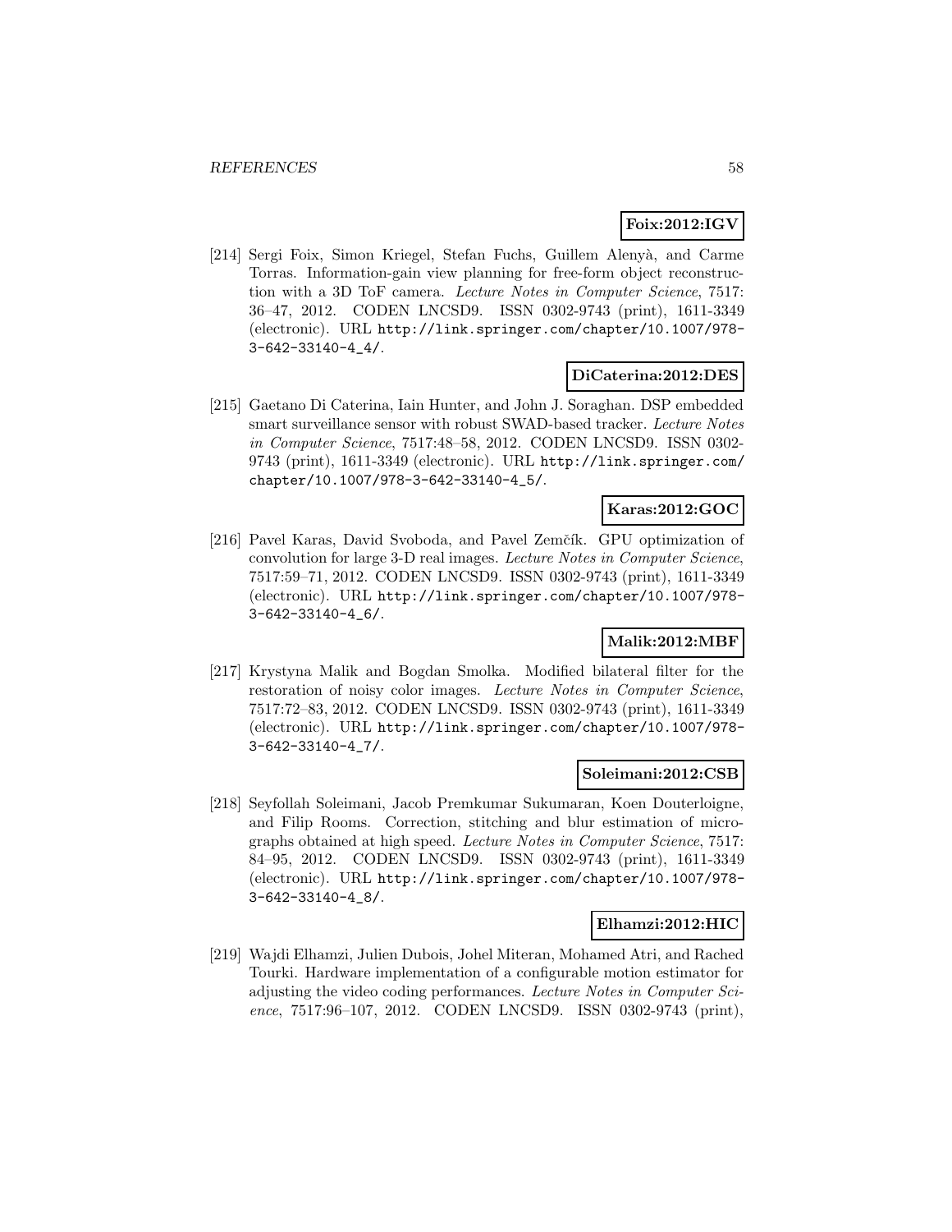**Foix:2012:IGV**

[214] Sergi Foix, Simon Kriegel, Stefan Fuchs, Guillem Alenyà, and Carme Torras. Information-gain view planning for free-form object reconstruction with a 3D ToF camera. *Lecture Notes in Computer Science*, 7517: 36–47, 2012. CODEN LNCSD9. ISSN 0302-9743 (print), 1611-3349 (electronic). URL http://link.springer.com/chapter/10.1007/978-3-642-33140-4_4/.

**DiCaterina:2012:DES**

[215] Gaetano Di Caterina, Iain Hunter, and John J. Soraghan. DSP embedded smart surveillance sensor with robust SWAD-based tracker. *Lecture Notes in Computer Science*, 7517:48–58, 2012. CODEN LNCSD9. ISSN 0302-9743 (print), 1611-3349 (electronic). URL http://link.springer.com/chapter/10.1007/978-3-642-33140-4_5/.

**Karas:2012:GOC**

[216] Pavel Karas, David Svoboda, and Pavel Zemčík. GPU optimization of convolution for large 3-D real images. *Lecture Notes in Computer Science*, 7517:59–71, 2012. CODEN LNCSD9. ISSN 0302-9743 (print), 1611-3349 (electronic). URL http://link.springer.com/chapter/10.1007/978-3-642-33140-4_6/.

**Malik:2012:MBF**

[217] Krystyna Malik and Bogdan Smolka. Modified bilateral filter for the restoration of noisy color images. *Lecture Notes in Computer Science*, 7517:72–83, 2012. CODEN LNCSD9. ISSN 0302-9743 (print), 1611-3349 (electronic). URL http://link.springer.com/chapter/10.1007/978-3-642-33140-4_7/.

**Soleimani:2012:CSB**

[218] Seyfollah Soleimani, Jacob Premkumar Sukumaran, Koen Douterloigne, and Filip Rooms. Correction, stitching and blur estimation of micrographs obtained at high speed. *Lecture Notes in Computer Science*, 7517: 84–95, 2012. CODEN LNCSD9. ISSN 0302-9743 (print), 1611-3349 (electronic). URL http://link.springer.com/chapter/10.1007/978-3-642-33140-4_8/.

**Elhamzi:2012:HIC**

[219] Wajdi Elhamzi, Julien Dubois, Johel Miteran, Mohamed Atri, and Rached Tourki. Hardware implementation of a configurable motion estimator for adjusting the video coding performances. *Lecture Notes in Computer Science*, 7517:96–107, 2012. CODEN LNCSD9. ISSN 0302-9743 (print),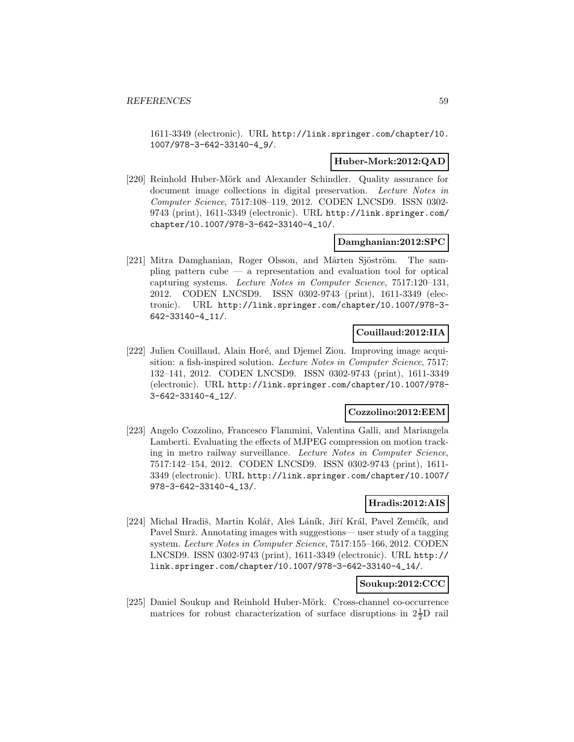1611-3349 (electronic). URL http://link.springer.com/chapter/10.1007/978-3-642-33140-4_9/.

**Huber-Mork:2012:QAD**

[220] Reinhold Huber-Mörk and Alexander Schindler. Quality assurance for document image collections in digital preservation. *Lecture Notes in Computer Science*, 7517:108–119, 2012. CODEN LNCSD9. ISSN 0302-9743 (print), 1611-3349 (electronic). URL http://link.springer.com/chapter/10.1007/978-3-642-33140-4_10/.

**Damghanian:2012:SPC**

[221] Mitra Damghanian, Roger Olsson, and Mårten Sjöström. The sampling pattern cube — a representation and evaluation tool for optical capturing systems. *Lecture Notes in Computer Science*, 7517:120–131, 2012. CODEN LNCSD9. ISSN 0302-9743 (print), 1611-3349 (electronic). URL http://link.springer.com/chapter/10.1007/978-3-642-33140-4_11/.

**Couillaud:2012:IIA**

[222] Julien Couillaud, Alain Horé, and Djemel Ziou. Improving image acquisition: a fish-inspired solution. *Lecture Notes in Computer Science*, 7517:132–141, 2012. CODEN LNCSD9. ISSN 0302-9743 (print), 1611-3349 (electronic). URL http://link.springer.com/chapter/10.1007/978-3-642-33140-4_12/.

**Cozzolino:2012:EEM**

[223] Angelo Cozzolino, Francesco Flammini, Valentina Galli, and Mariangela Lamberti. Evaluating the effects of MJPEG compression on motion tracking in metro railway surveillance. *Lecture Notes in Computer Science*, 7517:142–154, 2012. CODEN LNCSD9. ISSN 0302-9743 (print), 1611-3349 (electronic). URL http://link.springer.com/chapter/10.1007/978-3-642-33140-4_13/.

**Hradis:2012:AIS**

[224] Michal Hradiš, Martin Kolář, Aleš Láník, Jiří Král, Pavel Zemčík, and Pavel Smrž. Annotating images with suggestions— user study of a tagging system. *Lecture Notes in Computer Science*, 7517:155–166, 2012. CODEN LNCSD9. ISSN 0302-9743 (print), 1611-3349 (electronic). URL http://link.springer.com/chapter/10.1007/978-3-642-33140-4_14/.

**Soukup:2012:CCC**

[225] Daniel Soukup and Reinhold Huber-Mörk. Cross-channel co-occurrence matrices for robust characterization of surface disruptions in $2\frac{1}{2}$D rail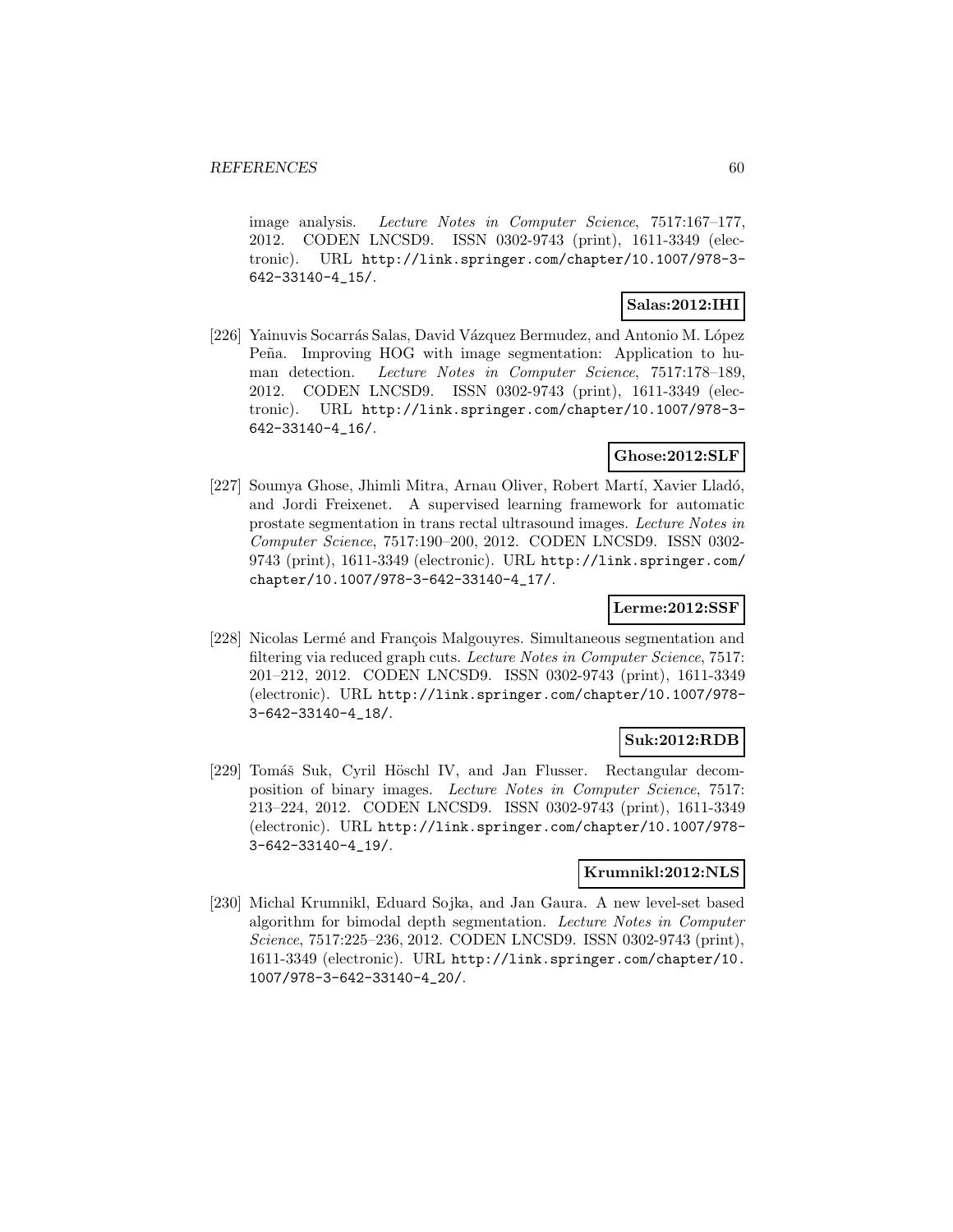image analysis. *Lecture Notes in Computer Science*, 7517:167–177, 2012. CODEN LNCSD9. ISSN 0302-9743 (print), 1611-3349 (electronic). URL http://link.springer.com/chapter/10.1007/978-3-642-33140-4_15/.

**Salas:2012:IHI**

[226] Yainuvis Socarrás Salas, David Vázquez Bermudez, and Antonio M. López Peña. Improving HOG with image segmentation: Application to human detection. *Lecture Notes in Computer Science*, 7517:178–189, 2012. CODEN LNCSD9. ISSN 0302-9743 (print), 1611-3349 (electronic). URL http://link.springer.com/chapter/10.1007/978-3-642-33140-4_16/.

**Ghose:2012:SLF**

[227] Soumya Ghose, Jhimli Mitra, Arnau Oliver, Robert Martí, Xavier Lladó, and Jordi Freixenet. A supervised learning framework for automatic prostate segmentation in trans rectal ultrasound images. *Lecture Notes in Computer Science*, 7517:190–200, 2012. CODEN LNCSD9. ISSN 0302-9743 (print), 1611-3349 (electronic). URL http://link.springer.com/chapter/10.1007/978-3-642-33140-4_17/.

**Lerme:2012:SSF**

[228] Nicolas Lermé and François Malgouyres. Simultaneous segmentation and filtering via reduced graph cuts. *Lecture Notes in Computer Science*, 7517: 201–212, 2012. CODEN LNCSD9. ISSN 0302-9743 (print), 1611-3349 (electronic). URL http://link.springer.com/chapter/10.1007/978-3-642-33140-4_18/.

**Suk:2012:RDB**

[229] Tomáš Suk, Cyril Höschl IV, and Jan Flusser. Rectangular decomposition of binary images. *Lecture Notes in Computer Science*, 7517: 213–224, 2012. CODEN LNCSD9. ISSN 0302-9743 (print), 1611-3349 (electronic). URL http://link.springer.com/chapter/10.1007/978-3-642-33140-4_19/.

**Krumnikl:2012:NLS**

[230] Michal Krumnikl, Eduard Sojka, and Jan Gaura. A new level-set based algorithm for bimodal depth segmentation. *Lecture Notes in Computer Science*, 7517:225–236, 2012. CODEN LNCSD9. ISSN 0302-9743 (print), 1611-3349 (electronic). URL http://link.springer.com/chapter/10.1007/978-3-642-33140-4_20/.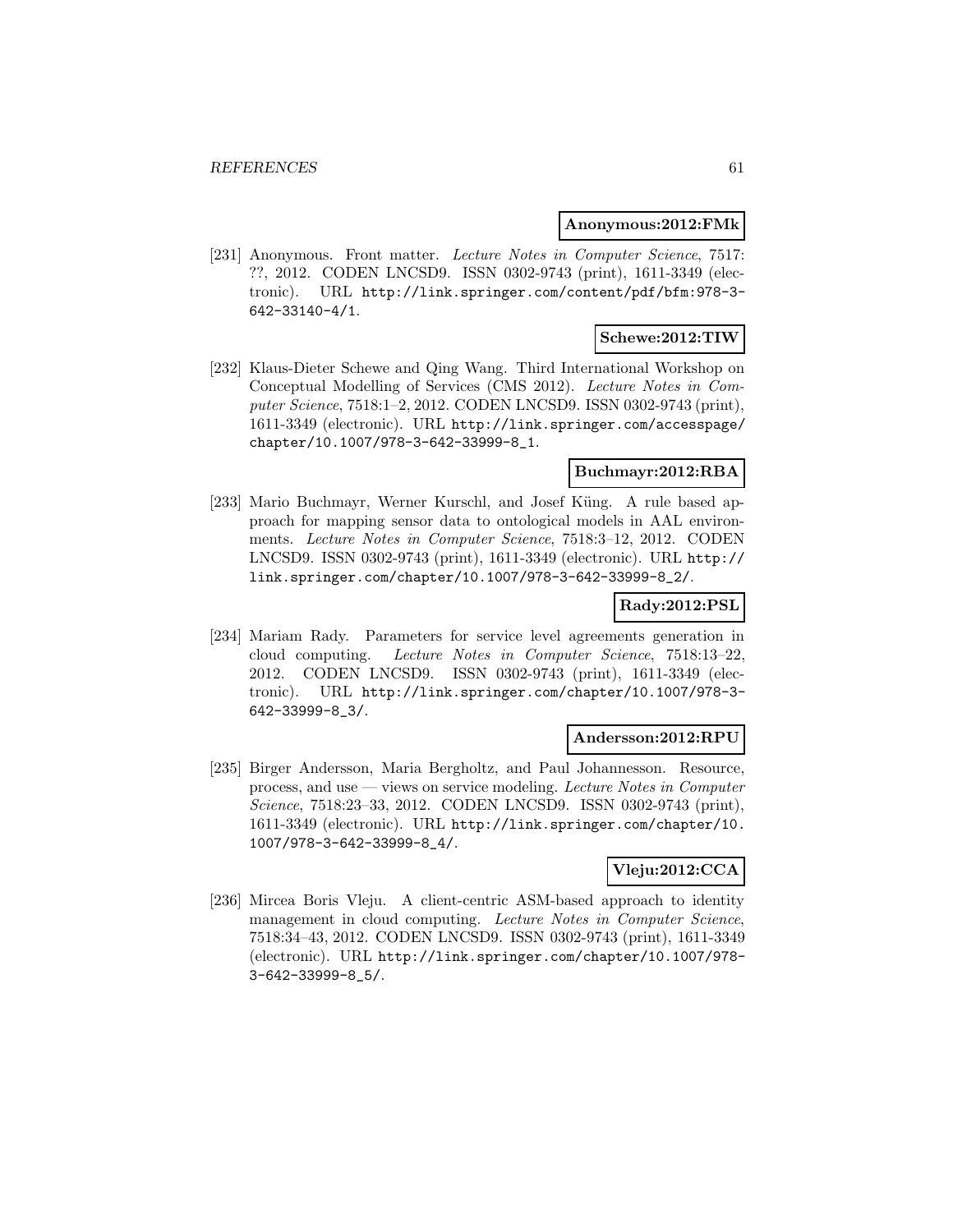**Anonymous:2012:FMk**

[231] Anonymous. Front matter. *Lecture Notes in Computer Science*, 7517: ??, 2012. CODEN LNCSD9. ISSN 0302-9743 (print), 1611-3349 (electronic). URL http://link.springer.com/content/pdf/bfm:978-3-642-33140-4/1.

**Schewe:2012:TIW**

[232] Klaus-Dieter Schewe and Qing Wang. Third International Workshop on Conceptual Modelling of Services (CMS 2012). *Lecture Notes in Computer Science*, 7518:1–2, 2012. CODEN LNCSD9. ISSN 0302-9743 (print), 1611-3349 (electronic). URL http://link.springer.com/accesspage/chapter/10.1007/978-3-642-33999-8_1.

**Buchmayr:2012:RBA**

[233] Mario Buchmayr, Werner Kurschl, and Josef Küng. A rule based approach for mapping sensor data to ontological models in AAL environments. *Lecture Notes in Computer Science*, 7518:3–12, 2012. CODEN LNCSD9. ISSN 0302-9743 (print), 1611-3349 (electronic). URL http://link.springer.com/chapter/10.1007/978-3-642-33999-8_2/.

**Rady:2012:PSL**

[234] Mariam Rady. Parameters for service level agreements generation in cloud computing. *Lecture Notes in Computer Science*, 7518:13–22, 2012. CODEN LNCSD9. ISSN 0302-9743 (print), 1611-3349 (electronic). URL http://link.springer.com/chapter/10.1007/978-3-642-33999-8_3/.

**Andersson:2012:RPU**

[235] Birger Andersson, Maria Bergholtz, and Paul Johannesson. Resource, process, and use — views on service modeling. *Lecture Notes in Computer Science*, 7518:23–33, 2012. CODEN LNCSD9. ISSN 0302-9743 (print), 1611-3349 (electronic). URL http://link.springer.com/chapter/10.1007/978-3-642-33999-8_4/.

**Vleju:2012:CCA**

[236] Mircea Boris Vleju. A client-centric ASM-based approach to identity management in cloud computing. *Lecture Notes in Computer Science*, 7518:34–43, 2012. CODEN LNCSD9. ISSN 0302-9743 (print), 1611-3349 (electronic). URL http://link.springer.com/chapter/10.1007/978-3-642-33999-8_5/.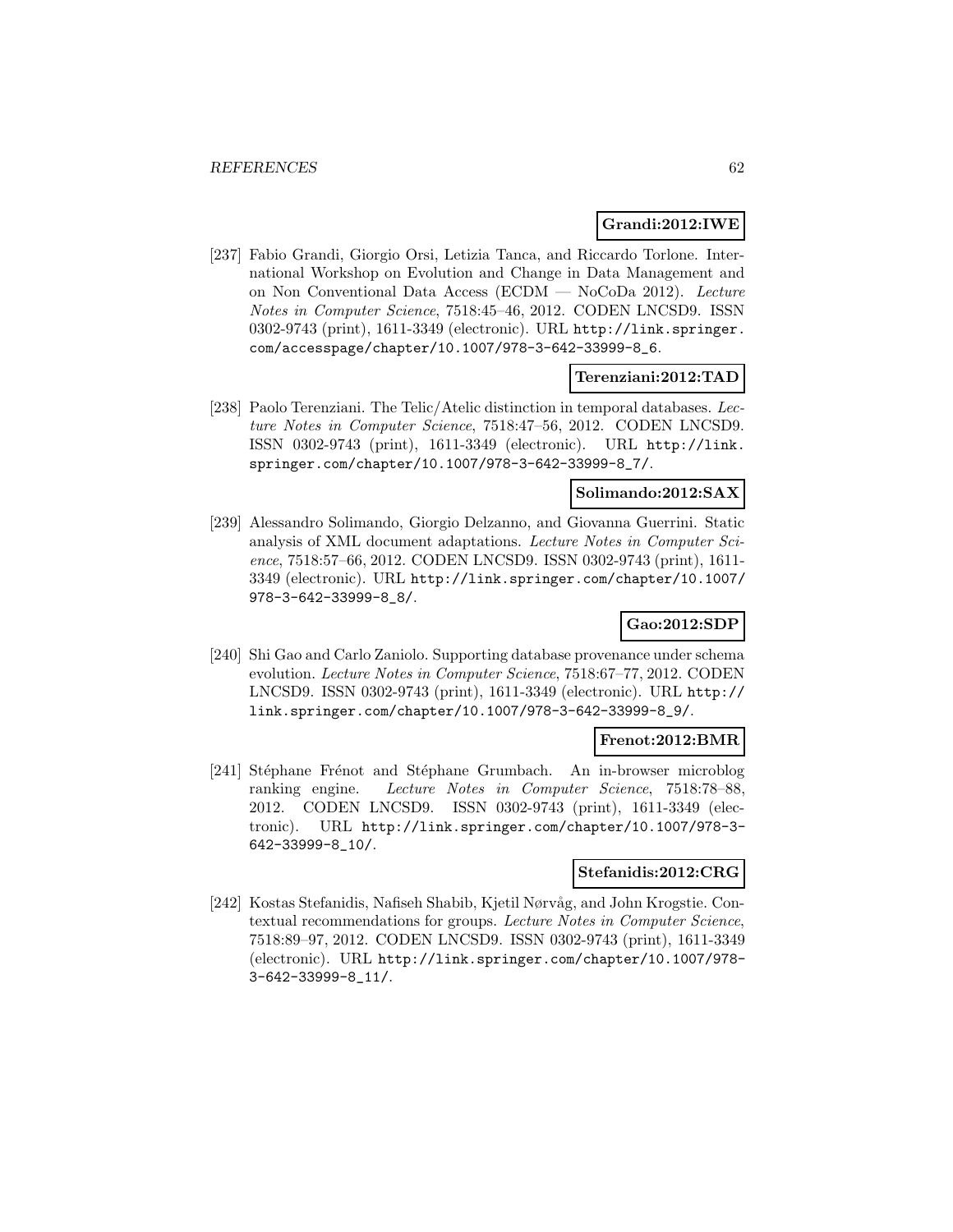**Grandi:2012:IWE**

[237] Fabio Grandi, Giorgio Orsi, Letizia Tanca, and Riccardo Torlone. International Workshop on Evolution and Change in Data Management and on Non Conventional Data Access (ECDM — NoCoDa 2012). *Lecture Notes in Computer Science*, 7518:45–46, 2012. CODEN LNCSD9. ISSN 0302-9743 (print), 1611-3349 (electronic). URL `http://link.springer.com/accesspage/chapter/10.1007/978-3-642-33999-8_6`.

**Terenziani:2012:TAD**

[238] Paolo Terenziani. The Telic/Atelic distinction in temporal databases. *Lecture Notes in Computer Science*, 7518:47–56, 2012. CODEN LNCSD9. ISSN 0302-9743 (print), 1611-3349 (electronic). URL `http://link.springer.com/chapter/10.1007/978-3-642-33999-8_7/`.

**Solimando:2012:SAX**

[239] Alessandro Solimando, Giorgio Delzanno, and Giovanna Guerrini. Static analysis of XML document adaptations. *Lecture Notes in Computer Science*, 7518:57–66, 2012. CODEN LNCSD9. ISSN 0302-9743 (print), 1611-3349 (electronic). URL `http://link.springer.com/chapter/10.1007/978-3-642-33999-8_8/`.

**Gao:2012:SDP**

[240] Shi Gao and Carlo Zaniolo. Supporting database provenance under schema evolution. *Lecture Notes in Computer Science*, 7518:67–77, 2012. CODEN LNCSD9. ISSN 0302-9743 (print), 1611-3349 (electronic). URL `http://link.springer.com/chapter/10.1007/978-3-642-33999-8_9/`.

**Frenot:2012:BMR**

[241] Stéphane Frénot and Stéphane Grumbach. An in-browser microblog ranking engine. *Lecture Notes in Computer Science*, 7518:78–88, 2012. CODEN LNCSD9. ISSN 0302-9743 (print), 1611-3349 (electronic). URL `http://link.springer.com/chapter/10.1007/978-3-642-33999-8_10/`.

**Stefanidis:2012:CRG**

[242] Kostas Stefanidis, Nafiseh Shabib, Kjetil Nørvåg, and John Krogstie. Contextual recommendations for groups. *Lecture Notes in Computer Science*, 7518:89–97, 2012. CODEN LNCSD9. ISSN 0302-9743 (print), 1611-3349 (electronic). URL `http://link.springer.com/chapter/10.1007/978-3-642-33999-8_11/`.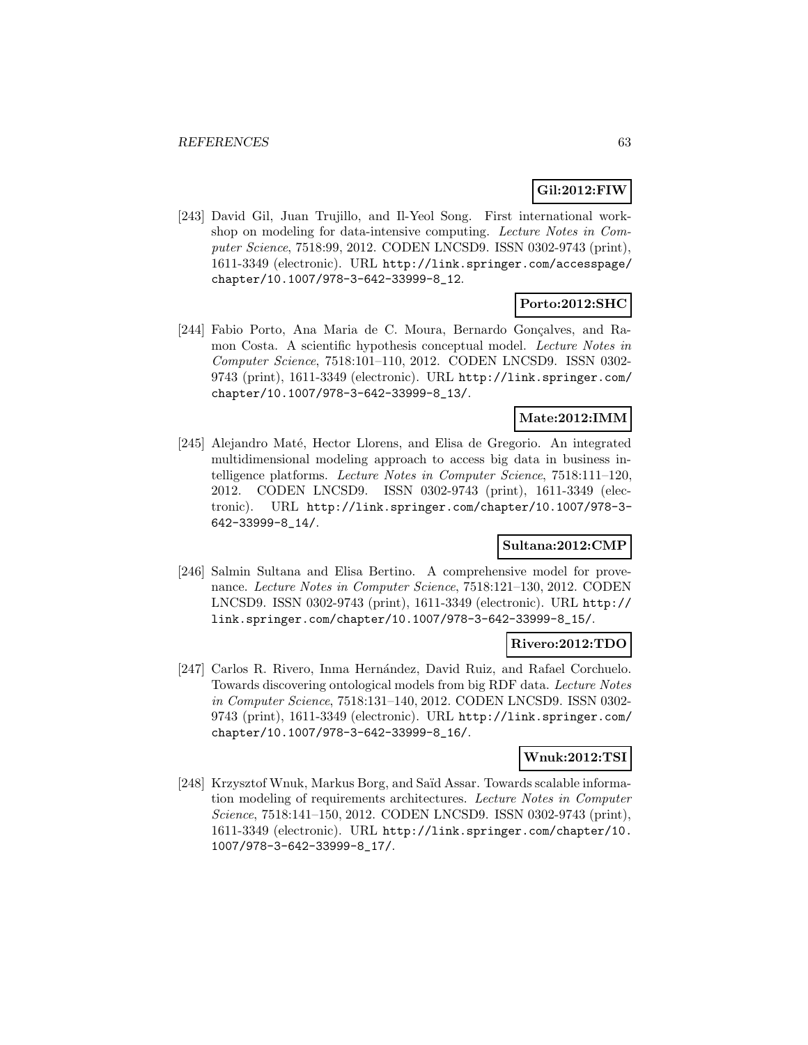**Gil:2012:FIW**

[243] David Gil, Juan Trujillo, and Il-Yeol Song. First international workshop on modeling for data-intensive computing. *Lecture Notes in Computer Science*, 7518:99, 2012. CODEN LNCSD9. ISSN 0302-9743 (print), 1611-3349 (electronic). URL http://link.springer.com/accesspage/chapter/10.1007/978-3-642-33999-8_12.

**Porto:2012:SHC**

[244] Fabio Porto, Ana Maria de C. Moura, Bernardo Gonçalves, and Ramon Costa. A scientific hypothesis conceptual model. *Lecture Notes in Computer Science*, 7518:101–110, 2012. CODEN LNCSD9. ISSN 0302-9743 (print), 1611-3349 (electronic). URL http://link.springer.com/chapter/10.1007/978-3-642-33999-8_13/.

**Mate:2012:IMM**

[245] Alejandro Maté, Hector Llorens, and Elisa de Gregorio. An integrated multidimensional modeling approach to access big data in business intelligence platforms. *Lecture Notes in Computer Science*, 7518:111–120, 2012. CODEN LNCSD9. ISSN 0302-9743 (print), 1611-3349 (electronic). URL http://link.springer.com/chapter/10.1007/978-3-642-33999-8_14/.

**Sultana:2012:CMP**

[246] Salmin Sultana and Elisa Bertino. A comprehensive model for provenance. *Lecture Notes in Computer Science*, 7518:121–130, 2012. CODEN LNCSD9. ISSN 0302-9743 (print), 1611-3349 (electronic). URL http://link.springer.com/chapter/10.1007/978-3-642-33999-8_15/.

**Rivero:2012:TDO**

[247] Carlos R. Rivero, Inma Hernández, David Ruiz, and Rafael Corchuelo. Towards discovering ontological models from big RDF data. *Lecture Notes in Computer Science*, 7518:131–140, 2012. CODEN LNCSD9. ISSN 0302-9743 (print), 1611-3349 (electronic). URL http://link.springer.com/chapter/10.1007/978-3-642-33999-8_16/.

**Wnuk:2012:TSI**

[248] Krzysztof Wnuk, Markus Borg, and Saïd Assar. Towards scalable information modeling of requirements architectures. *Lecture Notes in Computer Science*, 7518:141–150, 2012. CODEN LNCSD9. ISSN 0302-9743 (print), 1611-3349 (electronic). URL http://link.springer.com/chapter/10.1007/978-3-642-33999-8_17/.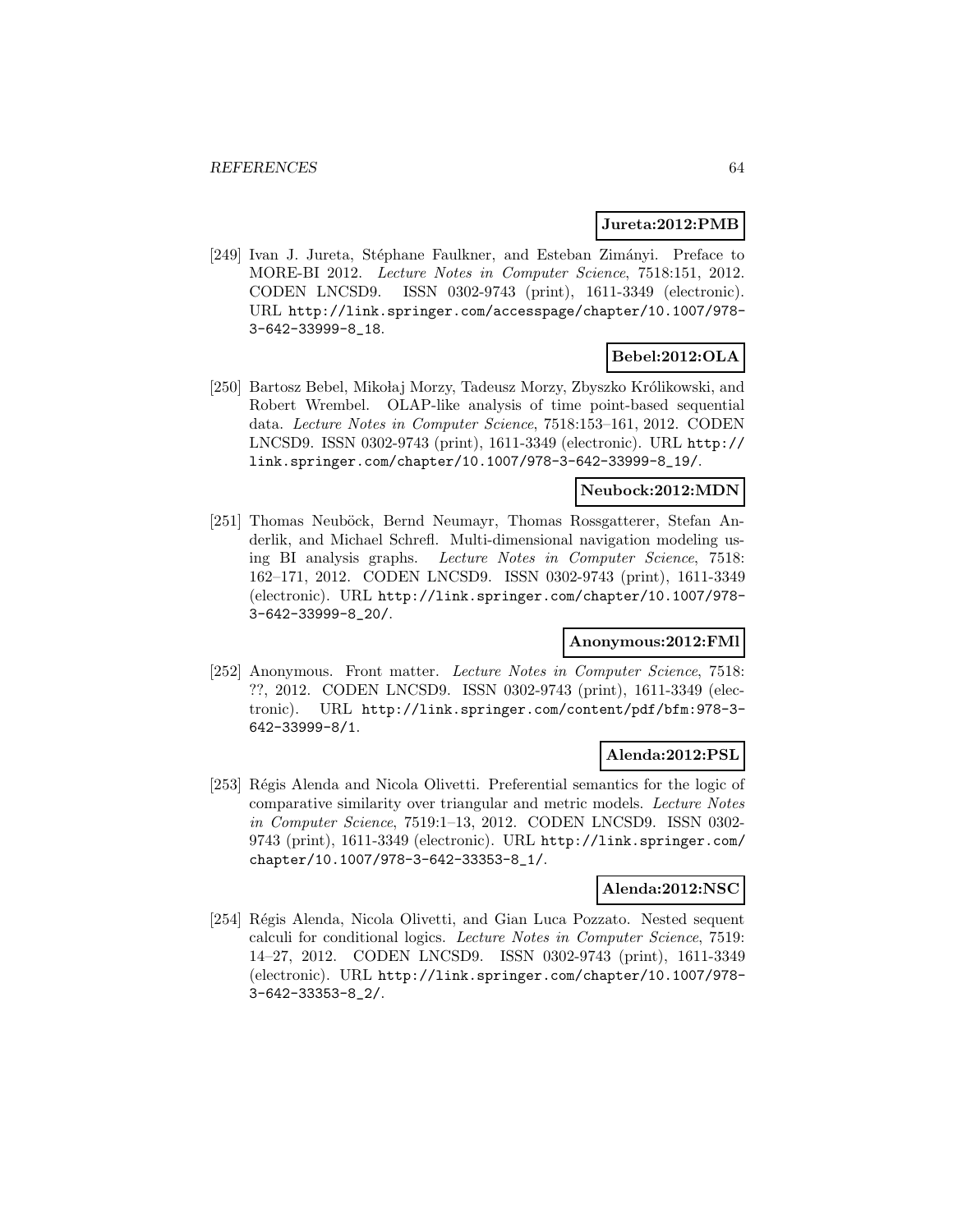**Jureta:2012:PMB**

[249] Ivan J. Jureta, Stéphane Faulkner, and Esteban Zimányi. Preface to MORE-BI 2012. *Lecture Notes in Computer Science*, 7518:151, 2012. CODEN LNCSD9. ISSN 0302-9743 (print), 1611-3349 (electronic). URL http://link.springer.com/accesspage/chapter/10.1007/978-3-642-33999-8_18.

**Bebel:2012:OLA**

[250] Bartosz Bebel, Mikołaj Morzy, Tadeusz Morzy, Zbyszko Królikowski, and Robert Wrembel. OLAP-like analysis of time point-based sequential data. *Lecture Notes in Computer Science*, 7518:153–161, 2012. CODEN LNCSD9. ISSN 0302-9743 (print), 1611-3349 (electronic). URL http://link.springer.com/chapter/10.1007/978-3-642-33999-8_19/.

**Neubock:2012:MDN**

[251] Thomas Neuböck, Bernd Neumayr, Thomas Rossgatterer, Stefan Anderlik, and Michael Schrefl. Multi-dimensional navigation modeling using BI analysis graphs. *Lecture Notes in Computer Science*, 7518: 162–171, 2012. CODEN LNCSD9. ISSN 0302-9743 (print), 1611-3349 (electronic). URL http://link.springer.com/chapter/10.1007/978-3-642-33999-8_20/.

**Anonymous:2012:FMl**

[252] Anonymous. Front matter. *Lecture Notes in Computer Science*, 7518: ??, 2012. CODEN LNCSD9. ISSN 0302-9743 (print), 1611-3349 (electronic). URL http://link.springer.com/content/pdf/bfm:978-3-642-33999-8/1.

**Alenda:2012:PSL**

[253] Régis Alenda and Nicola Olivetti. Preferential semantics for the logic of comparative similarity over triangular and metric models. *Lecture Notes in Computer Science*, 7519:1–13, 2012. CODEN LNCSD9. ISSN 0302-9743 (print), 1611-3349 (electronic). URL http://link.springer.com/chapter/10.1007/978-3-642-33353-8_1/.

**Alenda:2012:NSC**

[254] Régis Alenda, Nicola Olivetti, and Gian Luca Pozzato. Nested sequent calculi for conditional logics. *Lecture Notes in Computer Science*, 7519: 14–27, 2012. CODEN LNCSD9. ISSN 0302-9743 (print), 1611-3349 (electronic). URL http://link.springer.com/chapter/10.1007/978-3-642-33353-8_2/.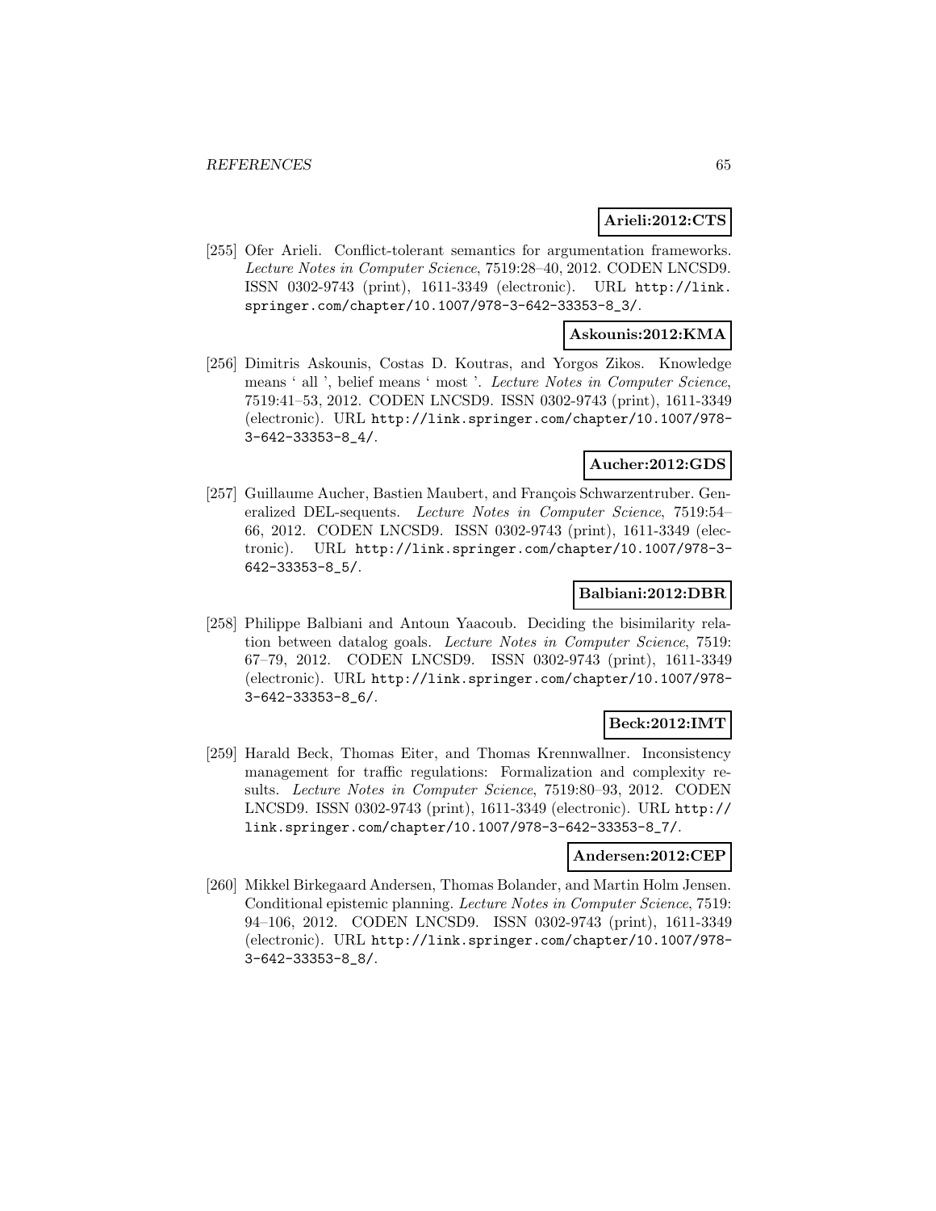**Arieli:2012:CTS**

[255] Ofer Arieli. Conflict-tolerant semantics for argumentation frameworks. *Lecture Notes in Computer Science*, 7519:28–40, 2012. CODEN LNCSD9. ISSN 0302-9743 (print), 1611-3349 (electronic). URL http://link.springer.com/chapter/10.1007/978-3-642-33353-8_3/.

**Askounis:2012:KMA**

[256] Dimitris Askounis, Costas D. Koutras, and Yorgos Zikos. Knowledge means ' all ', belief means ' most '. *Lecture Notes in Computer Science*, 7519:41–53, 2012. CODEN LNCSD9. ISSN 0302-9743 (print), 1611-3349 (electronic). URL http://link.springer.com/chapter/10.1007/978-3-642-33353-8_4/.

**Aucher:2012:GDS**

[257] Guillaume Aucher, Bastien Maubert, and François Schwarzentruber. Generalized DEL-sequents. *Lecture Notes in Computer Science*, 7519:54–66, 2012. CODEN LNCSD9. ISSN 0302-9743 (print), 1611-3349 (electronic). URL http://link.springer.com/chapter/10.1007/978-3-642-33353-8_5/.

**Balbiani:2012:DBR**

[258] Philippe Balbiani and Antoun Yaacoub. Deciding the bisimilarity relation between datalog goals. *Lecture Notes in Computer Science*, 7519:67–79, 2012. CODEN LNCSD9. ISSN 0302-9743 (print), 1611-3349 (electronic). URL http://link.springer.com/chapter/10.1007/978-3-642-33353-8_6/.

**Beck:2012:IMT**

[259] Harald Beck, Thomas Eiter, and Thomas Krennwallner. Inconsistency management for traffic regulations: Formalization and complexity results. *Lecture Notes in Computer Science*, 7519:80–93, 2012. CODEN LNCSD9. ISSN 0302-9743 (print), 1611-3349 (electronic). URL http://link.springer.com/chapter/10.1007/978-3-642-33353-8_7/.

**Andersen:2012:CEP**

[260] Mikkel Birkegaard Andersen, Thomas Bolander, and Martin Holm Jensen. Conditional epistemic planning. *Lecture Notes in Computer Science*, 7519:94–106, 2012. CODEN LNCSD9. ISSN 0302-9743 (print), 1611-3349 (electronic). URL http://link.springer.com/chapter/10.1007/978-3-642-33353-8_8/.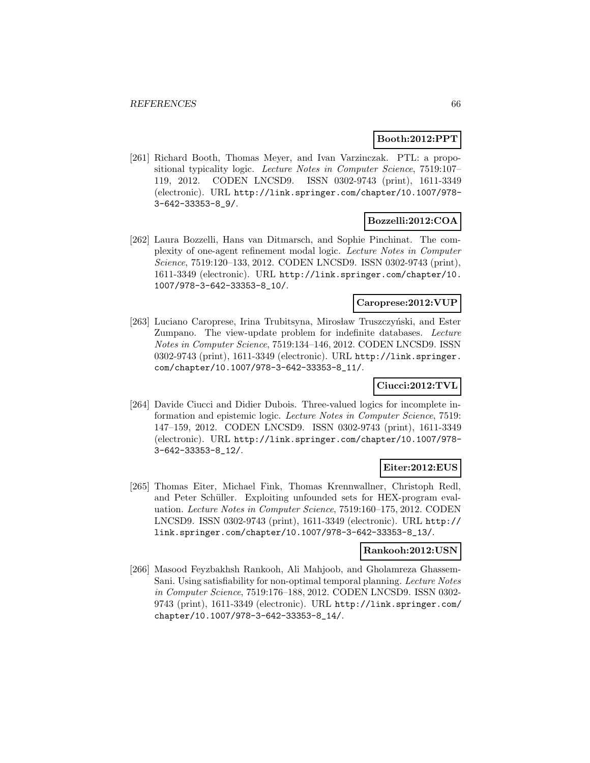**Booth:2012:PPT**

[261] Richard Booth, Thomas Meyer, and Ivan Varzinczak. PTL: a propositional typicality logic. *Lecture Notes in Computer Science*, 7519:107–119, 2012. CODEN LNCSD9. ISSN 0302-9743 (print), 1611-3349 (electronic). URL http://link.springer.com/chapter/10.1007/978-3-642-33353-8_9/.

**Bozzelli:2012:COA**

[262] Laura Bozzelli, Hans van Ditmarsch, and Sophie Pinchinat. The complexity of one-agent refinement modal logic. *Lecture Notes in Computer Science*, 7519:120–133, 2012. CODEN LNCSD9. ISSN 0302-9743 (print), 1611-3349 (electronic). URL http://link.springer.com/chapter/10.1007/978-3-642-33353-8_10/.

**Caroprese:2012:VUP**

[263] Luciano Caroprese, Irina Trubitsyna, Mirosław Truszczyński, and Ester Zumpano. The view-update problem for indefinite databases. *Lecture Notes in Computer Science*, 7519:134–146, 2012. CODEN LNCSD9. ISSN 0302-9743 (print), 1611-3349 (electronic). URL http://link.springer.com/chapter/10.1007/978-3-642-33353-8_11/.

**Ciucci:2012:TVL**

[264] Davide Ciucci and Didier Dubois. Three-valued logics for incomplete information and epistemic logic. *Lecture Notes in Computer Science*, 7519:147–159, 2012. CODEN LNCSD9. ISSN 0302-9743 (print), 1611-3349 (electronic). URL http://link.springer.com/chapter/10.1007/978-3-642-33353-8_12/.

**Eiter:2012:EUS**

[265] Thomas Eiter, Michael Fink, Thomas Krennwallner, Christoph Redl, and Peter Schüller. Exploiting unfounded sets for HEX-program evaluation. *Lecture Notes in Computer Science*, 7519:160–175, 2012. CODEN LNCSD9. ISSN 0302-9743 (print), 1611-3349 (electronic). URL http://link.springer.com/chapter/10.1007/978-3-642-33353-8_13/.

**Rankooh:2012:USN**

[266] Masood Feyzbakhsh Rankooh, Ali Mahjoob, and Gholamreza Ghassem-Sani. Using satisfiability for non-optimal temporal planning. *Lecture Notes in Computer Science*, 7519:176–188, 2012. CODEN LNCSD9. ISSN 0302-9743 (print), 1611-3349 (electronic). URL http://link.springer.com/chapter/10.1007/978-3-642-33353-8_14/.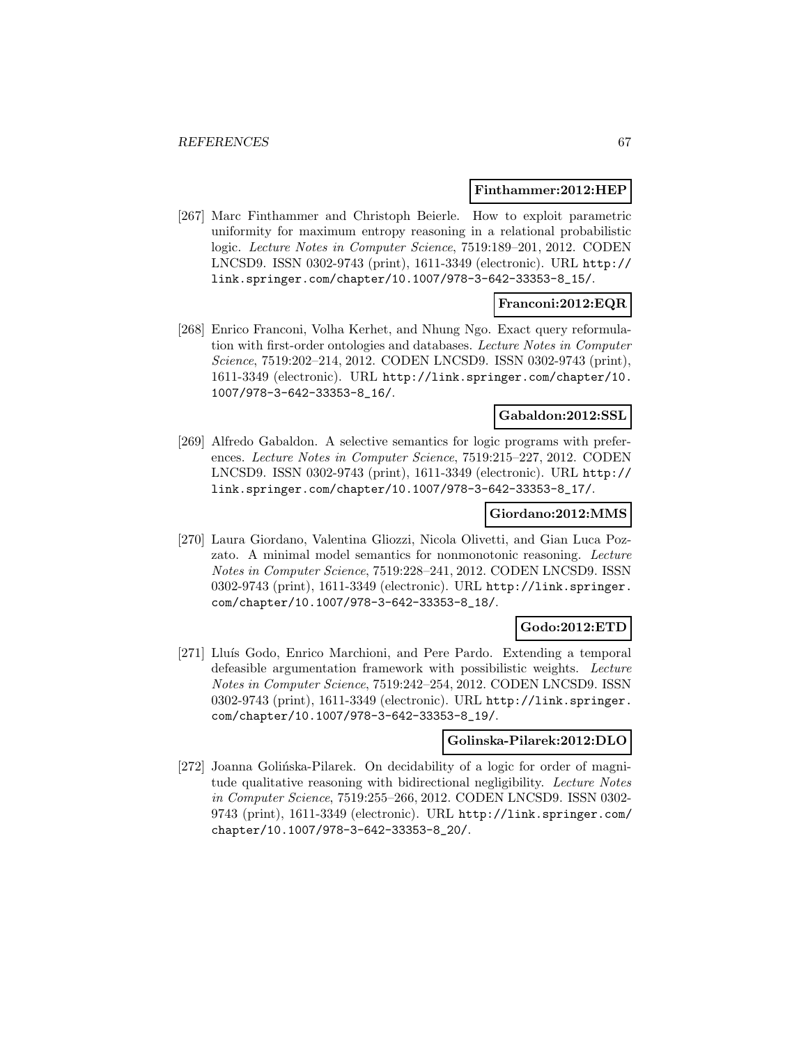**Finthammer:2012:HEP**

[267] Marc Finthammer and Christoph Beierle. How to exploit parametric uniformity for maximum entropy reasoning in a relational probabilistic logic. *Lecture Notes in Computer Science*, 7519:189–201, 2012. CODEN LNCSD9. ISSN 0302-9743 (print), 1611-3349 (electronic). URL http://link.springer.com/chapter/10.1007/978-3-642-33353-8_15/.

**Franconi:2012:EQR**

[268] Enrico Franconi, Volha Kerhet, and Nhung Ngo. Exact query reformulation with first-order ontologies and databases. *Lecture Notes in Computer Science*, 7519:202–214, 2012. CODEN LNCSD9. ISSN 0302-9743 (print), 1611-3349 (electronic). URL http://link.springer.com/chapter/10.1007/978-3-642-33353-8_16/.

**Gabaldon:2012:SSL**

[269] Alfredo Gabaldon. A selective semantics for logic programs with preferences. *Lecture Notes in Computer Science*, 7519:215–227, 2012. CODEN LNCSD9. ISSN 0302-9743 (print), 1611-3349 (electronic). URL http://link.springer.com/chapter/10.1007/978-3-642-33353-8_17/.

**Giordano:2012:MMS**

[270] Laura Giordano, Valentina Gliozzi, Nicola Olivetti, and Gian Luca Pozzato. A minimal model semantics for nonmonotonic reasoning. *Lecture Notes in Computer Science*, 7519:228–241, 2012. CODEN LNCSD9. ISSN 0302-9743 (print), 1611-3349 (electronic). URL http://link.springer.com/chapter/10.1007/978-3-642-33353-8_18/.

**Godo:2012:ETD**

[271] Lluís Godo, Enrico Marchioni, and Pere Pardo. Extending a temporal defeasible argumentation framework with possibilistic weights. *Lecture Notes in Computer Science*, 7519:242–254, 2012. CODEN LNCSD9. ISSN 0302-9743 (print), 1611-3349 (electronic). URL http://link.springer.com/chapter/10.1007/978-3-642-33353-8_19/.

**Golinska-Pilarek:2012:DLO**

[272] Joanna Golińska-Pilarek. On decidability of a logic for order of magnitude qualitative reasoning with bidirectional negligibility. *Lecture Notes in Computer Science*, 7519:255–266, 2012. CODEN LNCSD9. ISSN 0302-9743 (print), 1611-3349 (electronic). URL http://link.springer.com/chapter/10.1007/978-3-642-33353-8_20/.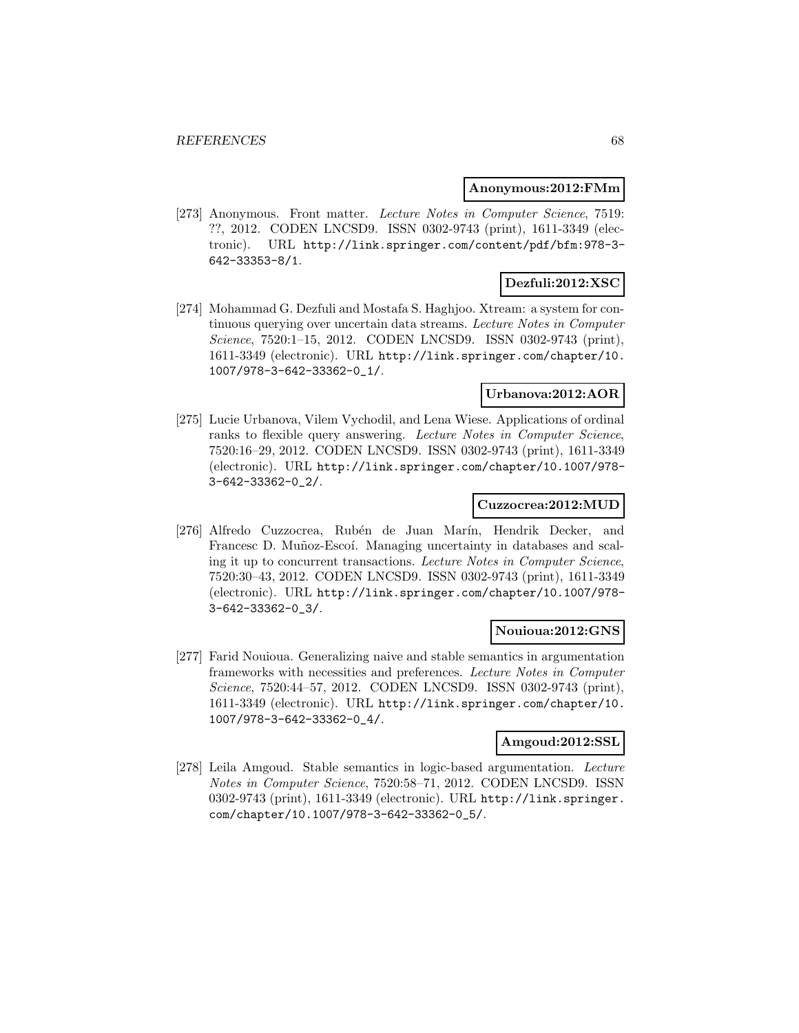**Anonymous:2012:FMm**

[273] Anonymous. Front matter. *Lecture Notes in Computer Science*, 7519: ??, 2012. CODEN LNCSD9. ISSN 0302-9743 (print), 1611-3349 (electronic). URL http://link.springer.com/content/pdf/bfm:978-3-642-33353-8/1.

**Dezfuli:2012:XSC**

[274] Mohammad G. Dezfuli and Mostafa S. Haghjoo. Xtream: a system for continuous querying over uncertain data streams. *Lecture Notes in Computer Science*, 7520:1–15, 2012. CODEN LNCSD9. ISSN 0302-9743 (print), 1611-3349 (electronic). URL http://link.springer.com/chapter/10.1007/978-3-642-33362-0_1/.

**Urbanova:2012:AOR**

[275] Lucie Urbanova, Vilem Vychodil, and Lena Wiese. Applications of ordinal ranks to flexible query answering. *Lecture Notes in Computer Science*, 7520:16–29, 2012. CODEN LNCSD9. ISSN 0302-9743 (print), 1611-3349 (electronic). URL http://link.springer.com/chapter/10.1007/978-3-642-33362-0_2/.

**Cuzzocrea:2012:MUD**

[276] Alfredo Cuzzocrea, Rubén de Juan Marín, Hendrik Decker, and Francesc D. Muñoz-Escoí. Managing uncertainty in databases and scaling it up to concurrent transactions. *Lecture Notes in Computer Science*, 7520:30–43, 2012. CODEN LNCSD9. ISSN 0302-9743 (print), 1611-3349 (electronic). URL http://link.springer.com/chapter/10.1007/978-3-642-33362-0_3/.

**Nouioua:2012:GNS**

[277] Farid Nouioua. Generalizing naive and stable semantics in argumentation frameworks with necessities and preferences. *Lecture Notes in Computer Science*, 7520:44–57, 2012. CODEN LNCSD9. ISSN 0302-9743 (print), 1611-3349 (electronic). URL http://link.springer.com/chapter/10.1007/978-3-642-33362-0_4/.

**Amgoud:2012:SSL**

[278] Leila Amgoud. Stable semantics in logic-based argumentation. *Lecture Notes in Computer Science*, 7520:58–71, 2012. CODEN LNCSD9. ISSN 0302-9743 (print), 1611-3349 (electronic). URL http://link.springer.com/chapter/10.1007/978-3-642-33362-0_5/.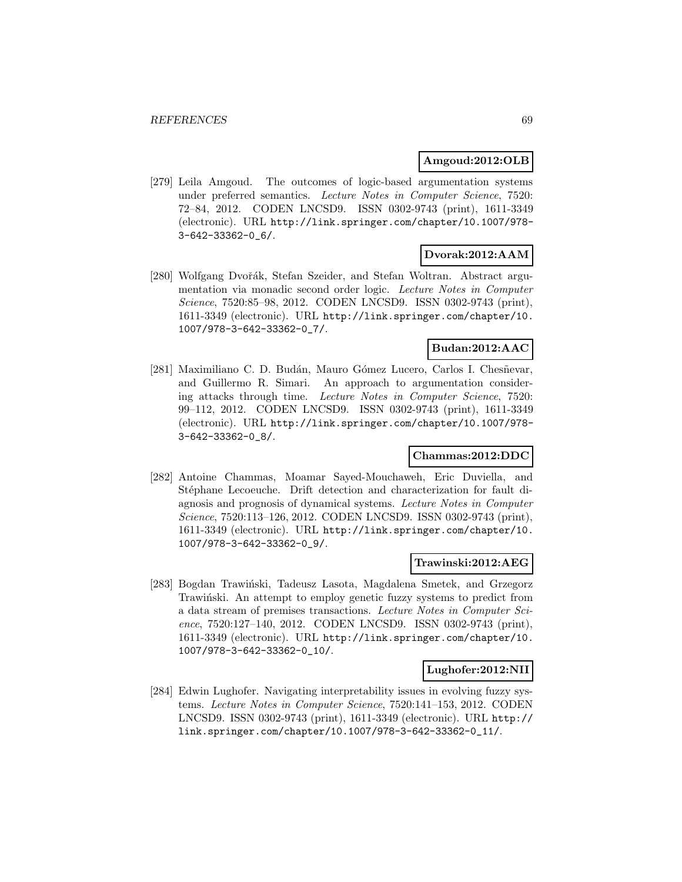**Amgoud:2012:OLB**

[279] Leila Amgoud. The outcomes of logic-based argumentation systems under preferred semantics. *Lecture Notes in Computer Science*, 7520: 72–84, 2012. CODEN LNCSD9. ISSN 0302-9743 (print), 1611-3349 (electronic). URL http://link.springer.com/chapter/10.1007/978-3-642-33362-0_6/.

**Dvorak:2012:AAM**

[280] Wolfgang Dvořák, Stefan Szeider, and Stefan Woltran. Abstract argumentation via monadic second order logic. *Lecture Notes in Computer Science*, 7520:85–98, 2012. CODEN LNCSD9. ISSN 0302-9743 (print), 1611-3349 (electronic). URL http://link.springer.com/chapter/10.1007/978-3-642-33362-0_7/.

**Budan:2012:AAC**

[281] Maximiliano C. D. Budán, Mauro Gómez Lucero, Carlos I. Chesñevar, and Guillermo R. Simari. An approach to argumentation considering attacks through time. *Lecture Notes in Computer Science*, 7520: 99–112, 2012. CODEN LNCSD9. ISSN 0302-9743 (print), 1611-3349 (electronic). URL http://link.springer.com/chapter/10.1007/978-3-642-33362-0_8/.

**Chammas:2012:DDC**

[282] Antoine Chammas, Moamar Sayed-Mouchaweh, Eric Duviella, and Stéphane Lecoeuche. Drift detection and characterization for fault diagnosis and prognosis of dynamical systems. *Lecture Notes in Computer Science*, 7520:113–126, 2012. CODEN LNCSD9. ISSN 0302-9743 (print), 1611-3349 (electronic). URL http://link.springer.com/chapter/10.1007/978-3-642-33362-0_9/.

**Trawinski:2012:AEG**

[283] Bogdan Trawiński, Tadeusz Lasota, Magdalena Smetek, and Grzegorz Trawiński. An attempt to employ genetic fuzzy systems to predict from a data stream of premises transactions. *Lecture Notes in Computer Science*, 7520:127–140, 2012. CODEN LNCSD9. ISSN 0302-9743 (print), 1611-3349 (electronic). URL http://link.springer.com/chapter/10.1007/978-3-642-33362-0_10/.

**Lughofer:2012:NII**

[284] Edwin Lughofer. Navigating interpretability issues in evolving fuzzy systems. *Lecture Notes in Computer Science*, 7520:141–153, 2012. CODEN LNCSD9. ISSN 0302-9743 (print), 1611-3349 (electronic). URL http://link.springer.com/chapter/10.1007/978-3-642-33362-0_11/.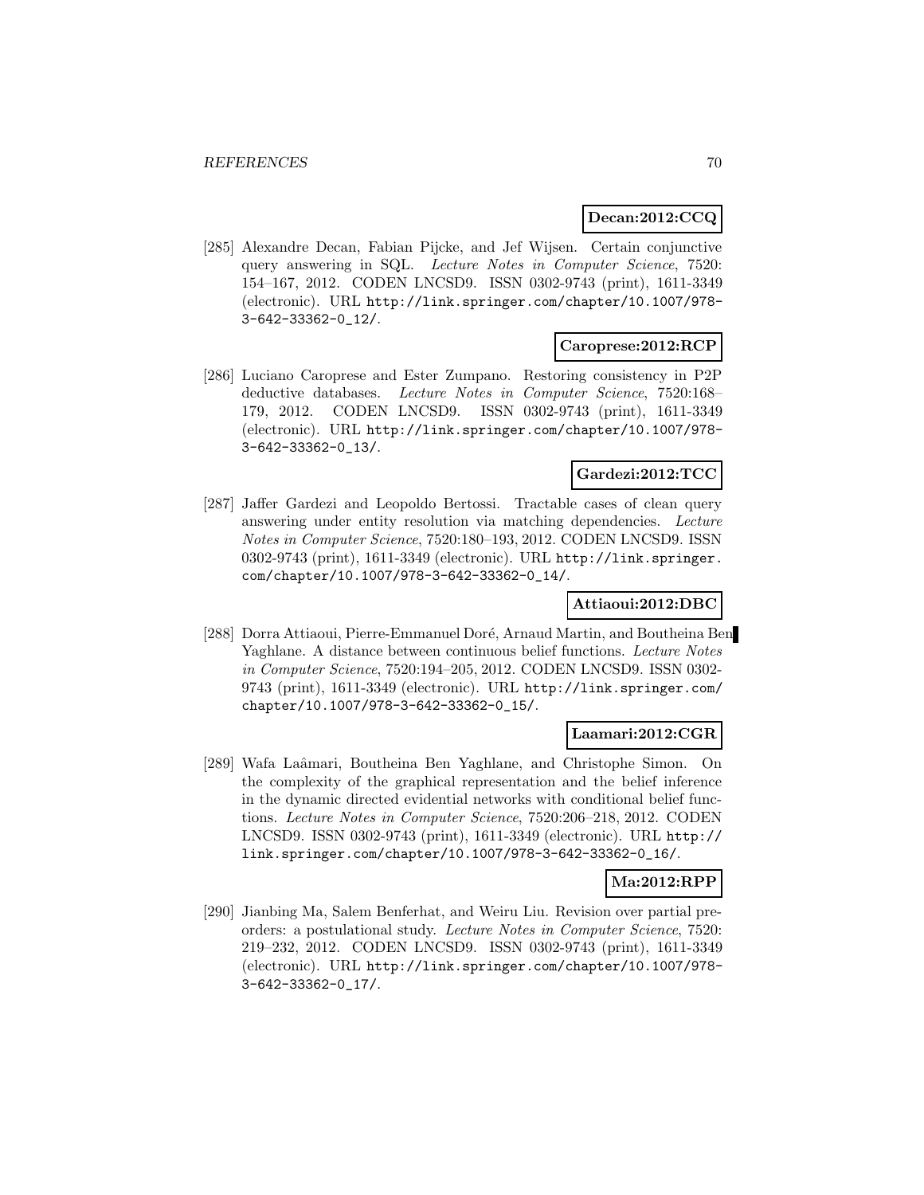**Decan:2012:CCQ**

[285] Alexandre Decan, Fabian Pijcke, and Jef Wijsen. Certain conjunctive query answering in SQL. *Lecture Notes in Computer Science*, 7520: 154–167, 2012. CODEN LNCSD9. ISSN 0302-9743 (print), 1611-3349 (electronic). URL http://link.springer.com/chapter/10.1007/978-3-642-33362-0_12/.

**Caroprese:2012:RCP**

[286] Luciano Caroprese and Ester Zumpano. Restoring consistency in P2P deductive databases. *Lecture Notes in Computer Science*, 7520:168–179, 2012. CODEN LNCSD9. ISSN 0302-9743 (print), 1611-3349 (electronic). URL http://link.springer.com/chapter/10.1007/978-3-642-33362-0_13/.

**Gardezi:2012:TCC**

[287] Jaffer Gardezi and Leopoldo Bertossi. Tractable cases of clean query answering under entity resolution via matching dependencies. *Lecture Notes in Computer Science*, 7520:180–193, 2012. CODEN LNCSD9. ISSN 0302-9743 (print), 1611-3349 (electronic). URL http://link.springer.com/chapter/10.1007/978-3-642-33362-0_14/.

**Attiaoui:2012:DBC**

[288] Dorra Attiaoui, Pierre-Emmanuel Doré, Arnaud Martin, and Boutheina Ben Yaghlane. A distance between continuous belief functions. *Lecture Notes in Computer Science*, 7520:194–205, 2012. CODEN LNCSD9. ISSN 0302-9743 (print), 1611-3349 (electronic). URL http://link.springer.com/chapter/10.1007/978-3-642-33362-0_15/.

**Laamari:2012:CGR**

[289] Wafa Laâmari, Boutheina Ben Yaghlane, and Christophe Simon. On the complexity of the graphical representation and the belief inference in the dynamic directed evidential networks with conditional belief functions. *Lecture Notes in Computer Science*, 7520:206–218, 2012. CODEN LNCSD9. ISSN 0302-9743 (print), 1611-3349 (electronic). URL http://link.springer.com/chapter/10.1007/978-3-642-33362-0_16/.

**Ma:2012:RPP**

[290] Jianbing Ma, Salem Benferhat, and Weiru Liu. Revision over partial preorders: a postulational study. *Lecture Notes in Computer Science*, 7520: 219–232, 2012. CODEN LNCSD9. ISSN 0302-9743 (print), 1611-3349 (electronic). URL http://link.springer.com/chapter/10.1007/978-3-642-33362-0_17/.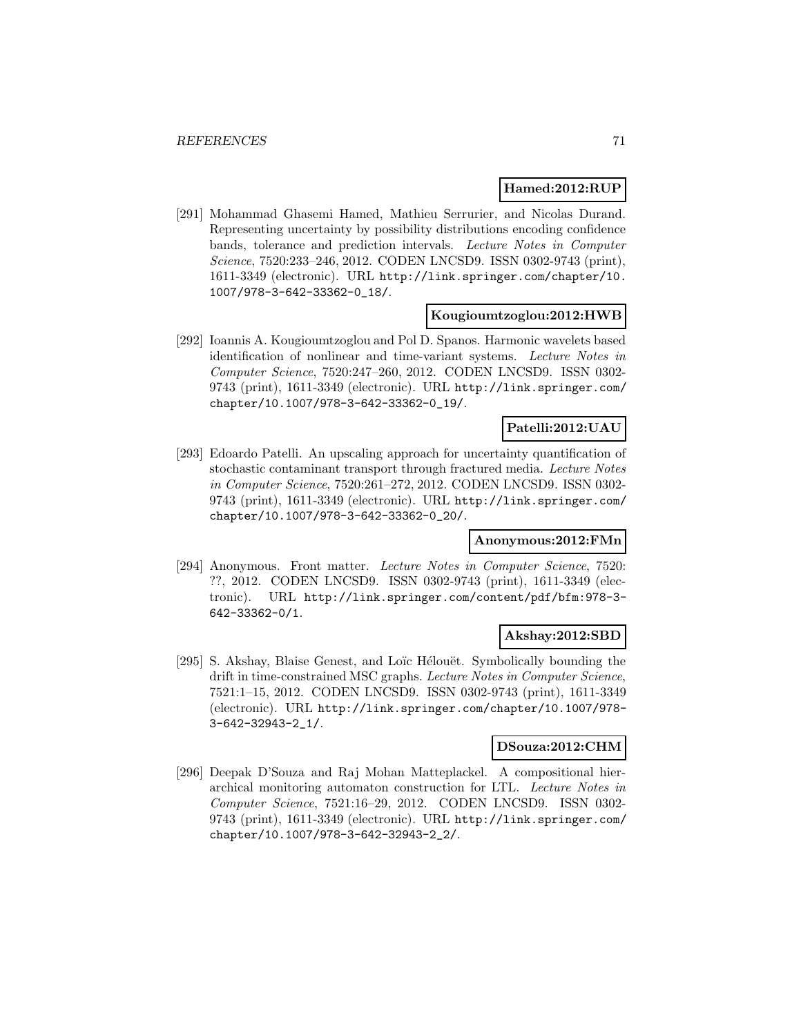**Hamed:2012:RUP**

[291] Mohammad Ghasemi Hamed, Mathieu Serrurier, and Nicolas Durand. Representing uncertainty by possibility distributions encoding confidence bands, tolerance and prediction intervals. *Lecture Notes in Computer Science*, 7520:233–246, 2012. CODEN LNCSD9. ISSN 0302-9743 (print), 1611-3349 (electronic). URL http://link.springer.com/chapter/10.1007/978-3-642-33362-0_18/.

**Kougioumtzoglou:2012:HWB**

[292] Ioannis A. Kougioumtzoglou and Pol D. Spanos. Harmonic wavelets based identification of nonlinear and time-variant systems. *Lecture Notes in Computer Science*, 7520:247–260, 2012. CODEN LNCSD9. ISSN 0302-9743 (print), 1611-3349 (electronic). URL http://link.springer.com/chapter/10.1007/978-3-642-33362-0_19/.

**Patelli:2012:UAU**

[293] Edoardo Patelli. An upscaling approach for uncertainty quantification of stochastic contaminant transport through fractured media. *Lecture Notes in Computer Science*, 7520:261–272, 2012. CODEN LNCSD9. ISSN 0302-9743 (print), 1611-3349 (electronic). URL http://link.springer.com/chapter/10.1007/978-3-642-33362-0_20/.

**Anonymous:2012:FMn**

[294] Anonymous. Front matter. *Lecture Notes in Computer Science*, 7520: ??, 2012. CODEN LNCSD9. ISSN 0302-9743 (print), 1611-3349 (electronic). URL http://link.springer.com/content/pdf/bfm:978-3-642-33362-0/1.

**Akshay:2012:SBD**

[295] S. Akshay, Blaise Genest, and Loïc Hélouët. Symbolically bounding the drift in time-constrained MSC graphs. *Lecture Notes in Computer Science*, 7521:1–15, 2012. CODEN LNCSD9. ISSN 0302-9743 (print), 1611-3349 (electronic). URL http://link.springer.com/chapter/10.1007/978-3-642-32943-2_1/.

**DSouza:2012:CHM**

[296] Deepak D'Souza and Raj Mohan Matteplackel. A compositional hierarchical monitoring automaton construction for LTL. *Lecture Notes in Computer Science*, 7521:16–29, 2012. CODEN LNCSD9. ISSN 0302-9743 (print), 1611-3349 (electronic). URL http://link.springer.com/chapter/10.1007/978-3-642-32943-2_2/.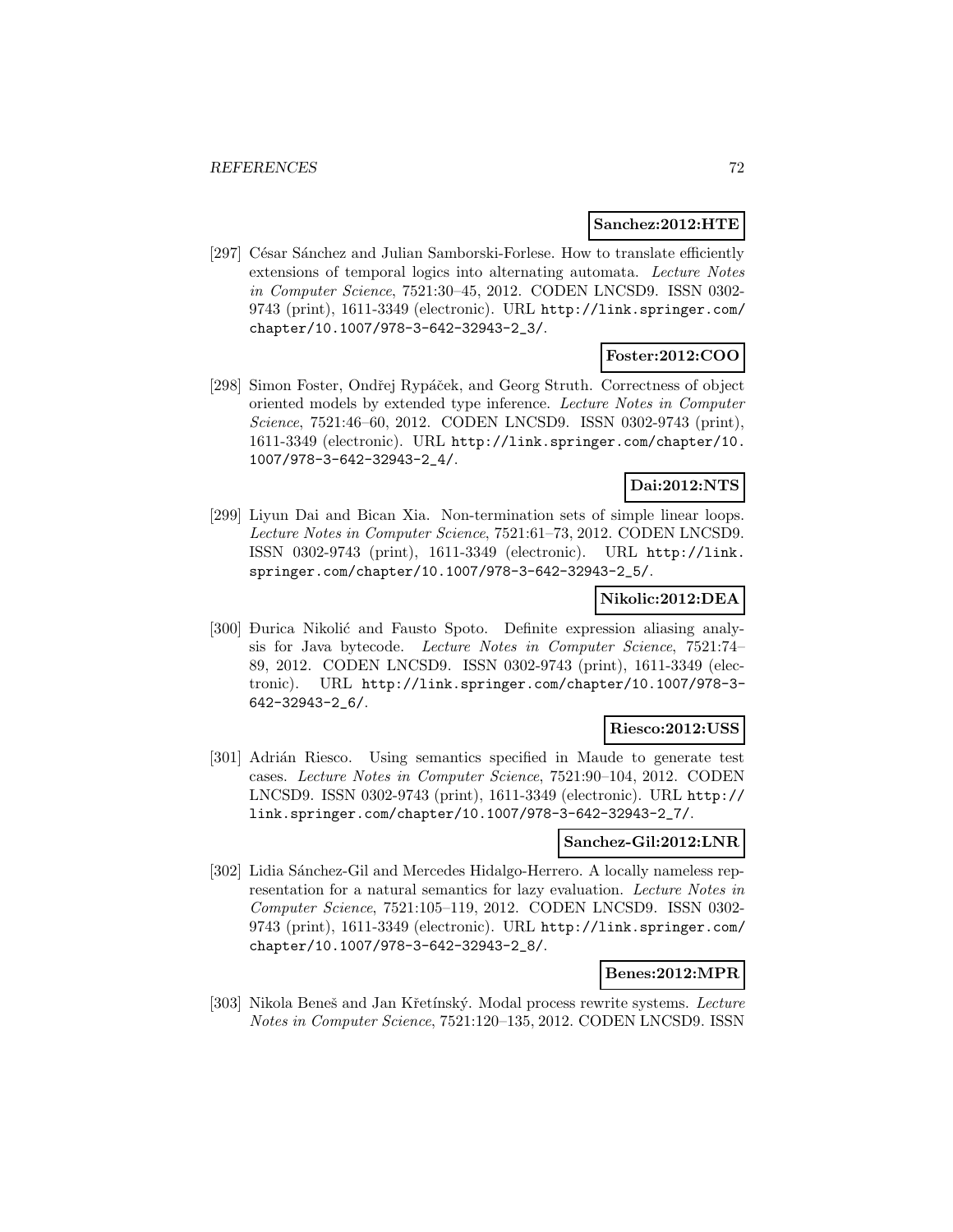**Sanchez:2012:HTE**

[297] César Sánchez and Julian Samborski-Forlese. How to translate efficiently extensions of temporal logics into alternating automata. *Lecture Notes in Computer Science*, 7521:30–45, 2012. CODEN LNCSD9. ISSN 0302-9743 (print), 1611-3349 (electronic). URL http://link.springer.com/chapter/10.1007/978-3-642-32943-2_3/.

**Foster:2012:COO**

[298] Simon Foster, Ondřej Rypáček, and Georg Struth. Correctness of object oriented models by extended type inference. *Lecture Notes in Computer Science*, 7521:46–60, 2012. CODEN LNCSD9. ISSN 0302-9743 (print), 1611-3349 (electronic). URL http://link.springer.com/chapter/10.1007/978-3-642-32943-2_4/.

**Dai:2012:NTS**

[299] Liyun Dai and Bican Xia. Non-termination sets of simple linear loops. *Lecture Notes in Computer Science*, 7521:61–73, 2012. CODEN LNCSD9. ISSN 0302-9743 (print), 1611-3349 (electronic). URL http://link.springer.com/chapter/10.1007/978-3-642-32943-2_5/.

**Nikolic:2012:DEA**

[300] Đurica Nikolić and Fausto Spoto. Definite expression aliasing analysis for Java bytecode. *Lecture Notes in Computer Science*, 7521:74–89, 2012. CODEN LNCSD9. ISSN 0302-9743 (print), 1611-3349 (electronic). URL http://link.springer.com/chapter/10.1007/978-3-642-32943-2_6/.

**Riesco:2012:USS**

[301] Adrián Riesco. Using semantics specified in Maude to generate test cases. *Lecture Notes in Computer Science*, 7521:90–104, 2012. CODEN LNCSD9. ISSN 0302-9743 (print), 1611-3349 (electronic). URL http://link.springer.com/chapter/10.1007/978-3-642-32943-2_7/.

**Sanchez-Gil:2012:LNR**

[302] Lidia Sánchez-Gil and Mercedes Hidalgo-Herrero. A locally nameless representation for a natural semantics for lazy evaluation. *Lecture Notes in Computer Science*, 7521:105–119, 2012. CODEN LNCSD9. ISSN 0302-9743 (print), 1611-3349 (electronic). URL http://link.springer.com/chapter/10.1007/978-3-642-32943-2_8/.

**Benes:2012:MPR**

[303] Nikola Beneš and Jan Křetínský. Modal process rewrite systems. *Lecture Notes in Computer Science*, 7521:120–135, 2012. CODEN LNCSD9. ISSN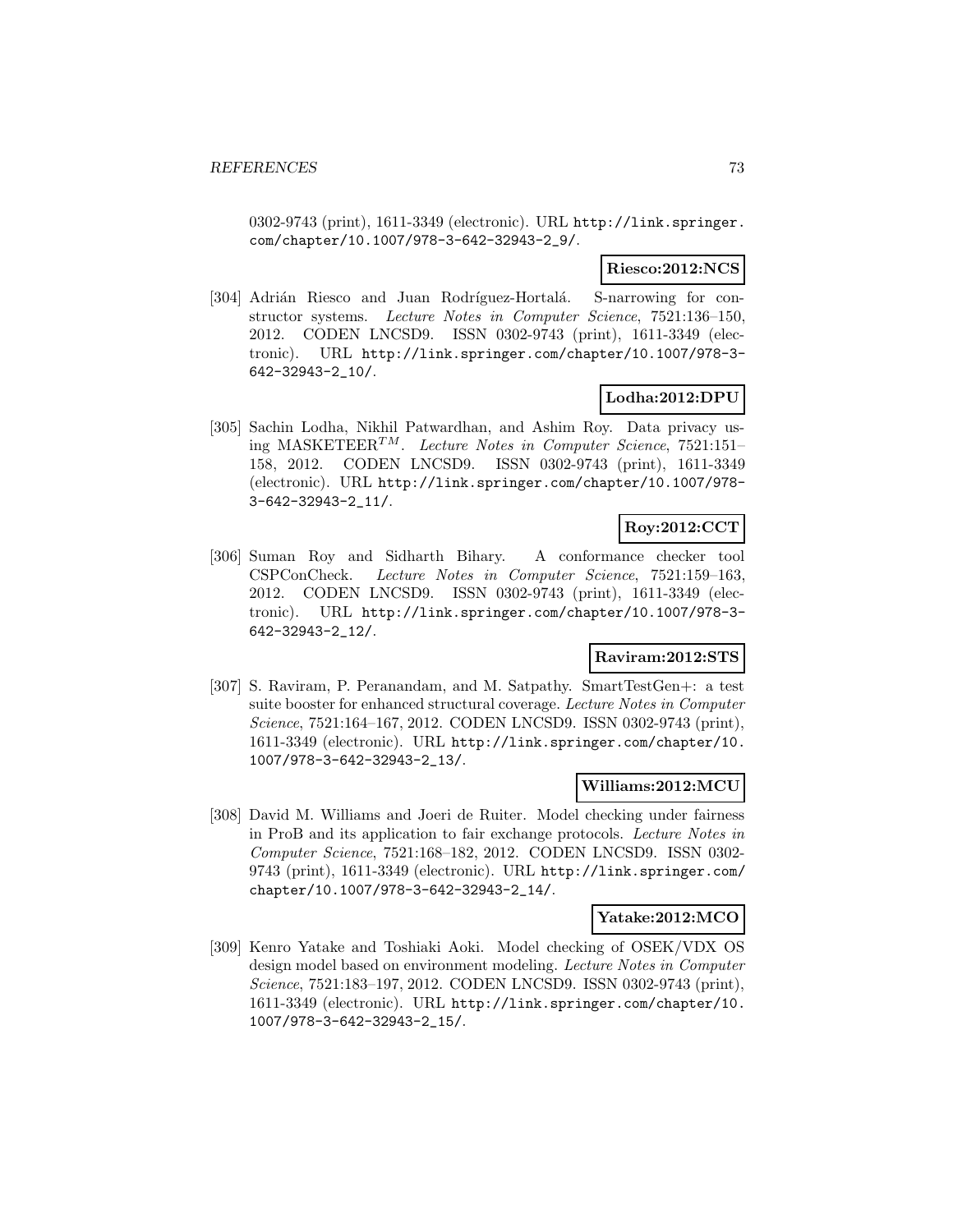0302-9743 (print), 1611-3349 (electronic). URL http://link.springer.com/chapter/10.1007/978-3-642-32943-2_9/.

**Riesco:2012:NCS**

[304] Adrián Riesco and Juan Rodríguez-Hortalá. S-narrowing for constructor systems. *Lecture Notes in Computer Science*, 7521:136–150, 2012. CODEN LNCSD9. ISSN 0302-9743 (print), 1611-3349 (electronic). URL http://link.springer.com/chapter/10.1007/978-3-642-32943-2_10/.

**Lodha:2012:DPU**

[305] Sachin Lodha, Nikhil Patwardhan, and Ashim Roy. Data privacy using MASKETEER$^{TM}$. *Lecture Notes in Computer Science*, 7521:151–158, 2012. CODEN LNCSD9. ISSN 0302-9743 (print), 1611-3349 (electronic). URL http://link.springer.com/chapter/10.1007/978-3-642-32943-2_11/.

**Roy:2012:CCT**

[306] Suman Roy and Sidharth Bihary. A conformance checker tool CSPConCheck. *Lecture Notes in Computer Science*, 7521:159–163, 2012. CODEN LNCSD9. ISSN 0302-9743 (print), 1611-3349 (electronic). URL http://link.springer.com/chapter/10.1007/978-3-642-32943-2_12/.

**Raviram:2012:STS**

[307] S. Raviram, P. Peranandam, and M. Satpathy. SmartTestGen+: a test suite booster for enhanced structural coverage. *Lecture Notes in Computer Science*, 7521:164–167, 2012. CODEN LNCSD9. ISSN 0302-9743 (print), 1611-3349 (electronic). URL http://link.springer.com/chapter/10.1007/978-3-642-32943-2_13/.

**Williams:2012:MCU**

[308] David M. Williams and Joeri de Ruiter. Model checking under fairness in ProB and its application to fair exchange protocols. *Lecture Notes in Computer Science*, 7521:168–182, 2012. CODEN LNCSD9. ISSN 0302-9743 (print), 1611-3349 (electronic). URL http://link.springer.com/chapter/10.1007/978-3-642-32943-2_14/.

**Yatake:2012:MCO**

[309] Kenro Yatake and Toshiaki Aoki. Model checking of OSEK/VDX OS design model based on environment modeling. *Lecture Notes in Computer Science*, 7521:183–197, 2012. CODEN LNCSD9. ISSN 0302-9743 (print), 1611-3349 (electronic). URL http://link.springer.com/chapter/10.1007/978-3-642-32943-2_15/.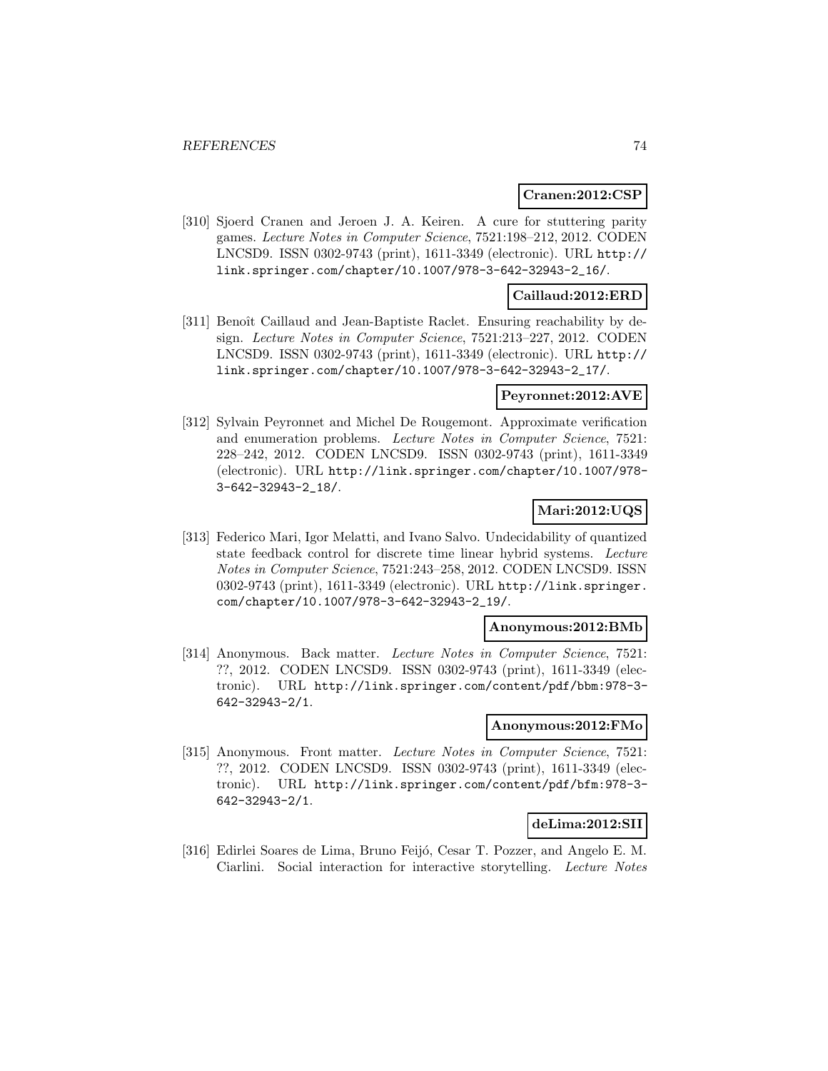**Cranen:2012:CSP**

[310] Sjoerd Cranen and Jeroen J. A. Keiren. A cure for stuttering parity games. *Lecture Notes in Computer Science*, 7521:198–212, 2012. CODEN LNCSD9. ISSN 0302-9743 (print), 1611-3349 (electronic). URL http://link.springer.com/chapter/10.1007/978-3-642-32943-2_16/.

**Caillaud:2012:ERD**

[311] Benoît Caillaud and Jean-Baptiste Raclet. Ensuring reachability by design. *Lecture Notes in Computer Science*, 7521:213–227, 2012. CODEN LNCSD9. ISSN 0302-9743 (print), 1611-3349 (electronic). URL http://link.springer.com/chapter/10.1007/978-3-642-32943-2_17/.

**Peyronnet:2012:AVE**

[312] Sylvain Peyronnet and Michel De Rougemont. Approximate verification and enumeration problems. *Lecture Notes in Computer Science*, 7521: 228–242, 2012. CODEN LNCSD9. ISSN 0302-9743 (print), 1611-3349 (electronic). URL http://link.springer.com/chapter/10.1007/978-3-642-32943-2_18/.

**Mari:2012:UQS**

[313] Federico Mari, Igor Melatti, and Ivano Salvo. Undecidability of quantized state feedback control for discrete time linear hybrid systems. *Lecture Notes in Computer Science*, 7521:243–258, 2012. CODEN LNCSD9. ISSN 0302-9743 (print), 1611-3349 (electronic). URL http://link.springer.com/chapter/10.1007/978-3-642-32943-2_19/.

**Anonymous:2012:BMb**

[314] Anonymous. Back matter. *Lecture Notes in Computer Science*, 7521: ??, 2012. CODEN LNCSD9. ISSN 0302-9743 (print), 1611-3349 (electronic). URL http://link.springer.com/content/pdf/bbm:978-3-642-32943-2/1.

**Anonymous:2012:FMo**

[315] Anonymous. Front matter. *Lecture Notes in Computer Science*, 7521: ??, 2012. CODEN LNCSD9. ISSN 0302-9743 (print), 1611-3349 (electronic). URL http://link.springer.com/content/pdf/bfm:978-3-642-32943-2/1.

**deLima:2012:SII**

[316] Edirlei Soares de Lima, Bruno Feijó, Cesar T. Pozzer, and Angelo E. M. Ciarlini. Social interaction for interactive storytelling. *Lecture Notes*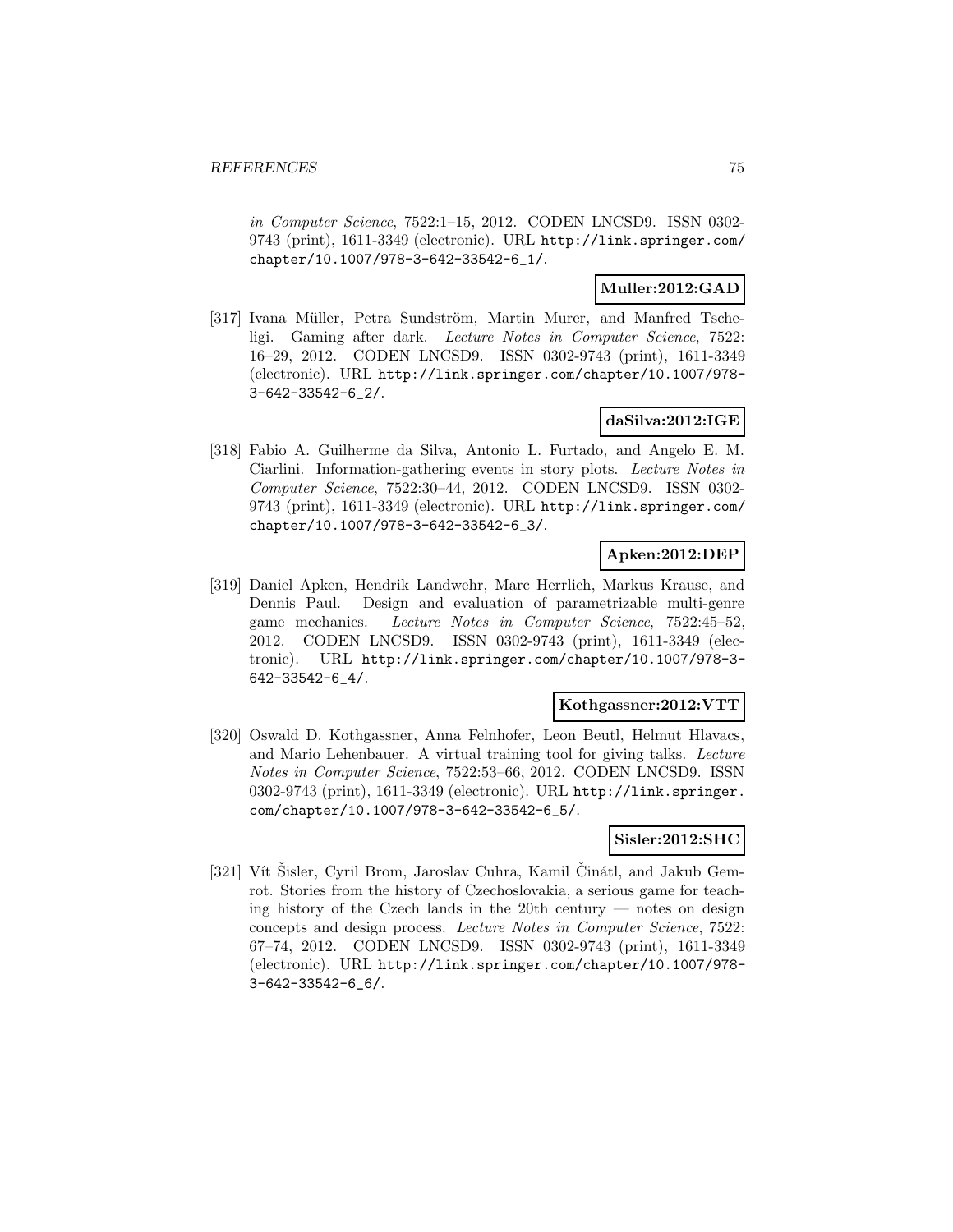*in Computer Science*, 7522:1–15, 2012. CODEN LNCSD9. ISSN 0302-9743 (print), 1611-3349 (electronic). URL http://link.springer.com/chapter/10.1007/978-3-642-33542-6_1/.

**Muller:2012:GAD**

[317] Ivana Müller, Petra Sundström, Martin Murer, and Manfred Tscheligi. Gaming after dark. *Lecture Notes in Computer Science*, 7522: 16–29, 2012. CODEN LNCSD9. ISSN 0302-9743 (print), 1611-3349 (electronic). URL http://link.springer.com/chapter/10.1007/978-3-642-33542-6_2/.

**daSilva:2012:IGE**

[318] Fabio A. Guilherme da Silva, Antonio L. Furtado, and Angelo E. M. Ciarlini. Information-gathering events in story plots. *Lecture Notes in Computer Science*, 7522:30–44, 2012. CODEN LNCSD9. ISSN 0302-9743 (print), 1611-3349 (electronic). URL http://link.springer.com/chapter/10.1007/978-3-642-33542-6_3/.

**Apken:2012:DEP**

[319] Daniel Apken, Hendrik Landwehr, Marc Herrlich, Markus Krause, and Dennis Paul. Design and evaluation of parametrizable multi-genre game mechanics. *Lecture Notes in Computer Science*, 7522:45–52, 2012. CODEN LNCSD9. ISSN 0302-9743 (print), 1611-3349 (electronic). URL http://link.springer.com/chapter/10.1007/978-3-642-33542-6_4/.

**Kothgassner:2012:VTT**

[320] Oswald D. Kothgassner, Anna Felnhofer, Leon Beutl, Helmut Hlavacs, and Mario Lehenbauer. A virtual training tool for giving talks. *Lecture Notes in Computer Science*, 7522:53–66, 2012. CODEN LNCSD9. ISSN 0302-9743 (print), 1611-3349 (electronic). URL http://link.springer.com/chapter/10.1007/978-3-642-33542-6_5/.

**Sisler:2012:SHC**

[321] Vít Šisler, Cyril Brom, Jaroslav Cuhra, Kamil Činátl, and Jakub Gemrot. Stories from the history of Czechoslovakia, a serious game for teaching history of the Czech lands in the 20th century — notes on design concepts and design process. *Lecture Notes in Computer Science*, 7522: 67–74, 2012. CODEN LNCSD9. ISSN 0302-9743 (print), 1611-3349 (electronic). URL http://link.springer.com/chapter/10.1007/978-3-642-33542-6_6/.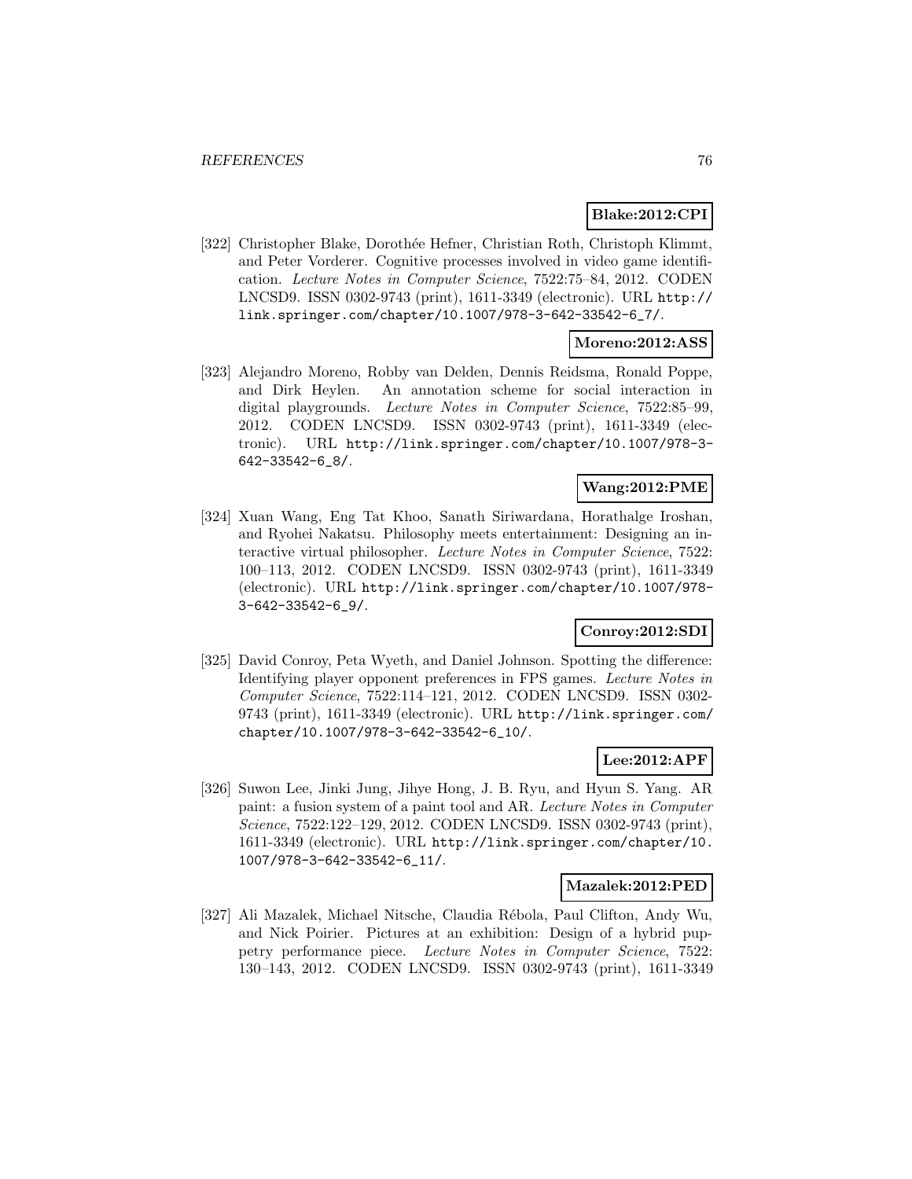**Blake:2012:CPI**

[322] Christopher Blake, Dorothée Hefner, Christian Roth, Christoph Klimmt, and Peter Vorderer. Cognitive processes involved in video game identification. *Lecture Notes in Computer Science*, 7522:75–84, 2012. CODEN LNCSD9. ISSN 0302-9743 (print), 1611-3349 (electronic). URL http://link.springer.com/chapter/10.1007/978-3-642-33542-6_7/.

**Moreno:2012:ASS**

[323] Alejandro Moreno, Robby van Delden, Dennis Reidsma, Ronald Poppe, and Dirk Heylen. An annotation scheme for social interaction in digital playgrounds. *Lecture Notes in Computer Science*, 7522:85–99, 2012. CODEN LNCSD9. ISSN 0302-9743 (print), 1611-3349 (electronic). URL http://link.springer.com/chapter/10.1007/978-3-642-33542-6_8/.

**Wang:2012:PME**

[324] Xuan Wang, Eng Tat Khoo, Sanath Siriwardana, Horathalge Iroshan, and Ryohei Nakatsu. Philosophy meets entertainment: Designing an interactive virtual philosopher. *Lecture Notes in Computer Science*, 7522: 100–113, 2012. CODEN LNCSD9. ISSN 0302-9743 (print), 1611-3349 (electronic). URL http://link.springer.com/chapter/10.1007/978-3-642-33542-6_9/.

**Conroy:2012:SDI**

[325] David Conroy, Peta Wyeth, and Daniel Johnson. Spotting the difference: Identifying player opponent preferences in FPS games. *Lecture Notes in Computer Science*, 7522:114–121, 2012. CODEN LNCSD9. ISSN 0302-9743 (print), 1611-3349 (electronic). URL http://link.springer.com/chapter/10.1007/978-3-642-33542-6_10/.

**Lee:2012:APF**

[326] Suwon Lee, Jinki Jung, Jihye Hong, J. B. Ryu, and Hyun S. Yang. AR paint: a fusion system of a paint tool and AR. *Lecture Notes in Computer Science*, 7522:122–129, 2012. CODEN LNCSD9. ISSN 0302-9743 (print), 1611-3349 (electronic). URL http://link.springer.com/chapter/10.1007/978-3-642-33542-6_11/.

**Mazalek:2012:PED**

[327] Ali Mazalek, Michael Nitsche, Claudia Rébola, Paul Clifton, Andy Wu, and Nick Poirier. Pictures at an exhibition: Design of a hybrid puppetry performance piece. *Lecture Notes in Computer Science*, 7522: 130–143, 2012. CODEN LNCSD9. ISSN 0302-9743 (print), 1611-3349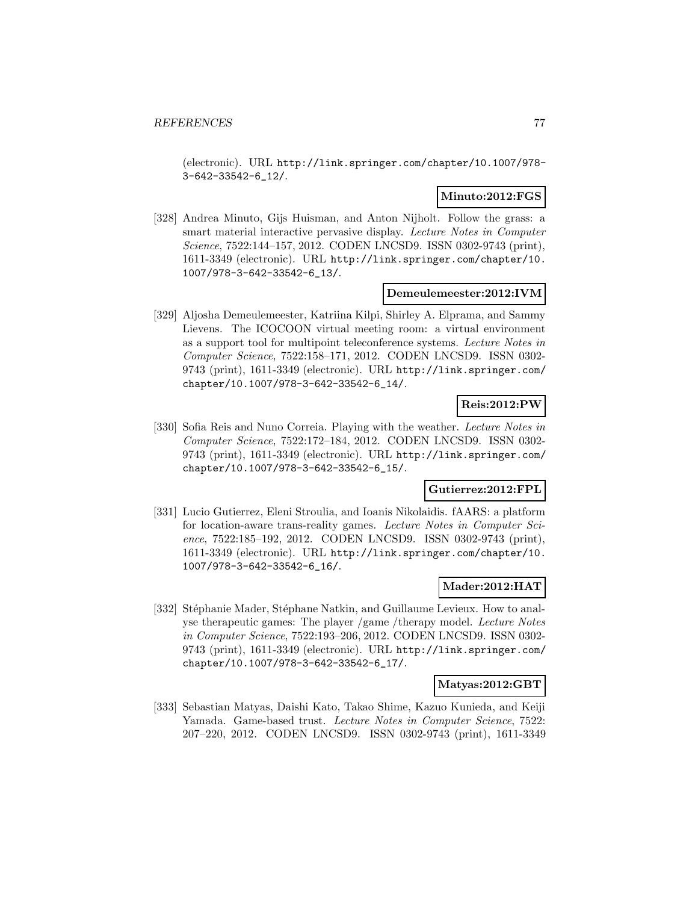(electronic). URL http://link.springer.com/chapter/10.1007/978-3-642-33542-6_12/.

**Minuto:2012:FGS**

[328] Andrea Minuto, Gijs Huisman, and Anton Nijholt. Follow the grass: a smart material interactive pervasive display. *Lecture Notes in Computer Science*, 7522:144–157, 2012. CODEN LNCSD9. ISSN 0302-9743 (print), 1611-3349 (electronic). URL http://link.springer.com/chapter/10.1007/978-3-642-33542-6_13/.

**Demeulemeester:2012:IVM**

[329] Aljosha Demeulemeester, Katriina Kilpi, Shirley A. Elprama, and Sammy Lievens. The ICOCOON virtual meeting room: a virtual environment as a support tool for multipoint teleconference systems. *Lecture Notes in Computer Science*, 7522:158–171, 2012. CODEN LNCSD9. ISSN 0302-9743 (print), 1611-3349 (electronic). URL http://link.springer.com/chapter/10.1007/978-3-642-33542-6_14/.

**Reis:2012:PW**

[330] Sofia Reis and Nuno Correia. Playing with the weather. *Lecture Notes in Computer Science*, 7522:172–184, 2012. CODEN LNCSD9. ISSN 0302-9743 (print), 1611-3349 (electronic). URL http://link.springer.com/chapter/10.1007/978-3-642-33542-6_15/.

**Gutierrez:2012:FPL**

[331] Lucio Gutierrez, Eleni Stroulia, and Ioanis Nikolaidis. fAARS: a platform for location-aware trans-reality games. *Lecture Notes in Computer Science*, 7522:185–192, 2012. CODEN LNCSD9. ISSN 0302-9743 (print), 1611-3349 (electronic). URL http://link.springer.com/chapter/10.1007/978-3-642-33542-6_16/.

**Mader:2012:HAT**

[332] Stéphanie Mader, Stéphane Natkin, and Guillaume Levieux. How to analyse therapeutic games: The player /game /therapy model. *Lecture Notes in Computer Science*, 7522:193–206, 2012. CODEN LNCSD9. ISSN 0302-9743 (print), 1611-3349 (electronic). URL http://link.springer.com/chapter/10.1007/978-3-642-33542-6_17/.

**Matyas:2012:GBT**

[333] Sebastian Matyas, Daishi Kato, Takao Shime, Kazuo Kunieda, and Keiji Yamada. Game-based trust. *Lecture Notes in Computer Science*, 7522: 207–220, 2012. CODEN LNCSD9. ISSN 0302-9743 (print), 1611-3349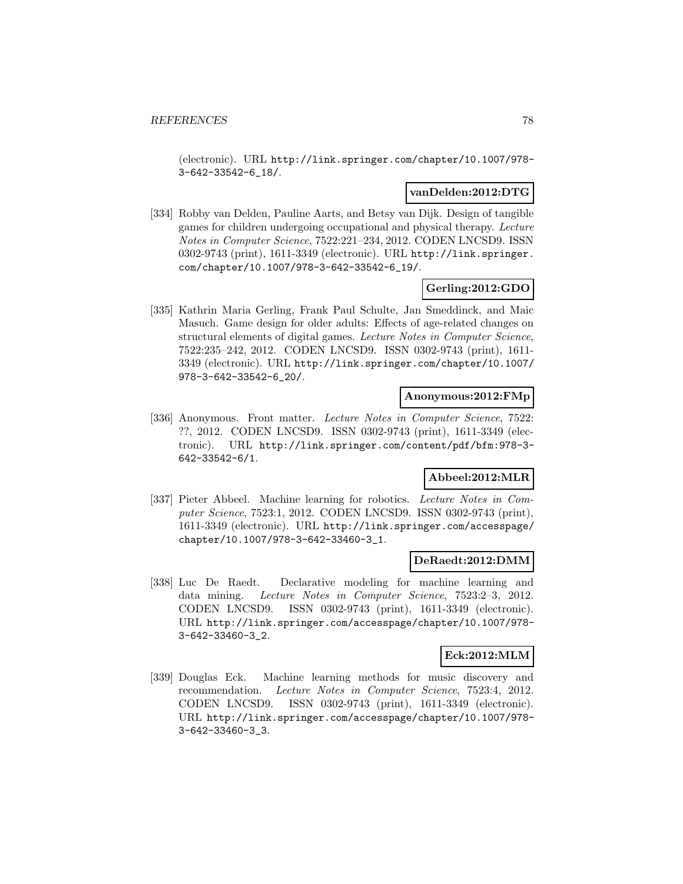(electronic). URL http://link.springer.com/chapter/10.1007/978-3-642-33542-6_18/.

**vanDelden:2012:DTG**

[334] Robby van Delden, Pauline Aarts, and Betsy van Dijk. Design of tangible games for children undergoing occupational and physical therapy. *Lecture Notes in Computer Science*, 7522:221–234, 2012. CODEN LNCSD9. ISSN 0302-9743 (print), 1611-3349 (electronic). URL http://link.springer.com/chapter/10.1007/978-3-642-33542-6_19/.

**Gerling:2012:GDO**

[335] Kathrin Maria Gerling, Frank Paul Schulte, Jan Smeddinck, and Maic Masuch. Game design for older adults: Effects of age-related changes on structural elements of digital games. *Lecture Notes in Computer Science*, 7522:235–242, 2012. CODEN LNCSD9. ISSN 0302-9743 (print), 1611-3349 (electronic). URL http://link.springer.com/chapter/10.1007/978-3-642-33542-6_20/.

**Anonymous:2012:FMp**

[336] Anonymous. Front matter. *Lecture Notes in Computer Science*, 7522: ??, 2012. CODEN LNCSD9. ISSN 0302-9743 (print), 1611-3349 (electronic). URL http://link.springer.com/content/pdf/bfm:978-3-642-33542-6/1.

**Abbeel:2012:MLR**

[337] Pieter Abbeel. Machine learning for robotics. *Lecture Notes in Computer Science*, 7523:1, 2012. CODEN LNCSD9. ISSN 0302-9743 (print), 1611-3349 (electronic). URL http://link.springer.com/accesspage/chapter/10.1007/978-3-642-33460-3_1.

**DeRaedt:2012:DMM**

[338] Luc De Raedt. Declarative modeling for machine learning and data mining. *Lecture Notes in Computer Science*, 7523:2–3, 2012. CODEN LNCSD9. ISSN 0302-9743 (print), 1611-3349 (electronic). URL http://link.springer.com/accesspage/chapter/10.1007/978-3-642-33460-3_2.

**Eck:2012:MLM**

[339] Douglas Eck. Machine learning methods for music discovery and recommendation. *Lecture Notes in Computer Science*, 7523:4, 2012. CODEN LNCSD9. ISSN 0302-9743 (print), 1611-3349 (electronic). URL http://link.springer.com/accesspage/chapter/10.1007/978-3-642-33460-3_3.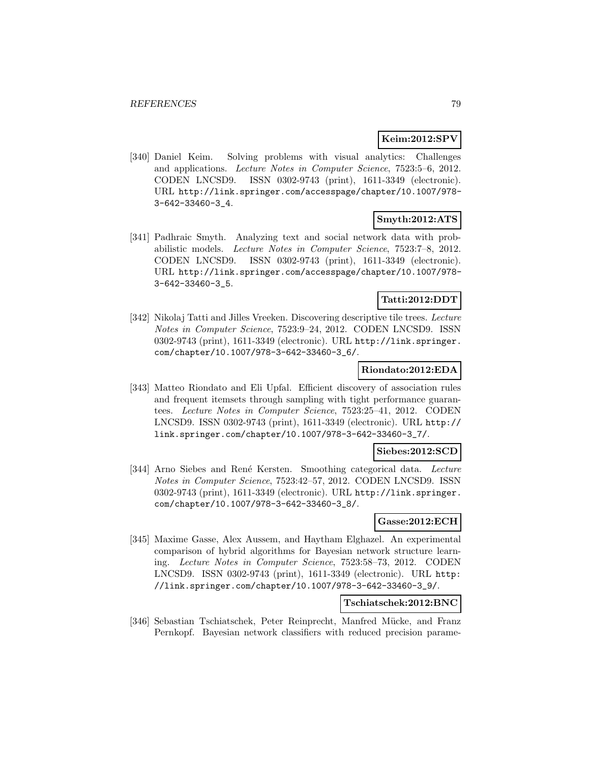**Keim:2012:SPV**

[340] Daniel Keim. Solving problems with visual analytics: Challenges and applications. *Lecture Notes in Computer Science*, 7523:5–6, 2012. CODEN LNCSD9. ISSN 0302-9743 (print), 1611-3349 (electronic). URL http://link.springer.com/accesspage/chapter/10.1007/978-3-642-33460-3_4.

**Smyth:2012:ATS**

[341] Padhraic Smyth. Analyzing text and social network data with probabilistic models. *Lecture Notes in Computer Science*, 7523:7–8, 2012. CODEN LNCSD9. ISSN 0302-9743 (print), 1611-3349 (electronic). URL http://link.springer.com/accesspage/chapter/10.1007/978-3-642-33460-3_5.

**Tatti:2012:DDT**

[342] Nikolaj Tatti and Jilles Vreeken. Discovering descriptive tile trees. *Lecture Notes in Computer Science*, 7523:9–24, 2012. CODEN LNCSD9. ISSN 0302-9743 (print), 1611-3349 (electronic). URL http://link.springer.com/chapter/10.1007/978-3-642-33460-3_6/.

**Riondato:2012:EDA**

[343] Matteo Riondato and Eli Upfal. Efficient discovery of association rules and frequent itemsets through sampling with tight performance guarantees. *Lecture Notes in Computer Science*, 7523:25–41, 2012. CODEN LNCSD9. ISSN 0302-9743 (print), 1611-3349 (electronic). URL http://link.springer.com/chapter/10.1007/978-3-642-33460-3_7/.

**Siebes:2012:SCD**

[344] Arno Siebes and René Kersten. Smoothing categorical data. *Lecture Notes in Computer Science*, 7523:42–57, 2012. CODEN LNCSD9. ISSN 0302-9743 (print), 1611-3349 (electronic). URL http://link.springer.com/chapter/10.1007/978-3-642-33460-3_8/.

**Gasse:2012:ECH**

[345] Maxime Gasse, Alex Aussem, and Haytham Elghazel. An experimental comparison of hybrid algorithms for Bayesian network structure learning. *Lecture Notes in Computer Science*, 7523:58–73, 2012. CODEN LNCSD9. ISSN 0302-9743 (print), 1611-3349 (electronic). URL http://link.springer.com/chapter/10.1007/978-3-642-33460-3_9/.

**Tschiatschek:2012:BNC**

[346] Sebastian Tschiatschek, Peter Reinprecht, Manfred Mücke, and Franz Pernkopf. Bayesian network classifiers with reduced precision parame-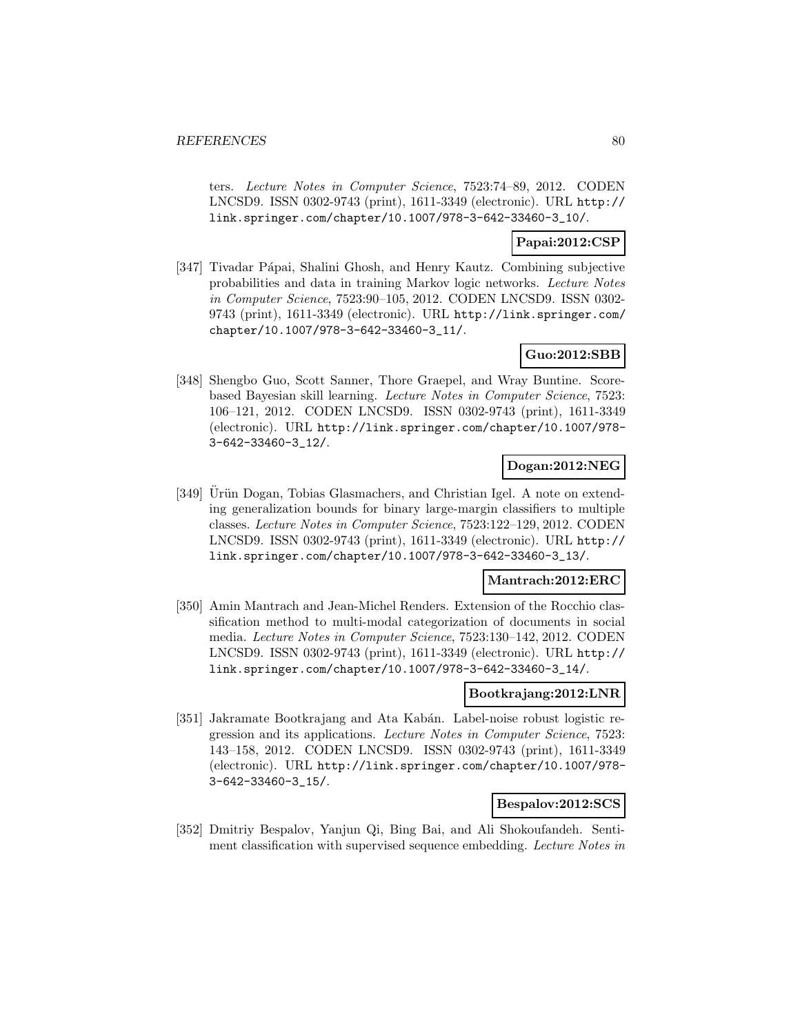ters. *Lecture Notes in Computer Science*, 7523:74–89, 2012. CODEN LNCSD9. ISSN 0302-9743 (print), 1611-3349 (electronic). URL http://link.springer.com/chapter/10.1007/978-3-642-33460-3_10/.

**Papai:2012:CSP**

[347] Tivadar Pápai, Shalini Ghosh, and Henry Kautz. Combining subjective probabilities and data in training Markov logic networks. *Lecture Notes in Computer Science*, 7523:90–105, 2012. CODEN LNCSD9. ISSN 0302-9743 (print), 1611-3349 (electronic). URL http://link.springer.com/chapter/10.1007/978-3-642-33460-3_11/.

**Guo:2012:SBB**

[348] Shengbo Guo, Scott Sanner, Thore Graepel, and Wray Buntine. Score-based Bayesian skill learning. *Lecture Notes in Computer Science*, 7523:106–121, 2012. CODEN LNCSD9. ISSN 0302-9743 (print), 1611-3349 (electronic). URL http://link.springer.com/chapter/10.1007/978-3-642-33460-3_12/.

**Dogan:2012:NEG**

[349] Ürün Dogan, Tobias Glasmachers, and Christian Igel. A note on extending generalization bounds for binary large-margin classifiers to multiple classes. *Lecture Notes in Computer Science*, 7523:122–129, 2012. CODEN LNCSD9. ISSN 0302-9743 (print), 1611-3349 (electronic). URL http://link.springer.com/chapter/10.1007/978-3-642-33460-3_13/.

**Mantrach:2012:ERC**

[350] Amin Mantrach and Jean-Michel Renders. Extension of the Rocchio classification method to multi-modal categorization of documents in social media. *Lecture Notes in Computer Science*, 7523:130–142, 2012. CODEN LNCSD9. ISSN 0302-9743 (print), 1611-3349 (electronic). URL http://link.springer.com/chapter/10.1007/978-3-642-33460-3_14/.

**Bootkrajang:2012:LNR**

[351] Jakramate Bootkrajang and Ata Kabán. Label-noise robust logistic regression and its applications. *Lecture Notes in Computer Science*, 7523:143–158, 2012. CODEN LNCSD9. ISSN 0302-9743 (print), 1611-3349 (electronic). URL http://link.springer.com/chapter/10.1007/978-3-642-33460-3_15/.

**Bespalov:2012:SCS**

[352] Dmitriy Bespalov, Yanjun Qi, Bing Bai, and Ali Shokoufandeh. Sentiment classification with supervised sequence embedding. *Lecture Notes in*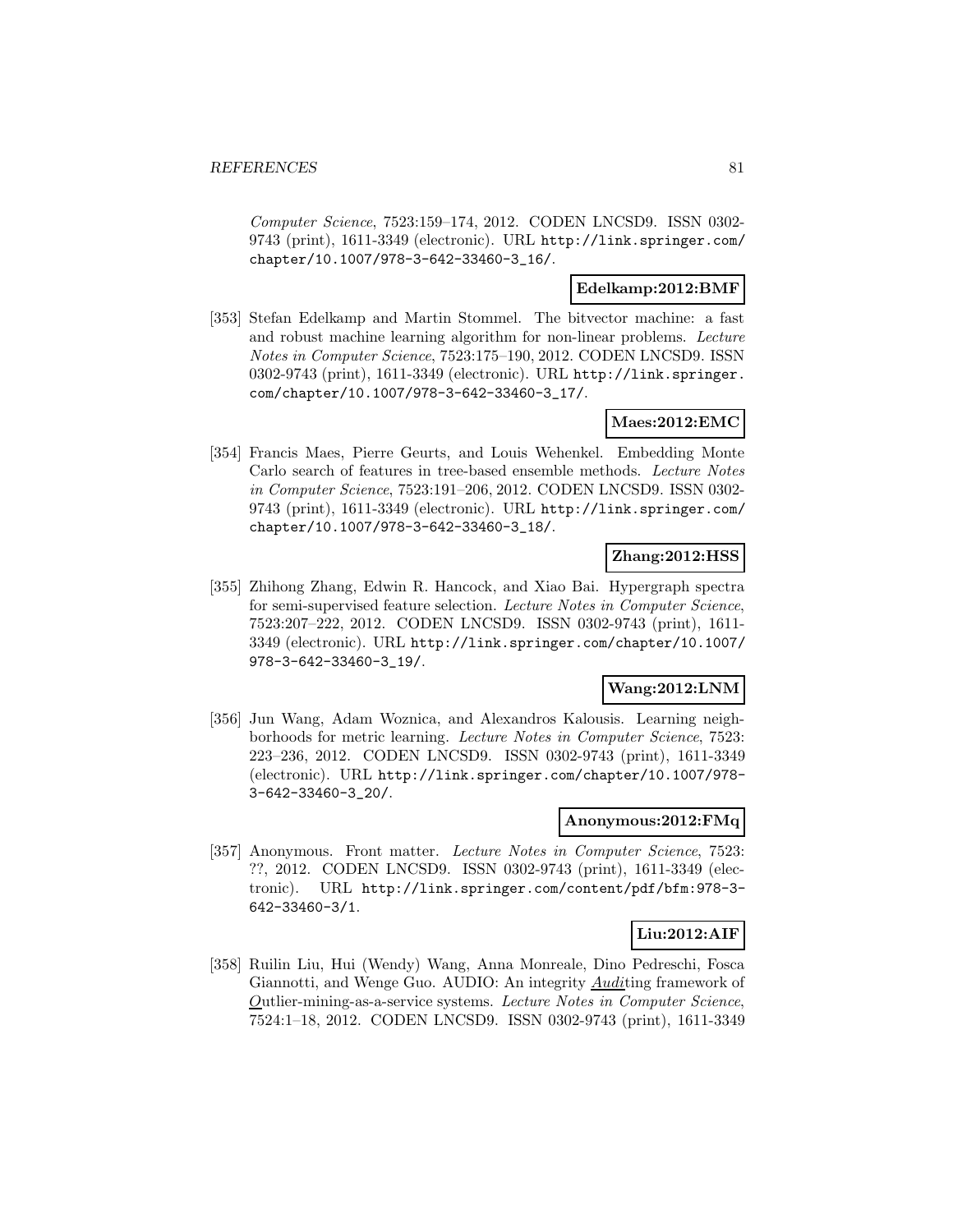*Computer Science*, 7523:159–174, 2012. CODEN LNCSD9. ISSN 0302-9743 (print), 1611-3349 (electronic). URL http://link.springer.com/chapter/10.1007/978-3-642-33460-3_16/.

**Edelkamp:2012:BMF**

[353] Stefan Edelkamp and Martin Stommel. The bitvector machine: a fast and robust machine learning algorithm for non-linear problems. *Lecture Notes in Computer Science*, 7523:175–190, 2012. CODEN LNCSD9. ISSN 0302-9743 (print), 1611-3349 (electronic). URL http://link.springer.com/chapter/10.1007/978-3-642-33460-3_17/.

**Maes:2012:EMC**

[354] Francis Maes, Pierre Geurts, and Louis Wehenkel. Embedding Monte Carlo search of features in tree-based ensemble methods. *Lecture Notes in Computer Science*, 7523:191–206, 2012. CODEN LNCSD9. ISSN 0302-9743 (print), 1611-3349 (electronic). URL http://link.springer.com/chapter/10.1007/978-3-642-33460-3_18/.

**Zhang:2012:HSS**

[355] Zhihong Zhang, Edwin R. Hancock, and Xiao Bai. Hypergraph spectra for semi-supervised feature selection. *Lecture Notes in Computer Science*, 7523:207–222, 2012. CODEN LNCSD9. ISSN 0302-9743 (print), 1611-3349 (electronic). URL http://link.springer.com/chapter/10.1007/978-3-642-33460-3_19/.

**Wang:2012:LNM**

[356] Jun Wang, Adam Woznica, and Alexandros Kalousis. Learning neighborhoods for metric learning. *Lecture Notes in Computer Science*, 7523:223–236, 2012. CODEN LNCSD9. ISSN 0302-9743 (print), 1611-3349 (electronic). URL http://link.springer.com/chapter/10.1007/978-3-642-33460-3_20/.

**Anonymous:2012:FMq**

[357] Anonymous. Front matter. *Lecture Notes in Computer Science*, 7523:??, 2012. CODEN LNCSD9. ISSN 0302-9743 (print), 1611-3349 (electronic). URL http://link.springer.com/content/pdf/bfm:978-3-642-33460-3/1.

**Liu:2012:AIF**

[358] Ruilin Liu, Hui (Wendy) Wang, Anna Monreale, Dino Pedreschi, Fosca Giannotti, and Wenge Guo. AUDIO: An integrity *Audi*ting framework of *O*utlier-mining-as-a-service systems. *Lecture Notes in Computer Science*, 7524:1–18, 2012. CODEN LNCSD9. ISSN 0302-9743 (print), 1611-3349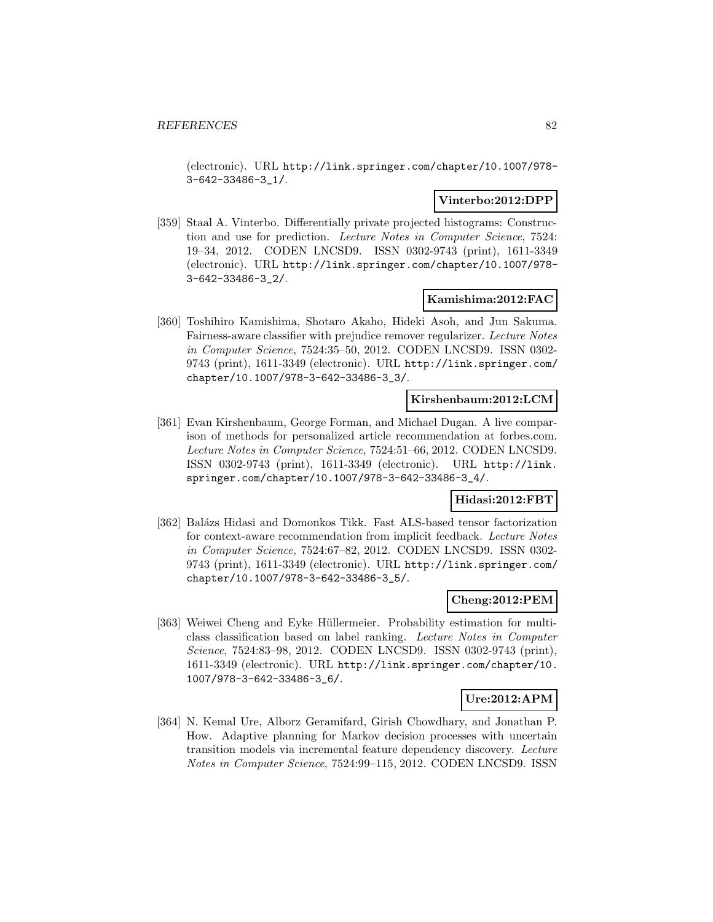(electronic). URL http://link.springer.com/chapter/10.1007/978-3-642-33486-3_1/.

**Vinterbo:2012:DPP**

[359] Staal A. Vinterbo. Differentially private projected histograms: Construction and use for prediction. *Lecture Notes in Computer Science*, 7524: 19–34, 2012. CODEN LNCSD9. ISSN 0302-9743 (print), 1611-3349 (electronic). URL http://link.springer.com/chapter/10.1007/978-3-642-33486-3_2/.

**Kamishima:2012:FAC**

[360] Toshihiro Kamishima, Shotaro Akaho, Hideki Asoh, and Jun Sakuma. Fairness-aware classifier with prejudice remover regularizer. *Lecture Notes in Computer Science*, 7524:35–50, 2012. CODEN LNCSD9. ISSN 0302-9743 (print), 1611-3349 (electronic). URL http://link.springer.com/chapter/10.1007/978-3-642-33486-3_3/.

**Kirshenbaum:2012:LCM**

[361] Evan Kirshenbaum, George Forman, and Michael Dugan. A live comparison of methods for personalized article recommendation at forbes.com. *Lecture Notes in Computer Science*, 7524:51–66, 2012. CODEN LNCSD9. ISSN 0302-9743 (print), 1611-3349 (electronic). URL http://link.springer.com/chapter/10.1007/978-3-642-33486-3_4/.

**Hidasi:2012:FBT**

[362] Balázs Hidasi and Domonkos Tikk. Fast ALS-based tensor factorization for context-aware recommendation from implicit feedback. *Lecture Notes in Computer Science*, 7524:67–82, 2012. CODEN LNCSD9. ISSN 0302-9743 (print), 1611-3349 (electronic). URL http://link.springer.com/chapter/10.1007/978-3-642-33486-3_5/.

**Cheng:2012:PEM**

[363] Weiwei Cheng and Eyke Hüllermeier. Probability estimation for multiclass classification based on label ranking. *Lecture Notes in Computer Science*, 7524:83–98, 2012. CODEN LNCSD9. ISSN 0302-9743 (print), 1611-3349 (electronic). URL http://link.springer.com/chapter/10.1007/978-3-642-33486-3_6/.

**Ure:2012:APM**

[364] N. Kemal Ure, Alborz Geramifard, Girish Chowdhary, and Jonathan P. How. Adaptive planning for Markov decision processes with uncertain transition models via incremental feature dependency discovery. *Lecture Notes in Computer Science*, 7524:99–115, 2012. CODEN LNCSD9. ISSN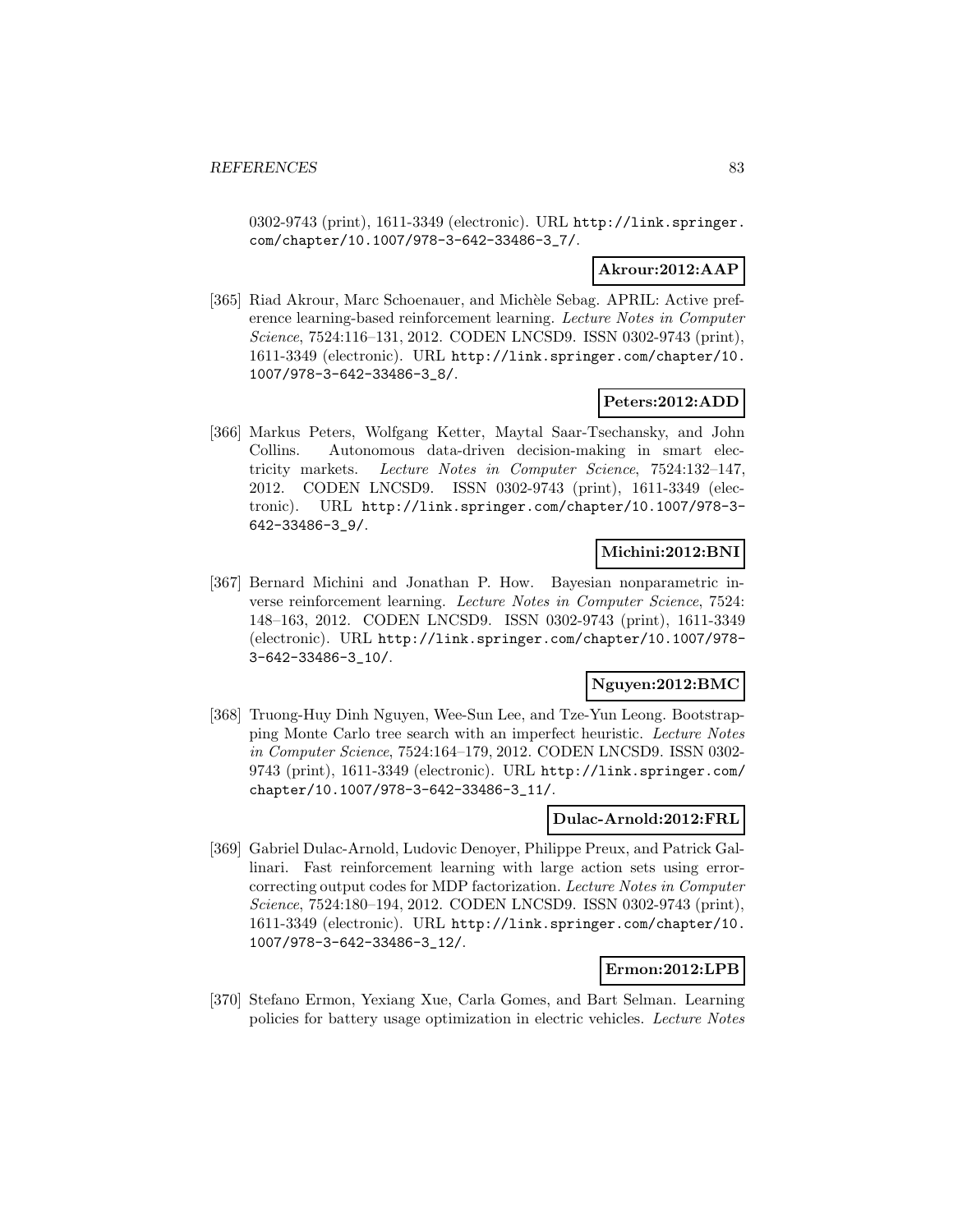0302-9743 (print), 1611-3349 (electronic). URL http://link.springer.com/chapter/10.1007/978-3-642-33486-3_7/.

**Akrour:2012:AAP**

[365] Riad Akrour, Marc Schoenauer, and Michèle Sebag. APRIL: Active preference learning-based reinforcement learning. *Lecture Notes in Computer Science*, 7524:116–131, 2012. CODEN LNCSD9. ISSN 0302-9743 (print), 1611-3349 (electronic). URL http://link.springer.com/chapter/10.1007/978-3-642-33486-3_8/.

**Peters:2012:ADD**

[366] Markus Peters, Wolfgang Ketter, Maytal Saar-Tsechansky, and John Collins. Autonomous data-driven decision-making in smart electricity markets. *Lecture Notes in Computer Science*, 7524:132–147, 2012. CODEN LNCSD9. ISSN 0302-9743 (print), 1611-3349 (electronic). URL http://link.springer.com/chapter/10.1007/978-3-642-33486-3_9/.

**Michini:2012:BNI**

[367] Bernard Michini and Jonathan P. How. Bayesian nonparametric inverse reinforcement learning. *Lecture Notes in Computer Science*, 7524:148–163, 2012. CODEN LNCSD9. ISSN 0302-9743 (print), 1611-3349 (electronic). URL http://link.springer.com/chapter/10.1007/978-3-642-33486-3_10/.

**Nguyen:2012:BMC**

[368] Truong-Huy Dinh Nguyen, Wee-Sun Lee, and Tze-Yun Leong. Bootstrapping Monte Carlo tree search with an imperfect heuristic. *Lecture Notes in Computer Science*, 7524:164–179, 2012. CODEN LNCSD9. ISSN 0302-9743 (print), 1611-3349 (electronic). URL http://link.springer.com/chapter/10.1007/978-3-642-33486-3_11/.

**Dulac-Arnold:2012:FRL**

[369] Gabriel Dulac-Arnold, Ludovic Denoyer, Philippe Preux, and Patrick Gallinari. Fast reinforcement learning with large action sets using error-correcting output codes for MDP factorization. *Lecture Notes in Computer Science*, 7524:180–194, 2012. CODEN LNCSD9. ISSN 0302-9743 (print), 1611-3349 (electronic). URL http://link.springer.com/chapter/10.1007/978-3-642-33486-3_12/.

**Ermon:2012:LPB**

[370] Stefano Ermon, Yexiang Xue, Carla Gomes, and Bart Selman. Learning policies for battery usage optimization in electric vehicles. *Lecture Notes*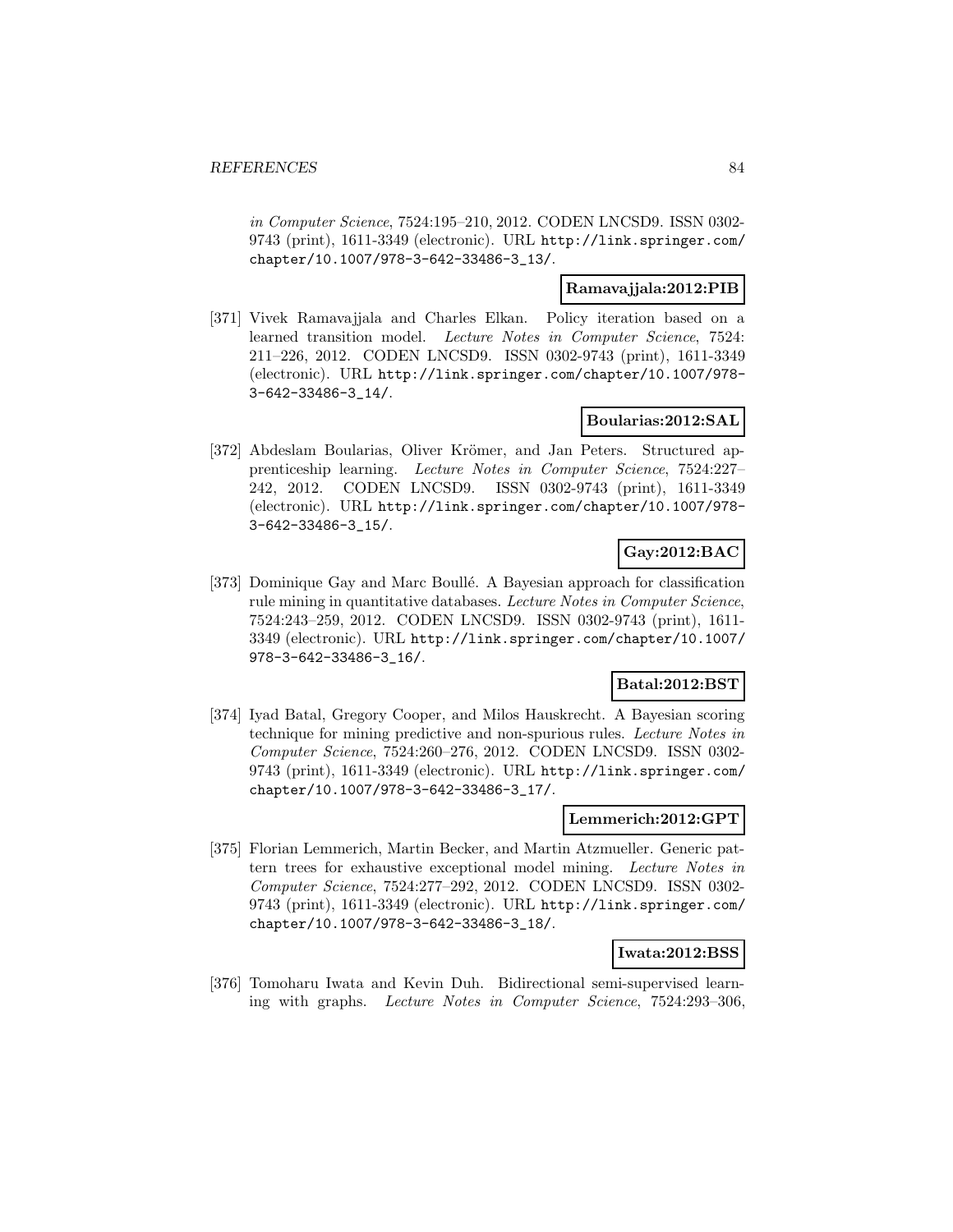*in Computer Science*, 7524:195–210, 2012. CODEN LNCSD9. ISSN 0302-9743 (print), 1611-3349 (electronic). URL http://link.springer.com/chapter/10.1007/978-3-642-33486-3_13/.

**Ramavajjala:2012:PIB**

[371] Vivek Ramavajjala and Charles Elkan. Policy iteration based on a learned transition model. *Lecture Notes in Computer Science*, 7524: 211–226, 2012. CODEN LNCSD9. ISSN 0302-9743 (print), 1611-3349 (electronic). URL http://link.springer.com/chapter/10.1007/978-3-642-33486-3_14/.

**Boularias:2012:SAL**

[372] Abdeslam Boularias, Oliver Krömer, and Jan Peters. Structured apprenticeship learning. *Lecture Notes in Computer Science*, 7524:227–242, 2012. CODEN LNCSD9. ISSN 0302-9743 (print), 1611-3349 (electronic). URL http://link.springer.com/chapter/10.1007/978-3-642-33486-3_15/.

**Gay:2012:BAC**

[373] Dominique Gay and Marc Boullé. A Bayesian approach for classification rule mining in quantitative databases. *Lecture Notes in Computer Science*, 7524:243–259, 2012. CODEN LNCSD9. ISSN 0302-9743 (print), 1611-3349 (electronic). URL http://link.springer.com/chapter/10.1007/978-3-642-33486-3_16/.

**Batal:2012:BST**

[374] Iyad Batal, Gregory Cooper, and Milos Hauskrecht. A Bayesian scoring technique for mining predictive and non-spurious rules. *Lecture Notes in Computer Science*, 7524:260–276, 2012. CODEN LNCSD9. ISSN 0302-9743 (print), 1611-3349 (electronic). URL http://link.springer.com/chapter/10.1007/978-3-642-33486-3_17/.

**Lemmerich:2012:GPT**

[375] Florian Lemmerich, Martin Becker, and Martin Atzmueller. Generic pattern trees for exhaustive exceptional model mining. *Lecture Notes in Computer Science*, 7524:277–292, 2012. CODEN LNCSD9. ISSN 0302-9743 (print), 1611-3349 (electronic). URL http://link.springer.com/chapter/10.1007/978-3-642-33486-3_18/.

**Iwata:2012:BSS**

[376] Tomoharu Iwata and Kevin Duh. Bidirectional semi-supervised learning with graphs. *Lecture Notes in Computer Science*, 7524:293–306,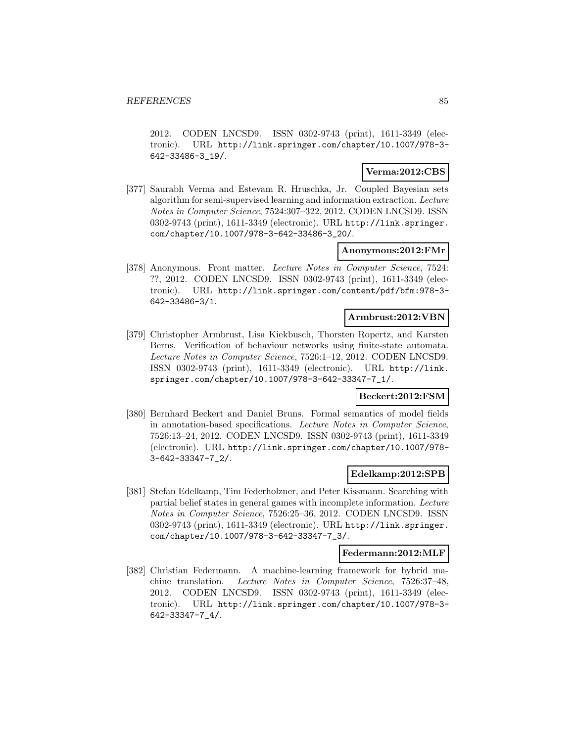2012. CODEN LNCSD9. ISSN 0302-9743 (print), 1611-3349 (electronic). URL http://link.springer.com/chapter/10.1007/978-3-642-33486-3_19/.

**Verma:2012:CBS**

[377] Saurabh Verma and Estevam R. Hruschka, Jr. Coupled Bayesian sets algorithm for semi-supervised learning and information extraction. *Lecture Notes in Computer Science*, 7524:307–322, 2012. CODEN LNCSD9. ISSN 0302-9743 (print), 1611-3349 (electronic). URL http://link.springer.com/chapter/10.1007/978-3-642-33486-3_20/.

**Anonymous:2012:FMr**

[378] Anonymous. Front matter. *Lecture Notes in Computer Science*, 7524: ??, 2012. CODEN LNCSD9. ISSN 0302-9743 (print), 1611-3349 (electronic). URL http://link.springer.com/content/pdf/bfm:978-3-642-33486-3/1.

**Armbrust:2012:VBN**

[379] Christopher Armbrust, Lisa Kiekbusch, Thorsten Ropertz, and Karsten Berns. Verification of behaviour networks using finite-state automata. *Lecture Notes in Computer Science*, 7526:1–12, 2012. CODEN LNCSD9. ISSN 0302-9743 (print), 1611-3349 (electronic). URL http://link.springer.com/chapter/10.1007/978-3-642-33347-7_1/.

**Beckert:2012:FSM**

[380] Bernhard Beckert and Daniel Bruns. Formal semantics of model fields in annotation-based specifications. *Lecture Notes in Computer Science*, 7526:13–24, 2012. CODEN LNCSD9. ISSN 0302-9743 (print), 1611-3349 (electronic). URL http://link.springer.com/chapter/10.1007/978-3-642-33347-7_2/.

**Edelkamp:2012:SPB**

[381] Stefan Edelkamp, Tim Federholzner, and Peter Kissmann. Searching with partial belief states in general games with incomplete information. *Lecture Notes in Computer Science*, 7526:25–36, 2012. CODEN LNCSD9. ISSN 0302-9743 (print), 1611-3349 (electronic). URL http://link.springer.com/chapter/10.1007/978-3-642-33347-7_3/.

**Federmann:2012:MLF**

[382] Christian Federmann. A machine-learning framework for hybrid machine translation. *Lecture Notes in Computer Science*, 7526:37–48, 2012. CODEN LNCSD9. ISSN 0302-9743 (print), 1611-3349 (electronic). URL http://link.springer.com/chapter/10.1007/978-3-642-33347-7_4/.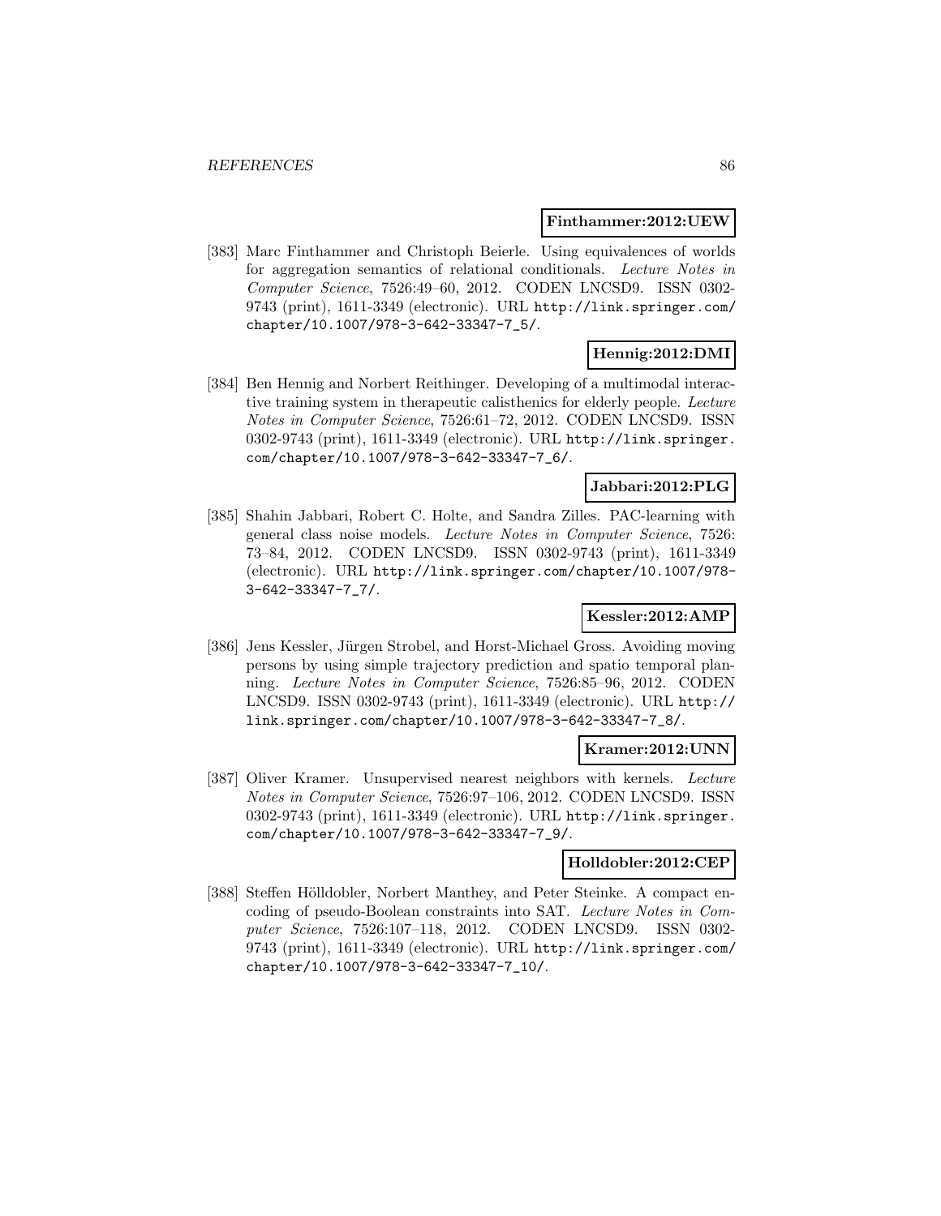**Finthammer:2012:UEW**

[383] Marc Finthammer and Christoph Beierle. Using equivalences of worlds for aggregation semantics of relational conditionals. *Lecture Notes in Computer Science*, 7526:49–60, 2012. CODEN LNCSD9. ISSN 0302-9743 (print), 1611-3349 (electronic). URL http://link.springer.com/chapter/10.1007/978-3-642-33347-7_5/.

**Hennig:2012:DMI**

[384] Ben Hennig and Norbert Reithinger. Developing of a multimodal interactive training system in therapeutic calisthenics for elderly people. *Lecture Notes in Computer Science*, 7526:61–72, 2012. CODEN LNCSD9. ISSN 0302-9743 (print), 1611-3349 (electronic). URL http://link.springer.com/chapter/10.1007/978-3-642-33347-7_6/.

**Jabbari:2012:PLG**

[385] Shahin Jabbari, Robert C. Holte, and Sandra Zilles. PAC-learning with general class noise models. *Lecture Notes in Computer Science*, 7526: 73–84, 2012. CODEN LNCSD9. ISSN 0302-9743 (print), 1611-3349 (electronic). URL http://link.springer.com/chapter/10.1007/978-3-642-33347-7_7/.

**Kessler:2012:AMP**

[386] Jens Kessler, Jürgen Strobel, and Horst-Michael Gross. Avoiding moving persons by using simple trajectory prediction and spatio temporal planning. *Lecture Notes in Computer Science*, 7526:85–96, 2012. CODEN LNCSD9. ISSN 0302-9743 (print), 1611-3349 (electronic). URL http://link.springer.com/chapter/10.1007/978-3-642-33347-7_8/.

**Kramer:2012:UNN**

[387] Oliver Kramer. Unsupervised nearest neighbors with kernels. *Lecture Notes in Computer Science*, 7526:97–106, 2012. CODEN LNCSD9. ISSN 0302-9743 (print), 1611-3349 (electronic). URL http://link.springer.com/chapter/10.1007/978-3-642-33347-7_9/.

**Holldobler:2012:CEP**

[388] Steffen Hölldobler, Norbert Manthey, and Peter Steinke. A compact encoding of pseudo-Boolean constraints into SAT. *Lecture Notes in Computer Science*, 7526:107–118, 2012. CODEN LNCSD9. ISSN 0302-9743 (print), 1611-3349 (electronic). URL http://link.springer.com/chapter/10.1007/978-3-642-33347-7_10/.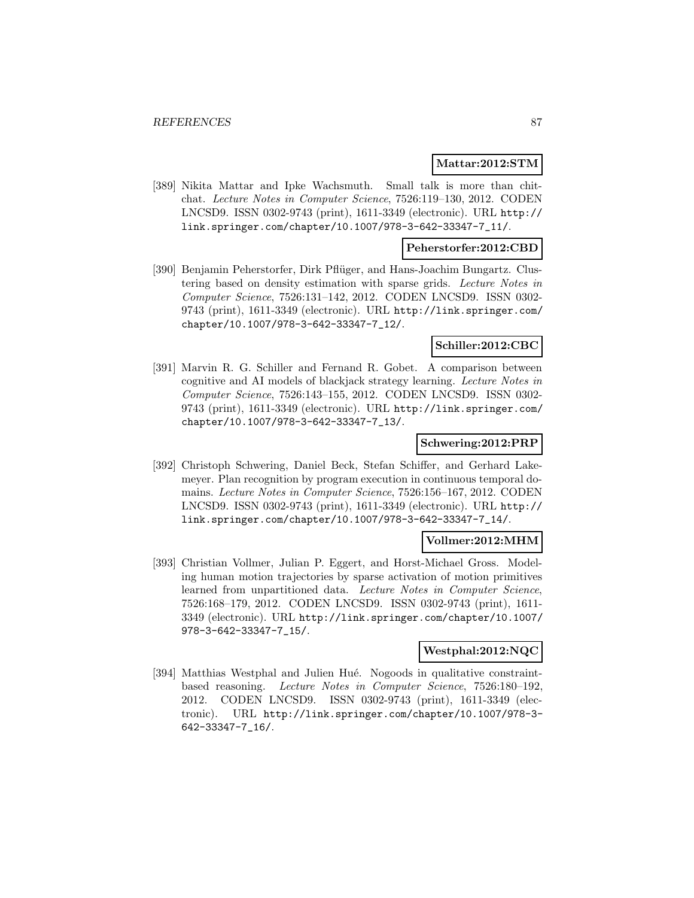**Mattar:2012:STM**

[389] Nikita Mattar and Ipke Wachsmuth. Small talk is more than chit-chat. *Lecture Notes in Computer Science*, 7526:119–130, 2012. CODEN LNCSD9. ISSN 0302-9743 (print), 1611-3349 (electronic). URL http://link.springer.com/chapter/10.1007/978-3-642-33347-7_11/.

**Peherstorfer:2012:CBD**

[390] Benjamin Peherstorfer, Dirk Pflüger, and Hans-Joachim Bungartz. Clustering based on density estimation with sparse grids. *Lecture Notes in Computer Science*, 7526:131–142, 2012. CODEN LNCSD9. ISSN 0302-9743 (print), 1611-3349 (electronic). URL http://link.springer.com/chapter/10.1007/978-3-642-33347-7_12/.

**Schiller:2012:CBC**

[391] Marvin R. G. Schiller and Fernand R. Gobet. A comparison between cognitive and AI models of blackjack strategy learning. *Lecture Notes in Computer Science*, 7526:143–155, 2012. CODEN LNCSD9. ISSN 0302-9743 (print), 1611-3349 (electronic). URL http://link.springer.com/chapter/10.1007/978-3-642-33347-7_13/.

**Schwering:2012:PRP**

[392] Christoph Schwering, Daniel Beck, Stefan Schiffer, and Gerhard Lakemeyer. Plan recognition by program execution in continuous temporal domains. *Lecture Notes in Computer Science*, 7526:156–167, 2012. CODEN LNCSD9. ISSN 0302-9743 (print), 1611-3349 (electronic). URL http://link.springer.com/chapter/10.1007/978-3-642-33347-7_14/.

**Vollmer:2012:MHM**

[393] Christian Vollmer, Julian P. Eggert, and Horst-Michael Gross. Modeling human motion trajectories by sparse activation of motion primitives learned from unpartitioned data. *Lecture Notes in Computer Science*, 7526:168–179, 2012. CODEN LNCSD9. ISSN 0302-9743 (print), 1611-3349 (electronic). URL http://link.springer.com/chapter/10.1007/978-3-642-33347-7_15/.

**Westphal:2012:NQC**

[394] Matthias Westphal and Julien Hué. Nogoods in qualitative constraint-based reasoning. *Lecture Notes in Computer Science*, 7526:180–192, 2012. CODEN LNCSD9. ISSN 0302-9743 (print), 1611-3349 (electronic). URL http://link.springer.com/chapter/10.1007/978-3-642-33347-7_16/.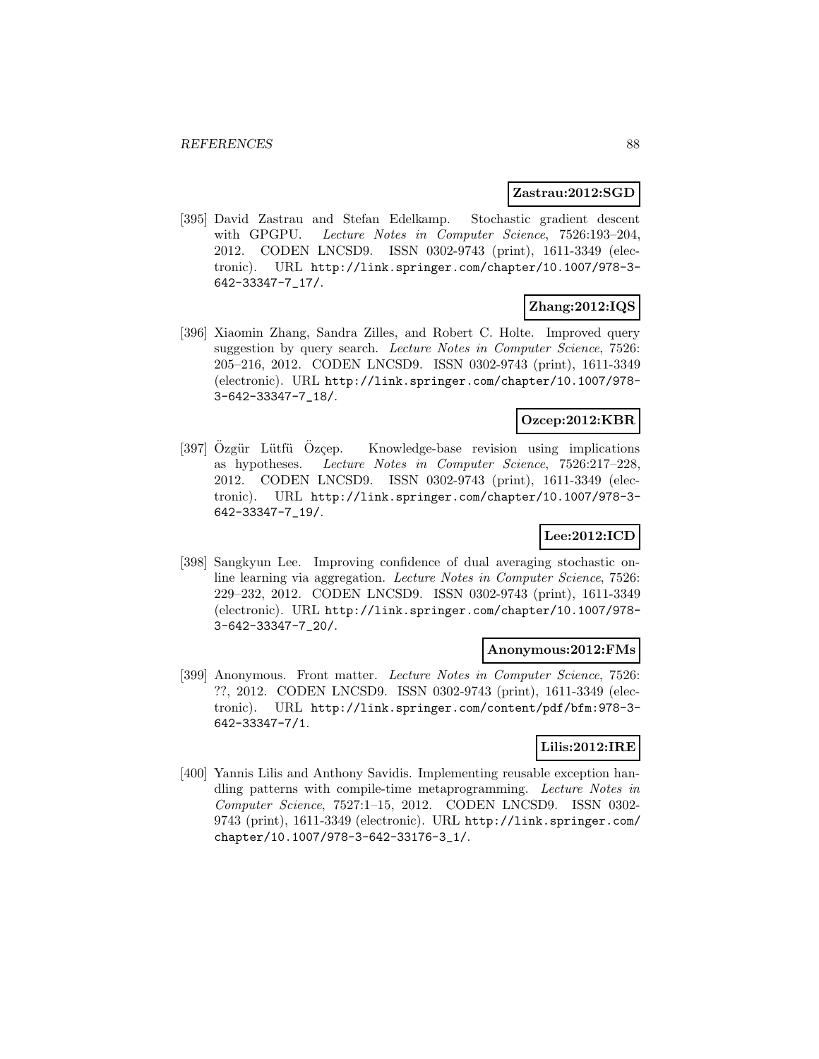**Zastrau:2012:SGD**

[395] David Zastrau and Stefan Edelkamp. Stochastic gradient descent with GPGPU. *Lecture Notes in Computer Science*, 7526:193–204, 2012. CODEN LNCSD9. ISSN 0302-9743 (print), 1611-3349 (electronic). URL http://link.springer.com/chapter/10.1007/978-3-642-33347-7_17/.

**Zhang:2012:IQS**

[396] Xiaomin Zhang, Sandra Zilles, and Robert C. Holte. Improved query suggestion by query search. *Lecture Notes in Computer Science*, 7526: 205–216, 2012. CODEN LNCSD9. ISSN 0302-9743 (print), 1611-3349 (electronic). URL http://link.springer.com/chapter/10.1007/978-3-642-33347-7_18/.

**Ozcep:2012:KBR**

[397] Özgür Lütfü Özçep. Knowledge-base revision using implications as hypotheses. *Lecture Notes in Computer Science*, 7526:217–228, 2012. CODEN LNCSD9. ISSN 0302-9743 (print), 1611-3349 (electronic). URL http://link.springer.com/chapter/10.1007/978-3-642-33347-7_19/.

**Lee:2012:ICD**

[398] Sangkyun Lee. Improving confidence of dual averaging stochastic online learning via aggregation. *Lecture Notes in Computer Science*, 7526: 229–232, 2012. CODEN LNCSD9. ISSN 0302-9743 (print), 1611-3349 (electronic). URL http://link.springer.com/chapter/10.1007/978-3-642-33347-7_20/.

**Anonymous:2012:FMs**

[399] Anonymous. Front matter. *Lecture Notes in Computer Science*, 7526: ??, 2012. CODEN LNCSD9. ISSN 0302-9743 (print), 1611-3349 (electronic). URL http://link.springer.com/content/pdf/bfm:978-3-642-33347-7/1.

**Lilis:2012:IRE**

[400] Yannis Lilis and Anthony Savidis. Implementing reusable exception handling patterns with compile-time metaprogramming. *Lecture Notes in Computer Science*, 7527:1–15, 2012. CODEN LNCSD9. ISSN 0302-9743 (print), 1611-3349 (electronic). URL http://link.springer.com/chapter/10.1007/978-3-642-33176-3_1/.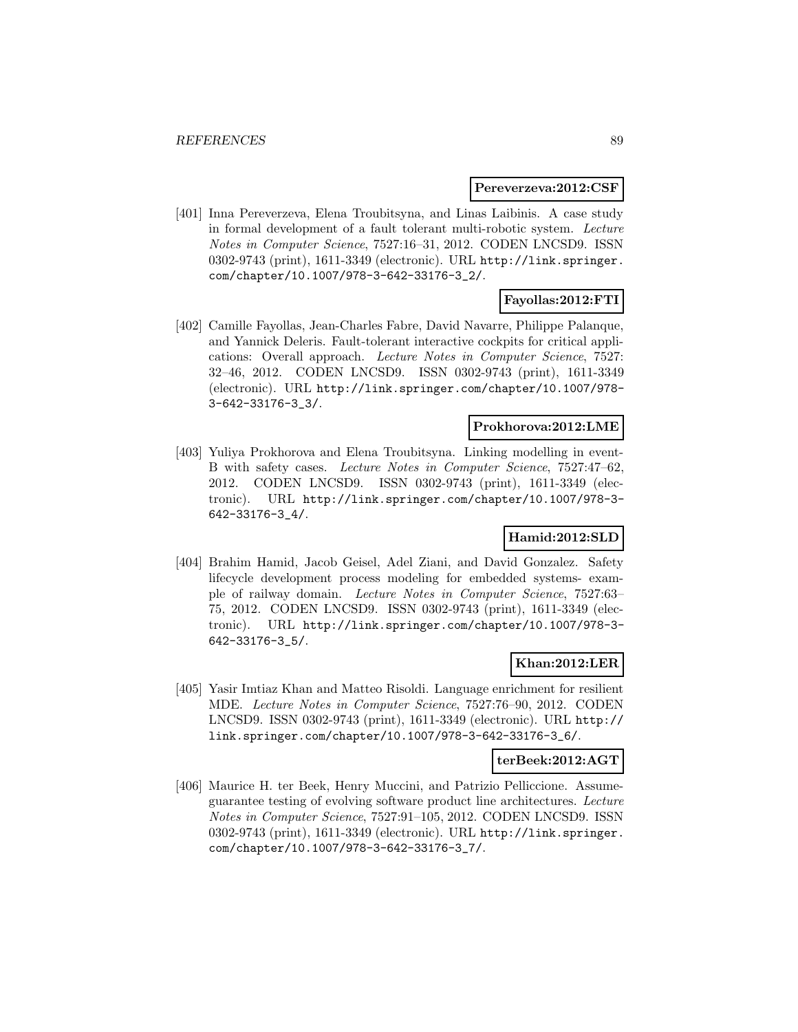**Pereverzeva:2012:CSF**

[401] Inna Pereverzeva, Elena Troubitsyna, and Linas Laibinis. A case study in formal development of a fault tolerant multi-robotic system. *Lecture Notes in Computer Science*, 7527:16–31, 2012. CODEN LNCSD9. ISSN 0302-9743 (print), 1611-3349 (electronic). URL http://link.springer.com/chapter/10.1007/978-3-642-33176-3_2/.

**Fayollas:2012:FTI**

[402] Camille Fayollas, Jean-Charles Fabre, David Navarre, Philippe Palanque, and Yannick Deleris. Fault-tolerant interactive cockpits for critical applications: Overall approach. *Lecture Notes in Computer Science*, 7527: 32–46, 2012. CODEN LNCSD9. ISSN 0302-9743 (print), 1611-3349 (electronic). URL http://link.springer.com/chapter/10.1007/978-3-642-33176-3_3/.

**Prokhorova:2012:LME**

[403] Yuliya Prokhorova and Elena Troubitsyna. Linking modelling in event-B with safety cases. *Lecture Notes in Computer Science*, 7527:47–62, 2012. CODEN LNCSD9. ISSN 0302-9743 (print), 1611-3349 (electronic). URL http://link.springer.com/chapter/10.1007/978-3-642-33176-3_4/.

**Hamid:2012:SLD**

[404] Brahim Hamid, Jacob Geisel, Adel Ziani, and David Gonzalez. Safety lifecycle development process modeling for embedded systems- example of railway domain. *Lecture Notes in Computer Science*, 7527:63–75, 2012. CODEN LNCSD9. ISSN 0302-9743 (print), 1611-3349 (electronic). URL http://link.springer.com/chapter/10.1007/978-3-642-33176-3_5/.

**Khan:2012:LER**

[405] Yasir Imtiaz Khan and Matteo Risoldi. Language enrichment for resilient MDE. *Lecture Notes in Computer Science*, 7527:76–90, 2012. CODEN LNCSD9. ISSN 0302-9743 (print), 1611-3349 (electronic). URL http://link.springer.com/chapter/10.1007/978-3-642-33176-3_6/.

**terBeek:2012:AGT**

[406] Maurice H. ter Beek, Henry Muccini, and Patrizio Pelliccione. Assume-guarantee testing of evolving software product line architectures. *Lecture Notes in Computer Science*, 7527:91–105, 2012. CODEN LNCSD9. ISSN 0302-9743 (print), 1611-3349 (electronic). URL http://link.springer.com/chapter/10.1007/978-3-642-33176-3_7/.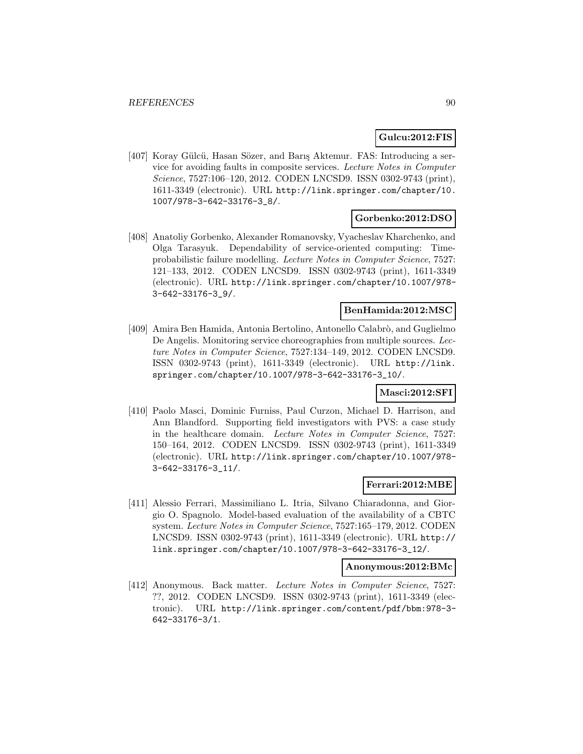**Gulcu:2012:FIS**

[407] Koray Gülcü, Hasan Sözer, and Barış Aktemur. FAS: Introducing a service for avoiding faults in composite services. *Lecture Notes in Computer Science*, 7527:106–120, 2012. CODEN LNCSD9. ISSN 0302-9743 (print), 1611-3349 (electronic). URL http://link.springer.com/chapter/10.1007/978-3-642-33176-3_8/.

**Gorbenko:2012:DSO**

[408] Anatoliy Gorbenko, Alexander Romanovsky, Vyacheslav Kharchenko, and Olga Tarasyuk. Dependability of service-oriented computing: Time-probabilistic failure modelling. *Lecture Notes in Computer Science*, 7527: 121–133, 2012. CODEN LNCSD9. ISSN 0302-9743 (print), 1611-3349 (electronic). URL http://link.springer.com/chapter/10.1007/978-3-642-33176-3_9/.

**BenHamida:2012:MSC**

[409] Amira Ben Hamida, Antonia Bertolino, Antonello Calabrò, and Guglielmo De Angelis. Monitoring service choreographies from multiple sources. *Lecture Notes in Computer Science*, 7527:134–149, 2012. CODEN LNCSD9. ISSN 0302-9743 (print), 1611-3349 (electronic). URL http://link.springer.com/chapter/10.1007/978-3-642-33176-3_10/.

**Masci:2012:SFI**

[410] Paolo Masci, Dominic Furniss, Paul Curzon, Michael D. Harrison, and Ann Blandford. Supporting field investigators with PVS: a case study in the healthcare domain. *Lecture Notes in Computer Science*, 7527: 150–164, 2012. CODEN LNCSD9. ISSN 0302-9743 (print), 1611-3349 (electronic). URL http://link.springer.com/chapter/10.1007/978-3-642-33176-3_11/.

**Ferrari:2012:MBE**

[411] Alessio Ferrari, Massimiliano L. Itria, Silvano Chiaradonna, and Giorgio O. Spagnolo. Model-based evaluation of the availability of a CBTC system. *Lecture Notes in Computer Science*, 7527:165–179, 2012. CODEN LNCSD9. ISSN 0302-9743 (print), 1611-3349 (electronic). URL http://link.springer.com/chapter/10.1007/978-3-642-33176-3_12/.

**Anonymous:2012:BMc**

[412] Anonymous. Back matter. *Lecture Notes in Computer Science*, 7527: ??, 2012. CODEN LNCSD9. ISSN 0302-9743 (print), 1611-3349 (electronic). URL http://link.springer.com/content/pdf/bbm:978-3-642-33176-3/1.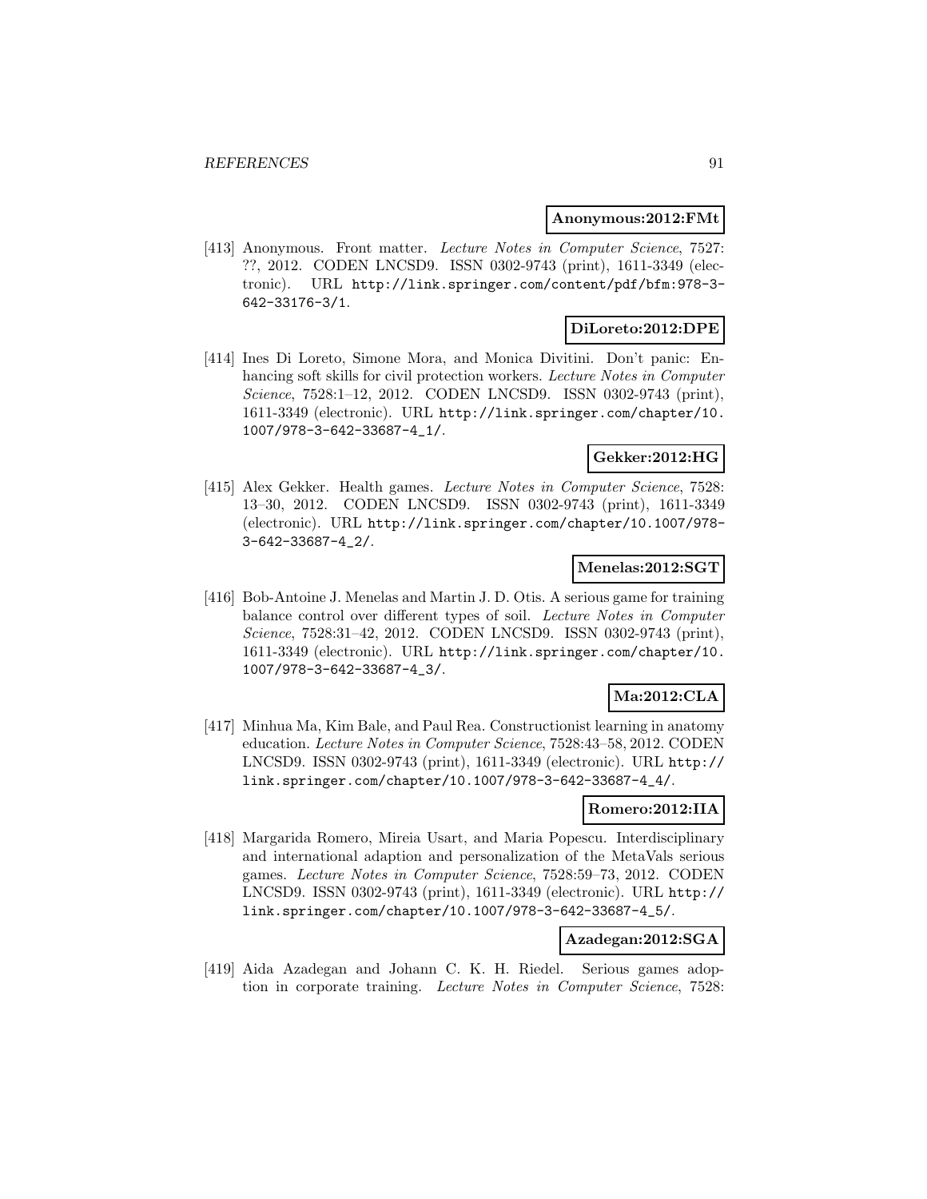**Anonymous:2012:FMt**

[413] Anonymous. Front matter. *Lecture Notes in Computer Science*, 7527: ??, 2012. CODEN LNCSD9. ISSN 0302-9743 (print), 1611-3349 (electronic). URL http://link.springer.com/content/pdf/bfm:978-3-642-33176-3/1.

**DiLoreto:2012:DPE**

[414] Ines Di Loreto, Simone Mora, and Monica Divitini. Don't panic: Enhancing soft skills for civil protection workers. *Lecture Notes in Computer Science*, 7528:1–12, 2012. CODEN LNCSD9. ISSN 0302-9743 (print), 1611-3349 (electronic). URL http://link.springer.com/chapter/10.1007/978-3-642-33687-4_1/.

**Gekker:2012:HG**

[415] Alex Gekker. Health games. *Lecture Notes in Computer Science*, 7528: 13–30, 2012. CODEN LNCSD9. ISSN 0302-9743 (print), 1611-3349 (electronic). URL http://link.springer.com/chapter/10.1007/978-3-642-33687-4_2/.

**Menelas:2012:SGT**

[416] Bob-Antoine J. Menelas and Martin J. D. Otis. A serious game for training balance control over different types of soil. *Lecture Notes in Computer Science*, 7528:31–42, 2012. CODEN LNCSD9. ISSN 0302-9743 (print), 1611-3349 (electronic). URL http://link.springer.com/chapter/10.1007/978-3-642-33687-4_3/.

**Ma:2012:CLA**

[417] Minhua Ma, Kim Bale, and Paul Rea. Constructionist learning in anatomy education. *Lecture Notes in Computer Science*, 7528:43–58, 2012. CODEN LNCSD9. ISSN 0302-9743 (print), 1611-3349 (electronic). URL http://link.springer.com/chapter/10.1007/978-3-642-33687-4_4/.

**Romero:2012:IIA**

[418] Margarida Romero, Mireia Usart, and Maria Popescu. Interdisciplinary and international adaption and personalization of the MetaVals serious games. *Lecture Notes in Computer Science*, 7528:59–73, 2012. CODEN LNCSD9. ISSN 0302-9743 (print), 1611-3349 (electronic). URL http://link.springer.com/chapter/10.1007/978-3-642-33687-4_5/.

**Azadegan:2012:SGA**

[419] Aida Azadegan and Johann C. K. H. Riedel. Serious games adoption in corporate training. *Lecture Notes in Computer Science*, 7528: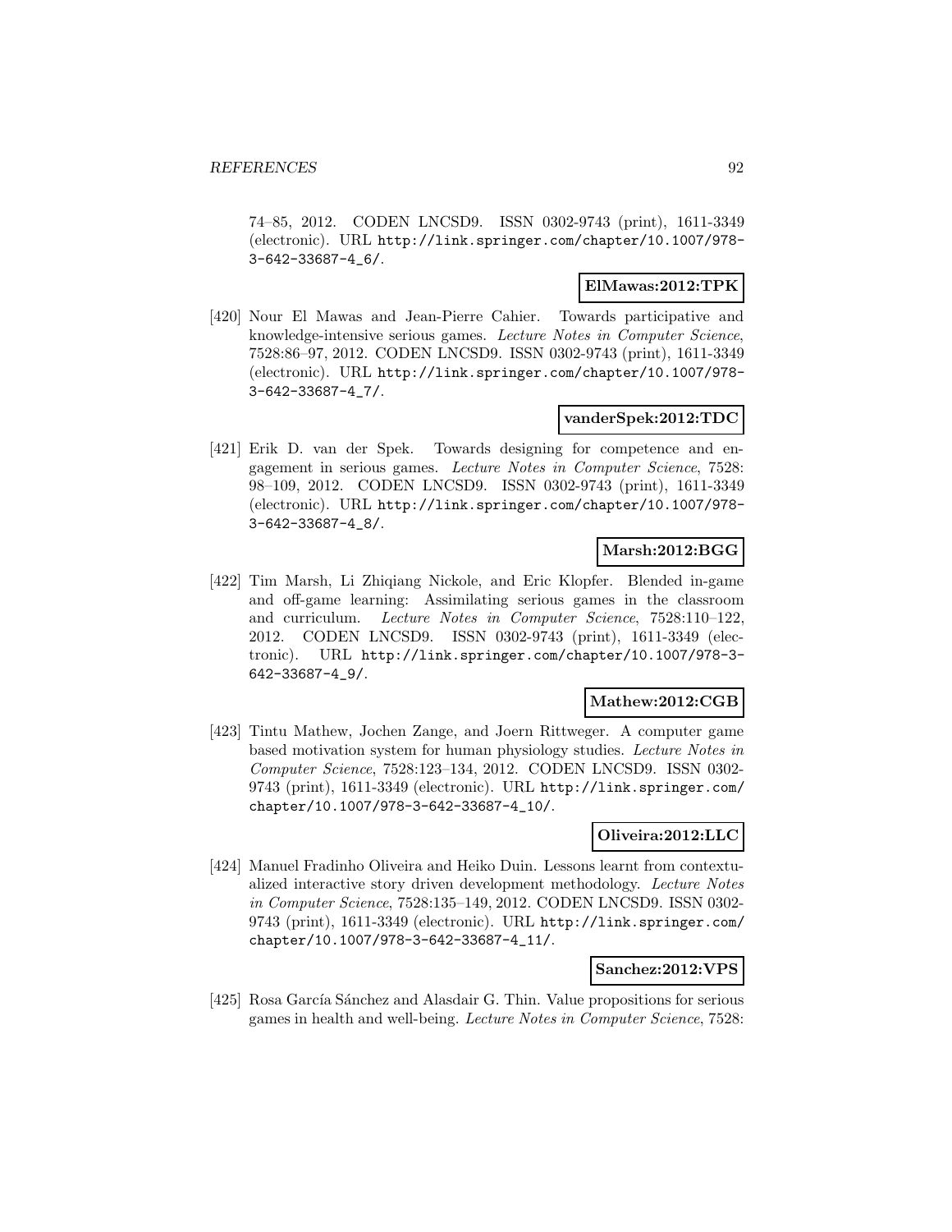74–85, 2012. CODEN LNCSD9. ISSN 0302-9743 (print), 1611-3349 (electronic). URL http://link.springer.com/chapter/10.1007/978-3-642-33687-4_6/.

**ElMawas:2012:TPK**

[420] Nour El Mawas and Jean-Pierre Cahier. Towards participative and knowledge-intensive serious games. *Lecture Notes in Computer Science*, 7528:86–97, 2012. CODEN LNCSD9. ISSN 0302-9743 (print), 1611-3349 (electronic). URL http://link.springer.com/chapter/10.1007/978-3-642-33687-4_7/.

**vanderSpek:2012:TDC**

[421] Erik D. van der Spek. Towards designing for competence and engagement in serious games. *Lecture Notes in Computer Science*, 7528: 98–109, 2012. CODEN LNCSD9. ISSN 0302-9743 (print), 1611-3349 (electronic). URL http://link.springer.com/chapter/10.1007/978-3-642-33687-4_8/.

**Marsh:2012:BGG**

[422] Tim Marsh, Li Zhiqiang Nickole, and Eric Klopfer. Blended in-game and off-game learning: Assimilating serious games in the classroom and curriculum. *Lecture Notes in Computer Science*, 7528:110–122, 2012. CODEN LNCSD9. ISSN 0302-9743 (print), 1611-3349 (electronic). URL http://link.springer.com/chapter/10.1007/978-3-642-33687-4_9/.

**Mathew:2012:CGB**

[423] Tintu Mathew, Jochen Zange, and Joern Rittweger. A computer game based motivation system for human physiology studies. *Lecture Notes in Computer Science*, 7528:123–134, 2012. CODEN LNCSD9. ISSN 0302-9743 (print), 1611-3349 (electronic). URL http://link.springer.com/chapter/10.1007/978-3-642-33687-4_10/.

**Oliveira:2012:LLC**

[424] Manuel Fradinho Oliveira and Heiko Duin. Lessons learnt from contextualized interactive story driven development methodology. *Lecture Notes in Computer Science*, 7528:135–149, 2012. CODEN LNCSD9. ISSN 0302-9743 (print), 1611-3349 (electronic). URL http://link.springer.com/chapter/10.1007/978-3-642-33687-4_11/.

**Sanchez:2012:VPS**

[425] Rosa García Sánchez and Alasdair G. Thin. Value propositions for serious games in health and well-being. *Lecture Notes in Computer Science*, 7528: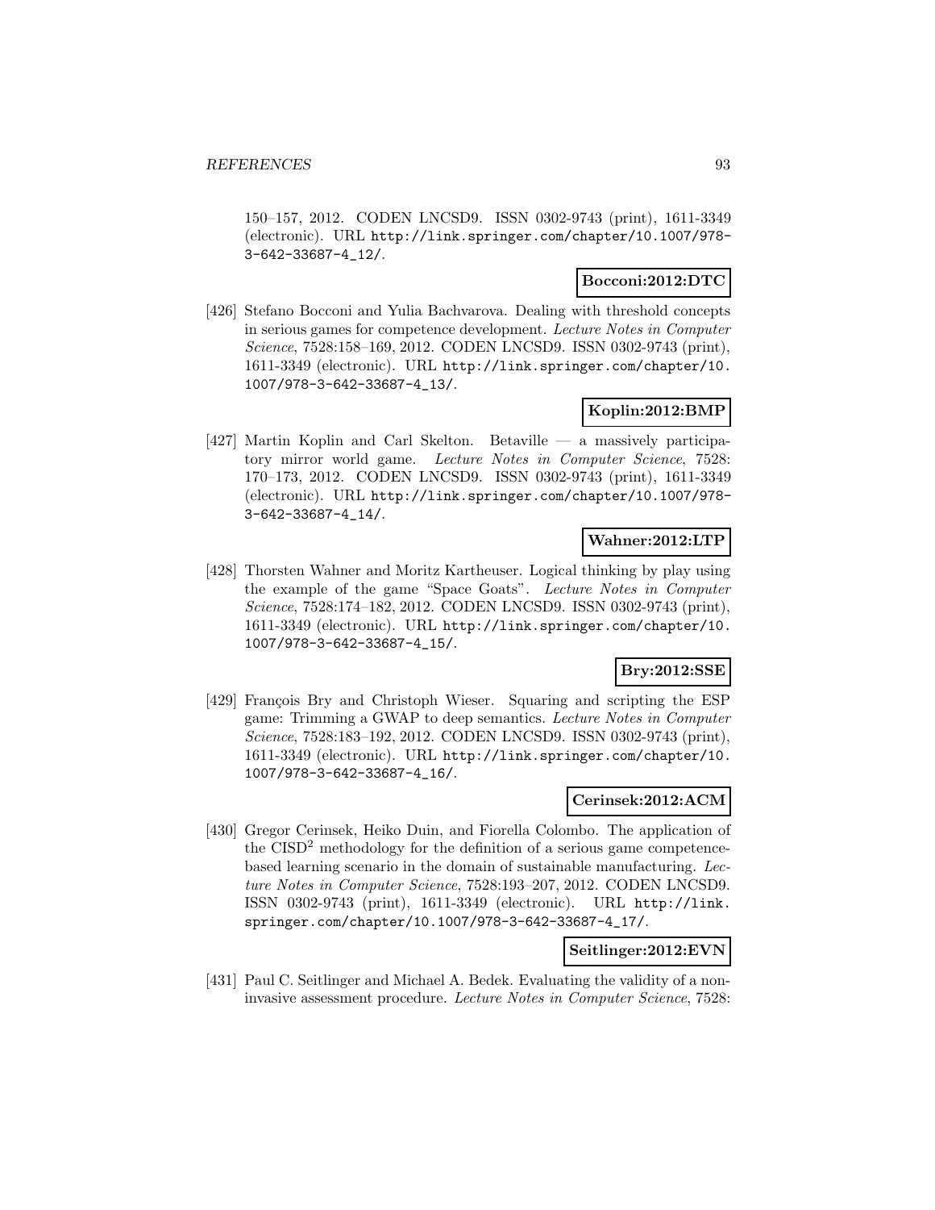150–157, 2012. CODEN LNCSD9. ISSN 0302-9743 (print), 1611-3349 (electronic). URL http://link.springer.com/chapter/10.1007/978-3-642-33687-4_12/.

**Bocconi:2012:DTC**

[426] Stefano Bocconi and Yulia Bachvarova. Dealing with threshold concepts in serious games for competence development. *Lecture Notes in Computer Science*, 7528:158–169, 2012. CODEN LNCSD9. ISSN 0302-9743 (print), 1611-3349 (electronic). URL http://link.springer.com/chapter/10.1007/978-3-642-33687-4_13/.

**Koplin:2012:BMP**

[427] Martin Koplin and Carl Skelton. Betaville — a massively participatory mirror world game. *Lecture Notes in Computer Science*, 7528:170–173, 2012. CODEN LNCSD9. ISSN 0302-9743 (print), 1611-3349 (electronic). URL http://link.springer.com/chapter/10.1007/978-3-642-33687-4_14/.

**Wahner:2012:LTP**

[428] Thorsten Wahner and Moritz Kartheuser. Logical thinking by play using the example of the game "Space Goats". *Lecture Notes in Computer Science*, 7528:174–182, 2012. CODEN LNCSD9. ISSN 0302-9743 (print), 1611-3349 (electronic). URL http://link.springer.com/chapter/10.1007/978-3-642-33687-4_15/.

**Bry:2012:SSE**

[429] François Bry and Christoph Wieser. Squaring and scripting the ESP game: Trimming a GWAP to deep semantics. *Lecture Notes in Computer Science*, 7528:183–192, 2012. CODEN LNCSD9. ISSN 0302-9743 (print), 1611-3349 (electronic). URL http://link.springer.com/chapter/10.1007/978-3-642-33687-4_16/.

**Cerinsek:2012:ACM**

[430] Gregor Cerinsek, Heiko Duin, and Fiorella Colombo. The application of the $\mathrm{CISD}^2$ methodology for the definition of a serious game competence-based learning scenario in the domain of sustainable manufacturing. *Lecture Notes in Computer Science*, 7528:193–207, 2012. CODEN LNCSD9. ISSN 0302-9743 (print), 1611-3349 (electronic). URL http://link.springer.com/chapter/10.1007/978-3-642-33687-4_17/.

**Seitlinger:2012:EVN**

[431] Paul C. Seitlinger and Michael A. Bedek. Evaluating the validity of a non-invasive assessment procedure. *Lecture Notes in Computer Science*, 7528: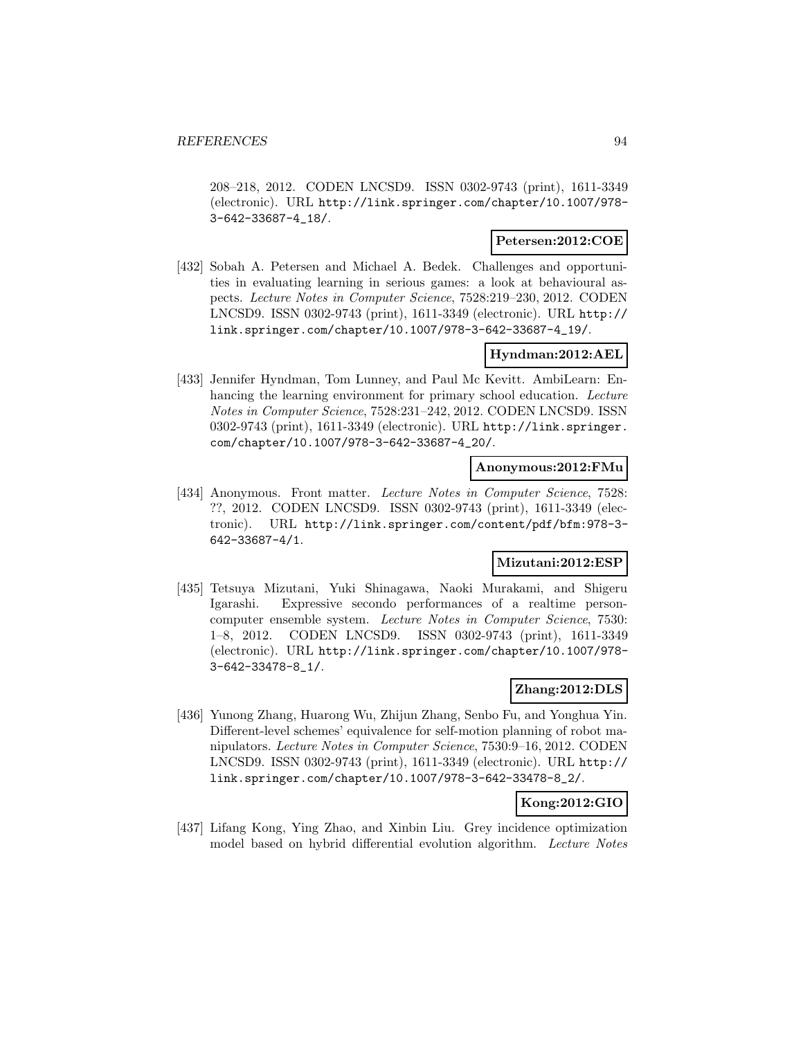208–218, 2012. CODEN LNCSD9. ISSN 0302-9743 (print), 1611-3349 (electronic). URL http://link.springer.com/chapter/10.1007/978-3-642-33687-4_18/.

**Petersen:2012:COE**

[432] Sobah A. Petersen and Michael A. Bedek. Challenges and opportunities in evaluating learning in serious games: a look at behavioural aspects. *Lecture Notes in Computer Science*, 7528:219–230, 2012. CODEN LNCSD9. ISSN 0302-9743 (print), 1611-3349 (electronic). URL http://link.springer.com/chapter/10.1007/978-3-642-33687-4_19/.

**Hyndman:2012:AEL**

[433] Jennifer Hyndman, Tom Lunney, and Paul Mc Kevitt. AmbiLearn: Enhancing the learning environment for primary school education. *Lecture Notes in Computer Science*, 7528:231–242, 2012. CODEN LNCSD9. ISSN 0302-9743 (print), 1611-3349 (electronic). URL http://link.springer.com/chapter/10.1007/978-3-642-33687-4_20/.

**Anonymous:2012:FMu**

[434] Anonymous. Front matter. *Lecture Notes in Computer Science*, 7528: ??, 2012. CODEN LNCSD9. ISSN 0302-9743 (print), 1611-3349 (electronic). URL http://link.springer.com/content/pdf/bfm:978-3-642-33687-4/1.

**Mizutani:2012:ESP**

[435] Tetsuya Mizutani, Yuki Shinagawa, Naoki Murakami, and Shigeru Igarashi. Expressive secondo performances of a realtime person-computer ensemble system. *Lecture Notes in Computer Science*, 7530: 1–8, 2012. CODEN LNCSD9. ISSN 0302-9743 (print), 1611-3349 (electronic). URL http://link.springer.com/chapter/10.1007/978-3-642-33478-8_1/.

**Zhang:2012:DLS**

[436] Yunong Zhang, Huarong Wu, Zhijun Zhang, Senbo Fu, and Yonghua Yin. Different-level schemes' equivalence for self-motion planning of robot manipulators. *Lecture Notes in Computer Science*, 7530:9–16, 2012. CODEN LNCSD9. ISSN 0302-9743 (print), 1611-3349 (electronic). URL http://link.springer.com/chapter/10.1007/978-3-642-33478-8_2/.

**Kong:2012:GIO**

[437] Lifang Kong, Ying Zhao, and Xinbin Liu. Grey incidence optimization model based on hybrid differential evolution algorithm. *Lecture Notes*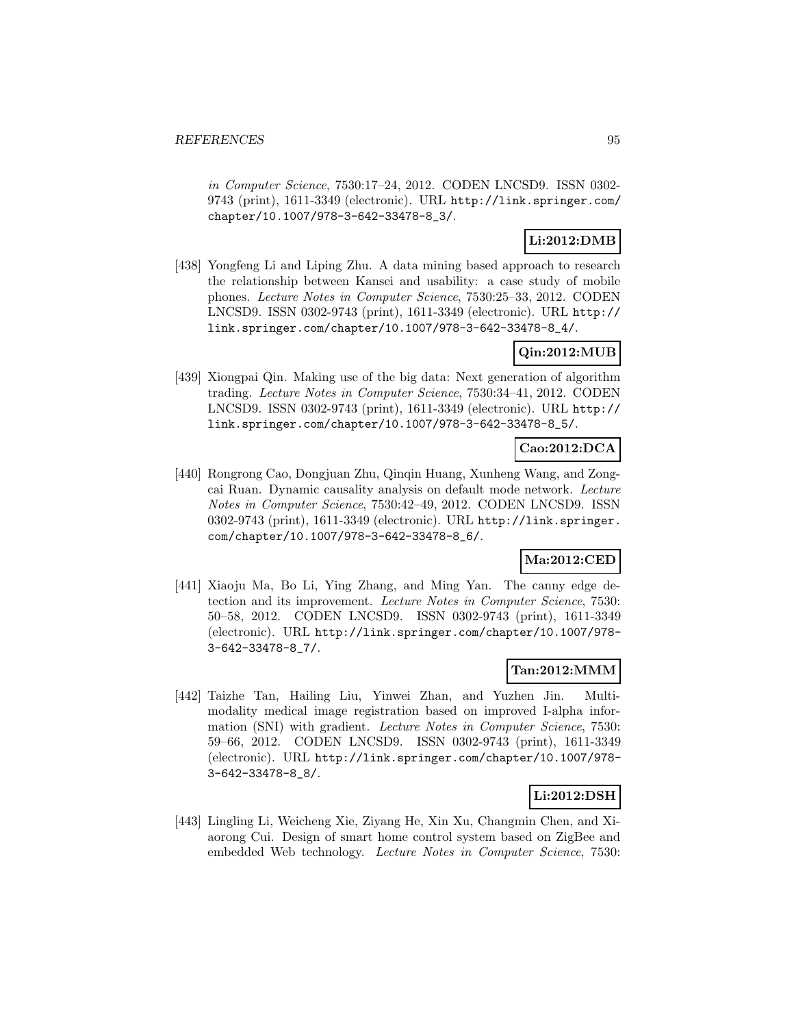*in Computer Science*, 7530:17–24, 2012. CODEN LNCSD9. ISSN 0302-9743 (print), 1611-3349 (electronic). URL http://link.springer.com/chapter/10.1007/978-3-642-33478-8_3/.

**Li:2012:DMB**

[438] Yongfeng Li and Liping Zhu. A data mining based approach to research the relationship between Kansei and usability: a case study of mobile phones. *Lecture Notes in Computer Science*, 7530:25–33, 2012. CODEN LNCSD9. ISSN 0302-9743 (print), 1611-3349 (electronic). URL http://link.springer.com/chapter/10.1007/978-3-642-33478-8_4/.

**Qin:2012:MUB**

[439] Xiongpai Qin. Making use of the big data: Next generation of algorithm trading. *Lecture Notes in Computer Science*, 7530:34–41, 2012. CODEN LNCSD9. ISSN 0302-9743 (print), 1611-3349 (electronic). URL http://link.springer.com/chapter/10.1007/978-3-642-33478-8_5/.

**Cao:2012:DCA**

[440] Rongrong Cao, Dongjuan Zhu, Qinqin Huang, Xunheng Wang, and Zongcai Ruan. Dynamic causality analysis on default mode network. *Lecture Notes in Computer Science*, 7530:42–49, 2012. CODEN LNCSD9. ISSN 0302-9743 (print), 1611-3349 (electronic). URL http://link.springer.com/chapter/10.1007/978-3-642-33478-8_6/.

**Ma:2012:CED**

[441] Xiaoju Ma, Bo Li, Ying Zhang, and Ming Yan. The canny edge detection and its improvement. *Lecture Notes in Computer Science*, 7530:50–58, 2012. CODEN LNCSD9. ISSN 0302-9743 (print), 1611-3349 (electronic). URL http://link.springer.com/chapter/10.1007/978-3-642-33478-8_7/.

**Tan:2012:MMM**

[442] Taizhe Tan, Hailing Liu, Yinwei Zhan, and Yuzhen Jin. Multimodality medical image registration based on improved I-alpha information (SNI) with gradient. *Lecture Notes in Computer Science*, 7530:59–66, 2012. CODEN LNCSD9. ISSN 0302-9743 (print), 1611-3349 (electronic). URL http://link.springer.com/chapter/10.1007/978-3-642-33478-8_8/.

**Li:2012:DSH**

[443] Lingling Li, Weicheng Xie, Ziyang He, Xin Xu, Changmin Chen, and Xiaorong Cui. Design of smart home control system based on ZigBee and embedded Web technology. *Lecture Notes in Computer Science*, 7530: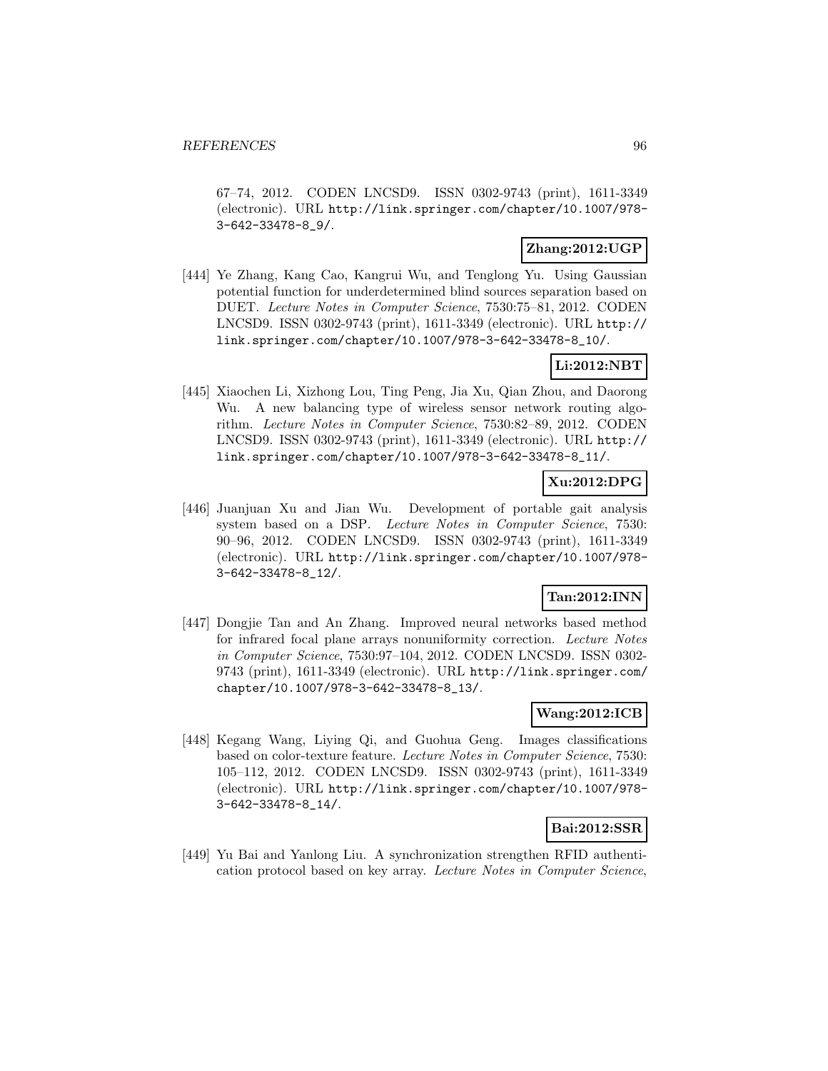67–74, 2012. CODEN LNCSD9. ISSN 0302-9743 (print), 1611-3349 (electronic). URL http://link.springer.com/chapter/10.1007/978-3-642-33478-8_9/.

**Zhang:2012:UGP**

[444] Ye Zhang, Kang Cao, Kangrui Wu, and Tenglong Yu. Using Gaussian potential function for underdetermined blind sources separation based on DUET. *Lecture Notes in Computer Science*, 7530:75–81, 2012. CODEN LNCSD9. ISSN 0302-9743 (print), 1611-3349 (electronic). URL http://link.springer.com/chapter/10.1007/978-3-642-33478-8_10/.

**Li:2012:NBT**

[445] Xiaochen Li, Xizhong Lou, Ting Peng, Jia Xu, Qian Zhou, and Daorong Wu. A new balancing type of wireless sensor network routing algorithm. *Lecture Notes in Computer Science*, 7530:82–89, 2012. CODEN LNCSD9. ISSN 0302-9743 (print), 1611-3349 (electronic). URL http://link.springer.com/chapter/10.1007/978-3-642-33478-8_11/.

**Xu:2012:DPG**

[446] Juanjuan Xu and Jian Wu. Development of portable gait analysis system based on a DSP. *Lecture Notes in Computer Science*, 7530:90–96, 2012. CODEN LNCSD9. ISSN 0302-9743 (print), 1611-3349 (electronic). URL http://link.springer.com/chapter/10.1007/978-3-642-33478-8_12/.

**Tan:2012:INN**

[447] Dongjie Tan and An Zhang. Improved neural networks based method for infrared focal plane arrays nonuniformity correction. *Lecture Notes in Computer Science*, 7530:97–104, 2012. CODEN LNCSD9. ISSN 0302-9743 (print), 1611-3349 (electronic). URL http://link.springer.com/chapter/10.1007/978-3-642-33478-8_13/.

**Wang:2012:ICB**

[448] Kegang Wang, Liying Qi, and Guohua Geng. Images classifications based on color-texture feature. *Lecture Notes in Computer Science*, 7530:105–112, 2012. CODEN LNCSD9. ISSN 0302-9743 (print), 1611-3349 (electronic). URL http://link.springer.com/chapter/10.1007/978-3-642-33478-8_14/.

**Bai:2012:SSR**

[449] Yu Bai and Yanlong Liu. A synchronization strengthen RFID authentication protocol based on key array. *Lecture Notes in Computer Science*,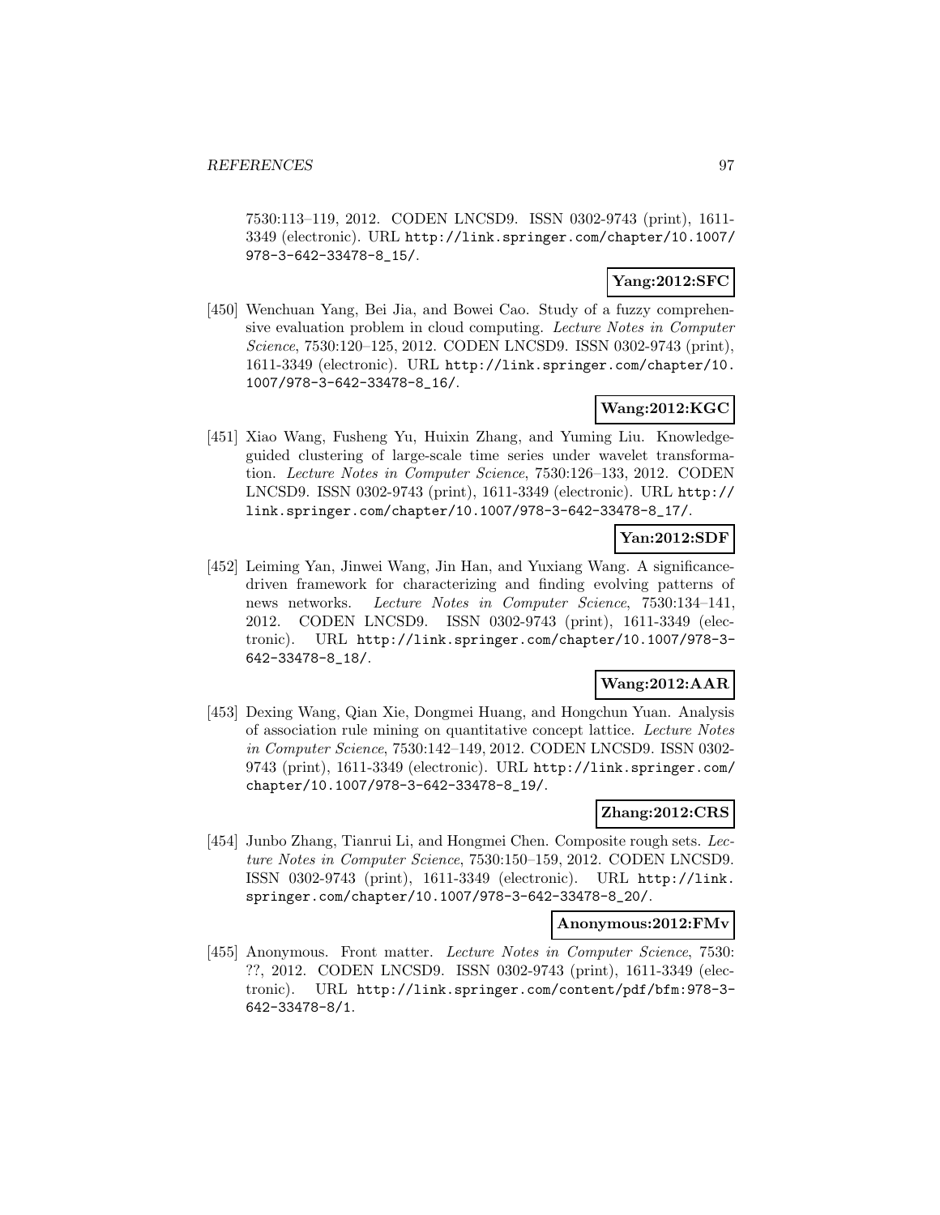7530:113–119, 2012. CODEN LNCSD9. ISSN 0302-9743 (print), 1611-3349 (electronic). URL http://link.springer.com/chapter/10.1007/978-3-642-33478-8_15/.

**Yang:2012:SFC**

[450] Wenchuan Yang, Bei Jia, and Bowei Cao. Study of a fuzzy comprehensive evaluation problem in cloud computing. *Lecture Notes in Computer Science*, 7530:120–125, 2012. CODEN LNCSD9. ISSN 0302-9743 (print), 1611-3349 (electronic). URL http://link.springer.com/chapter/10.1007/978-3-642-33478-8_16/.

**Wang:2012:KGC**

[451] Xiao Wang, Fusheng Yu, Huixin Zhang, and Yuming Liu. Knowledge-guided clustering of large-scale time series under wavelet transformation. *Lecture Notes in Computer Science*, 7530:126–133, 2012. CODEN LNCSD9. ISSN 0302-9743 (print), 1611-3349 (electronic). URL http://link.springer.com/chapter/10.1007/978-3-642-33478-8_17/.

**Yan:2012:SDF**

[452] Leiming Yan, Jinwei Wang, Jin Han, and Yuxiang Wang. A significance-driven framework for characterizing and finding evolving patterns of news networks. *Lecture Notes in Computer Science*, 7530:134–141, 2012. CODEN LNCSD9. ISSN 0302-9743 (print), 1611-3349 (electronic). URL http://link.springer.com/chapter/10.1007/978-3-642-33478-8_18/.

**Wang:2012:AAR**

[453] Dexing Wang, Qian Xie, Dongmei Huang, and Hongchun Yuan. Analysis of association rule mining on quantitative concept lattice. *Lecture Notes in Computer Science*, 7530:142–149, 2012. CODEN LNCSD9. ISSN 0302-9743 (print), 1611-3349 (electronic). URL http://link.springer.com/chapter/10.1007/978-3-642-33478-8_19/.

**Zhang:2012:CRS**

[454] Junbo Zhang, Tianrui Li, and Hongmei Chen. Composite rough sets. *Lecture Notes in Computer Science*, 7530:150–159, 2012. CODEN LNCSD9. ISSN 0302-9743 (print), 1611-3349 (electronic). URL http://link.springer.com/chapter/10.1007/978-3-642-33478-8_20/.

**Anonymous:2012:FMv**

[455] Anonymous. Front matter. *Lecture Notes in Computer Science*, 7530: ??, 2012. CODEN LNCSD9. ISSN 0302-9743 (print), 1611-3349 (electronic). URL http://link.springer.com/content/pdf/bfm:978-3-642-33478-8/1.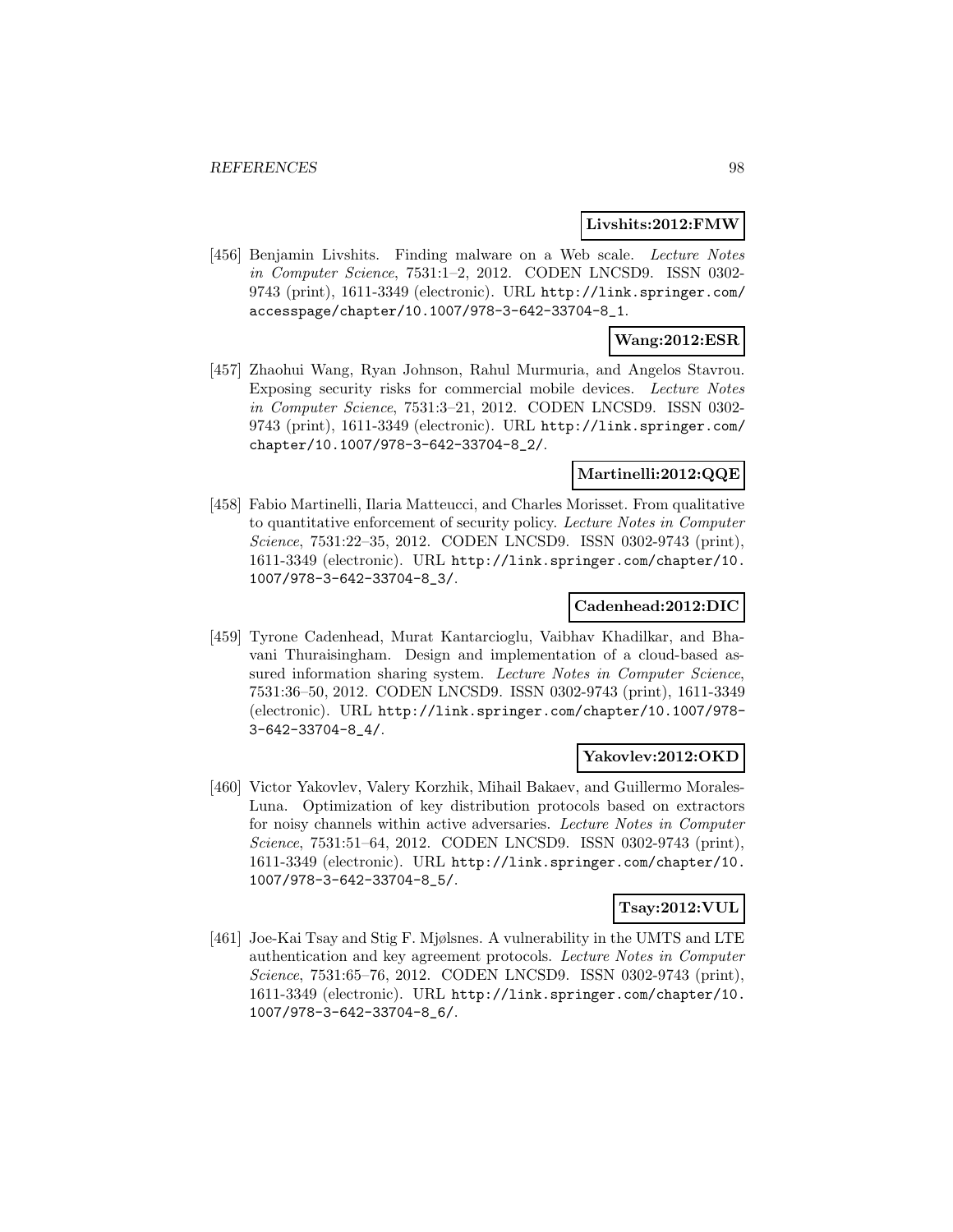**Livshits:2012:FMW**

[456] Benjamin Livshits. Finding malware on a Web scale. *Lecture Notes in Computer Science*, 7531:1–2, 2012. CODEN LNCSD9. ISSN 0302-9743 (print), 1611-3349 (electronic). URL http://link.springer.com/accesspage/chapter/10.1007/978-3-642-33704-8_1.

**Wang:2012:ESR**

[457] Zhaohui Wang, Ryan Johnson, Rahul Murmuria, and Angelos Stavrou. Exposing security risks for commercial mobile devices. *Lecture Notes in Computer Science*, 7531:3–21, 2012. CODEN LNCSD9. ISSN 0302-9743 (print), 1611-3349 (electronic). URL http://link.springer.com/chapter/10.1007/978-3-642-33704-8_2/.

**Martinelli:2012:QQE**

[458] Fabio Martinelli, Ilaria Matteucci, and Charles Morisset. From qualitative to quantitative enforcement of security policy. *Lecture Notes in Computer Science*, 7531:22–35, 2012. CODEN LNCSD9. ISSN 0302-9743 (print), 1611-3349 (electronic). URL http://link.springer.com/chapter/10.1007/978-3-642-33704-8_3/.

**Cadenhead:2012:DIC**

[459] Tyrone Cadenhead, Murat Kantarcioglu, Vaibhav Khadilkar, and Bhavani Thuraisingham. Design and implementation of a cloud-based assured information sharing system. *Lecture Notes in Computer Science*, 7531:36–50, 2012. CODEN LNCSD9. ISSN 0302-9743 (print), 1611-3349 (electronic). URL http://link.springer.com/chapter/10.1007/978-3-642-33704-8_4/.

**Yakovlev:2012:OKD**

[460] Victor Yakovlev, Valery Korzhik, Mihail Bakaev, and Guillermo Morales-Luna. Optimization of key distribution protocols based on extractors for noisy channels within active adversaries. *Lecture Notes in Computer Science*, 7531:51–64, 2012. CODEN LNCSD9. ISSN 0302-9743 (print), 1611-3349 (electronic). URL http://link.springer.com/chapter/10.1007/978-3-642-33704-8_5/.

**Tsay:2012:VUL**

[461] Joe-Kai Tsay and Stig F. Mjølsnes. A vulnerability in the UMTS and LTE authentication and key agreement protocols. *Lecture Notes in Computer Science*, 7531:65–76, 2012. CODEN LNCSD9. ISSN 0302-9743 (print), 1611-3349 (electronic). URL http://link.springer.com/chapter/10.1007/978-3-642-33704-8_6/.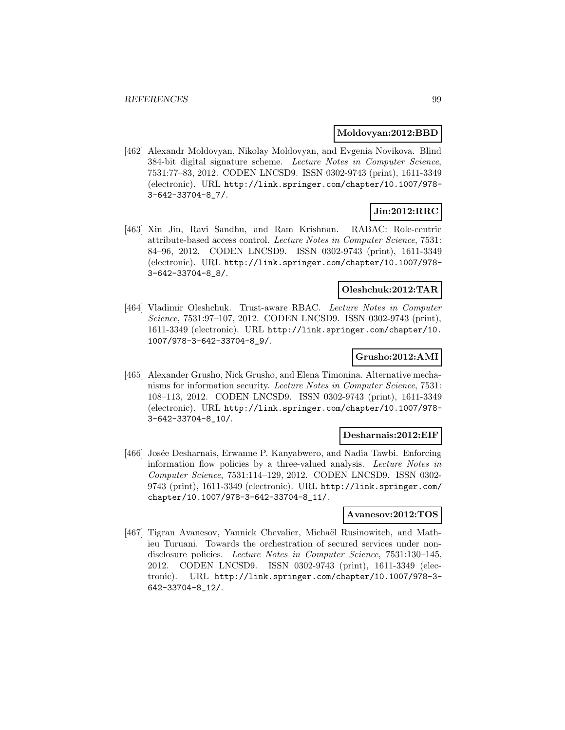**Moldovyan:2012:BBD**

[462] Alexandr Moldovyan, Nikolay Moldovyan, and Evgenia Novikova. Blind 384-bit digital signature scheme. *Lecture Notes in Computer Science*, 7531:77–83, 2012. CODEN LNCSD9. ISSN 0302-9743 (print), 1611-3349 (electronic). URL http://link.springer.com/chapter/10.1007/978-3-642-33704-8_7/.

**Jin:2012:RRC**

[463] Xin Jin, Ravi Sandhu, and Ram Krishnan. RABAC: Role-centric attribute-based access control. *Lecture Notes in Computer Science*, 7531: 84–96, 2012. CODEN LNCSD9. ISSN 0302-9743 (print), 1611-3349 (electronic). URL http://link.springer.com/chapter/10.1007/978-3-642-33704-8_8/.

**Oleshchuk:2012:TAR**

[464] Vladimir Oleshchuk. Trust-aware RBAC. *Lecture Notes in Computer Science*, 7531:97–107, 2012. CODEN LNCSD9. ISSN 0302-9743 (print), 1611-3349 (electronic). URL http://link.springer.com/chapter/10.1007/978-3-642-33704-8_9/.

**Grusho:2012:AMI**

[465] Alexander Grusho, Nick Grusho, and Elena Timonina. Alternative mechanisms for information security. *Lecture Notes in Computer Science*, 7531: 108–113, 2012. CODEN LNCSD9. ISSN 0302-9743 (print), 1611-3349 (electronic). URL http://link.springer.com/chapter/10.1007/978-3-642-33704-8_10/.

**Desharnais:2012:EIF**

[466] Josée Desharnais, Erwanne P. Kanyabwero, and Nadia Tawbi. Enforcing information flow policies by a three-valued analysis. *Lecture Notes in Computer Science*, 7531:114–129, 2012. CODEN LNCSD9. ISSN 0302-9743 (print), 1611-3349 (electronic). URL http://link.springer.com/chapter/10.1007/978-3-642-33704-8_11/.

**Avanesov:2012:TOS**

[467] Tigran Avanesov, Yannick Chevalier, Michaël Rusinowitch, and Mathieu Turuani. Towards the orchestration of secured services under non-disclosure policies. *Lecture Notes in Computer Science*, 7531:130–145, 2012. CODEN LNCSD9. ISSN 0302-9743 (print), 1611-3349 (electronic). URL http://link.springer.com/chapter/10.1007/978-3-642-33704-8_12/.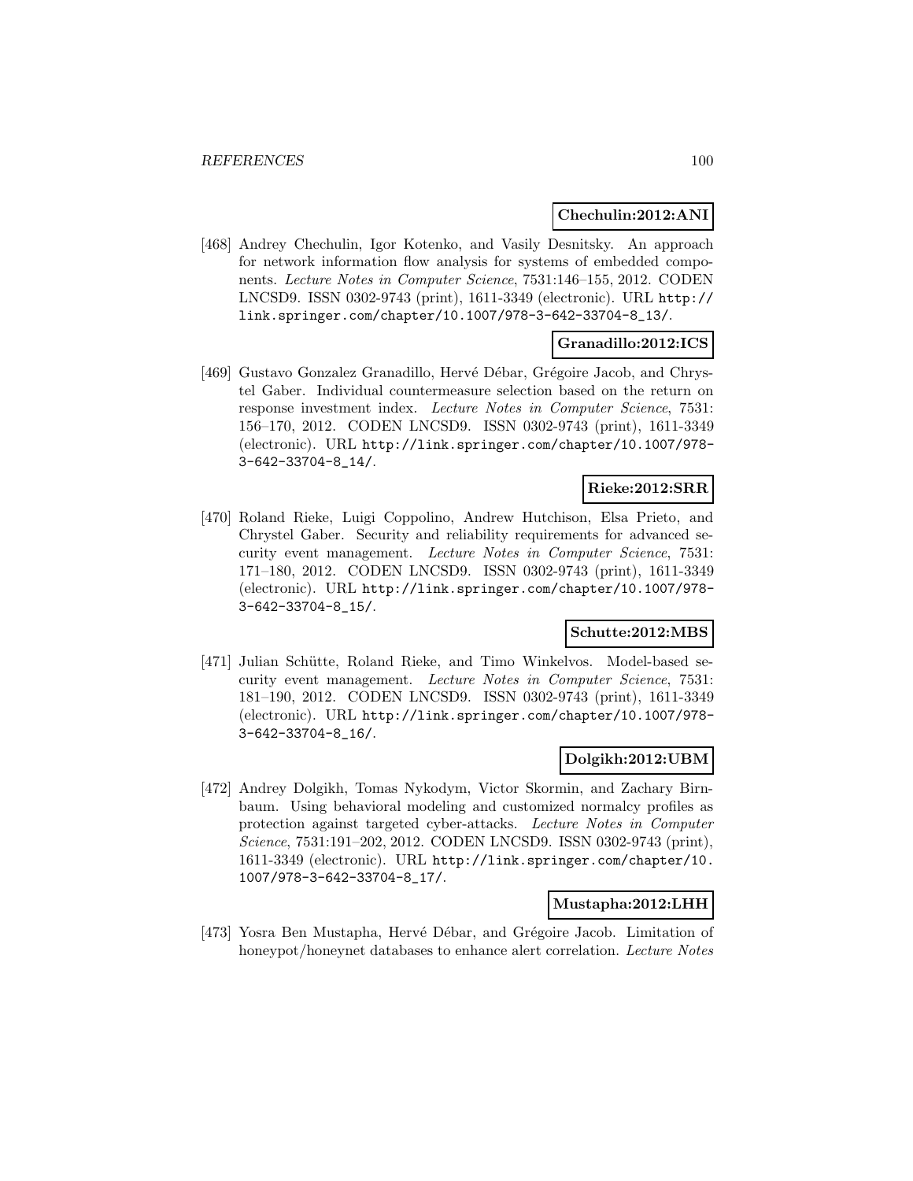**Chechulin:2012:ANI**

[468] Andrey Chechulin, Igor Kotenko, and Vasily Desnitsky. An approach for network information flow analysis for systems of embedded components. *Lecture Notes in Computer Science*, 7531:146–155, 2012. CODEN LNCSD9. ISSN 0302-9743 (print), 1611-3349 (electronic). URL http://link.springer.com/chapter/10.1007/978-3-642-33704-8_13/.

**Granadillo:2012:ICS**

[469] Gustavo Gonzalez Granadillo, Hervé Débar, Grégoire Jacob, and Chrystel Gaber. Individual countermeasure selection based on the return on response investment index. *Lecture Notes in Computer Science*, 7531: 156–170, 2012. CODEN LNCSD9. ISSN 0302-9743 (print), 1611-3349 (electronic). URL http://link.springer.com/chapter/10.1007/978-3-642-33704-8_14/.

**Rieke:2012:SRR**

[470] Roland Rieke, Luigi Coppolino, Andrew Hutchison, Elsa Prieto, and Chrystel Gaber. Security and reliability requirements for advanced security event management. *Lecture Notes in Computer Science*, 7531: 171–180, 2012. CODEN LNCSD9. ISSN 0302-9743 (print), 1611-3349 (electronic). URL http://link.springer.com/chapter/10.1007/978-3-642-33704-8_15/.

**Schutte:2012:MBS**

[471] Julian Schütte, Roland Rieke, and Timo Winkelvos. Model-based security event management. *Lecture Notes in Computer Science*, 7531: 181–190, 2012. CODEN LNCSD9. ISSN 0302-9743 (print), 1611-3349 (electronic). URL http://link.springer.com/chapter/10.1007/978-3-642-33704-8_16/.

**Dolgikh:2012:UBM**

[472] Andrey Dolgikh, Tomas Nykodym, Victor Skormin, and Zachary Birnbaum. Using behavioral modeling and customized normalcy profiles as protection against targeted cyber-attacks. *Lecture Notes in Computer Science*, 7531:191–202, 2012. CODEN LNCSD9. ISSN 0302-9743 (print), 1611-3349 (electronic). URL http://link.springer.com/chapter/10.1007/978-3-642-33704-8_17/.

**Mustapha:2012:LHH**

[473] Yosra Ben Mustapha, Hervé Débar, and Grégoire Jacob. Limitation of honeypot/honeynet databases to enhance alert correlation. *Lecture Notes*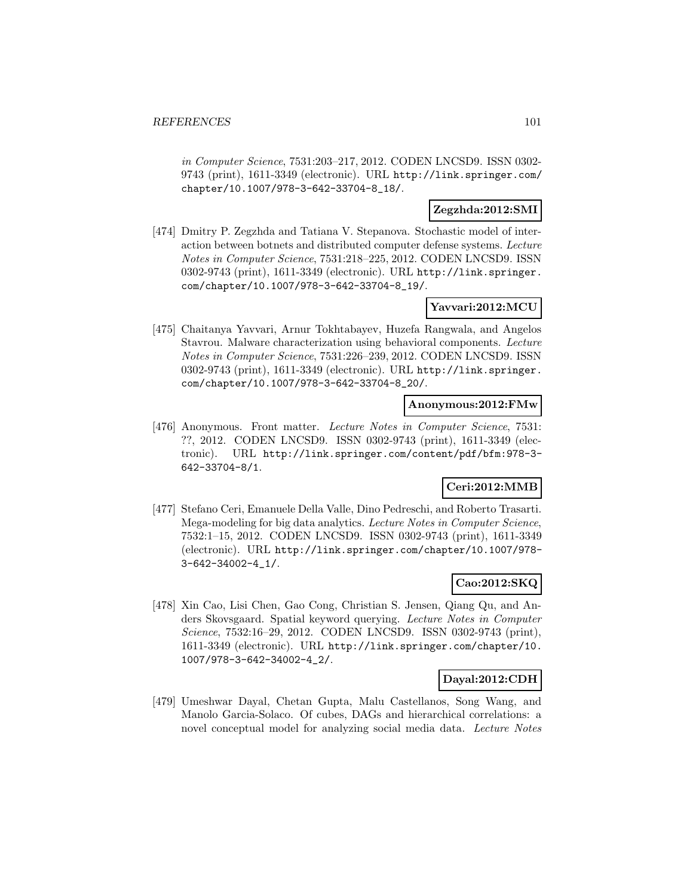*in Computer Science*, 7531:203–217, 2012. CODEN LNCSD9. ISSN 0302-9743 (print), 1611-3349 (electronic). URL http://link.springer.com/chapter/10.1007/978-3-642-33704-8_18/.

**Zegzhda:2012:SMI**

[474] Dmitry P. Zegzhda and Tatiana V. Stepanova. Stochastic model of interaction between botnets and distributed computer defense systems. *Lecture Notes in Computer Science*, 7531:218–225, 2012. CODEN LNCSD9. ISSN 0302-9743 (print), 1611-3349 (electronic). URL http://link.springer.com/chapter/10.1007/978-3-642-33704-8_19/.

**Yavvari:2012:MCU**

[475] Chaitanya Yavvari, Arnur Tokhtabayev, Huzefa Rangwala, and Angelos Stavrou. Malware characterization using behavioral components. *Lecture Notes in Computer Science*, 7531:226–239, 2012. CODEN LNCSD9. ISSN 0302-9743 (print), 1611-3349 (electronic). URL http://link.springer.com/chapter/10.1007/978-3-642-33704-8_20/.

**Anonymous:2012:FMw**

[476] Anonymous. Front matter. *Lecture Notes in Computer Science*, 7531: ??, 2012. CODEN LNCSD9. ISSN 0302-9743 (print), 1611-3349 (electronic). URL http://link.springer.com/content/pdf/bfm:978-3-642-33704-8/1.

**Ceri:2012:MMB**

[477] Stefano Ceri, Emanuele Della Valle, Dino Pedreschi, and Roberto Trasarti. Mega-modeling for big data analytics. *Lecture Notes in Computer Science*, 7532:1–15, 2012. CODEN LNCSD9. ISSN 0302-9743 (print), 1611-3349 (electronic). URL http://link.springer.com/chapter/10.1007/978-3-642-34002-4_1/.

**Cao:2012:SKQ**

[478] Xin Cao, Lisi Chen, Gao Cong, Christian S. Jensen, Qiang Qu, and Anders Skovsgaard. Spatial keyword querying. *Lecture Notes in Computer Science*, 7532:16–29, 2012. CODEN LNCSD9. ISSN 0302-9743 (print), 1611-3349 (electronic). URL http://link.springer.com/chapter/10.1007/978-3-642-34002-4_2/.

**Dayal:2012:CDH**

[479] Umeshwar Dayal, Chetan Gupta, Malu Castellanos, Song Wang, and Manolo Garcia-Solaco. Of cubes, DAGs and hierarchical correlations: a novel conceptual model for analyzing social media data. *Lecture Notes*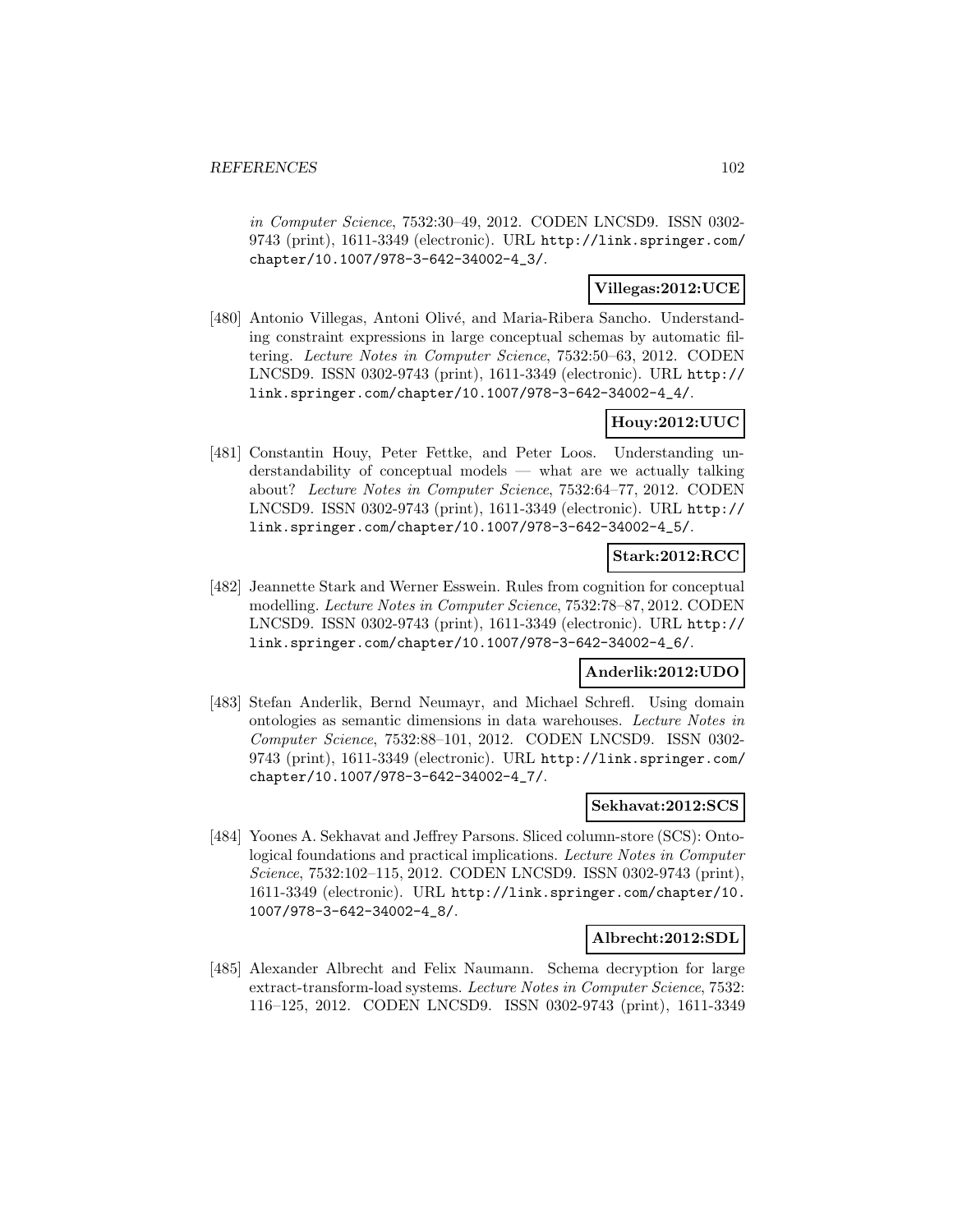*in Computer Science*, 7532:30–49, 2012. CODEN LNCSD9. ISSN 0302-9743 (print), 1611-3349 (electronic). URL http://link.springer.com/chapter/10.1007/978-3-642-34002-4_3/.

**Villegas:2012:UCE**

[480] Antonio Villegas, Antoni Olivé, and Maria-Ribera Sancho. Understanding constraint expressions in large conceptual schemas by automatic filtering. *Lecture Notes in Computer Science*, 7532:50–63, 2012. CODEN LNCSD9. ISSN 0302-9743 (print), 1611-3349 (electronic). URL http://link.springer.com/chapter/10.1007/978-3-642-34002-4_4/.

**Houy:2012:UUC**

[481] Constantin Houy, Peter Fettke, and Peter Loos. Understanding understandability of conceptual models — what are we actually talking about? *Lecture Notes in Computer Science*, 7532:64–77, 2012. CODEN LNCSD9. ISSN 0302-9743 (print), 1611-3349 (electronic). URL http://link.springer.com/chapter/10.1007/978-3-642-34002-4_5/.

**Stark:2012:RCC**

[482] Jeannette Stark and Werner Esswein. Rules from cognition for conceptual modelling. *Lecture Notes in Computer Science*, 7532:78–87, 2012. CODEN LNCSD9. ISSN 0302-9743 (print), 1611-3349 (electronic). URL http://link.springer.com/chapter/10.1007/978-3-642-34002-4_6/.

**Anderlik:2012:UDO**

[483] Stefan Anderlik, Bernd Neumayr, and Michael Schrefl. Using domain ontologies as semantic dimensions in data warehouses. *Lecture Notes in Computer Science*, 7532:88–101, 2012. CODEN LNCSD9. ISSN 0302-9743 (print), 1611-3349 (electronic). URL http://link.springer.com/chapter/10.1007/978-3-642-34002-4_7/.

**Sekhavat:2012:SCS**

[484] Yoones A. Sekhavat and Jeffrey Parsons. Sliced column-store (SCS): Ontological foundations and practical implications. *Lecture Notes in Computer Science*, 7532:102–115, 2012. CODEN LNCSD9. ISSN 0302-9743 (print), 1611-3349 (electronic). URL http://link.springer.com/chapter/10.1007/978-3-642-34002-4_8/.

**Albrecht:2012:SDL**

[485] Alexander Albrecht and Felix Naumann. Schema decryption for large extract-transform-load systems. *Lecture Notes in Computer Science*, 7532:116–125, 2012. CODEN LNCSD9. ISSN 0302-9743 (print), 1611-3349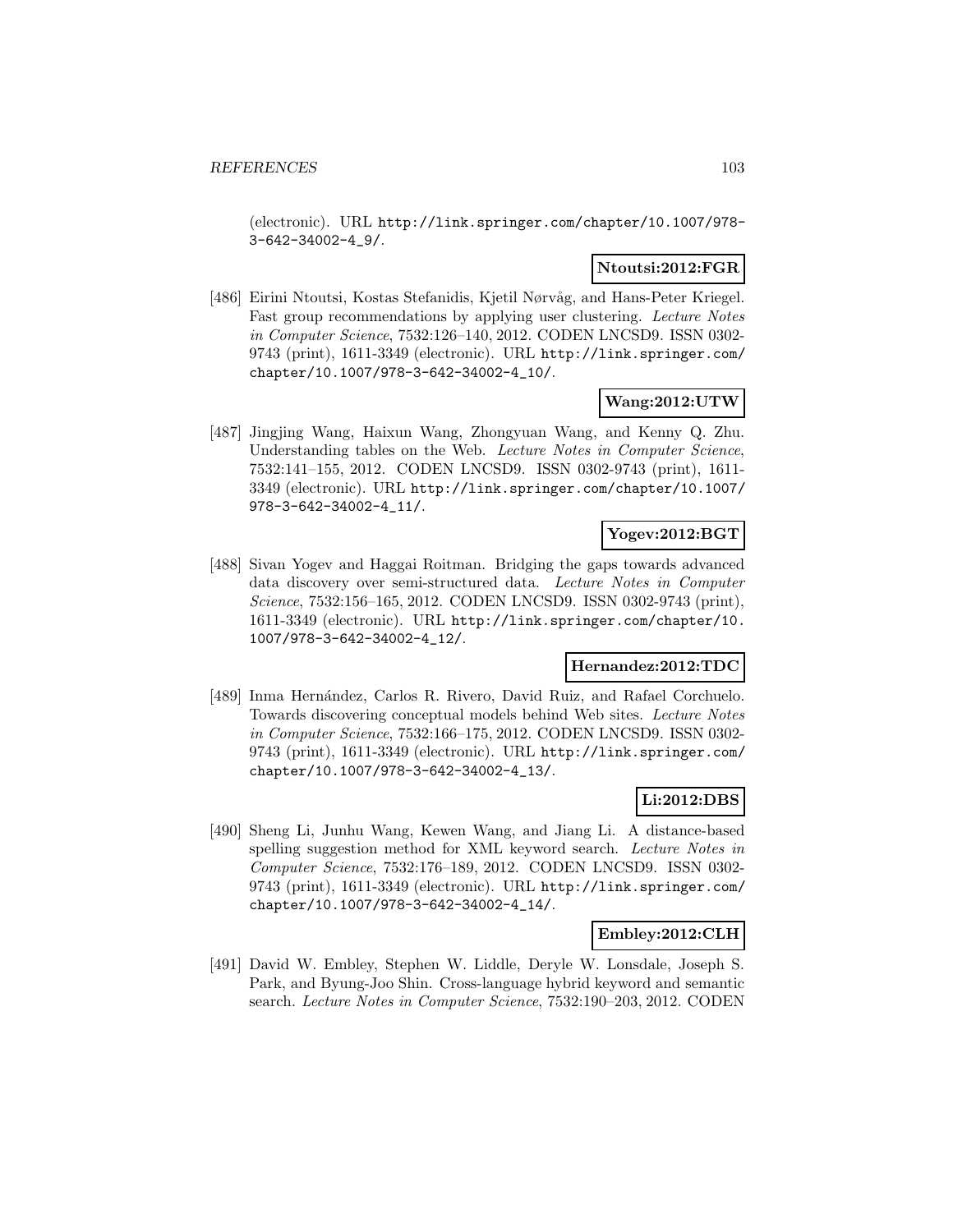(electronic). URL http://link.springer.com/chapter/10.1007/978-3-642-34002-4_9/.

**Ntoutsi:2012:FGR**

[486] Eirini Ntoutsi, Kostas Stefanidis, Kjetil Nørvåg, and Hans-Peter Kriegel. Fast group recommendations by applying user clustering. *Lecture Notes in Computer Science*, 7532:126–140, 2012. CODEN LNCSD9. ISSN 0302-9743 (print), 1611-3349 (electronic). URL http://link.springer.com/chapter/10.1007/978-3-642-34002-4_10/.

**Wang:2012:UTW**

[487] Jingjing Wang, Haixun Wang, Zhongyuan Wang, and Kenny Q. Zhu. Understanding tables on the Web. *Lecture Notes in Computer Science*, 7532:141–155, 2012. CODEN LNCSD9. ISSN 0302-9743 (print), 1611-3349 (electronic). URL http://link.springer.com/chapter/10.1007/978-3-642-34002-4_11/.

**Yogev:2012:BGT**

[488] Sivan Yogev and Haggai Roitman. Bridging the gaps towards advanced data discovery over semi-structured data. *Lecture Notes in Computer Science*, 7532:156–165, 2012. CODEN LNCSD9. ISSN 0302-9743 (print), 1611-3349 (electronic). URL http://link.springer.com/chapter/10.1007/978-3-642-34002-4_12/.

**Hernandez:2012:TDC**

[489] Inma Hernández, Carlos R. Rivero, David Ruiz, and Rafael Corchuelo. Towards discovering conceptual models behind Web sites. *Lecture Notes in Computer Science*, 7532:166–175, 2012. CODEN LNCSD9. ISSN 0302-9743 (print), 1611-3349 (electronic). URL http://link.springer.com/chapter/10.1007/978-3-642-34002-4_13/.

**Li:2012:DBS**

[490] Sheng Li, Junhu Wang, Kewen Wang, and Jiang Li. A distance-based spelling suggestion method for XML keyword search. *Lecture Notes in Computer Science*, 7532:176–189, 2012. CODEN LNCSD9. ISSN 0302-9743 (print), 1611-3349 (electronic). URL http://link.springer.com/chapter/10.1007/978-3-642-34002-4_14/.

**Embley:2012:CLH**

[491] David W. Embley, Stephen W. Liddle, Deryle W. Lonsdale, Joseph S. Park, and Byung-Joo Shin. Cross-language hybrid keyword and semantic search. *Lecture Notes in Computer Science*, 7532:190–203, 2012. CODEN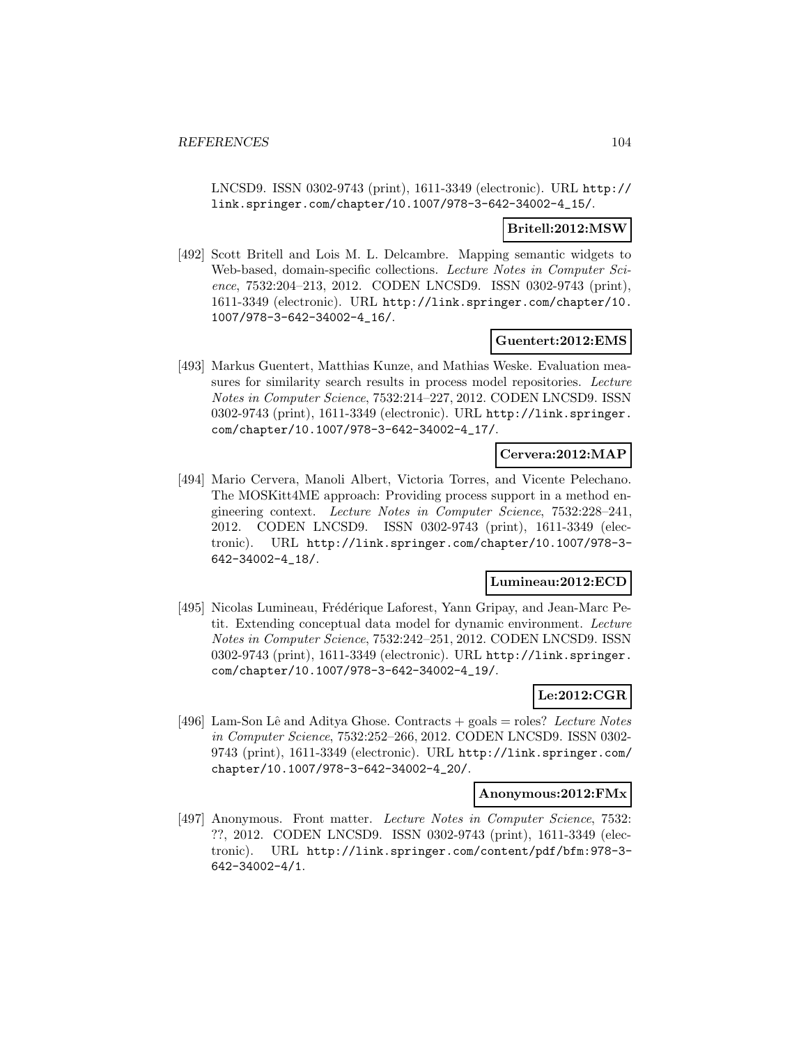LNCSD9. ISSN 0302-9743 (print), 1611-3349 (electronic). URL http://link.springer.com/chapter/10.1007/978-3-642-34002-4_15/.

**Britell:2012:MSW**

[492] Scott Britell and Lois M. L. Delcambre. Mapping semantic widgets to Web-based, domain-specific collections. *Lecture Notes in Computer Science*, 7532:204–213, 2012. CODEN LNCSD9. ISSN 0302-9743 (print), 1611-3349 (electronic). URL http://link.springer.com/chapter/10.1007/978-3-642-34002-4_16/.

**Guentert:2012:EMS**

[493] Markus Guentert, Matthias Kunze, and Mathias Weske. Evaluation measures for similarity search results in process model repositories. *Lecture Notes in Computer Science*, 7532:214–227, 2012. CODEN LNCSD9. ISSN 0302-9743 (print), 1611-3349 (electronic). URL http://link.springer.com/chapter/10.1007/978-3-642-34002-4_17/.

**Cervera:2012:MAP**

[494] Mario Cervera, Manoli Albert, Victoria Torres, and Vicente Pelechano. The MOSKitt4ME approach: Providing process support in a method engineering context. *Lecture Notes in Computer Science*, 7532:228–241, 2012. CODEN LNCSD9. ISSN 0302-9743 (print), 1611-3349 (electronic). URL http://link.springer.com/chapter/10.1007/978-3-642-34002-4_18/.

**Lumineau:2012:ECD**

[495] Nicolas Lumineau, Frédérique Laforest, Yann Gripay, and Jean-Marc Petit. Extending conceptual data model for dynamic environment. *Lecture Notes in Computer Science*, 7532:242–251, 2012. CODEN LNCSD9. ISSN 0302-9743 (print), 1611-3349 (electronic). URL http://link.springer.com/chapter/10.1007/978-3-642-34002-4_19/.

**Le:2012:CGR**

[496] Lam-Son Lê and Aditya Ghose. Contracts + goals = roles? *Lecture Notes in Computer Science*, 7532:252–266, 2012. CODEN LNCSD9. ISSN 0302-9743 (print), 1611-3349 (electronic). URL http://link.springer.com/chapter/10.1007/978-3-642-34002-4_20/.

**Anonymous:2012:FMx**

[497] Anonymous. Front matter. *Lecture Notes in Computer Science*, 7532: ??, 2012. CODEN LNCSD9. ISSN 0302-9743 (print), 1611-3349 (electronic). URL http://link.springer.com/content/pdf/bfm:978-3-642-34002-4/1.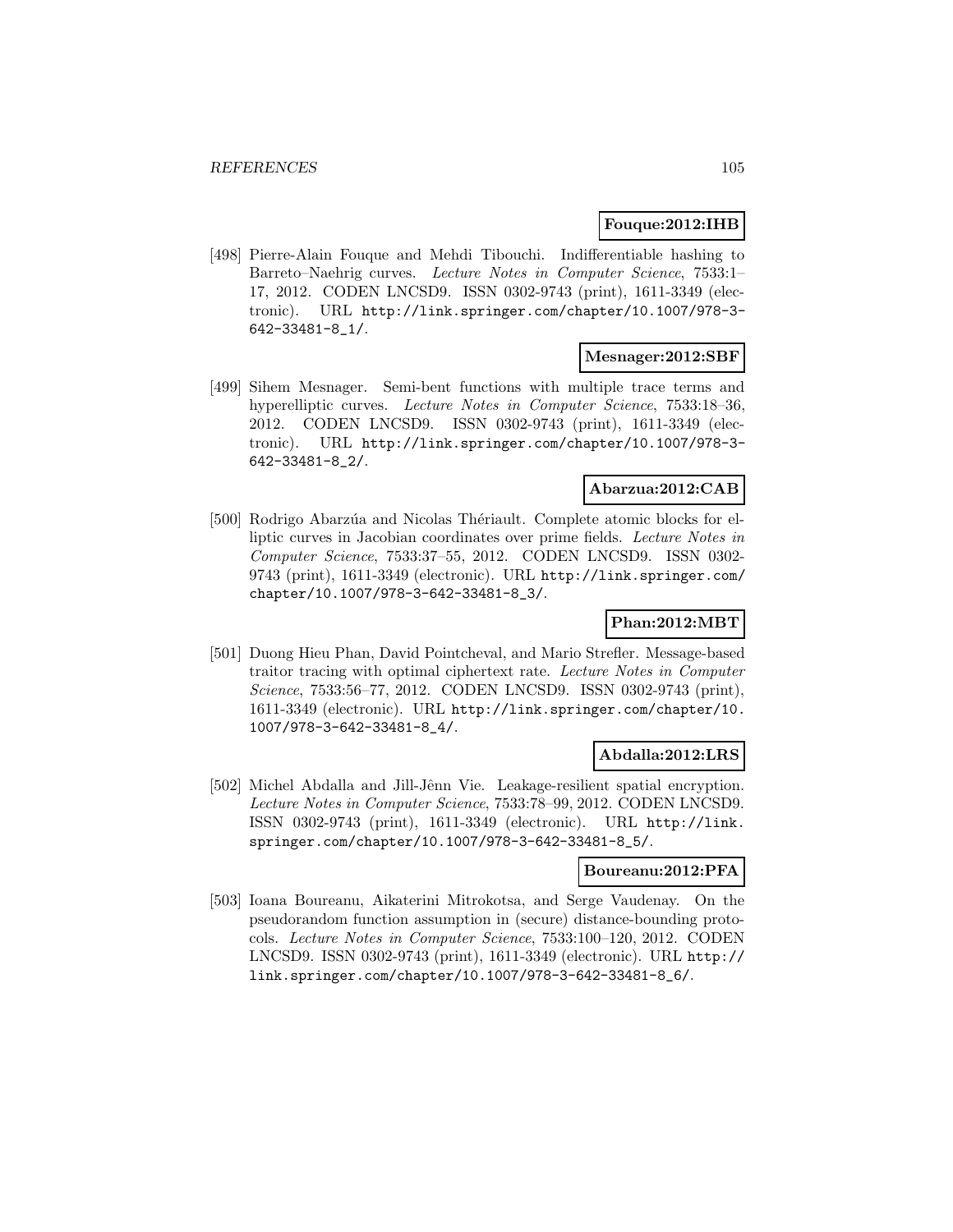**Fouque:2012:IHB**

[498] Pierre-Alain Fouque and Mehdi Tibouchi. Indifferentiable hashing to Barreto–Naehrig curves. *Lecture Notes in Computer Science*, 7533:1–17, 2012. CODEN LNCSD9. ISSN 0302-9743 (print), 1611-3349 (electronic). URL http://link.springer.com/chapter/10.1007/978-3-642-33481-8_1/.

**Mesnager:2012:SBF**

[499] Sihem Mesnager. Semi-bent functions with multiple trace terms and hyperelliptic curves. *Lecture Notes in Computer Science*, 7533:18–36, 2012. CODEN LNCSD9. ISSN 0302-9743 (print), 1611-3349 (electronic). URL http://link.springer.com/chapter/10.1007/978-3-642-33481-8_2/.

**Abarzua:2012:CAB**

[500] Rodrigo Abarzúa and Nicolas Thériault. Complete atomic blocks for elliptic curves in Jacobian coordinates over prime fields. *Lecture Notes in Computer Science*, 7533:37–55, 2012. CODEN LNCSD9. ISSN 0302-9743 (print), 1611-3349 (electronic). URL http://link.springer.com/chapter/10.1007/978-3-642-33481-8_3/.

**Phan:2012:MBT**

[501] Duong Hieu Phan, David Pointcheval, and Mario Strefler. Message-based traitor tracing with optimal ciphertext rate. *Lecture Notes in Computer Science*, 7533:56–77, 2012. CODEN LNCSD9. ISSN 0302-9743 (print), 1611-3349 (electronic). URL http://link.springer.com/chapter/10.1007/978-3-642-33481-8_4/.

**Abdalla:2012:LRS**

[502] Michel Abdalla and Jill-Jênn Vie. Leakage-resilient spatial encryption. *Lecture Notes in Computer Science*, 7533:78–99, 2012. CODEN LNCSD9. ISSN 0302-9743 (print), 1611-3349 (electronic). URL http://link.springer.com/chapter/10.1007/978-3-642-33481-8_5/.

**Boureanu:2012:PFA**

[503] Ioana Boureanu, Aikaterini Mitrokotsa, and Serge Vaudenay. On the pseudorandom function assumption in (secure) distance-bounding protocols. *Lecture Notes in Computer Science*, 7533:100–120, 2012. CODEN LNCSD9. ISSN 0302-9743 (print), 1611-3349 (electronic). URL http://link.springer.com/chapter/10.1007/978-3-642-33481-8_6/.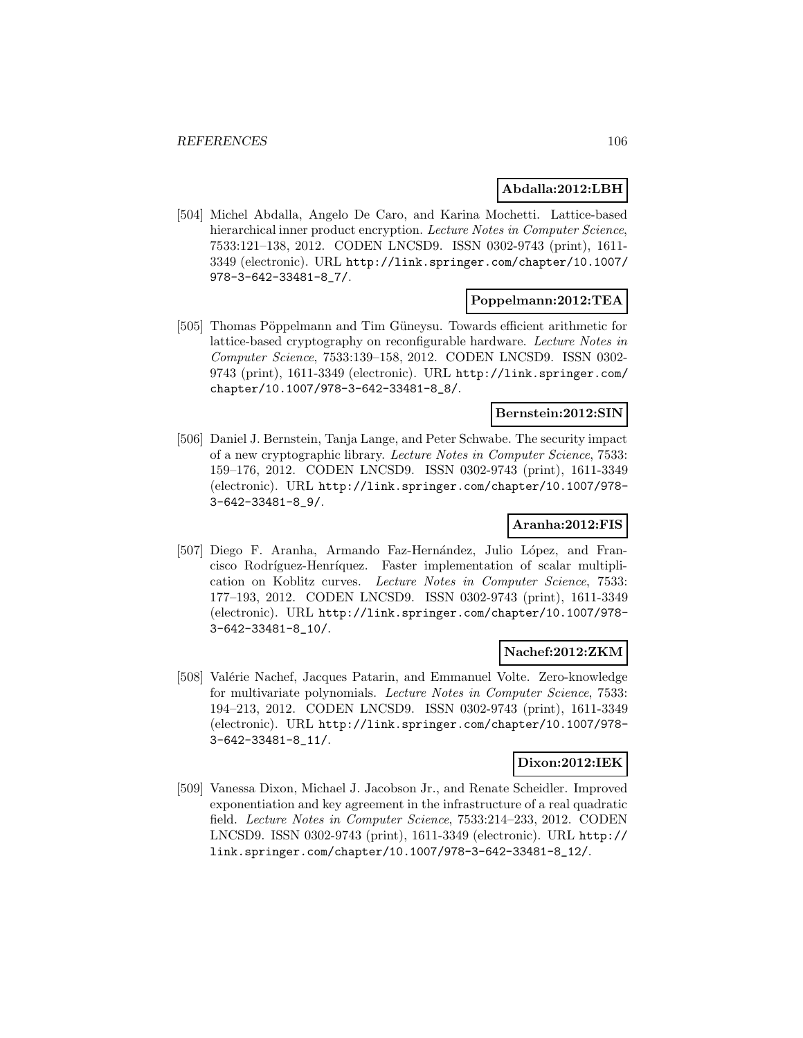**Abdalla:2012:LBH**

[504] Michel Abdalla, Angelo De Caro, and Karina Mochetti. Lattice-based hierarchical inner product encryption. *Lecture Notes in Computer Science*, 7533:121–138, 2012. CODEN LNCSD9. ISSN 0302-9743 (print), 1611-3349 (electronic). URL http://link.springer.com/chapter/10.1007/978-3-642-33481-8_7/.

**Poppelmann:2012:TEA**

[505] Thomas Pöppelmann and Tim Güneysu. Towards efficient arithmetic for lattice-based cryptography on reconfigurable hardware. *Lecture Notes in Computer Science*, 7533:139–158, 2012. CODEN LNCSD9. ISSN 0302-9743 (print), 1611-3349 (electronic). URL http://link.springer.com/chapter/10.1007/978-3-642-33481-8_8/.

**Bernstein:2012:SIN**

[506] Daniel J. Bernstein, Tanja Lange, and Peter Schwabe. The security impact of a new cryptographic library. *Lecture Notes in Computer Science*, 7533: 159–176, 2012. CODEN LNCSD9. ISSN 0302-9743 (print), 1611-3349 (electronic). URL http://link.springer.com/chapter/10.1007/978-3-642-33481-8_9/.

**Aranha:2012:FIS**

[507] Diego F. Aranha, Armando Faz-Hernández, Julio López, and Francisco Rodríguez-Henríquez. Faster implementation of scalar multiplication on Koblitz curves. *Lecture Notes in Computer Science*, 7533: 177–193, 2012. CODEN LNCSD9. ISSN 0302-9743 (print), 1611-3349 (electronic). URL http://link.springer.com/chapter/10.1007/978-3-642-33481-8_10/.

**Nachef:2012:ZKM**

[508] Valérie Nachef, Jacques Patarin, and Emmanuel Volte. Zero-knowledge for multivariate polynomials. *Lecture Notes in Computer Science*, 7533: 194–213, 2012. CODEN LNCSD9. ISSN 0302-9743 (print), 1611-3349 (electronic). URL http://link.springer.com/chapter/10.1007/978-3-642-33481-8_11/.

**Dixon:2012:IEK**

[509] Vanessa Dixon, Michael J. Jacobson Jr., and Renate Scheidler. Improved exponentiation and key agreement in the infrastructure of a real quadratic field. *Lecture Notes in Computer Science*, 7533:214–233, 2012. CODEN LNCSD9. ISSN 0302-9743 (print), 1611-3349 (electronic). URL http://link.springer.com/chapter/10.1007/978-3-642-33481-8_12/.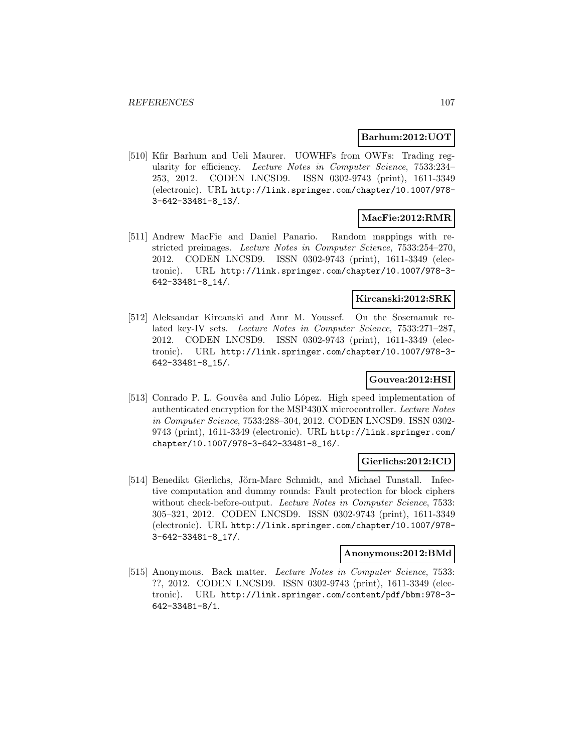**Barhum:2012:UOT**

[510] Kfir Barhum and Ueli Maurer. UOWHFs from OWFs: Trading regularity for efficiency. *Lecture Notes in Computer Science*, 7533:234–253, 2012. CODEN LNCSD9. ISSN 0302-9743 (print), 1611-3349 (electronic). URL http://link.springer.com/chapter/10.1007/978-3-642-33481-8_13/.

**MacFie:2012:RMR**

[511] Andrew MacFie and Daniel Panario. Random mappings with restricted preimages. *Lecture Notes in Computer Science*, 7533:254–270, 2012. CODEN LNCSD9. ISSN 0302-9743 (print), 1611-3349 (electronic). URL http://link.springer.com/chapter/10.1007/978-3-642-33481-8_14/.

**Kircanski:2012:SRK**

[512] Aleksandar Kircanski and Amr M. Youssef. On the Sosemanuk related key-IV sets. *Lecture Notes in Computer Science*, 7533:271–287, 2012. CODEN LNCSD9. ISSN 0302-9743 (print), 1611-3349 (electronic). URL http://link.springer.com/chapter/10.1007/978-3-642-33481-8_15/.

**Gouvea:2012:HSI**

[513] Conrado P. L. Gouvêa and Julio López. High speed implementation of authenticated encryption for the MSP430X microcontroller. *Lecture Notes in Computer Science*, 7533:288–304, 2012. CODEN LNCSD9. ISSN 0302-9743 (print), 1611-3349 (electronic). URL http://link.springer.com/chapter/10.1007/978-3-642-33481-8_16/.

**Gierlichs:2012:ICD**

[514] Benedikt Gierlichs, Jörn-Marc Schmidt, and Michael Tunstall. Infective computation and dummy rounds: Fault protection for block ciphers without check-before-output. *Lecture Notes in Computer Science*, 7533:305–321, 2012. CODEN LNCSD9. ISSN 0302-9743 (print), 1611-3349 (electronic). URL http://link.springer.com/chapter/10.1007/978-3-642-33481-8_17/.

**Anonymous:2012:BMd**

[515] Anonymous. Back matter. *Lecture Notes in Computer Science*, 7533: ??, 2012. CODEN LNCSD9. ISSN 0302-9743 (print), 1611-3349 (electronic). URL http://link.springer.com/content/pdf/bbm:978-3-642-33481-8/1.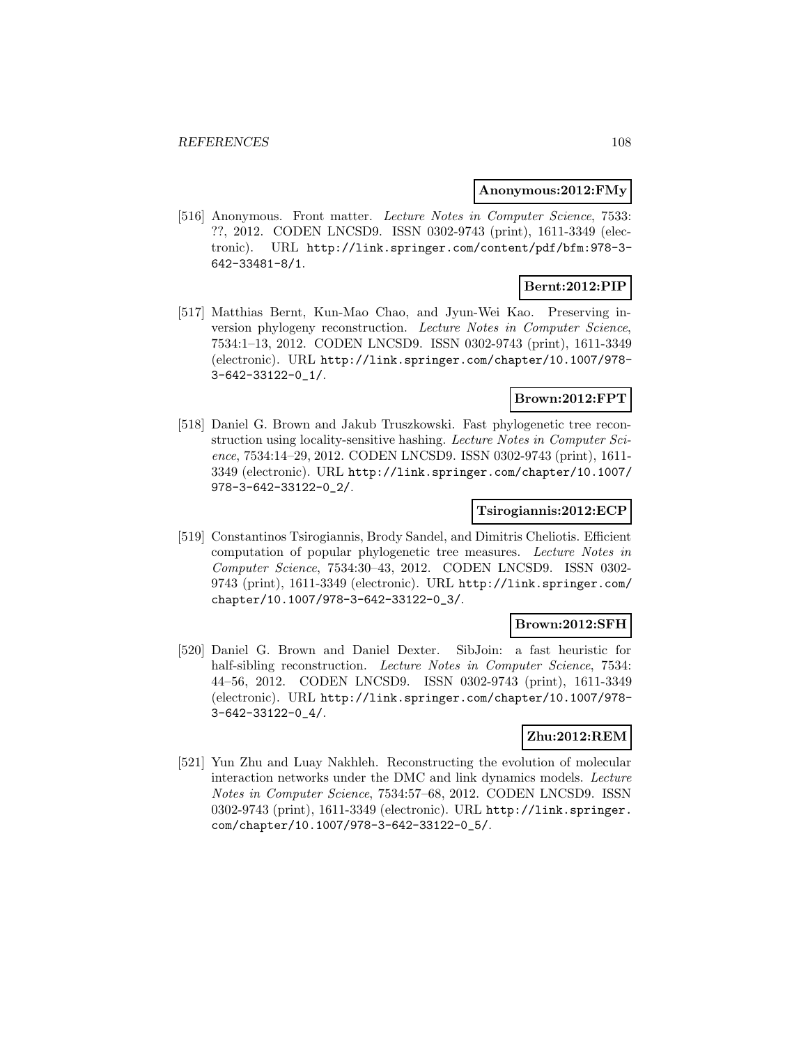**Anonymous:2012:FMy**

[516] Anonymous. Front matter. *Lecture Notes in Computer Science*, 7533: ??, 2012. CODEN LNCSD9. ISSN 0302-9743 (print), 1611-3349 (electronic). URL http://link.springer.com/content/pdf/bfm:978-3-642-33481-8/1.

**Bernt:2012:PIP**

[517] Matthias Bernt, Kun-Mao Chao, and Jyun-Wei Kao. Preserving inversion phylogeny reconstruction. *Lecture Notes in Computer Science*, 7534:1–13, 2012. CODEN LNCSD9. ISSN 0302-9743 (print), 1611-3349 (electronic). URL http://link.springer.com/chapter/10.1007/978-3-642-33122-0_1/.

**Brown:2012:FPT**

[518] Daniel G. Brown and Jakub Truszkowski. Fast phylogenetic tree reconstruction using locality-sensitive hashing. *Lecture Notes in Computer Science*, 7534:14–29, 2012. CODEN LNCSD9. ISSN 0302-9743 (print), 1611-3349 (electronic). URL http://link.springer.com/chapter/10.1007/978-3-642-33122-0_2/.

**Tsirogiannis:2012:ECP**

[519] Constantinos Tsirogiannis, Brody Sandel, and Dimitris Cheliotis. Efficient computation of popular phylogenetic tree measures. *Lecture Notes in Computer Science*, 7534:30–43, 2012. CODEN LNCSD9. ISSN 0302-9743 (print), 1611-3349 (electronic). URL http://link.springer.com/chapter/10.1007/978-3-642-33122-0_3/.

**Brown:2012:SFH**

[520] Daniel G. Brown and Daniel Dexter. SibJoin: a fast heuristic for half-sibling reconstruction. *Lecture Notes in Computer Science*, 7534: 44–56, 2012. CODEN LNCSD9. ISSN 0302-9743 (print), 1611-3349 (electronic). URL http://link.springer.com/chapter/10.1007/978-3-642-33122-0_4/.

**Zhu:2012:REM**

[521] Yun Zhu and Luay Nakhleh. Reconstructing the evolution of molecular interaction networks under the DMC and link dynamics models. *Lecture Notes in Computer Science*, 7534:57–68, 2012. CODEN LNCSD9. ISSN 0302-9743 (print), 1611-3349 (electronic). URL http://link.springer.com/chapter/10.1007/978-3-642-33122-0_5/.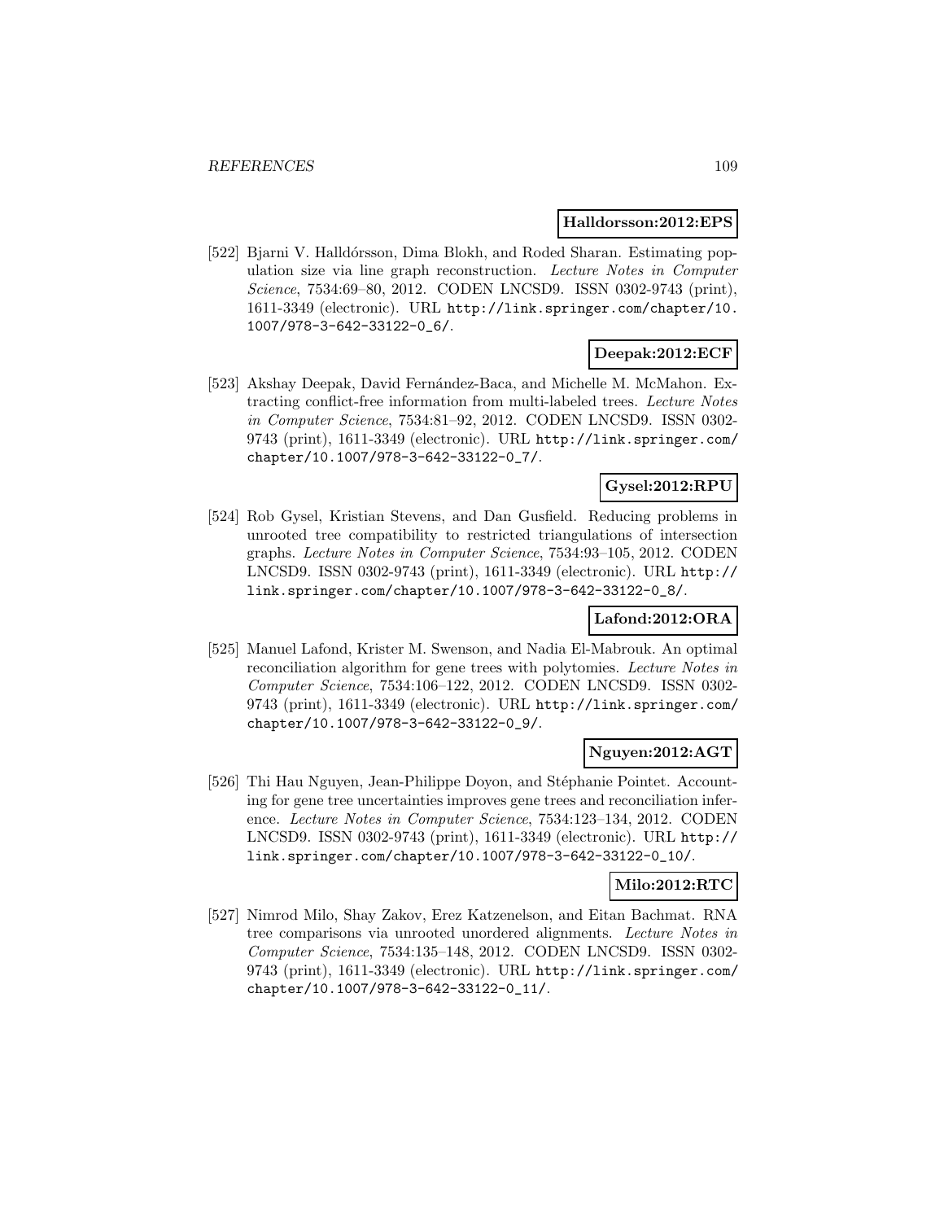**Halldorsson:2012:EPS**

[522] Bjarni V. Halldórsson, Dima Blokh, and Roded Sharan. Estimating population size via line graph reconstruction. *Lecture Notes in Computer Science*, 7534:69–80, 2012. CODEN LNCSD9. ISSN 0302-9743 (print), 1611-3349 (electronic). URL http://link.springer.com/chapter/10.1007/978-3-642-33122-0_6/.

**Deepak:2012:ECF**

[523] Akshay Deepak, David Fernández-Baca, and Michelle M. McMahon. Extracting conflict-free information from multi-labeled trees. *Lecture Notes in Computer Science*, 7534:81–92, 2012. CODEN LNCSD9. ISSN 0302-9743 (print), 1611-3349 (electronic). URL http://link.springer.com/chapter/10.1007/978-3-642-33122-0_7/.

**Gysel:2012:RPU**

[524] Rob Gysel, Kristian Stevens, and Dan Gusfield. Reducing problems in unrooted tree compatibility to restricted triangulations of intersection graphs. *Lecture Notes in Computer Science*, 7534:93–105, 2012. CODEN LNCSD9. ISSN 0302-9743 (print), 1611-3349 (electronic). URL http://link.springer.com/chapter/10.1007/978-3-642-33122-0_8/.

**Lafond:2012:ORA**

[525] Manuel Lafond, Krister M. Swenson, and Nadia El-Mabrouk. An optimal reconciliation algorithm for gene trees with polytomies. *Lecture Notes in Computer Science*, 7534:106–122, 2012. CODEN LNCSD9. ISSN 0302-9743 (print), 1611-3349 (electronic). URL http://link.springer.com/chapter/10.1007/978-3-642-33122-0_9/.

**Nguyen:2012:AGT**

[526] Thi Hau Nguyen, Jean-Philippe Doyon, and Stéphanie Pointet. Accounting for gene tree uncertainties improves gene trees and reconciliation inference. *Lecture Notes in Computer Science*, 7534:123–134, 2012. CODEN LNCSD9. ISSN 0302-9743 (print), 1611-3349 (electronic). URL http://link.springer.com/chapter/10.1007/978-3-642-33122-0_10/.

**Milo:2012:RTC**

[527] Nimrod Milo, Shay Zakov, Erez Katzenelson, and Eitan Bachmat. RNA tree comparisons via unrooted unordered alignments. *Lecture Notes in Computer Science*, 7534:135–148, 2012. CODEN LNCSD9. ISSN 0302-9743 (print), 1611-3349 (electronic). URL http://link.springer.com/chapter/10.1007/978-3-642-33122-0_11/.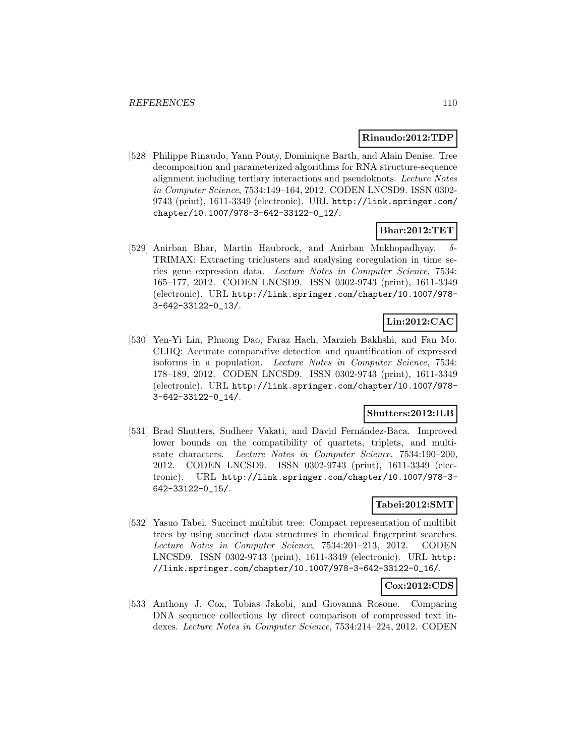**Rinaudo:2012:TDP**

[528] Philippe Rinaudo, Yann Ponty, Dominique Barth, and Alain Denise. Tree decomposition and parameterized algorithms for RNA structure-sequence alignment including tertiary interactions and pseudoknots. *Lecture Notes in Computer Science*, 7534:149–164, 2012. CODEN LNCSD9. ISSN 0302-9743 (print), 1611-3349 (electronic). URL http://link.springer.com/chapter/10.1007/978-3-642-33122-0_12/.

**Bhar:2012:TET**

[529] Anirban Bhar, Martin Haubrock, and Anirban Mukhopadhyay. $\delta$-TRIMAX: Extracting triclusters and analysing coregulation in time series gene expression data. *Lecture Notes in Computer Science*, 7534: 165–177, 2012. CODEN LNCSD9. ISSN 0302-9743 (print), 1611-3349 (electronic). URL http://link.springer.com/chapter/10.1007/978-3-642-33122-0_13/.

**Lin:2012:CAC**

[530] Yen-Yi Lin, Phuong Dao, Faraz Hach, Marzieh Bakhshi, and Fan Mo. CLIIQ: Accurate comparative detection and quantification of expressed isoforms in a population. *Lecture Notes in Computer Science*, 7534: 178–189, 2012. CODEN LNCSD9. ISSN 0302-9743 (print), 1611-3349 (electronic). URL http://link.springer.com/chapter/10.1007/978-3-642-33122-0_14/.

**Shutters:2012:ILB**

[531] Brad Shutters, Sudheer Vakati, and David Fernández-Baca. Improved lower bounds on the compatibility of quartets, triplets, and multi-state characters. *Lecture Notes in Computer Science*, 7534:190–200, 2012. CODEN LNCSD9. ISSN 0302-9743 (print), 1611-3349 (electronic). URL http://link.springer.com/chapter/10.1007/978-3-642-33122-0_15/.

**Tabei:2012:SMT**

[532] Yasuo Tabei. Succinct multibit tree: Compact representation of multibit trees by using succinct data structures in chemical fingerprint searches. *Lecture Notes in Computer Science*, 7534:201–213, 2012. CODEN LNCSD9. ISSN 0302-9743 (print), 1611-3349 (electronic). URL http://link.springer.com/chapter/10.1007/978-3-642-33122-0_16/.

**Cox:2012:CDS**

[533] Anthony J. Cox, Tobias Jakobi, and Giovanna Rosone. Comparing DNA sequence collections by direct comparison of compressed text indexes. *Lecture Notes in Computer Science*, 7534:214–224, 2012. CODEN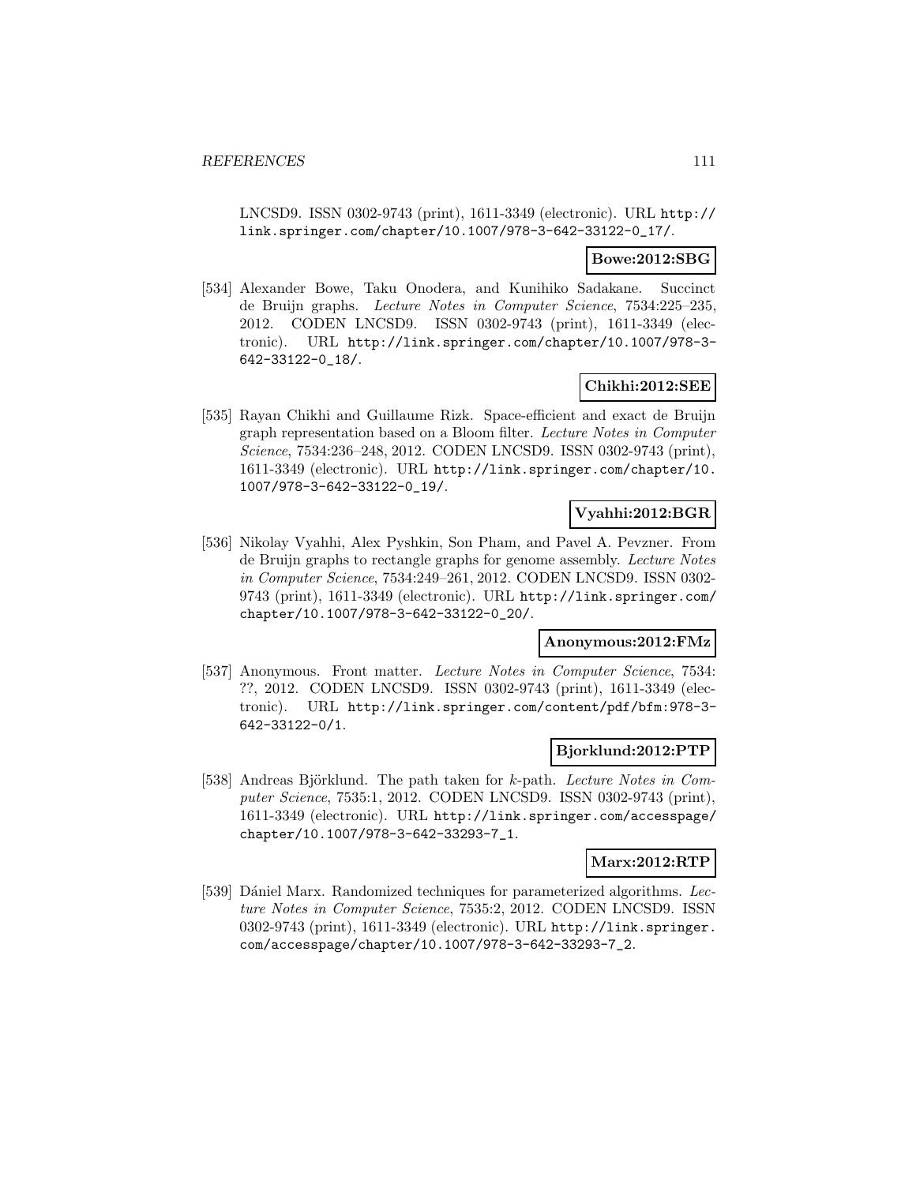LNCSD9. ISSN 0302-9743 (print), 1611-3349 (electronic). URL http://link.springer.com/chapter/10.1007/978-3-642-33122-0_17/.

**Bowe:2012:SBG**

[534] Alexander Bowe, Taku Onodera, and Kunihiko Sadakane. Succinct de Bruijn graphs. *Lecture Notes in Computer Science*, 7534:225–235, 2012. CODEN LNCSD9. ISSN 0302-9743 (print), 1611-3349 (electronic). URL http://link.springer.com/chapter/10.1007/978-3-642-33122-0_18/.

**Chikhi:2012:SEE**

[535] Rayan Chikhi and Guillaume Rizk. Space-efficient and exact de Bruijn graph representation based on a Bloom filter. *Lecture Notes in Computer Science*, 7534:236–248, 2012. CODEN LNCSD9. ISSN 0302-9743 (print), 1611-3349 (electronic). URL http://link.springer.com/chapter/10.1007/978-3-642-33122-0_19/.

**Vyahhi:2012:BGR**

[536] Nikolay Vyahhi, Alex Pyshkin, Son Pham, and Pavel A. Pevzner. From de Bruijn graphs to rectangle graphs for genome assembly. *Lecture Notes in Computer Science*, 7534:249–261, 2012. CODEN LNCSD9. ISSN 0302-9743 (print), 1611-3349 (electronic). URL http://link.springer.com/chapter/10.1007/978-3-642-33122-0_20/.

**Anonymous:2012:FMz**

[537] Anonymous. Front matter. *Lecture Notes in Computer Science*, 7534: ??, 2012. CODEN LNCSD9. ISSN 0302-9743 (print), 1611-3349 (electronic). URL http://link.springer.com/content/pdf/bfm:978-3-642-33122-0/1.

**Bjorklund:2012:PTP**

[538] Andreas Björklund. The path taken for $k$-path. *Lecture Notes in Computer Science*, 7535:1, 2012. CODEN LNCSD9. ISSN 0302-9743 (print), 1611-3349 (electronic). URL http://link.springer.com/accesspage/chapter/10.1007/978-3-642-33293-7_1.

**Marx:2012:RTP**

[539] Dániel Marx. Randomized techniques for parameterized algorithms. *Lecture Notes in Computer Science*, 7535:2, 2012. CODEN LNCSD9. ISSN 0302-9743 (print), 1611-3349 (electronic). URL http://link.springer.com/accesspage/chapter/10.1007/978-3-642-33293-7_2.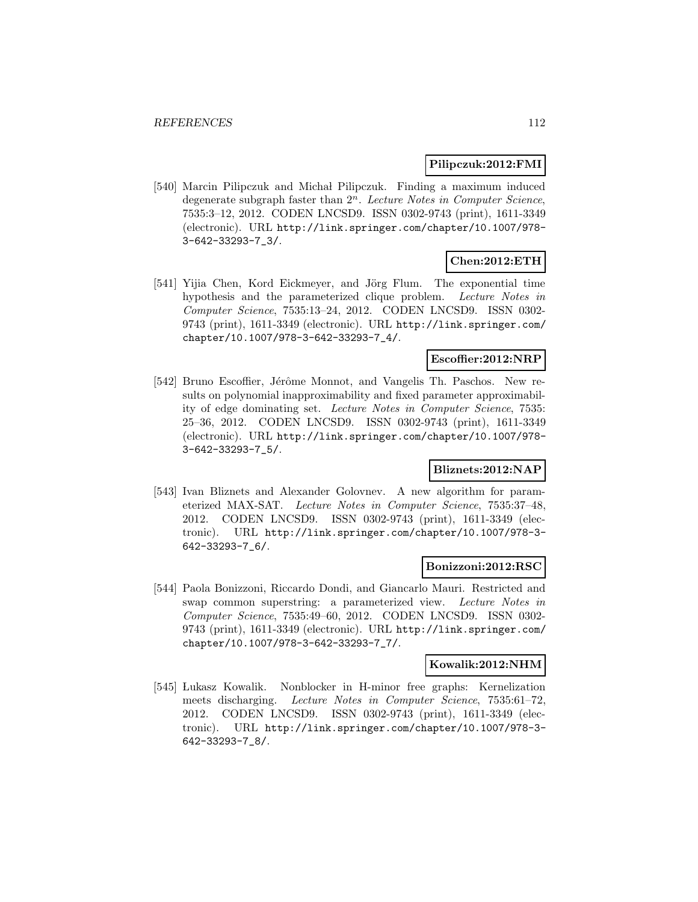**Pilipczuk:2012:FMI**

[540] Marcin Pilipczuk and Michał Pilipczuk. Finding a maximum induced degenerate subgraph faster than $2^n$. *Lecture Notes in Computer Science*, 7535:3–12, 2012. CODEN LNCSD9. ISSN 0302-9743 (print), 1611-3349 (electronic). URL `http://link.springer.com/chapter/10.1007/978-3-642-33293-7_3/`.

**Chen:2012:ETH**

[541] Yijia Chen, Kord Eickmeyer, and Jörg Flum. The exponential time hypothesis and the parameterized clique problem. *Lecture Notes in Computer Science*, 7535:13–24, 2012. CODEN LNCSD9. ISSN 0302-9743 (print), 1611-3349 (electronic). URL `http://link.springer.com/chapter/10.1007/978-3-642-33293-7_4/`.

**Escoffier:2012:NRP**

[542] Bruno Escoffier, Jérôme Monnot, and Vangelis Th. Paschos. New results on polynomial inapproximability and fixed parameter approximability of edge dominating set. *Lecture Notes in Computer Science*, 7535: 25–36, 2012. CODEN LNCSD9. ISSN 0302-9743 (print), 1611-3349 (electronic). URL `http://link.springer.com/chapter/10.1007/978-3-642-33293-7_5/`.

**Bliznets:2012:NAP**

[543] Ivan Bliznets and Alexander Golovnev. A new algorithm for parameterized MAX-SAT. *Lecture Notes in Computer Science*, 7535:37–48, 2012. CODEN LNCSD9. ISSN 0302-9743 (print), 1611-3349 (electronic). URL `http://link.springer.com/chapter/10.1007/978-3-642-33293-7_6/`.

**Bonizzoni:2012:RSC**

[544] Paola Bonizzoni, Riccardo Dondi, and Giancarlo Mauri. Restricted and swap common superstring: a parameterized view. *Lecture Notes in Computer Science*, 7535:49–60, 2012. CODEN LNCSD9. ISSN 0302-9743 (print), 1611-3349 (electronic). URL `http://link.springer.com/chapter/10.1007/978-3-642-33293-7_7/`.

**Kowalik:2012:NHM**

[545] Łukasz Kowalik. Nonblocker in H-minor free graphs: Kernelization meets discharging. *Lecture Notes in Computer Science*, 7535:61–72, 2012. CODEN LNCSD9. ISSN 0302-9743 (print), 1611-3349 (electronic). URL `http://link.springer.com/chapter/10.1007/978-3-642-33293-7_8/`.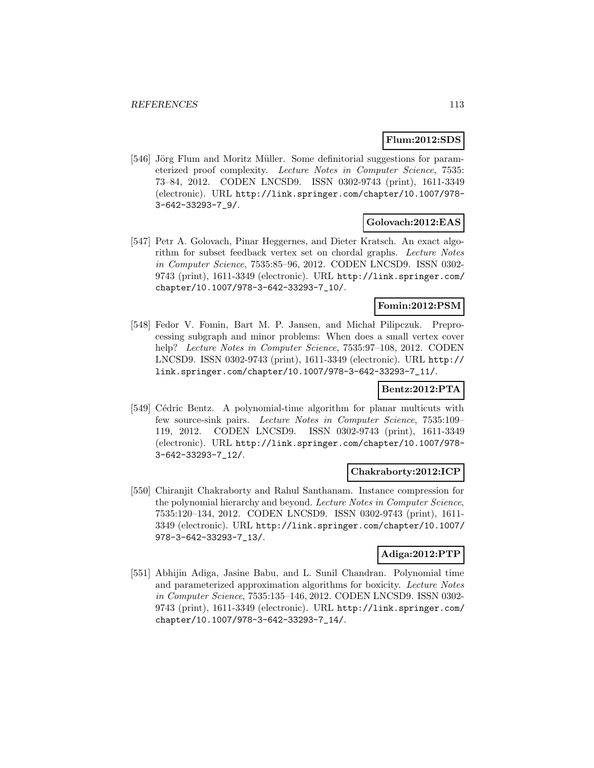**Flum:2012:SDS**

[546] Jörg Flum and Moritz Müller. Some definitorial suggestions for parameterized proof complexity. *Lecture Notes in Computer Science*, 7535: 73–84, 2012. CODEN LNCSD9. ISSN 0302-9743 (print), 1611-3349 (electronic). URL http://link.springer.com/chapter/10.1007/978-3-642-33293-7_9/.

**Golovach:2012:EAS**

[547] Petr A. Golovach, Pinar Heggernes, and Dieter Kratsch. An exact algorithm for subset feedback vertex set on chordal graphs. *Lecture Notes in Computer Science*, 7535:85–96, 2012. CODEN LNCSD9. ISSN 0302-9743 (print), 1611-3349 (electronic). URL http://link.springer.com/chapter/10.1007/978-3-642-33293-7_10/.

**Fomin:2012:PSM**

[548] Fedor V. Fomin, Bart M. P. Jansen, and Michał Pilipczuk. Preprocessing subgraph and minor problems: When does a small vertex cover help? *Lecture Notes in Computer Science*, 7535:97–108, 2012. CODEN LNCSD9. ISSN 0302-9743 (print), 1611-3349 (electronic). URL http://link.springer.com/chapter/10.1007/978-3-642-33293-7_11/.

**Bentz:2012:PTA**

[549] Cédric Bentz. A polynomial-time algorithm for planar multicuts with few source-sink pairs. *Lecture Notes in Computer Science*, 7535:109–119, 2012. CODEN LNCSD9. ISSN 0302-9743 (print), 1611-3349 (electronic). URL http://link.springer.com/chapter/10.1007/978-3-642-33293-7_12/.

**Chakraborty:2012:ICP**

[550] Chiranjit Chakraborty and Rahul Santhanam. Instance compression for the polynomial hierarchy and beyond. *Lecture Notes in Computer Science*, 7535:120–134, 2012. CODEN LNCSD9. ISSN 0302-9743 (print), 1611-3349 (electronic). URL http://link.springer.com/chapter/10.1007/978-3-642-33293-7_13/.

**Adiga:2012:PTP**

[551] Abhijin Adiga, Jasine Babu, and L. Sunil Chandran. Polynomial time and parameterized approximation algorithms for boxicity. *Lecture Notes in Computer Science*, 7535:135–146, 2012. CODEN LNCSD9. ISSN 0302-9743 (print), 1611-3349 (electronic). URL http://link.springer.com/chapter/10.1007/978-3-642-33293-7_14/.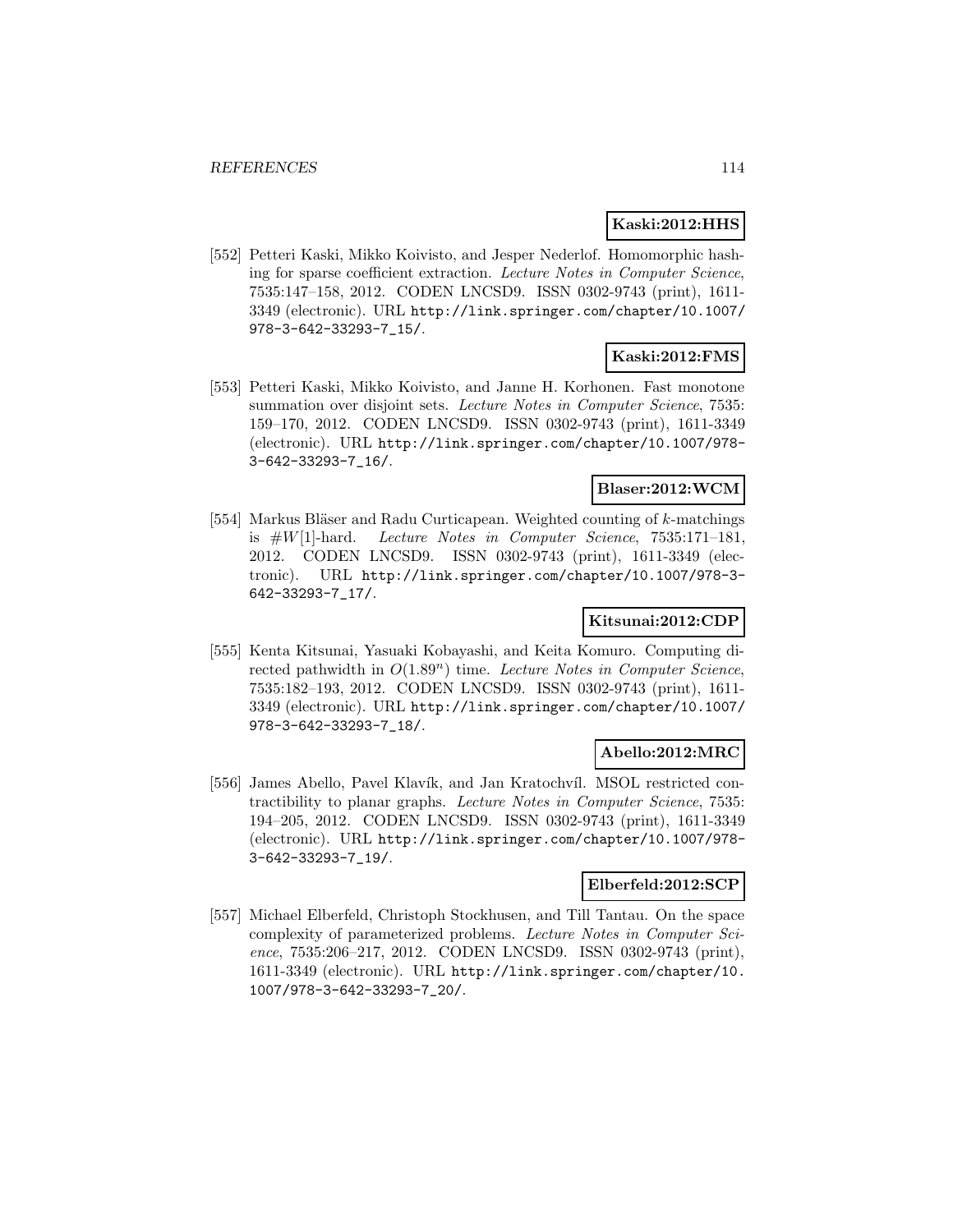**Kaski:2012:HHS**

[552] Petteri Kaski, Mikko Koivisto, and Jesper Nederlof. Homomorphic hashing for sparse coefficient extraction. *Lecture Notes in Computer Science*, 7535:147–158, 2012. CODEN LNCSD9. ISSN 0302-9743 (print), 1611-3349 (electronic). URL http://link.springer.com/chapter/10.1007/978-3-642-33293-7_15/.

**Kaski:2012:FMS**

[553] Petteri Kaski, Mikko Koivisto, and Janne H. Korhonen. Fast monotone summation over disjoint sets. *Lecture Notes in Computer Science*, 7535: 159–170, 2012. CODEN LNCSD9. ISSN 0302-9743 (print), 1611-3349 (electronic). URL http://link.springer.com/chapter/10.1007/978-3-642-33293-7_16/.

**Blaser:2012:WCM**

[554] Markus Bläser and Radu Curticapean. Weighted counting of $k$-matchings is $\#W[1]$-hard. *Lecture Notes in Computer Science*, 7535:171–181, 2012. CODEN LNCSD9. ISSN 0302-9743 (print), 1611-3349 (electronic). URL http://link.springer.com/chapter/10.1007/978-3-642-33293-7_17/.

**Kitsunai:2012:CDP**

[555] Kenta Kitsunai, Yasuaki Kobayashi, and Keita Komuro. Computing directed pathwidth in $O(1.89^n)$ time. *Lecture Notes in Computer Science*, 7535:182–193, 2012. CODEN LNCSD9. ISSN 0302-9743 (print), 1611-3349 (electronic). URL http://link.springer.com/chapter/10.1007/978-3-642-33293-7_18/.

**Abello:2012:MRC**

[556] James Abello, Pavel Klavík, and Jan Kratochvíl. MSOL restricted contractibility to planar graphs. *Lecture Notes in Computer Science*, 7535: 194–205, 2012. CODEN LNCSD9. ISSN 0302-9743 (print), 1611-3349 (electronic). URL http://link.springer.com/chapter/10.1007/978-3-642-33293-7_19/.

**Elberfeld:2012:SCP**

[557] Michael Elberfeld, Christoph Stockhusen, and Till Tantau. On the space complexity of parameterized problems. *Lecture Notes in Computer Science*, 7535:206–217, 2012. CODEN LNCSD9. ISSN 0302-9743 (print), 1611-3349 (electronic). URL http://link.springer.com/chapter/10.1007/978-3-642-33293-7_20/.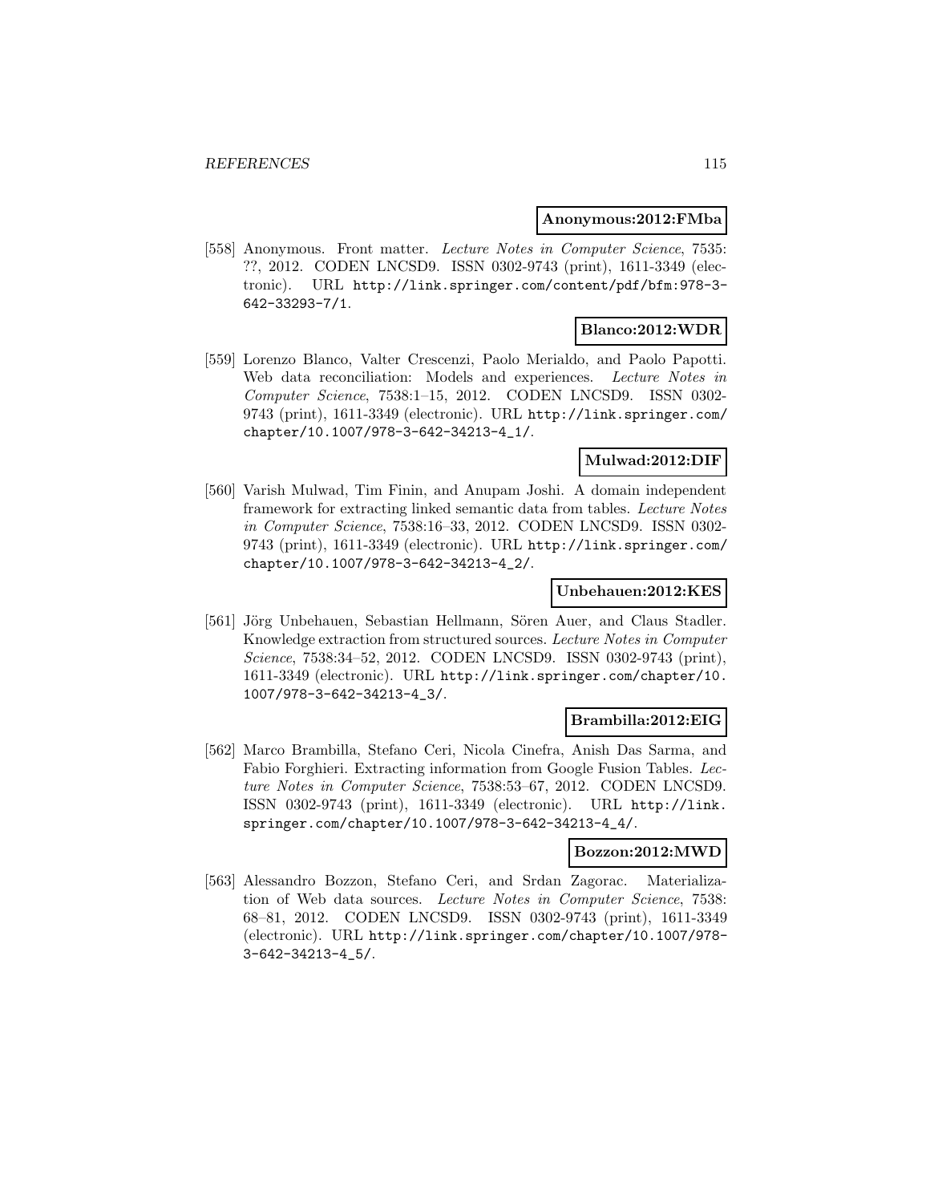**Anonymous:2012:FMba**

[558] Anonymous. Front matter. *Lecture Notes in Computer Science*, 7535: ??, 2012. CODEN LNCSD9. ISSN 0302-9743 (print), 1611-3349 (electronic). URL http://link.springer.com/content/pdf/bfm:978-3-642-33293-7/1.

**Blanco:2012:WDR**

[559] Lorenzo Blanco, Valter Crescenzi, Paolo Merialdo, and Paolo Papotti. Web data reconciliation: Models and experiences. *Lecture Notes in Computer Science*, 7538:1–15, 2012. CODEN LNCSD9. ISSN 0302-9743 (print), 1611-3349 (electronic). URL http://link.springer.com/chapter/10.1007/978-3-642-34213-4_1/.

**Mulwad:2012:DIF**

[560] Varish Mulwad, Tim Finin, and Anupam Joshi. A domain independent framework for extracting linked semantic data from tables. *Lecture Notes in Computer Science*, 7538:16–33, 2012. CODEN LNCSD9. ISSN 0302-9743 (print), 1611-3349 (electronic). URL http://link.springer.com/chapter/10.1007/978-3-642-34213-4_2/.

**Unbehauen:2012:KES**

[561] Jörg Unbehauen, Sebastian Hellmann, Sören Auer, and Claus Stadler. Knowledge extraction from structured sources. *Lecture Notes in Computer Science*, 7538:34–52, 2012. CODEN LNCSD9. ISSN 0302-9743 (print), 1611-3349 (electronic). URL http://link.springer.com/chapter/10.1007/978-3-642-34213-4_3/.

**Brambilla:2012:EIG**

[562] Marco Brambilla, Stefano Ceri, Nicola Cinefra, Anish Das Sarma, and Fabio Forghieri. Extracting information from Google Fusion Tables. *Lecture Notes in Computer Science*, 7538:53–67, 2012. CODEN LNCSD9. ISSN 0302-9743 (print), 1611-3349 (electronic). URL http://link.springer.com/chapter/10.1007/978-3-642-34213-4_4/.

**Bozzon:2012:MWD**

[563] Alessandro Bozzon, Stefano Ceri, and Srdan Zagorac. Materialization of Web data sources. *Lecture Notes in Computer Science*, 7538: 68–81, 2012. CODEN LNCSD9. ISSN 0302-9743 (print), 1611-3349 (electronic). URL http://link.springer.com/chapter/10.1007/978-3-642-34213-4_5/.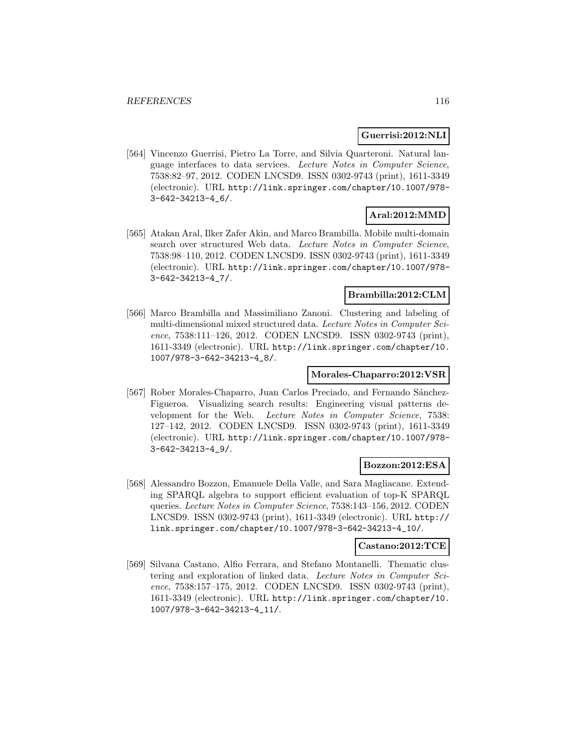**Guerrisi:2012:NLI**

[564] Vincenzo Guerrisi, Pietro La Torre, and Silvia Quarteroni. Natural language interfaces to data services. *Lecture Notes in Computer Science*, 7538:82–97, 2012. CODEN LNCSD9. ISSN 0302-9743 (print), 1611-3349 (electronic). URL http://link.springer.com/chapter/10.1007/978-3-642-34213-4_6/.

**Aral:2012:MMD**

[565] Atakan Aral, Ilker Zafer Akin, and Marco Brambilla. Mobile multi-domain search over structured Web data. *Lecture Notes in Computer Science*, 7538:98–110, 2012. CODEN LNCSD9. ISSN 0302-9743 (print), 1611-3349 (electronic). URL http://link.springer.com/chapter/10.1007/978-3-642-34213-4_7/.

**Brambilla:2012:CLM**

[566] Marco Brambilla and Massimiliano Zanoni. Clustering and labeling of multi-dimensional mixed structured data. *Lecture Notes in Computer Science*, 7538:111–126, 2012. CODEN LNCSD9. ISSN 0302-9743 (print), 1611-3349 (electronic). URL http://link.springer.com/chapter/10.1007/978-3-642-34213-4_8/.

**Morales-Chaparro:2012:VSR**

[567] Rober Morales-Chaparro, Juan Carlos Preciado, and Fernando Sánchez-Figueroa. Visualizing search results: Engineering visual patterns development for the Web. *Lecture Notes in Computer Science*, 7538: 127–142, 2012. CODEN LNCSD9. ISSN 0302-9743 (print), 1611-3349 (electronic). URL http://link.springer.com/chapter/10.1007/978-3-642-34213-4_9/.

**Bozzon:2012:ESA**

[568] Alessandro Bozzon, Emanuele Della Valle, and Sara Magliacane. Extending SPARQL algebra to support efficient evaluation of top-K SPARQL queries. *Lecture Notes in Computer Science*, 7538:143–156, 2012. CODEN LNCSD9. ISSN 0302-9743 (print), 1611-3349 (electronic). URL http://link.springer.com/chapter/10.1007/978-3-642-34213-4_10/.

**Castano:2012:TCE**

[569] Silvana Castano, Alfio Ferrara, and Stefano Montanelli. Thematic clustering and exploration of linked data. *Lecture Notes in Computer Science*, 7538:157–175, 2012. CODEN LNCSD9. ISSN 0302-9743 (print), 1611-3349 (electronic). URL http://link.springer.com/chapter/10.1007/978-3-642-34213-4_11/.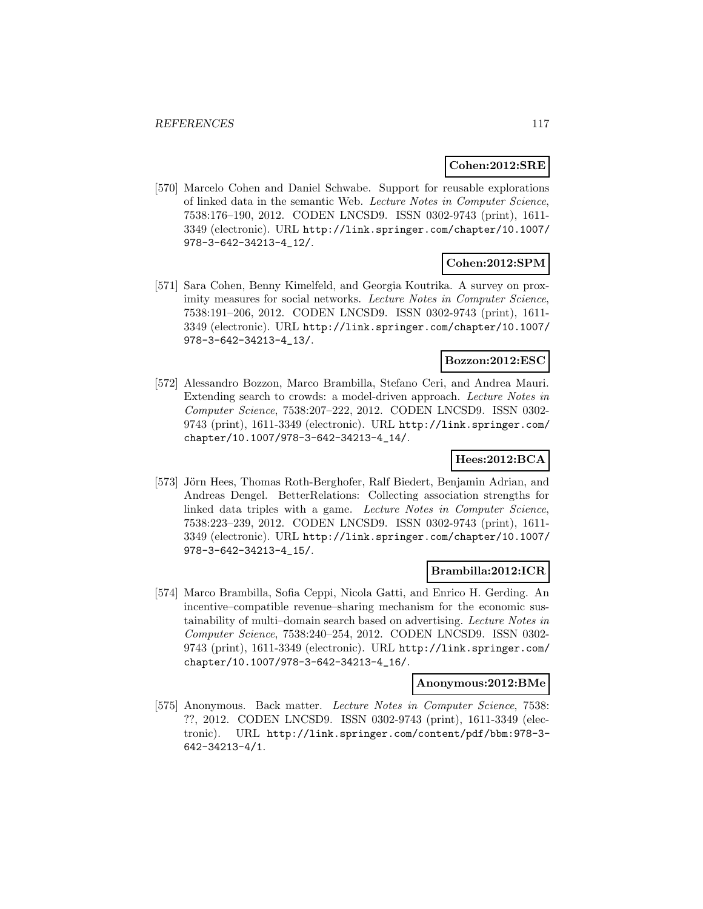**Cohen:2012:SRE**

[570] Marcelo Cohen and Daniel Schwabe. Support for reusable explorations of linked data in the semantic Web. *Lecture Notes in Computer Science*, 7538:176–190, 2012. CODEN LNCSD9. ISSN 0302-9743 (print), 1611-3349 (electronic). URL http://link.springer.com/chapter/10.1007/978-3-642-34213-4_12/.

**Cohen:2012:SPM**

[571] Sara Cohen, Benny Kimelfeld, and Georgia Koutrika. A survey on proximity measures for social networks. *Lecture Notes in Computer Science*, 7538:191–206, 2012. CODEN LNCSD9. ISSN 0302-9743 (print), 1611-3349 (electronic). URL http://link.springer.com/chapter/10.1007/978-3-642-34213-4_13/.

**Bozzon:2012:ESC**

[572] Alessandro Bozzon, Marco Brambilla, Stefano Ceri, and Andrea Mauri. Extending search to crowds: a model-driven approach. *Lecture Notes in Computer Science*, 7538:207–222, 2012. CODEN LNCSD9. ISSN 0302-9743 (print), 1611-3349 (electronic). URL http://link.springer.com/chapter/10.1007/978-3-642-34213-4_14/.

**Hees:2012:BCA**

[573] Jörn Hees, Thomas Roth-Berghofer, Ralf Biedert, Benjamin Adrian, and Andreas Dengel. BetterRelations: Collecting association strengths for linked data triples with a game. *Lecture Notes in Computer Science*, 7538:223–239, 2012. CODEN LNCSD9. ISSN 0302-9743 (print), 1611-3349 (electronic). URL http://link.springer.com/chapter/10.1007/978-3-642-34213-4_15/.

**Brambilla:2012:ICR**

[574] Marco Brambilla, Sofia Ceppi, Nicola Gatti, and Enrico H. Gerding. An incentive–compatible revenue–sharing mechanism for the economic sustainability of multi–domain search based on advertising. *Lecture Notes in Computer Science*, 7538:240–254, 2012. CODEN LNCSD9. ISSN 0302-9743 (print), 1611-3349 (electronic). URL http://link.springer.com/chapter/10.1007/978-3-642-34213-4_16/.

**Anonymous:2012:BMe**

[575] Anonymous. Back matter. *Lecture Notes in Computer Science*, 7538: ??, 2012. CODEN LNCSD9. ISSN 0302-9743 (print), 1611-3349 (electronic). URL http://link.springer.com/content/pdf/bbm:978-3-642-34213-4/1.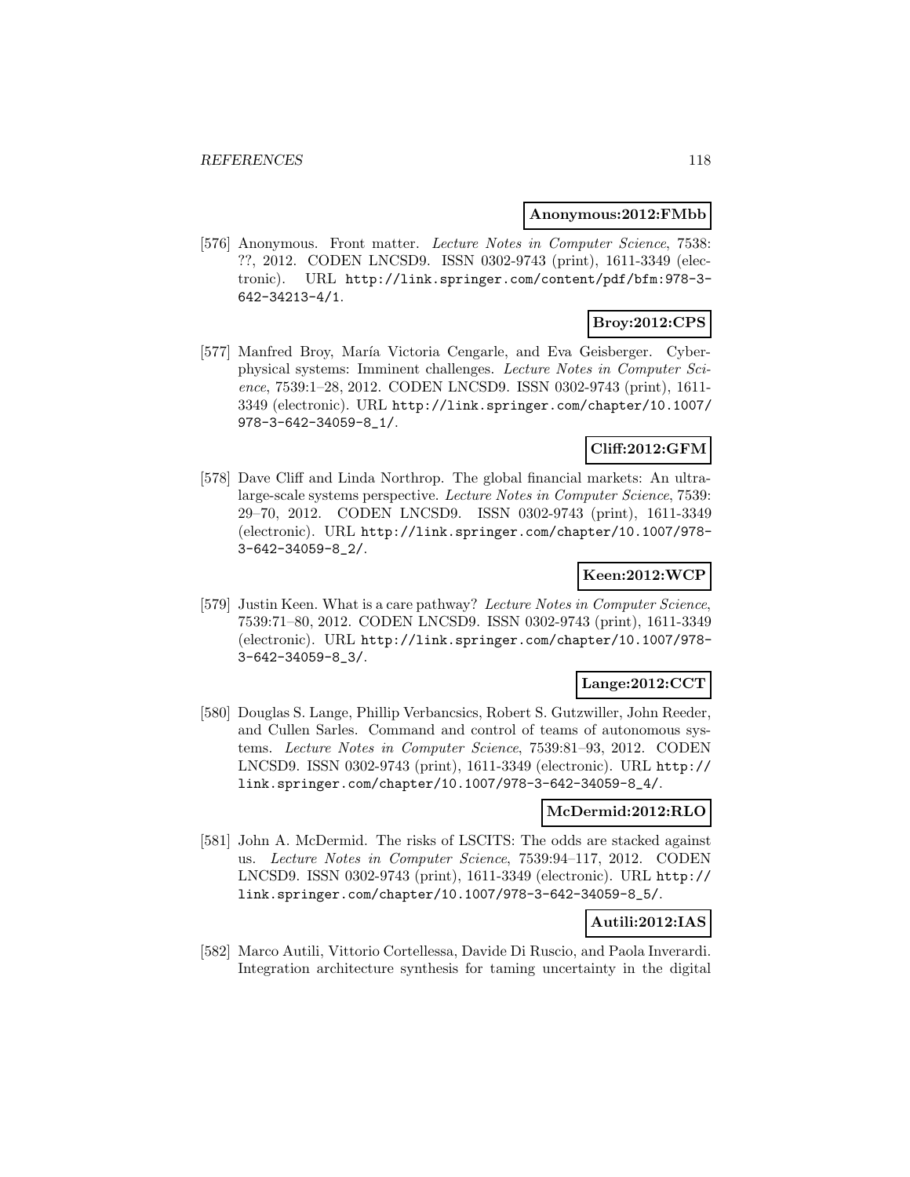**Anonymous:2012:FMbb**

[576] Anonymous. Front matter. *Lecture Notes in Computer Science*, 7538: ??, 2012. CODEN LNCSD9. ISSN 0302-9743 (print), 1611-3349 (electronic). URL http://link.springer.com/content/pdf/bfm:978-3-642-34213-4/1.

**Broy:2012:CPS**

[577] Manfred Broy, María Victoria Cengarle, and Eva Geisberger. Cyber-physical systems: Imminent challenges. *Lecture Notes in Computer Science*, 7539:1–28, 2012. CODEN LNCSD9. ISSN 0302-9743 (print), 1611-3349 (electronic). URL http://link.springer.com/chapter/10.1007/978-3-642-34059-8_1/.

**Cliff:2012:GFM**

[578] Dave Cliff and Linda Northrop. The global financial markets: An ultra-large-scale systems perspective. *Lecture Notes in Computer Science*, 7539: 29–70, 2012. CODEN LNCSD9. ISSN 0302-9743 (print), 1611-3349 (electronic). URL http://link.springer.com/chapter/10.1007/978-3-642-34059-8_2/.

**Keen:2012:WCP**

[579] Justin Keen. What is a care pathway? *Lecture Notes in Computer Science*, 7539:71–80, 2012. CODEN LNCSD9. ISSN 0302-9743 (print), 1611-3349 (electronic). URL http://link.springer.com/chapter/10.1007/978-3-642-34059-8_3/.

**Lange:2012:CCT**

[580] Douglas S. Lange, Phillip Verbancsics, Robert S. Gutzwiller, John Reeder, and Cullen Sarles. Command and control of teams of autonomous systems. *Lecture Notes in Computer Science*, 7539:81–93, 2012. CODEN LNCSD9. ISSN 0302-9743 (print), 1611-3349 (electronic). URL http://link.springer.com/chapter/10.1007/978-3-642-34059-8_4/.

**McDermid:2012:RLO**

[581] John A. McDermid. The risks of LSCITS: The odds are stacked against us. *Lecture Notes in Computer Science*, 7539:94–117, 2012. CODEN LNCSD9. ISSN 0302-9743 (print), 1611-3349 (electronic). URL http://link.springer.com/chapter/10.1007/978-3-642-34059-8_5/.

**Autili:2012:IAS**

[582] Marco Autili, Vittorio Cortellessa, Davide Di Ruscio, and Paola Inverardi. Integration architecture synthesis for taming uncertainty in the digital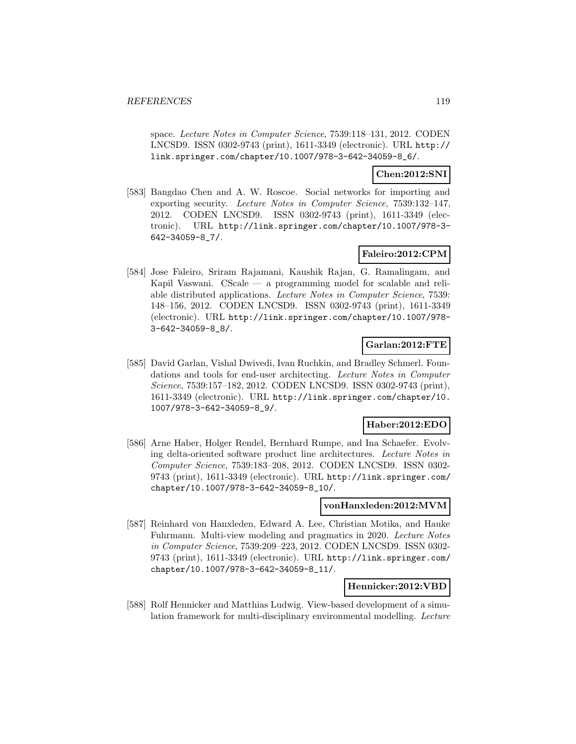space. *Lecture Notes in Computer Science*, 7539:118–131, 2012. CODEN LNCSD9. ISSN 0302-9743 (print), 1611-3349 (electronic). URL http://link.springer.com/chapter/10.1007/978-3-642-34059-8_6/.

**Chen:2012:SNI**

[583] Bangdao Chen and A. W. Roscoe. Social networks for importing and exporting security. *Lecture Notes in Computer Science*, 7539:132–147, 2012. CODEN LNCSD9. ISSN 0302-9743 (print), 1611-3349 (electronic). URL http://link.springer.com/chapter/10.1007/978-3-642-34059-8_7/.

**Faleiro:2012:CPM**

[584] Jose Faleiro, Sriram Rajamani, Kaushik Rajan, G. Ramalingam, and Kapil Vaswani. CScale — a programming model for scalable and reliable distributed applications. *Lecture Notes in Computer Science*, 7539: 148–156, 2012. CODEN LNCSD9. ISSN 0302-9743 (print), 1611-3349 (electronic). URL http://link.springer.com/chapter/10.1007/978-3-642-34059-8_8/.

**Garlan:2012:FTE**

[585] David Garlan, Vishal Dwivedi, Ivan Ruchkin, and Bradley Schmerl. Foundations and tools for end-user architecting. *Lecture Notes in Computer Science*, 7539:157–182, 2012. CODEN LNCSD9. ISSN 0302-9743 (print), 1611-3349 (electronic). URL http://link.springer.com/chapter/10.1007/978-3-642-34059-8_9/.

**Haber:2012:EDO**

[586] Arne Haber, Holger Rendel, Bernhard Rumpe, and Ina Schaefer. Evolving delta-oriented software product line architectures. *Lecture Notes in Computer Science*, 7539:183–208, 2012. CODEN LNCSD9. ISSN 0302-9743 (print), 1611-3349 (electronic). URL http://link.springer.com/chapter/10.1007/978-3-642-34059-8_10/.

**vonHanxleden:2012:MVM**

[587] Reinhard von Hanxleden, Edward A. Lee, Christian Motika, and Hauke Fuhrmann. Multi-view modeling and pragmatics in 2020. *Lecture Notes in Computer Science*, 7539:209–223, 2012. CODEN LNCSD9. ISSN 0302-9743 (print), 1611-3349 (electronic). URL http://link.springer.com/chapter/10.1007/978-3-642-34059-8_11/.

**Hennicker:2012:VBD**

[588] Rolf Hennicker and Matthias Ludwig. View-based development of a simulation framework for multi-disciplinary environmental modelling. *Lecture*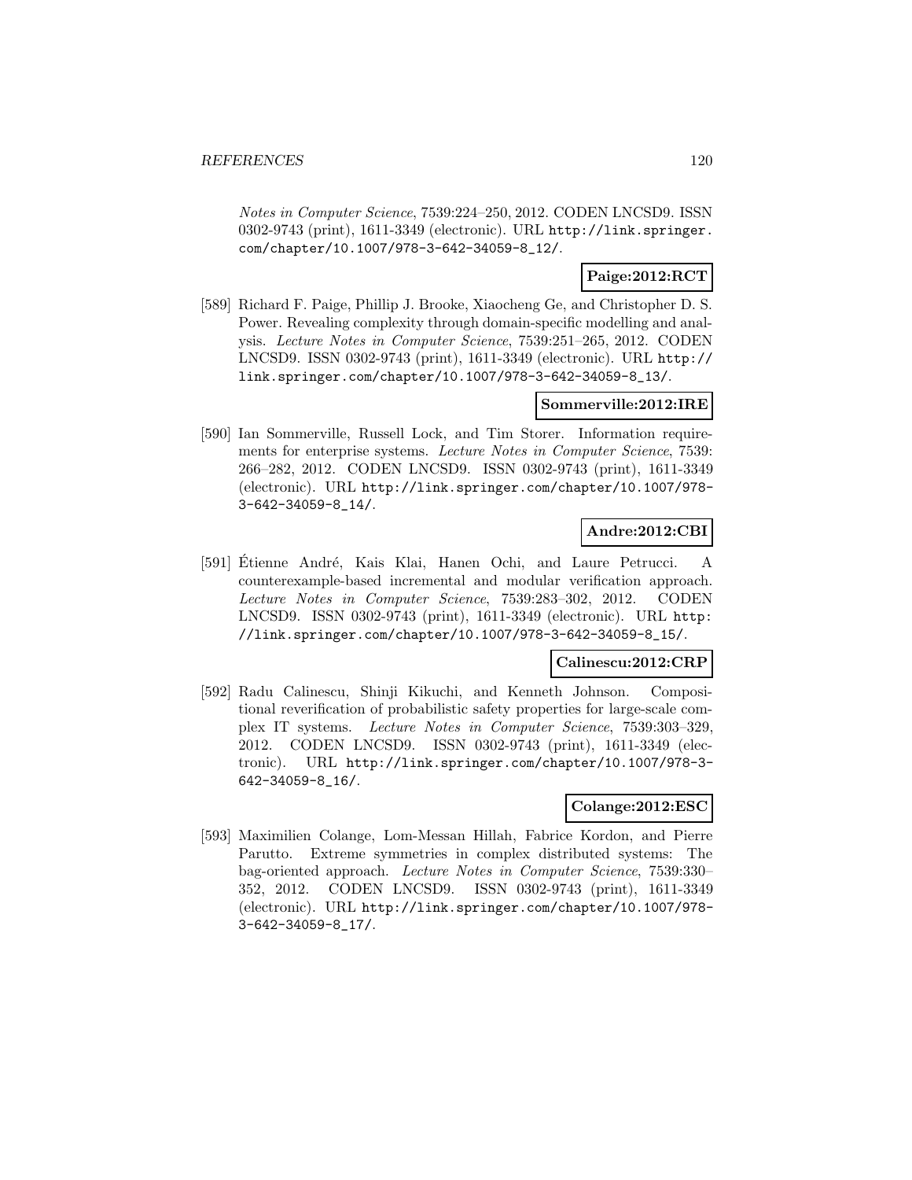*Notes in Computer Science*, 7539:224–250, 2012. CODEN LNCSD9. ISSN 0302-9743 (print), 1611-3349 (electronic). URL http://link.springer.com/chapter/10.1007/978-3-642-34059-8_12/.

**Paige:2012:RCT**

[589] Richard F. Paige, Phillip J. Brooke, Xiaocheng Ge, and Christopher D. S. Power. Revealing complexity through domain-specific modelling and analysis. *Lecture Notes in Computer Science*, 7539:251–265, 2012. CODEN LNCSD9. ISSN 0302-9743 (print), 1611-3349 (electronic). URL http://link.springer.com/chapter/10.1007/978-3-642-34059-8_13/.

**Sommerville:2012:IRE**

[590] Ian Sommerville, Russell Lock, and Tim Storer. Information requirements for enterprise systems. *Lecture Notes in Computer Science*, 7539: 266–282, 2012. CODEN LNCSD9. ISSN 0302-9743 (print), 1611-3349 (electronic). URL http://link.springer.com/chapter/10.1007/978-3-642-34059-8_14/.

**Andre:2012:CBI**

[591] Étienne André, Kais Klai, Hanen Ochi, and Laure Petrucci. A counterexample-based incremental and modular verification approach. *Lecture Notes in Computer Science*, 7539:283–302, 2012. CODEN LNCSD9. ISSN 0302-9743 (print), 1611-3349 (electronic). URL http://link.springer.com/chapter/10.1007/978-3-642-34059-8_15/.

**Calinescu:2012:CRP**

[592] Radu Calinescu, Shinji Kikuchi, and Kenneth Johnson. Compositional reverification of probabilistic safety properties for large-scale complex IT systems. *Lecture Notes in Computer Science*, 7539:303–329, 2012. CODEN LNCSD9. ISSN 0302-9743 (print), 1611-3349 (electronic). URL http://link.springer.com/chapter/10.1007/978-3-642-34059-8_16/.

**Colange:2012:ESC**

[593] Maximilien Colange, Lom-Messan Hillah, Fabrice Kordon, and Pierre Parutto. Extreme symmetries in complex distributed systems: The bag-oriented approach. *Lecture Notes in Computer Science*, 7539:330–352, 2012. CODEN LNCSD9. ISSN 0302-9743 (print), 1611-3349 (electronic). URL http://link.springer.com/chapter/10.1007/978-3-642-34059-8_17/.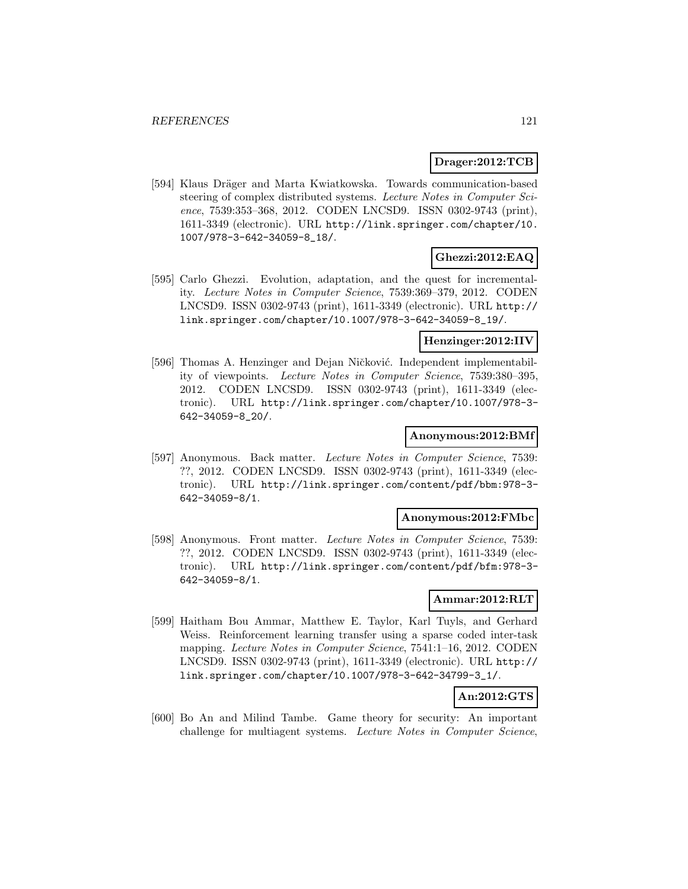**Drager:2012:TCB**

[594] Klaus Dräger and Marta Kwiatkowska. Towards communication-based steering of complex distributed systems. *Lecture Notes in Computer Science*, 7539:353–368, 2012. CODEN LNCSD9. ISSN 0302-9743 (print), 1611-3349 (electronic). URL http://link.springer.com/chapter/10.1007/978-3-642-34059-8_18/.

**Ghezzi:2012:EAQ**

[595] Carlo Ghezzi. Evolution, adaptation, and the quest for incrementality. *Lecture Notes in Computer Science*, 7539:369–379, 2012. CODEN LNCSD9. ISSN 0302-9743 (print), 1611-3349 (electronic). URL http://link.springer.com/chapter/10.1007/978-3-642-34059-8_19/.

**Henzinger:2012:IIV**

[596] Thomas A. Henzinger and Dejan Ničković. Independent implementability of viewpoints. *Lecture Notes in Computer Science*, 7539:380–395, 2012. CODEN LNCSD9. ISSN 0302-9743 (print), 1611-3349 (electronic). URL http://link.springer.com/chapter/10.1007/978-3-642-34059-8_20/.

**Anonymous:2012:BMf**

[597] Anonymous. Back matter. *Lecture Notes in Computer Science*, 7539: ??, 2012. CODEN LNCSD9. ISSN 0302-9743 (print), 1611-3349 (electronic). URL http://link.springer.com/content/pdf/bbm:978-3-642-34059-8/1.

**Anonymous:2012:FMbc**

[598] Anonymous. Front matter. *Lecture Notes in Computer Science*, 7539: ??, 2012. CODEN LNCSD9. ISSN 0302-9743 (print), 1611-3349 (electronic). URL http://link.springer.com/content/pdf/bfm:978-3-642-34059-8/1.

**Ammar:2012:RLT**

[599] Haitham Bou Ammar, Matthew E. Taylor, Karl Tuyls, and Gerhard Weiss. Reinforcement learning transfer using a sparse coded inter-task mapping. *Lecture Notes in Computer Science*, 7541:1–16, 2012. CODEN LNCSD9. ISSN 0302-9743 (print), 1611-3349 (electronic). URL http://link.springer.com/chapter/10.1007/978-3-642-34799-3_1/.

**An:2012:GTS**

[600] Bo An and Milind Tambe. Game theory for security: An important challenge for multiagent systems. *Lecture Notes in Computer Science*,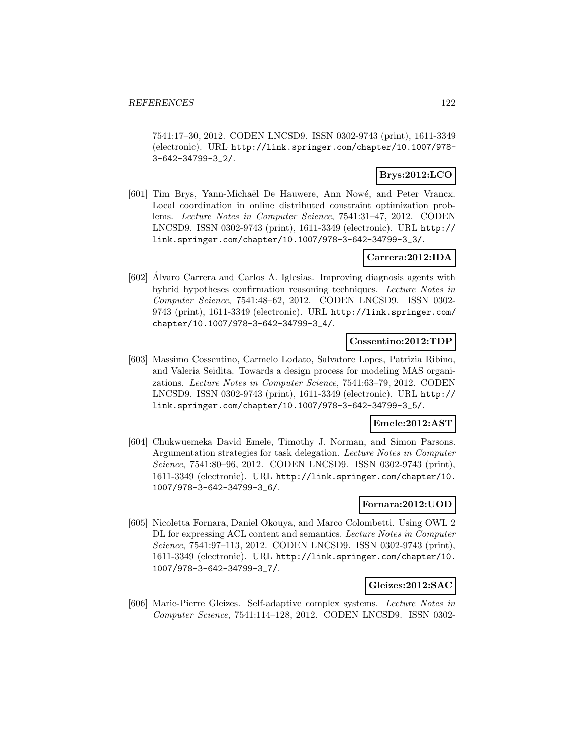7541:17–30, 2012. CODEN LNCSD9. ISSN 0302-9743 (print), 1611-3349 (electronic). URL http://link.springer.com/chapter/10.1007/978-3-642-34799-3_2/.

**Brys:2012:LCO**

[601] Tim Brys, Yann-Michaël De Hauwere, Ann Nowé, and Peter Vrancx. Local coordination in online distributed constraint optimization problems. *Lecture Notes in Computer Science*, 7541:31–47, 2012. CODEN LNCSD9. ISSN 0302-9743 (print), 1611-3349 (electronic). URL http://link.springer.com/chapter/10.1007/978-3-642-34799-3_3/.

**Carrera:2012:IDA**

[602] Álvaro Carrera and Carlos A. Iglesias. Improving diagnosis agents with hybrid hypotheses confirmation reasoning techniques. *Lecture Notes in Computer Science*, 7541:48–62, 2012. CODEN LNCSD9. ISSN 0302-9743 (print), 1611-3349 (electronic). URL http://link.springer.com/chapter/10.1007/978-3-642-34799-3_4/.

**Cossentino:2012:TDP**

[603] Massimo Cossentino, Carmelo Lodato, Salvatore Lopes, Patrizia Ribino, and Valeria Seidita. Towards a design process for modeling MAS organizations. *Lecture Notes in Computer Science*, 7541:63–79, 2012. CODEN LNCSD9. ISSN 0302-9743 (print), 1611-3349 (electronic). URL http://link.springer.com/chapter/10.1007/978-3-642-34799-3_5/.

**Emele:2012:AST**

[604] Chukwuemeka David Emele, Timothy J. Norman, and Simon Parsons. Argumentation strategies for task delegation. *Lecture Notes in Computer Science*, 7541:80–96, 2012. CODEN LNCSD9. ISSN 0302-9743 (print), 1611-3349 (electronic). URL http://link.springer.com/chapter/10.1007/978-3-642-34799-3_6/.

**Fornara:2012:UOD**

[605] Nicoletta Fornara, Daniel Okouya, and Marco Colombetti. Using OWL 2 DL for expressing ACL content and semantics. *Lecture Notes in Computer Science*, 7541:97–113, 2012. CODEN LNCSD9. ISSN 0302-9743 (print), 1611-3349 (electronic). URL http://link.springer.com/chapter/10.1007/978-3-642-34799-3_7/.

**Gleizes:2012:SAC**

[606] Marie-Pierre Gleizes. Self-adaptive complex systems. *Lecture Notes in Computer Science*, 7541:114–128, 2012. CODEN LNCSD9. ISSN 0302-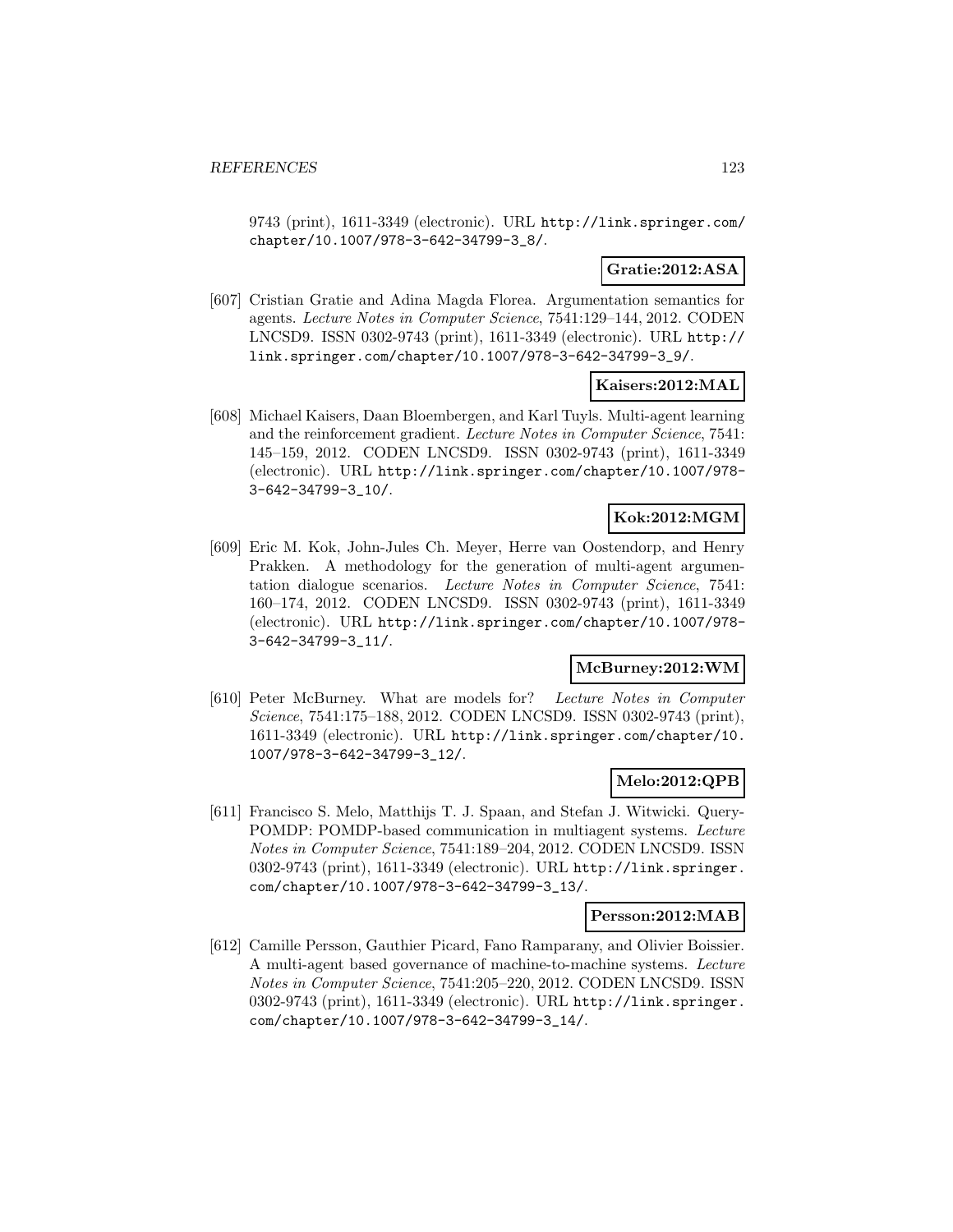9743 (print), 1611-3349 (electronic). URL http://link.springer.com/chapter/10.1007/978-3-642-34799-3_8/.

**Gratie:2012:ASA**

[607] Cristian Gratie and Adina Magda Florea. Argumentation semantics for agents. *Lecture Notes in Computer Science*, 7541:129–144, 2012. CODEN LNCSD9. ISSN 0302-9743 (print), 1611-3349 (electronic). URL http://link.springer.com/chapter/10.1007/978-3-642-34799-3_9/.

**Kaisers:2012:MAL**

[608] Michael Kaisers, Daan Bloembergen, and Karl Tuyls. Multi-agent learning and the reinforcement gradient. *Lecture Notes in Computer Science*, 7541: 145–159, 2012. CODEN LNCSD9. ISSN 0302-9743 (print), 1611-3349 (electronic). URL http://link.springer.com/chapter/10.1007/978-3-642-34799-3_10/.

**Kok:2012:MGM**

[609] Eric M. Kok, John-Jules Ch. Meyer, Herre van Oostendorp, and Henry Prakken. A methodology for the generation of multi-agent argumentation dialogue scenarios. *Lecture Notes in Computer Science*, 7541: 160–174, 2012. CODEN LNCSD9. ISSN 0302-9743 (print), 1611-3349 (electronic). URL http://link.springer.com/chapter/10.1007/978-3-642-34799-3_11/.

**McBurney:2012:WM**

[610] Peter McBurney. What are models for? *Lecture Notes in Computer Science*, 7541:175–188, 2012. CODEN LNCSD9. ISSN 0302-9743 (print), 1611-3349 (electronic). URL http://link.springer.com/chapter/10.1007/978-3-642-34799-3_12/.

**Melo:2012:QPB**

[611] Francisco S. Melo, Matthijs T. J. Spaan, and Stefan J. Witwicki. Query-POMDP: POMDP-based communication in multiagent systems. *Lecture Notes in Computer Science*, 7541:189–204, 2012. CODEN LNCSD9. ISSN 0302-9743 (print), 1611-3349 (electronic). URL http://link.springer.com/chapter/10.1007/978-3-642-34799-3_13/.

**Persson:2012:MAB**

[612] Camille Persson, Gauthier Picard, Fano Ramparany, and Olivier Boissier. A multi-agent based governance of machine-to-machine systems. *Lecture Notes in Computer Science*, 7541:205–220, 2012. CODEN LNCSD9. ISSN 0302-9743 (print), 1611-3349 (electronic). URL http://link.springer.com/chapter/10.1007/978-3-642-34799-3_14/.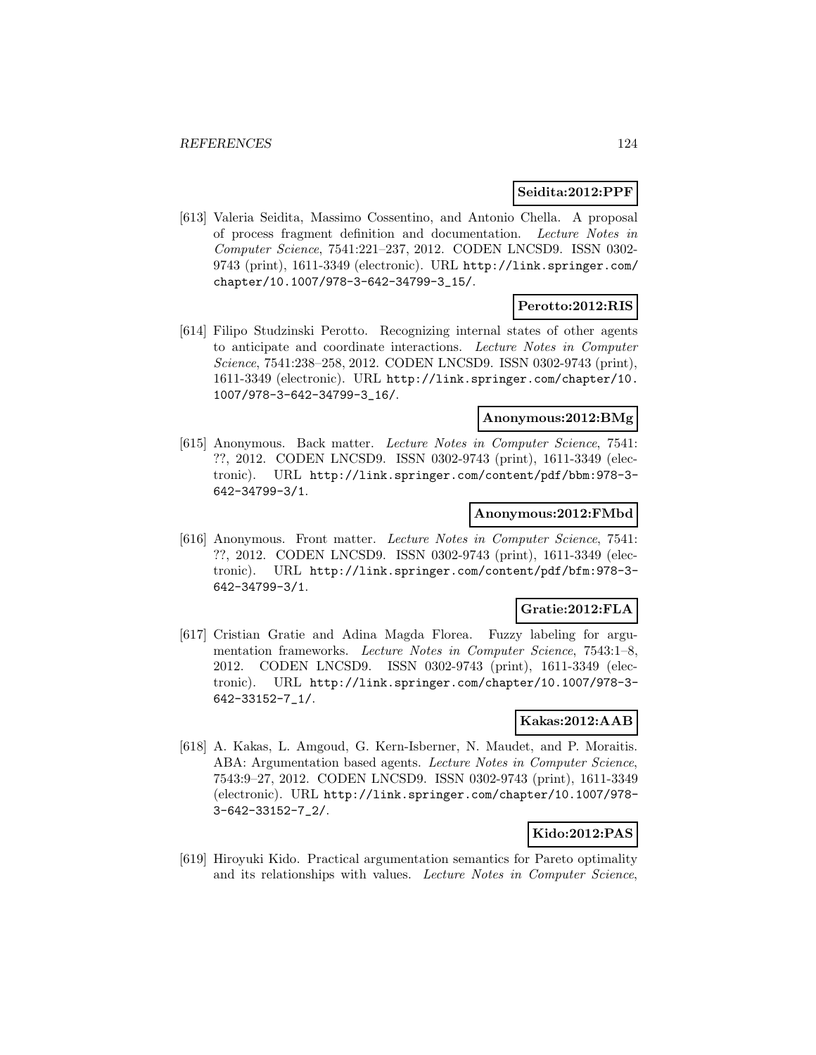**Seidita:2012:PPF**

[613] Valeria Seidita, Massimo Cossentino, and Antonio Chella. A proposal of process fragment definition and documentation. *Lecture Notes in Computer Science*, 7541:221–237, 2012. CODEN LNCSD9. ISSN 0302-9743 (print), 1611-3349 (electronic). URL http://link.springer.com/chapter/10.1007/978-3-642-34799-3_15/.

**Perotto:2012:RIS**

[614] Filipo Studzinski Perotto. Recognizing internal states of other agents to anticipate and coordinate interactions. *Lecture Notes in Computer Science*, 7541:238–258, 2012. CODEN LNCSD9. ISSN 0302-9743 (print), 1611-3349 (electronic). URL http://link.springer.com/chapter/10.1007/978-3-642-34799-3_16/.

**Anonymous:2012:BMg**

[615] Anonymous. Back matter. *Lecture Notes in Computer Science*, 7541: ??, 2012. CODEN LNCSD9. ISSN 0302-9743 (print), 1611-3349 (electronic). URL http://link.springer.com/content/pdf/bbm:978-3-642-34799-3/1.

**Anonymous:2012:FMbd**

[616] Anonymous. Front matter. *Lecture Notes in Computer Science*, 7541: ??, 2012. CODEN LNCSD9. ISSN 0302-9743 (print), 1611-3349 (electronic). URL http://link.springer.com/content/pdf/bfm:978-3-642-34799-3/1.

**Gratie:2012:FLA**

[617] Cristian Gratie and Adina Magda Florea. Fuzzy labeling for argumentation frameworks. *Lecture Notes in Computer Science*, 7543:1–8, 2012. CODEN LNCSD9. ISSN 0302-9743 (print), 1611-3349 (electronic). URL http://link.springer.com/chapter/10.1007/978-3-642-33152-7_1/.

**Kakas:2012:AAB**

[618] A. Kakas, L. Amgoud, G. Kern-Isberner, N. Maudet, and P. Moraitis. ABA: Argumentation based agents. *Lecture Notes in Computer Science*, 7543:9–27, 2012. CODEN LNCSD9. ISSN 0302-9743 (print), 1611-3349 (electronic). URL http://link.springer.com/chapter/10.1007/978-3-642-33152-7_2/.

**Kido:2012:PAS**

[619] Hiroyuki Kido. Practical argumentation semantics for Pareto optimality and its relationships with values. *Lecture Notes in Computer Science*,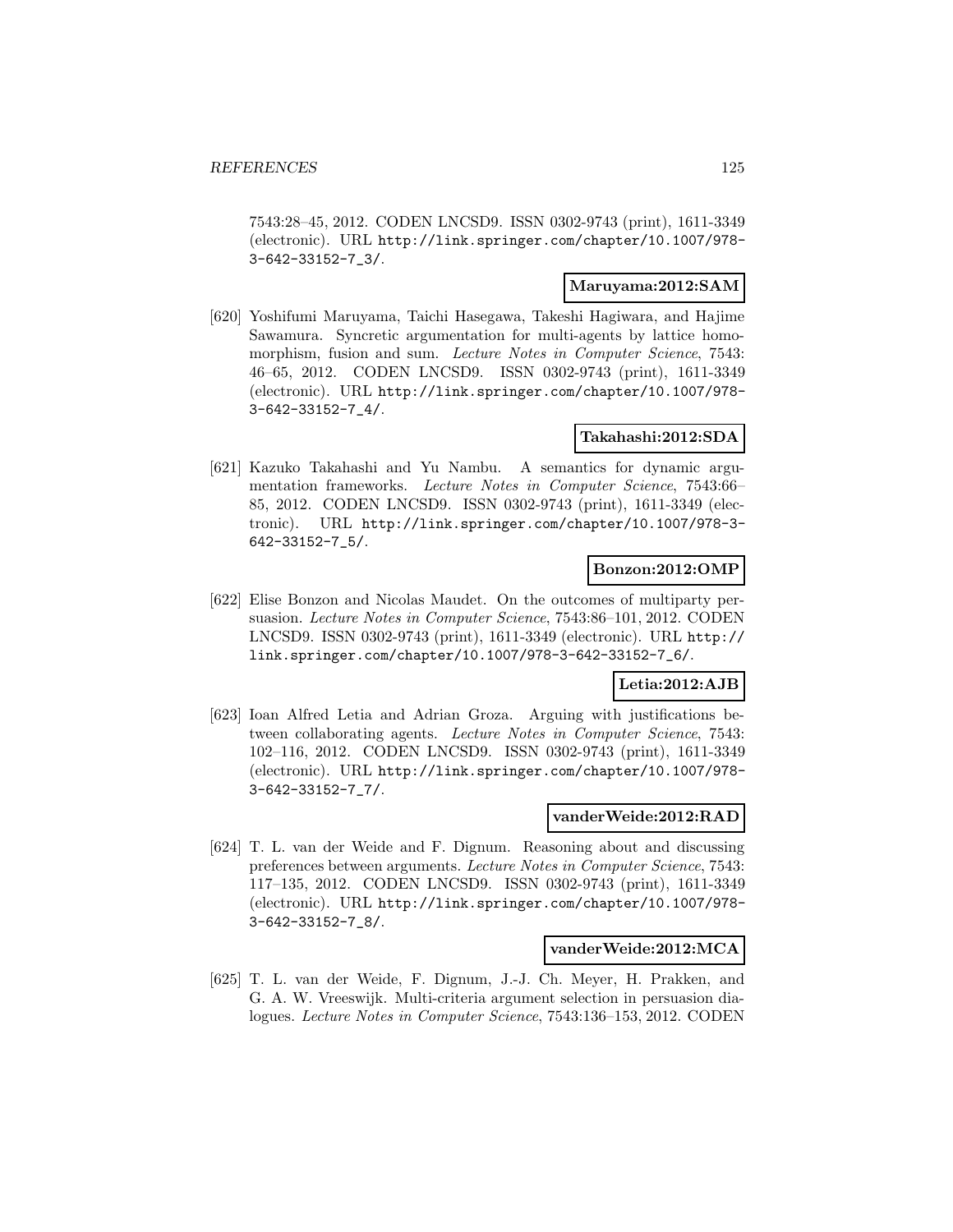7543:28–45, 2012. CODEN LNCSD9. ISSN 0302-9743 (print), 1611-3349 (electronic). URL http://link.springer.com/chapter/10.1007/978-3-642-33152-7_3/.

**Maruyama:2012:SAM**

[620] Yoshifumi Maruyama, Taichi Hasegawa, Takeshi Hagiwara, and Hajime Sawamura. Syncretic argumentation for multi-agents by lattice homomorphism, fusion and sum. *Lecture Notes in Computer Science*, 7543: 46–65, 2012. CODEN LNCSD9. ISSN 0302-9743 (print), 1611-3349 (electronic). URL http://link.springer.com/chapter/10.1007/978-3-642-33152-7_4/.

**Takahashi:2012:SDA**

[621] Kazuko Takahashi and Yu Nambu. A semantics for dynamic argumentation frameworks. *Lecture Notes in Computer Science*, 7543:66–85, 2012. CODEN LNCSD9. ISSN 0302-9743 (print), 1611-3349 (electronic). URL http://link.springer.com/chapter/10.1007/978-3-642-33152-7_5/.

**Bonzon:2012:OMP**

[622] Elise Bonzon and Nicolas Maudet. On the outcomes of multiparty persuasion. *Lecture Notes in Computer Science*, 7543:86–101, 2012. CODEN LNCSD9. ISSN 0302-9743 (print), 1611-3349 (electronic). URL http://link.springer.com/chapter/10.1007/978-3-642-33152-7_6/.

**Letia:2012:AJB**

[623] Ioan Alfred Letia and Adrian Groza. Arguing with justifications between collaborating agents. *Lecture Notes in Computer Science*, 7543: 102–116, 2012. CODEN LNCSD9. ISSN 0302-9743 (print), 1611-3349 (electronic). URL http://link.springer.com/chapter/10.1007/978-3-642-33152-7_7/.

**vanderWeide:2012:RAD**

[624] T. L. van der Weide and F. Dignum. Reasoning about and discussing preferences between arguments. *Lecture Notes in Computer Science*, 7543: 117–135, 2012. CODEN LNCSD9. ISSN 0302-9743 (print), 1611-3349 (electronic). URL http://link.springer.com/chapter/10.1007/978-3-642-33152-7_8/.

**vanderWeide:2012:MCA**

[625] T. L. van der Weide, F. Dignum, J.-J. Ch. Meyer, H. Prakken, and G. A. W. Vreeswijk. Multi-criteria argument selection in persuasion dialogues. *Lecture Notes in Computer Science*, 7543:136–153, 2012. CODEN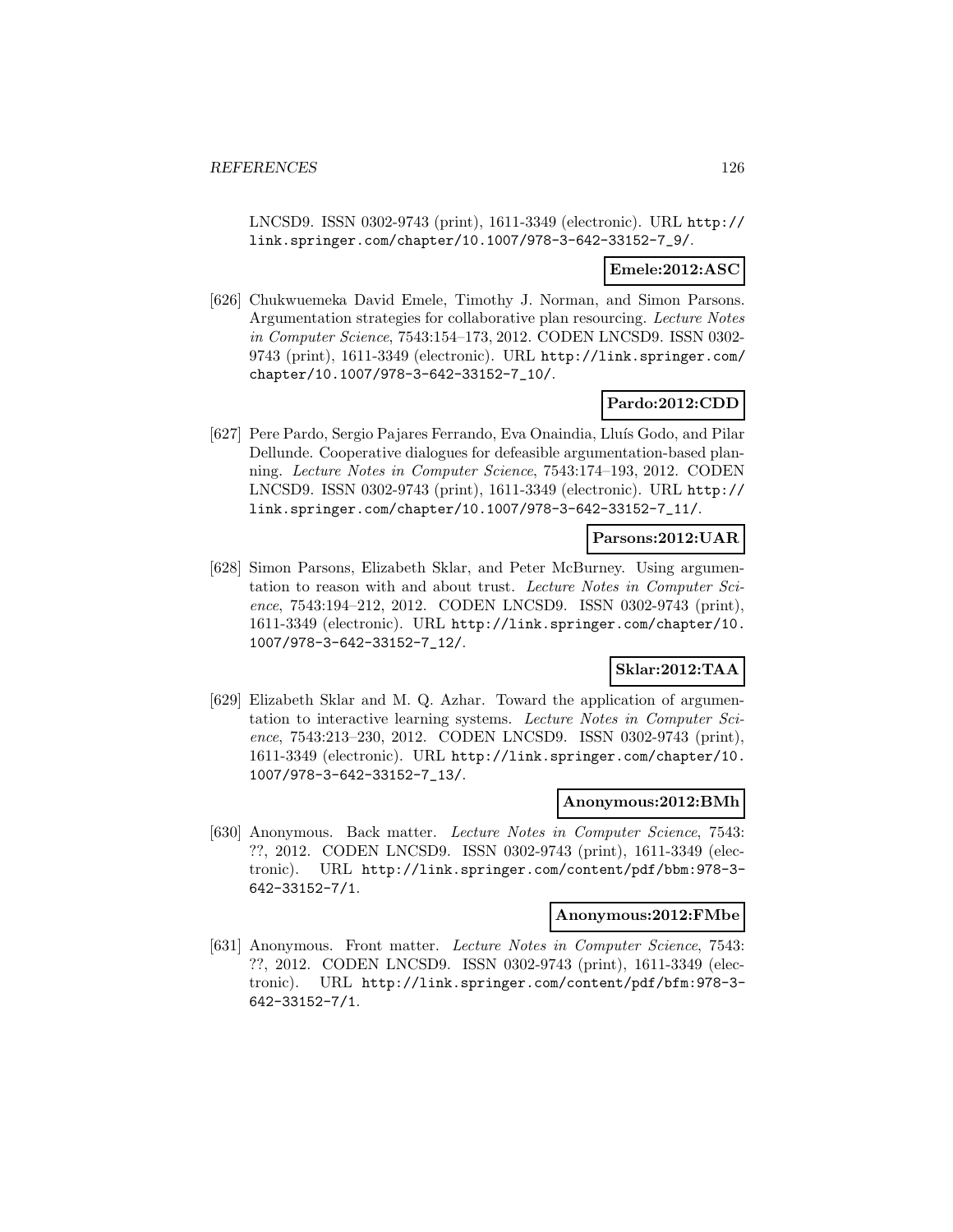LNCSD9. ISSN 0302-9743 (print), 1611-3349 (electronic). URL http://link.springer.com/chapter/10.1007/978-3-642-33152-7_9/.

**Emele:2012:ASC**

[626] Chukwuemeka David Emele, Timothy J. Norman, and Simon Parsons. Argumentation strategies for collaborative plan resourcing. *Lecture Notes in Computer Science*, 7543:154–173, 2012. CODEN LNCSD9. ISSN 0302-9743 (print), 1611-3349 (electronic). URL http://link.springer.com/chapter/10.1007/978-3-642-33152-7_10/.

**Pardo:2012:CDD**

[627] Pere Pardo, Sergio Pajares Ferrando, Eva Onaindia, Lluís Godo, and Pilar Dellunde. Cooperative dialogues for defeasible argumentation-based planning. *Lecture Notes in Computer Science*, 7543:174–193, 2012. CODEN LNCSD9. ISSN 0302-9743 (print), 1611-3349 (electronic). URL http://link.springer.com/chapter/10.1007/978-3-642-33152-7_11/.

**Parsons:2012:UAR**

[628] Simon Parsons, Elizabeth Sklar, and Peter McBurney. Using argumentation to reason with and about trust. *Lecture Notes in Computer Science*, 7543:194–212, 2012. CODEN LNCSD9. ISSN 0302-9743 (print), 1611-3349 (electronic). URL http://link.springer.com/chapter/10.1007/978-3-642-33152-7_12/.

**Sklar:2012:TAA**

[629] Elizabeth Sklar and M. Q. Azhar. Toward the application of argumentation to interactive learning systems. *Lecture Notes in Computer Science*, 7543:213–230, 2012. CODEN LNCSD9. ISSN 0302-9743 (print), 1611-3349 (electronic). URL http://link.springer.com/chapter/10.1007/978-3-642-33152-7_13/.

**Anonymous:2012:BMh**

[630] Anonymous. Back matter. *Lecture Notes in Computer Science*, 7543: ??, 2012. CODEN LNCSD9. ISSN 0302-9743 (print), 1611-3349 (electronic). URL http://link.springer.com/content/pdf/bbm:978-3-642-33152-7/1.

**Anonymous:2012:FMbe**

[631] Anonymous. Front matter. *Lecture Notes in Computer Science*, 7543: ??, 2012. CODEN LNCSD9. ISSN 0302-9743 (print), 1611-3349 (electronic). URL http://link.springer.com/content/pdf/bfm:978-3-642-33152-7/1.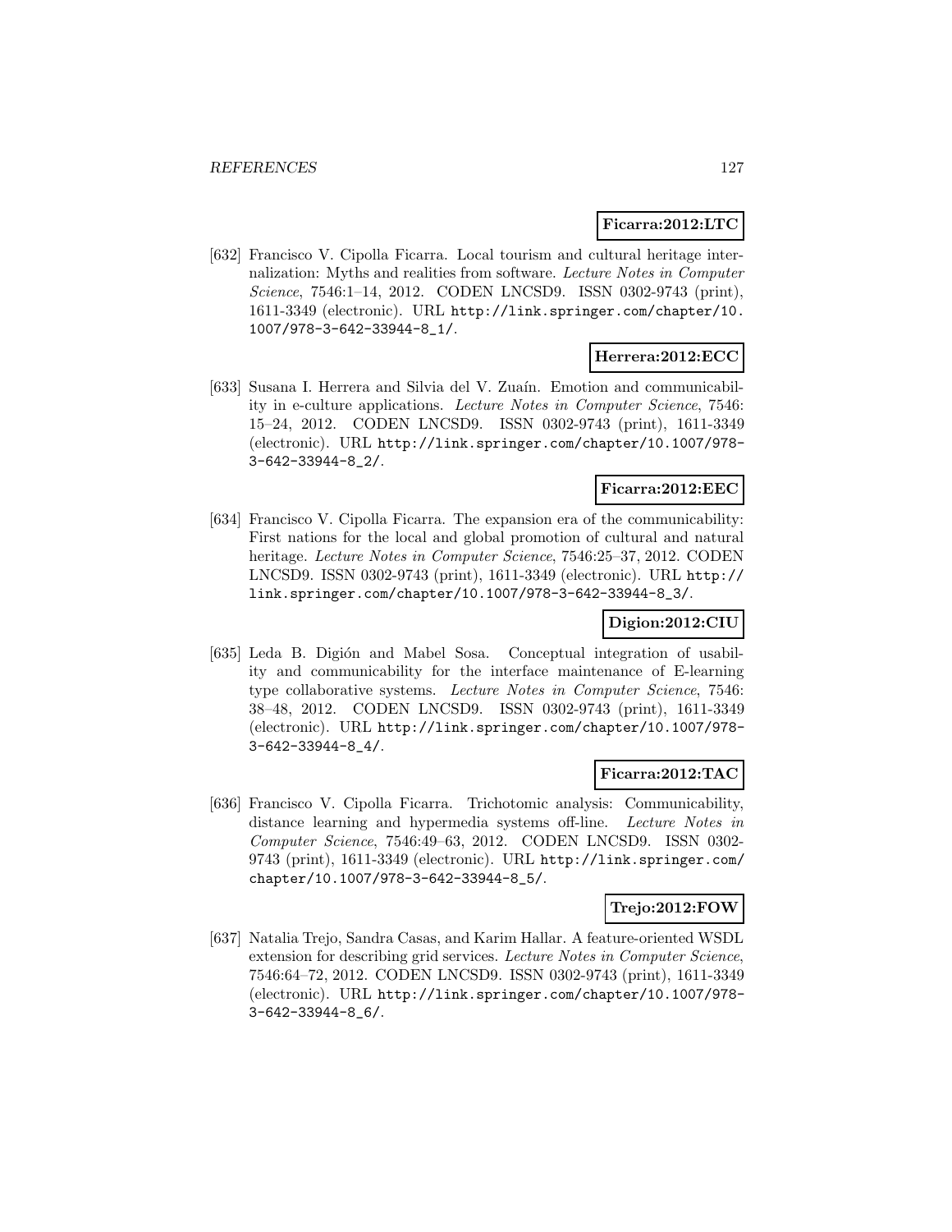**Ficarra:2012:LTC**

[632] Francisco V. Cipolla Ficarra. Local tourism and cultural heritage internalization: Myths and realities from software. *Lecture Notes in Computer Science*, 7546:1–14, 2012. CODEN LNCSD9. ISSN 0302-9743 (print), 1611-3349 (electronic). URL http://link.springer.com/chapter/10.1007/978-3-642-33944-8_1/.

**Herrera:2012:ECC**

[633] Susana I. Herrera and Silvia del V. Zuaín. Emotion and communicability in e-culture applications. *Lecture Notes in Computer Science*, 7546: 15–24, 2012. CODEN LNCSD9. ISSN 0302-9743 (print), 1611-3349 (electronic). URL http://link.springer.com/chapter/10.1007/978-3-642-33944-8_2/.

**Ficarra:2012:EEC**

[634] Francisco V. Cipolla Ficarra. The expansion era of the communicability: First nations for the local and global promotion of cultural and natural heritage. *Lecture Notes in Computer Science*, 7546:25–37, 2012. CODEN LNCSD9. ISSN 0302-9743 (print), 1611-3349 (electronic). URL http://link.springer.com/chapter/10.1007/978-3-642-33944-8_3/.

**Digion:2012:CIU**

[635] Leda B. Digión and Mabel Sosa. Conceptual integration of usability and communicability for the interface maintenance of E-learning type collaborative systems. *Lecture Notes in Computer Science*, 7546: 38–48, 2012. CODEN LNCSD9. ISSN 0302-9743 (print), 1611-3349 (electronic). URL http://link.springer.com/chapter/10.1007/978-3-642-33944-8_4/.

**Ficarra:2012:TAC**

[636] Francisco V. Cipolla Ficarra. Trichotomic analysis: Communicability, distance learning and hypermedia systems off-line. *Lecture Notes in Computer Science*, 7546:49–63, 2012. CODEN LNCSD9. ISSN 0302-9743 (print), 1611-3349 (electronic). URL http://link.springer.com/chapter/10.1007/978-3-642-33944-8_5/.

**Trejo:2012:FOW**

[637] Natalia Trejo, Sandra Casas, and Karim Hallar. A feature-oriented WSDL extension for describing grid services. *Lecture Notes in Computer Science*, 7546:64–72, 2012. CODEN LNCSD9. ISSN 0302-9743 (print), 1611-3349 (electronic). URL http://link.springer.com/chapter/10.1007/978-3-642-33944-8_6/.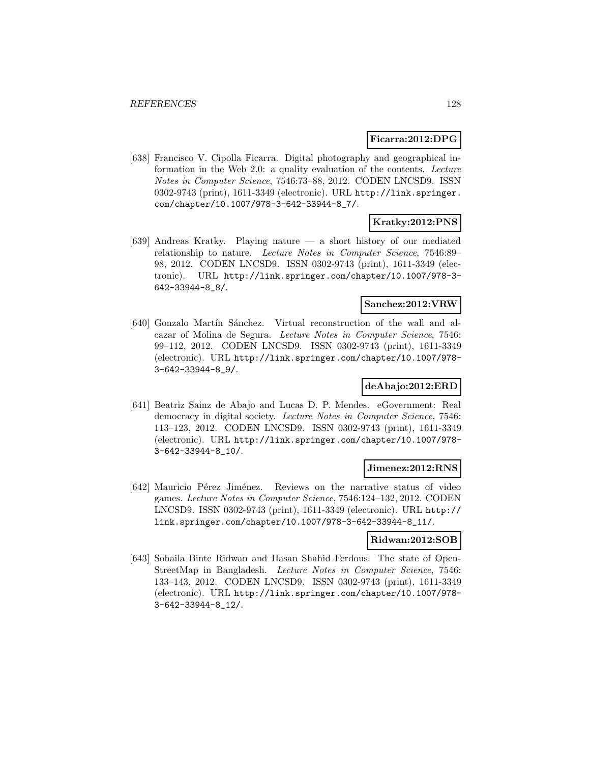**Ficarra:2012:DPG**

[638] Francisco V. Cipolla Ficarra. Digital photography and geographical information in the Web 2.0: a quality evaluation of the contents. *Lecture Notes in Computer Science*, 7546:73–88, 2012. CODEN LNCSD9. ISSN 0302-9743 (print), 1611-3349 (electronic). URL http://link.springer.com/chapter/10.1007/978-3-642-33944-8_7/.

**Kratky:2012:PNS**

[639] Andreas Kratky. Playing nature — a short history of our mediated relationship to nature. *Lecture Notes in Computer Science*, 7546:89–98, 2012. CODEN LNCSD9. ISSN 0302-9743 (print), 1611-3349 (electronic). URL http://link.springer.com/chapter/10.1007/978-3-642-33944-8_8/.

**Sanchez:2012:VRW**

[640] Gonzalo Martín Sánchez. Virtual reconstruction of the wall and alcazar of Molina de Segura. *Lecture Notes in Computer Science*, 7546: 99–112, 2012. CODEN LNCSD9. ISSN 0302-9743 (print), 1611-3349 (electronic). URL http://link.springer.com/chapter/10.1007/978-3-642-33944-8_9/.

**deAbajo:2012:ERD**

[641] Beatriz Sainz de Abajo and Lucas D. P. Mendes. eGovernment: Real democracy in digital society. *Lecture Notes in Computer Science*, 7546: 113–123, 2012. CODEN LNCSD9. ISSN 0302-9743 (print), 1611-3349 (electronic). URL http://link.springer.com/chapter/10.1007/978-3-642-33944-8_10/.

**Jimenez:2012:RNS**

[642] Mauricio Pérez Jiménez. Reviews on the narrative status of video games. *Lecture Notes in Computer Science*, 7546:124–132, 2012. CODEN LNCSD9. ISSN 0302-9743 (print), 1611-3349 (electronic). URL http://link.springer.com/chapter/10.1007/978-3-642-33944-8_11/.

**Ridwan:2012:SOB**

[643] Sohaila Binte Ridwan and Hasan Shahid Ferdous. The state of OpenStreetMap in Bangladesh. *Lecture Notes in Computer Science*, 7546: 133–143, 2012. CODEN LNCSD9. ISSN 0302-9743 (print), 1611-3349 (electronic). URL http://link.springer.com/chapter/10.1007/978-3-642-33944-8_12/.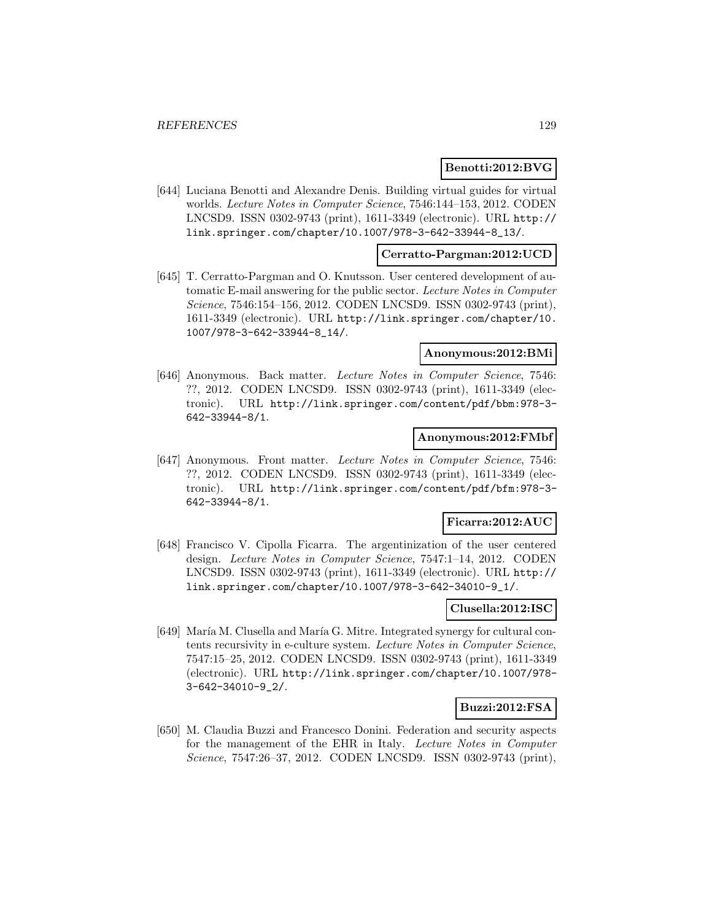**Benotti:2012:BVG**

[644] Luciana Benotti and Alexandre Denis. Building virtual guides for virtual worlds. *Lecture Notes in Computer Science*, 7546:144–153, 2012. CODEN LNCSD9. ISSN 0302-9743 (print), 1611-3349 (electronic). URL http://link.springer.com/chapter/10.1007/978-3-642-33944-8_13/.

**Cerratto-Pargman:2012:UCD**

[645] T. Cerratto-Pargman and O. Knutsson. User centered development of automatic E-mail answering for the public sector. *Lecture Notes in Computer Science*, 7546:154–156, 2012. CODEN LNCSD9. ISSN 0302-9743 (print), 1611-3349 (electronic). URL http://link.springer.com/chapter/10.1007/978-3-642-33944-8_14/.

**Anonymous:2012:BMi**

[646] Anonymous. Back matter. *Lecture Notes in Computer Science*, 7546: ??, 2012. CODEN LNCSD9. ISSN 0302-9743 (print), 1611-3349 (electronic). URL http://link.springer.com/content/pdf/bbm:978-3-642-33944-8/1.

**Anonymous:2012:FMbf**

[647] Anonymous. Front matter. *Lecture Notes in Computer Science*, 7546: ??, 2012. CODEN LNCSD9. ISSN 0302-9743 (print), 1611-3349 (electronic). URL http://link.springer.com/content/pdf/bfm:978-3-642-33944-8/1.

**Ficarra:2012:AUC**

[648] Francisco V. Cipolla Ficarra. The argentinization of the user centered design. *Lecture Notes in Computer Science*, 7547:1–14, 2012. CODEN LNCSD9. ISSN 0302-9743 (print), 1611-3349 (electronic). URL http://link.springer.com/chapter/10.1007/978-3-642-34010-9_1/.

**Clusella:2012:ISC**

[649] María M. Clusella and María G. Mitre. Integrated synergy for cultural contents recursivity in e-culture system. *Lecture Notes in Computer Science*, 7547:15–25, 2012. CODEN LNCSD9. ISSN 0302-9743 (print), 1611-3349 (electronic). URL http://link.springer.com/chapter/10.1007/978-3-642-34010-9_2/.

**Buzzi:2012:FSA**

[650] M. Claudia Buzzi and Francesco Donini. Federation and security aspects for the management of the EHR in Italy. *Lecture Notes in Computer Science*, 7547:26–37, 2012. CODEN LNCSD9. ISSN 0302-9743 (print),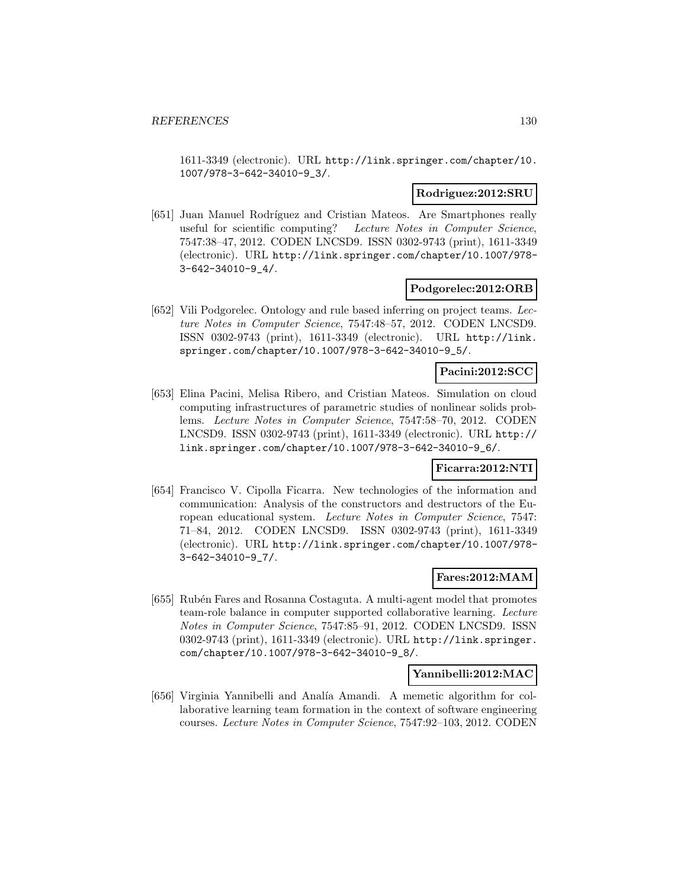1611-3349 (electronic). URL http://link.springer.com/chapter/10.1007/978-3-642-34010-9_3/.

**Rodriguez:2012:SRU**

[651] Juan Manuel Rodríguez and Cristian Mateos. Are Smartphones really useful for scientific computing? *Lecture Notes in Computer Science*, 7547:38–47, 2012. CODEN LNCSD9. ISSN 0302-9743 (print), 1611-3349 (electronic). URL http://link.springer.com/chapter/10.1007/978-3-642-34010-9_4/.

**Podgorelec:2012:ORB**

[652] Vili Podgorelec. Ontology and rule based inferring on project teams. *Lecture Notes in Computer Science*, 7547:48–57, 2012. CODEN LNCSD9. ISSN 0302-9743 (print), 1611-3349 (electronic). URL http://link.springer.com/chapter/10.1007/978-3-642-34010-9_5/.

**Pacini:2012:SCC**

[653] Elina Pacini, Melisa Ribero, and Cristian Mateos. Simulation on cloud computing infrastructures of parametric studies of nonlinear solids problems. *Lecture Notes in Computer Science*, 7547:58–70, 2012. CODEN LNCSD9. ISSN 0302-9743 (print), 1611-3349 (electronic). URL http://link.springer.com/chapter/10.1007/978-3-642-34010-9_6/.

**Ficarra:2012:NTI**

[654] Francisco V. Cipolla Ficarra. New technologies of the information and communication: Analysis of the constructors and destructors of the European educational system. *Lecture Notes in Computer Science*, 7547:71–84, 2012. CODEN LNCSD9. ISSN 0302-9743 (print), 1611-3349 (electronic). URL http://link.springer.com/chapter/10.1007/978-3-642-34010-9_7/.

**Fares:2012:MAM**

[655] Rubén Fares and Rosanna Costaguta. A multi-agent model that promotes team-role balance in computer supported collaborative learning. *Lecture Notes in Computer Science*, 7547:85–91, 2012. CODEN LNCSD9. ISSN 0302-9743 (print), 1611-3349 (electronic). URL http://link.springer.com/chapter/10.1007/978-3-642-34010-9_8/.

**Yannibelli:2012:MAC**

[656] Virginia Yannibelli and Analía Amandi. A memetic algorithm for collaborative learning team formation in the context of software engineering courses. *Lecture Notes in Computer Science*, 7547:92–103, 2012. CODEN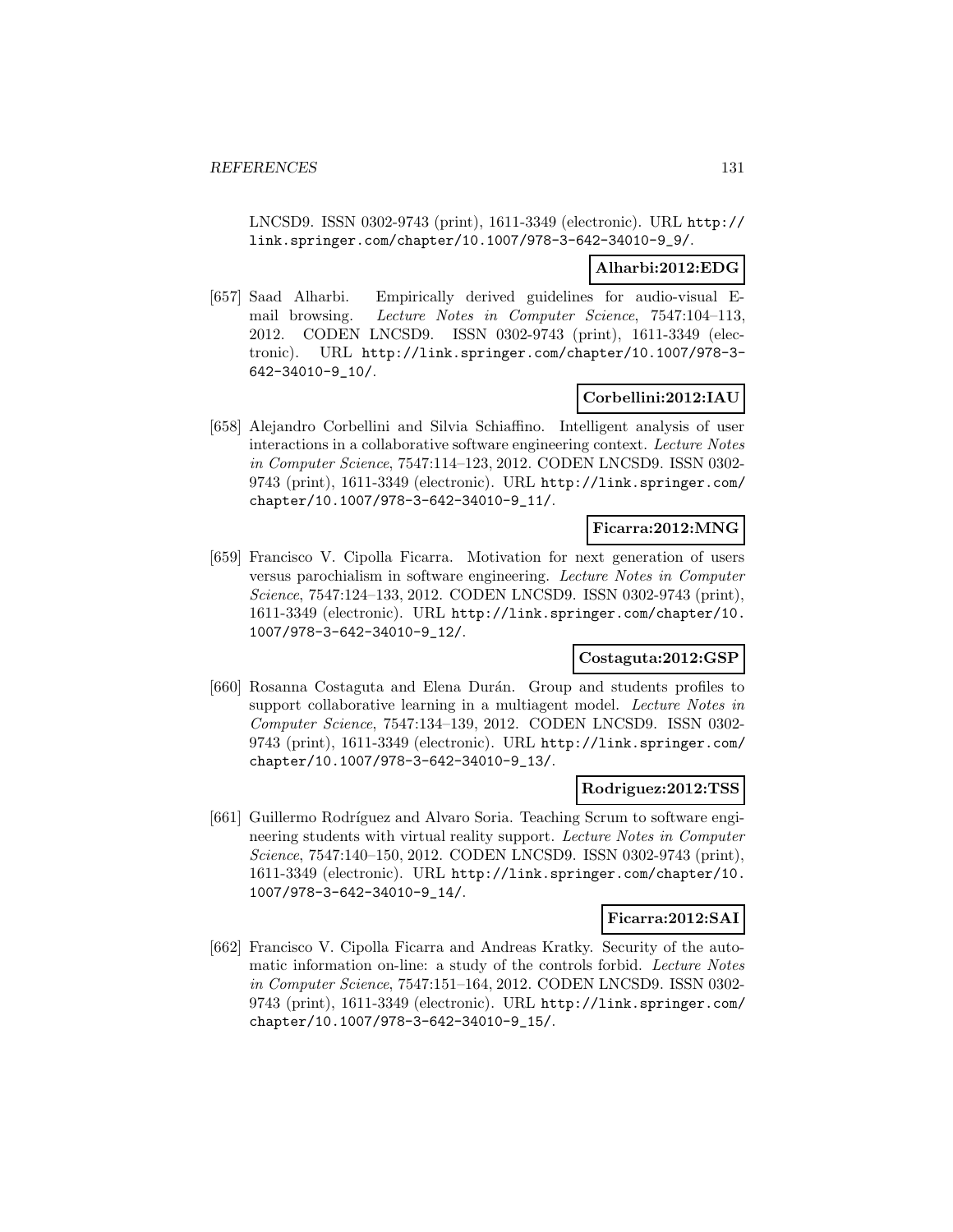LNCSD9. ISSN 0302-9743 (print), 1611-3349 (electronic). URL http://link.springer.com/chapter/10.1007/978-3-642-34010-9_9/.

**Alharbi:2012:EDG**

[657] Saad Alharbi. Empirically derived guidelines for audio-visual E-mail browsing. *Lecture Notes in Computer Science*, 7547:104–113, 2012. CODEN LNCSD9. ISSN 0302-9743 (print), 1611-3349 (electronic). URL http://link.springer.com/chapter/10.1007/978-3-642-34010-9_10/.

**Corbellini:2012:IAU**

[658] Alejandro Corbellini and Silvia Schiaffino. Intelligent analysis of user interactions in a collaborative software engineering context. *Lecture Notes in Computer Science*, 7547:114–123, 2012. CODEN LNCSD9. ISSN 0302-9743 (print), 1611-3349 (electronic). URL http://link.springer.com/chapter/10.1007/978-3-642-34010-9_11/.

**Ficarra:2012:MNG**

[659] Francisco V. Cipolla Ficarra. Motivation for next generation of users versus parochialism in software engineering. *Lecture Notes in Computer Science*, 7547:124–133, 2012. CODEN LNCSD9. ISSN 0302-9743 (print), 1611-3349 (electronic). URL http://link.springer.com/chapter/10.1007/978-3-642-34010-9_12/.

**Costaguta:2012:GSP**

[660] Rosanna Costaguta and Elena Durán. Group and students profiles to support collaborative learning in a multiagent model. *Lecture Notes in Computer Science*, 7547:134–139, 2012. CODEN LNCSD9. ISSN 0302-9743 (print), 1611-3349 (electronic). URL http://link.springer.com/chapter/10.1007/978-3-642-34010-9_13/.

**Rodriguez:2012:TSS**

[661] Guillermo Rodríguez and Alvaro Soria. Teaching Scrum to software engineering students with virtual reality support. *Lecture Notes in Computer Science*, 7547:140–150, 2012. CODEN LNCSD9. ISSN 0302-9743 (print), 1611-3349 (electronic). URL http://link.springer.com/chapter/10.1007/978-3-642-34010-9_14/.

**Ficarra:2012:SAI**

[662] Francisco V. Cipolla Ficarra and Andreas Kratky. Security of the automatic information on-line: a study of the controls forbid. *Lecture Notes in Computer Science*, 7547:151–164, 2012. CODEN LNCSD9. ISSN 0302-9743 (print), 1611-3349 (electronic). URL http://link.springer.com/chapter/10.1007/978-3-642-34010-9_15/.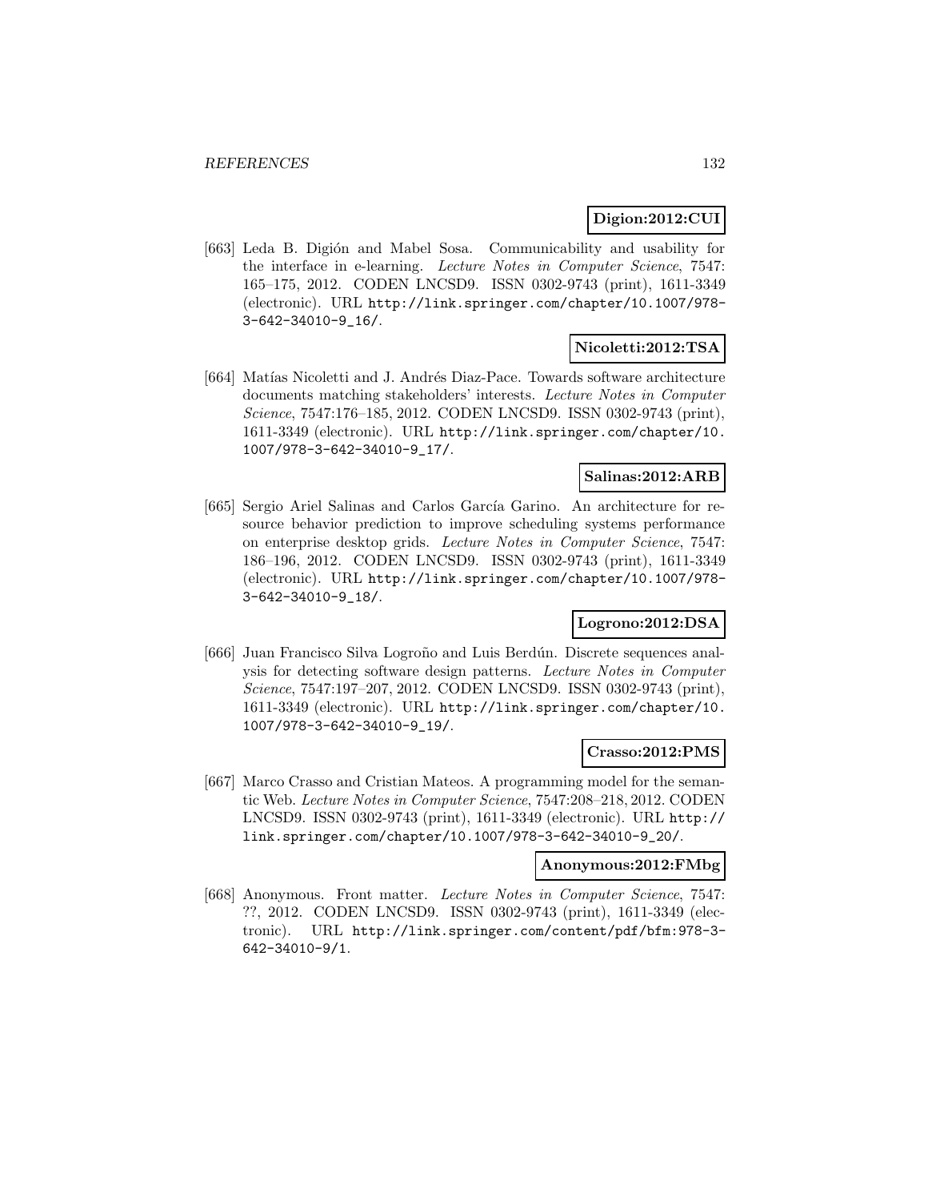**Digion:2012:CUI**

[663] Leda B. Digión and Mabel Sosa. Communicability and usability for the interface in e-learning. *Lecture Notes in Computer Science*, 7547: 165–175, 2012. CODEN LNCSD9. ISSN 0302-9743 (print), 1611-3349 (electronic). URL http://link.springer.com/chapter/10.1007/978-3-642-34010-9_16/.

**Nicoletti:2012:TSA**

[664] Matías Nicoletti and J. Andrés Diaz-Pace. Towards software architecture documents matching stakeholders' interests. *Lecture Notes in Computer Science*, 7547:176–185, 2012. CODEN LNCSD9. ISSN 0302-9743 (print), 1611-3349 (electronic). URL http://link.springer.com/chapter/10.1007/978-3-642-34010-9_17/.

**Salinas:2012:ARB**

[665] Sergio Ariel Salinas and Carlos García Garino. An architecture for resource behavior prediction to improve scheduling systems performance on enterprise desktop grids. *Lecture Notes in Computer Science*, 7547: 186–196, 2012. CODEN LNCSD9. ISSN 0302-9743 (print), 1611-3349 (electronic). URL http://link.springer.com/chapter/10.1007/978-3-642-34010-9_18/.

**Logrono:2012:DSA**

[666] Juan Francisco Silva Logroño and Luis Berdún. Discrete sequences analysis for detecting software design patterns. *Lecture Notes in Computer Science*, 7547:197–207, 2012. CODEN LNCSD9. ISSN 0302-9743 (print), 1611-3349 (electronic). URL http://link.springer.com/chapter/10.1007/978-3-642-34010-9_19/.

**Crasso:2012:PMS**

[667] Marco Crasso and Cristian Mateos. A programming model for the semantic Web. *Lecture Notes in Computer Science*, 7547:208–218, 2012. CODEN LNCSD9. ISSN 0302-9743 (print), 1611-3349 (electronic). URL http://link.springer.com/chapter/10.1007/978-3-642-34010-9_20/.

**Anonymous:2012:FMbg**

[668] Anonymous. Front matter. *Lecture Notes in Computer Science*, 7547: ??, 2012. CODEN LNCSD9. ISSN 0302-9743 (print), 1611-3349 (electronic). URL http://link.springer.com/content/pdf/bfm:978-3-642-34010-9/1.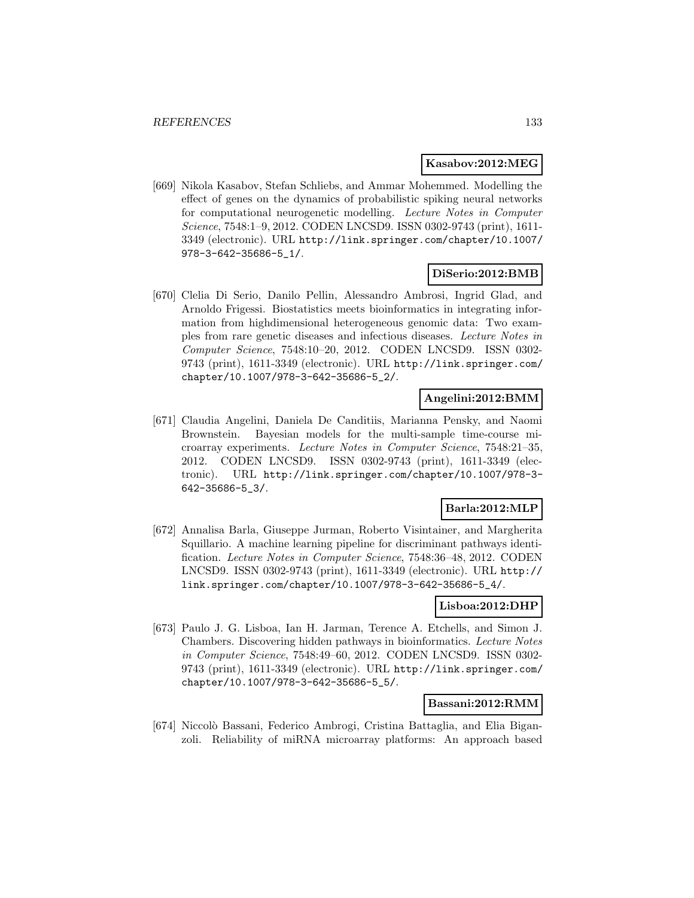**Kasabov:2012:MEG**

[669] Nikola Kasabov, Stefan Schliebs, and Ammar Mohemmed. Modelling the effect of genes on the dynamics of probabilistic spiking neural networks for computational neurogenetic modelling. *Lecture Notes in Computer Science*, 7548:1–9, 2012. CODEN LNCSD9. ISSN 0302-9743 (print), 1611-3349 (electronic). URL http://link.springer.com/chapter/10.1007/978-3-642-35686-5_1/.

**DiSerio:2012:BMB**

[670] Clelia Di Serio, Danilo Pellin, Alessandro Ambrosi, Ingrid Glad, and Arnoldo Frigessi. Biostatistics meets bioinformatics in integrating information from highdimensional heterogeneous genomic data: Two examples from rare genetic diseases and infectious diseases. *Lecture Notes in Computer Science*, 7548:10–20, 2012. CODEN LNCSD9. ISSN 0302-9743 (print), 1611-3349 (electronic). URL http://link.springer.com/chapter/10.1007/978-3-642-35686-5_2/.

**Angelini:2012:BMM**

[671] Claudia Angelini, Daniela De Canditiis, Marianna Pensky, and Naomi Brownstein. Bayesian models for the multi-sample time-course microarray experiments. *Lecture Notes in Computer Science*, 7548:21–35, 2012. CODEN LNCSD9. ISSN 0302-9743 (print), 1611-3349 (electronic). URL http://link.springer.com/chapter/10.1007/978-3-642-35686-5_3/.

**Barla:2012:MLP**

[672] Annalisa Barla, Giuseppe Jurman, Roberto Visintainer, and Margherita Squillario. A machine learning pipeline for discriminant pathways identification. *Lecture Notes in Computer Science*, 7548:36–48, 2012. CODEN LNCSD9. ISSN 0302-9743 (print), 1611-3349 (electronic). URL http://link.springer.com/chapter/10.1007/978-3-642-35686-5_4/.

**Lisboa:2012:DHP**

[673] Paulo J. G. Lisboa, Ian H. Jarman, Terence A. Etchells, and Simon J. Chambers. Discovering hidden pathways in bioinformatics. *Lecture Notes in Computer Science*, 7548:49–60, 2012. CODEN LNCSD9. ISSN 0302-9743 (print), 1611-3349 (electronic). URL http://link.springer.com/chapter/10.1007/978-3-642-35686-5_5/.

**Bassani:2012:RMM**

[674] Niccolò Bassani, Federico Ambrogi, Cristina Battaglia, and Elia Biganzoli. Reliability of miRNA microarray platforms: An approach based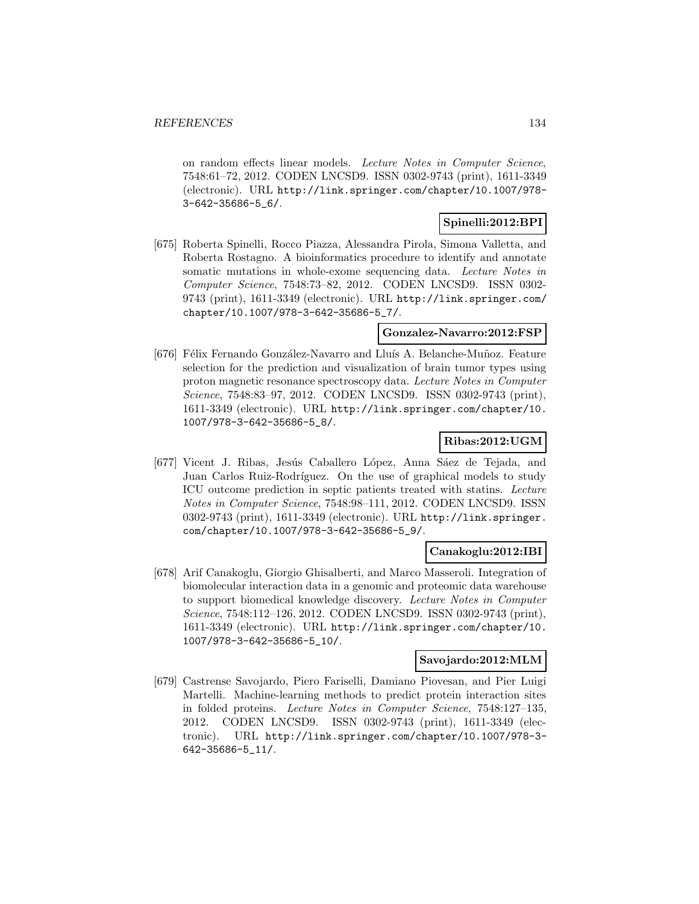on random effects linear models. *Lecture Notes in Computer Science*, 7548:61–72, 2012. CODEN LNCSD9. ISSN 0302-9743 (print), 1611-3349 (electronic). URL http://link.springer.com/chapter/10.1007/978-3-642-35686-5_6/.

**Spinelli:2012:BPI**

[675] Roberta Spinelli, Rocco Piazza, Alessandra Pirola, Simona Valletta, and Roberta Rostagno. A bioinformatics procedure to identify and annotate somatic mutations in whole-exome sequencing data. *Lecture Notes in Computer Science*, 7548:73–82, 2012. CODEN LNCSD9. ISSN 0302-9743 (print), 1611-3349 (electronic). URL http://link.springer.com/chapter/10.1007/978-3-642-35686-5_7/.

**Gonzalez-Navarro:2012:FSP**

[676] Félix Fernando González-Navarro and Lluís A. Belanche-Muñoz. Feature selection for the prediction and visualization of brain tumor types using proton magnetic resonance spectroscopy data. *Lecture Notes in Computer Science*, 7548:83–97, 2012. CODEN LNCSD9. ISSN 0302-9743 (print), 1611-3349 (electronic). URL http://link.springer.com/chapter/10.1007/978-3-642-35686-5_8/.

**Ribas:2012:UGM**

[677] Vicent J. Ribas, Jesús Caballero López, Anna Sáez de Tejada, and Juan Carlos Ruiz-Rodríguez. On the use of graphical models to study ICU outcome prediction in septic patients treated with statins. *Lecture Notes in Computer Science*, 7548:98–111, 2012. CODEN LNCSD9. ISSN 0302-9743 (print), 1611-3349 (electronic). URL http://link.springer.com/chapter/10.1007/978-3-642-35686-5_9/.

**Canakoglu:2012:IBI**

[678] Arif Canakoglu, Giorgio Ghisalberti, and Marco Masseroli. Integration of biomolecular interaction data in a genomic and proteomic data warehouse to support biomedical knowledge discovery. *Lecture Notes in Computer Science*, 7548:112–126, 2012. CODEN LNCSD9. ISSN 0302-9743 (print), 1611-3349 (electronic). URL http://link.springer.com/chapter/10.1007/978-3-642-35686-5_10/.

**Savojardo:2012:MLM**

[679] Castrense Savojardo, Piero Fariselli, Damiano Piovesan, and Pier Luigi Martelli. Machine-learning methods to predict protein interaction sites in folded proteins. *Lecture Notes in Computer Science*, 7548:127–135, 2012. CODEN LNCSD9. ISSN 0302-9743 (print), 1611-3349 (electronic). URL http://link.springer.com/chapter/10.1007/978-3-642-35686-5_11/.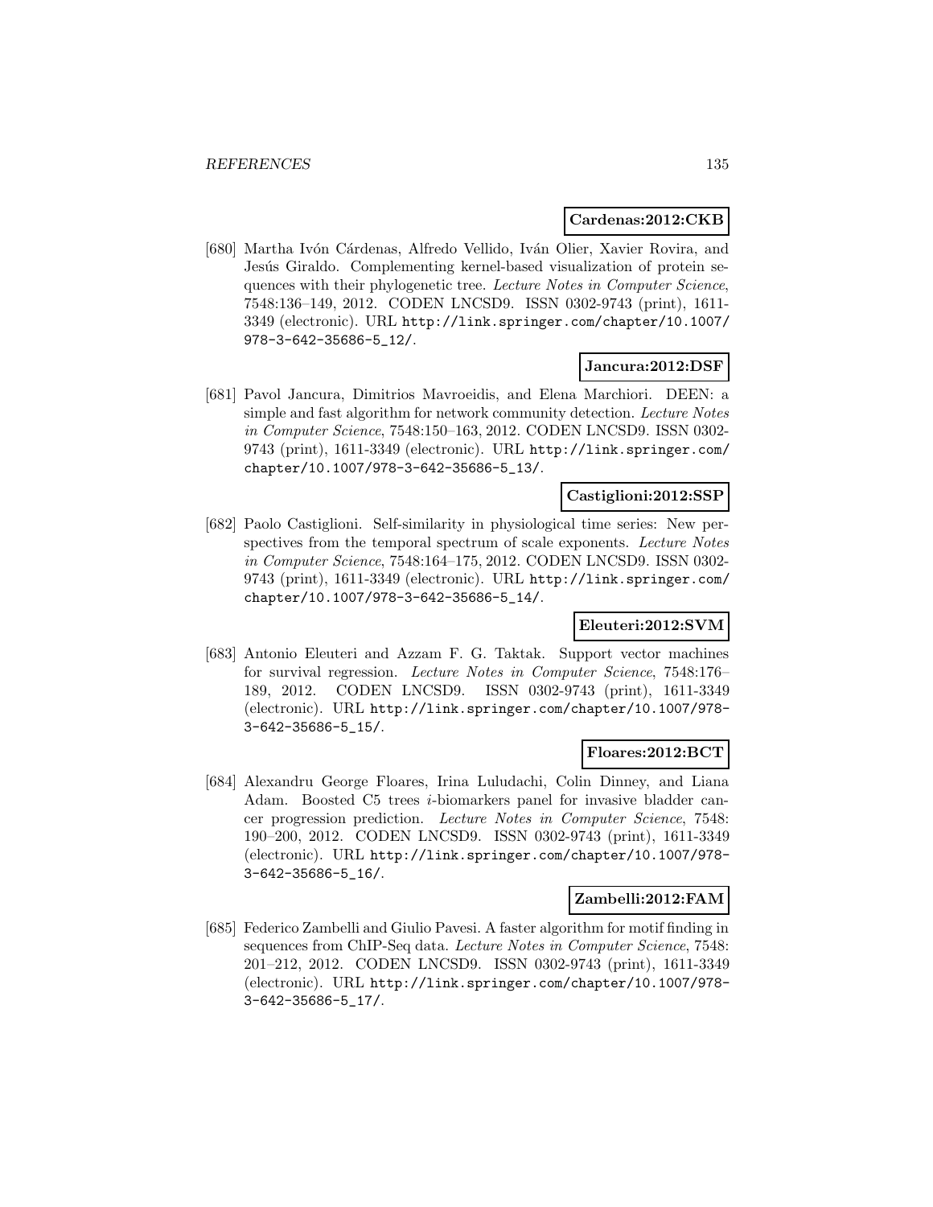**Cardenas:2012:CKB**

[680] Martha Ivón Cárdenas, Alfredo Vellido, Iván Olier, Xavier Rovira, and Jesús Giraldo. Complementing kernel-based visualization of protein sequences with their phylogenetic tree. *Lecture Notes in Computer Science*, 7548:136–149, 2012. CODEN LNCSD9. ISSN 0302-9743 (print), 1611-3349 (electronic). URL `http://link.springer.com/chapter/10.1007/978-3-642-35686-5_12/`.

**Jancura:2012:DSF**

[681] Pavol Jancura, Dimitrios Mavroeidis, and Elena Marchiori. DEEN: a simple and fast algorithm for network community detection. *Lecture Notes in Computer Science*, 7548:150–163, 2012. CODEN LNCSD9. ISSN 0302-9743 (print), 1611-3349 (electronic). URL `http://link.springer.com/chapter/10.1007/978-3-642-35686-5_13/`.

**Castiglioni:2012:SSP**

[682] Paolo Castiglioni. Self-similarity in physiological time series: New perspectives from the temporal spectrum of scale exponents. *Lecture Notes in Computer Science*, 7548:164–175, 2012. CODEN LNCSD9. ISSN 0302-9743 (print), 1611-3349 (electronic). URL `http://link.springer.com/chapter/10.1007/978-3-642-35686-5_14/`.

**Eleuteri:2012:SVM**

[683] Antonio Eleuteri and Azzam F. G. Taktak. Support vector machines for survival regression. *Lecture Notes in Computer Science*, 7548:176–189, 2012. CODEN LNCSD9. ISSN 0302-9743 (print), 1611-3349 (electronic). URL `http://link.springer.com/chapter/10.1007/978-3-642-35686-5_15/`.

**Floares:2012:BCT**

[684] Alexandru George Floares, Irina Luludachi, Colin Dinney, and Liana Adam. Boosted C5 trees *i*-biomarkers panel for invasive bladder cancer progression prediction. *Lecture Notes in Computer Science*, 7548: 190–200, 2012. CODEN LNCSD9. ISSN 0302-9743 (print), 1611-3349 (electronic). URL `http://link.springer.com/chapter/10.1007/978-3-642-35686-5_16/`.

**Zambelli:2012:FAM**

[685] Federico Zambelli and Giulio Pavesi. A faster algorithm for motif finding in sequences from ChIP-Seq data. *Lecture Notes in Computer Science*, 7548: 201–212, 2012. CODEN LNCSD9. ISSN 0302-9743 (print), 1611-3349 (electronic). URL `http://link.springer.com/chapter/10.1007/978-3-642-35686-5_17/`.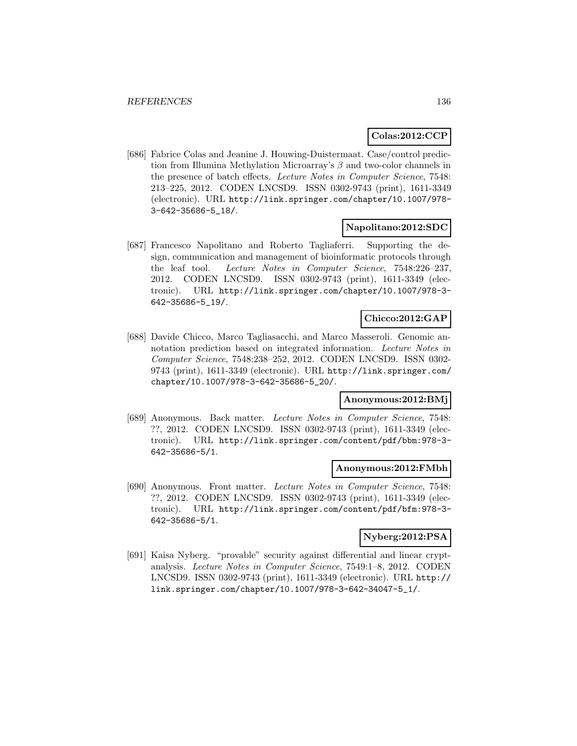**Colas:2012:CCP**

[686] Fabrice Colas and Jeanine J. Houwing-Duistermaat. Case/control prediction from Illumina Methylation Microarray's $\beta$ and two-color channels in the presence of batch effects. *Lecture Notes in Computer Science*, 7548: 213–225, 2012. CODEN LNCSD9. ISSN 0302-9743 (print), 1611-3349 (electronic). URL http://link.springer.com/chapter/10.1007/978-3-642-35686-5_18/.

**Napolitano:2012:SDC**

[687] Francesco Napolitano and Roberto Tagliaferri. Supporting the design, communication and management of bioinformatic protocols through the leaf tool. *Lecture Notes in Computer Science*, 7548:226–237, 2012. CODEN LNCSD9. ISSN 0302-9743 (print), 1611-3349 (electronic). URL http://link.springer.com/chapter/10.1007/978-3-642-35686-5_19/.

**Chicco:2012:GAP**

[688] Davide Chicco, Marco Tagliasacchi, and Marco Masseroli. Genomic annotation prediction based on integrated information. *Lecture Notes in Computer Science*, 7548:238–252, 2012. CODEN LNCSD9. ISSN 0302-9743 (print), 1611-3349 (electronic). URL http://link.springer.com/chapter/10.1007/978-3-642-35686-5_20/.

**Anonymous:2012:BMj**

[689] Anonymous. Back matter. *Lecture Notes in Computer Science*, 7548: ??, 2012. CODEN LNCSD9. ISSN 0302-9743 (print), 1611-3349 (electronic). URL http://link.springer.com/content/pdf/bbm:978-3-642-35686-5/1.

**Anonymous:2012:FMbh**

[690] Anonymous. Front matter. *Lecture Notes in Computer Science*, 7548: ??, 2012. CODEN LNCSD9. ISSN 0302-9743 (print), 1611-3349 (electronic). URL http://link.springer.com/content/pdf/bfm:978-3-642-35686-5/1.

**Nyberg:2012:PSA**

[691] Kaisa Nyberg. "provable" security against differential and linear cryptanalysis. *Lecture Notes in Computer Science*, 7549:1–8, 2012. CODEN LNCSD9. ISSN 0302-9743 (print), 1611-3349 (electronic). URL http://link.springer.com/chapter/10.1007/978-3-642-34047-5_1/.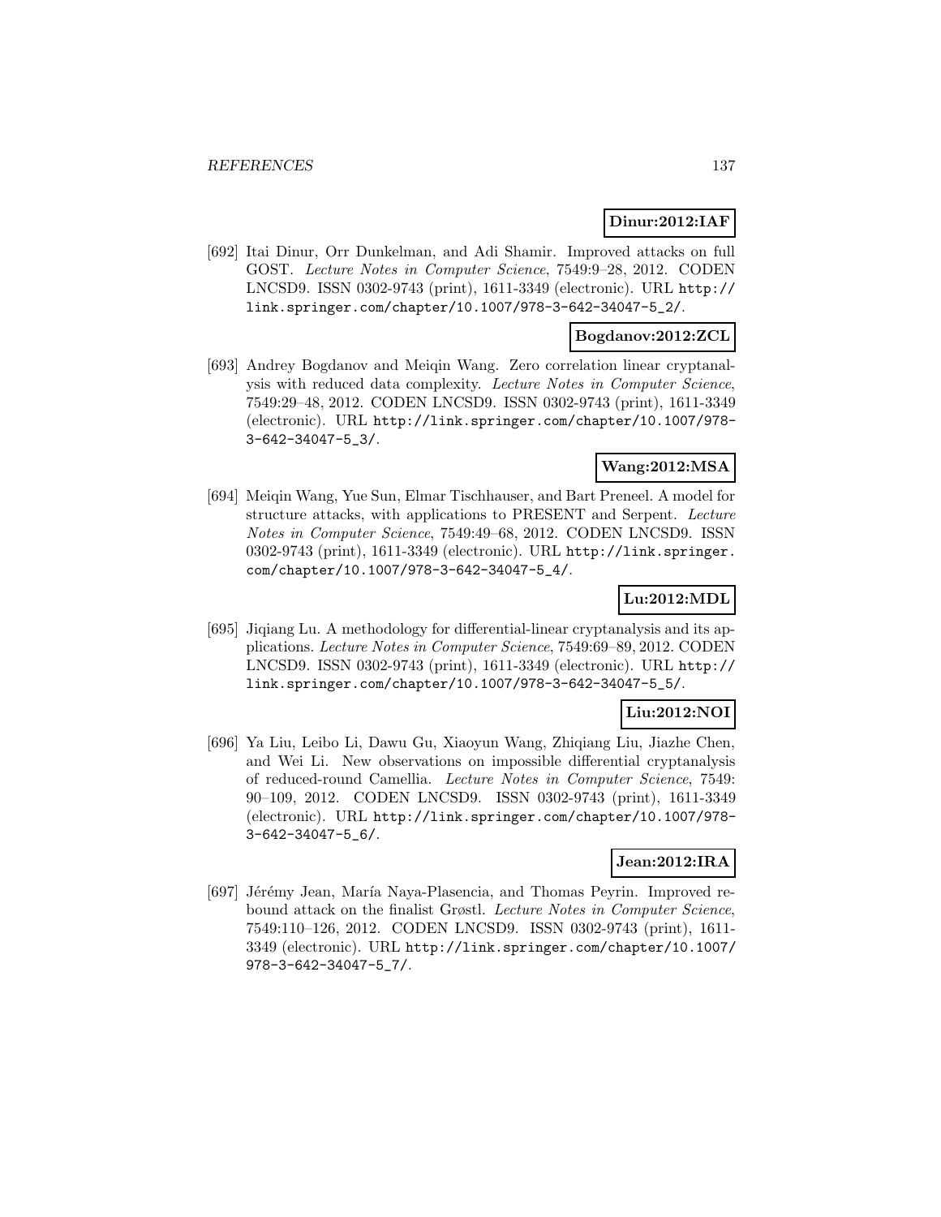**Dinur:2012:IAF**

[692] Itai Dinur, Orr Dunkelman, and Adi Shamir. Improved attacks on full GOST. *Lecture Notes in Computer Science*, 7549:9–28, 2012. CODEN LNCSD9. ISSN 0302-9743 (print), 1611-3349 (electronic). URL http://link.springer.com/chapter/10.1007/978-3-642-34047-5_2/.

**Bogdanov:2012:ZCL**

[693] Andrey Bogdanov and Meiqin Wang. Zero correlation linear cryptanalysis with reduced data complexity. *Lecture Notes in Computer Science*, 7549:29–48, 2012. CODEN LNCSD9. ISSN 0302-9743 (print), 1611-3349 (electronic). URL http://link.springer.com/chapter/10.1007/978-3-642-34047-5_3/.

**Wang:2012:MSA**

[694] Meiqin Wang, Yue Sun, Elmar Tischhauser, and Bart Preneel. A model for structure attacks, with applications to PRESENT and Serpent. *Lecture Notes in Computer Science*, 7549:49–68, 2012. CODEN LNCSD9. ISSN 0302-9743 (print), 1611-3349 (electronic). URL http://link.springer.com/chapter/10.1007/978-3-642-34047-5_4/.

**Lu:2012:MDL**

[695] Jiqiang Lu. A methodology for differential-linear cryptanalysis and its applications. *Lecture Notes in Computer Science*, 7549:69–89, 2012. CODEN LNCSD9. ISSN 0302-9743 (print), 1611-3349 (electronic). URL http://link.springer.com/chapter/10.1007/978-3-642-34047-5_5/.

**Liu:2012:NOI**

[696] Ya Liu, Leibo Li, Dawu Gu, Xiaoyun Wang, Zhiqiang Liu, Jiazhe Chen, and Wei Li. New observations on impossible differential cryptanalysis of reduced-round Camellia. *Lecture Notes in Computer Science*, 7549: 90–109, 2012. CODEN LNCSD9. ISSN 0302-9743 (print), 1611-3349 (electronic). URL http://link.springer.com/chapter/10.1007/978-3-642-34047-5_6/.

**Jean:2012:IRA**

[697] Jérémy Jean, María Naya-Plasencia, and Thomas Peyrin. Improved rebound attack on the finalist Grøstl. *Lecture Notes in Computer Science*, 7549:110–126, 2012. CODEN LNCSD9. ISSN 0302-9743 (print), 1611-3349 (electronic). URL http://link.springer.com/chapter/10.1007/978-3-642-34047-5_7/.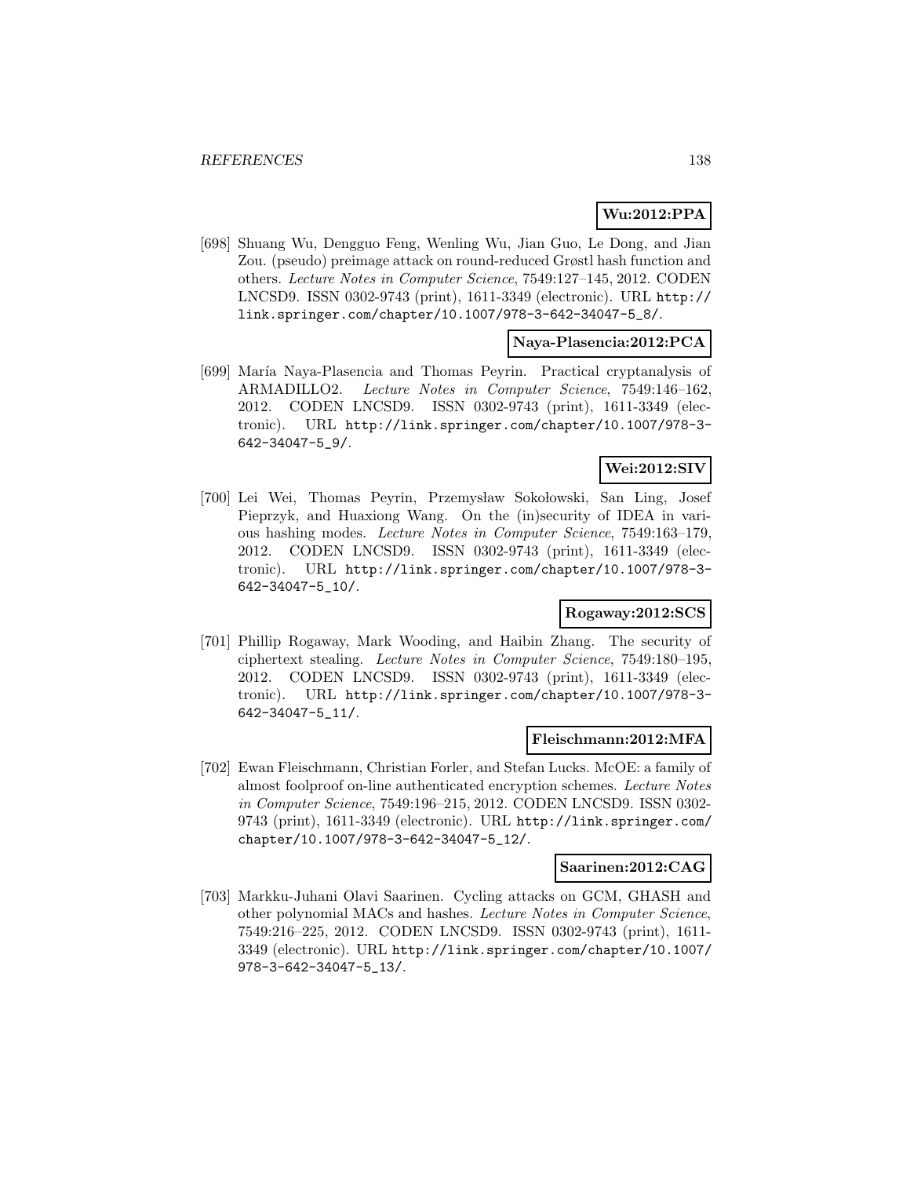**Wu:2012:PPA**

[698] Shuang Wu, Dengguo Feng, Wenling Wu, Jian Guo, Le Dong, and Jian Zou. (pseudo) preimage attack on round-reduced Grøstl hash function and others. *Lecture Notes in Computer Science*, 7549:127–145, 2012. CODEN LNCSD9. ISSN 0302-9743 (print), 1611-3349 (electronic). URL http://link.springer.com/chapter/10.1007/978-3-642-34047-5_8/.

**Naya-Plasencia:2012:PCA**

[699] María Naya-Plasencia and Thomas Peyrin. Practical cryptanalysis of ARMADILLO2. *Lecture Notes in Computer Science*, 7549:146–162, 2012. CODEN LNCSD9. ISSN 0302-9743 (print), 1611-3349 (electronic). URL http://link.springer.com/chapter/10.1007/978-3-642-34047-5_9/.

**Wei:2012:SIV**

[700] Lei Wei, Thomas Peyrin, Przemysław Sokołowski, San Ling, Josef Pieprzyk, and Huaxiong Wang. On the (in)security of IDEA in various hashing modes. *Lecture Notes in Computer Science*, 7549:163–179, 2012. CODEN LNCSD9. ISSN 0302-9743 (print), 1611-3349 (electronic). URL http://link.springer.com/chapter/10.1007/978-3-642-34047-5_10/.

**Rogaway:2012:SCS**

[701] Phillip Rogaway, Mark Wooding, and Haibin Zhang. The security of ciphertext stealing. *Lecture Notes in Computer Science*, 7549:180–195, 2012. CODEN LNCSD9. ISSN 0302-9743 (print), 1611-3349 (electronic). URL http://link.springer.com/chapter/10.1007/978-3-642-34047-5_11/.

**Fleischmann:2012:MFA**

[702] Ewan Fleischmann, Christian Forler, and Stefan Lucks. McOE: a family of almost foolproof on-line authenticated encryption schemes. *Lecture Notes in Computer Science*, 7549:196–215, 2012. CODEN LNCSD9. ISSN 0302-9743 (print), 1611-3349 (electronic). URL http://link.springer.com/chapter/10.1007/978-3-642-34047-5_12/.

**Saarinen:2012:CAG**

[703] Markku-Juhani Olavi Saarinen. Cycling attacks on GCM, GHASH and other polynomial MACs and hashes. *Lecture Notes in Computer Science*, 7549:216–225, 2012. CODEN LNCSD9. ISSN 0302-9743 (print), 1611-3349 (electronic). URL http://link.springer.com/chapter/10.1007/978-3-642-34047-5_13/.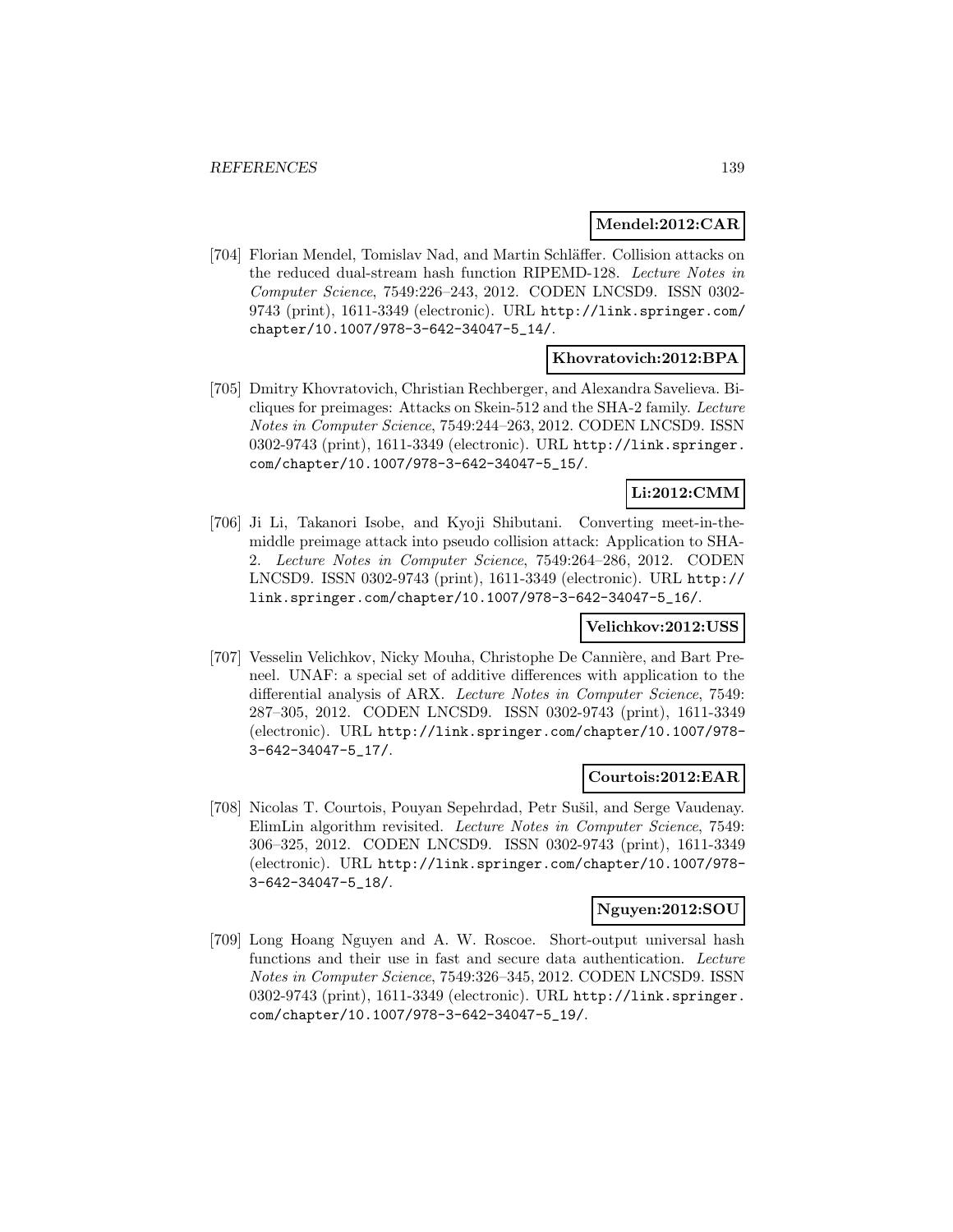**Mendel:2012:CAR**

[704] Florian Mendel, Tomislav Nad, and Martin Schläffer. Collision attacks on the reduced dual-stream hash function RIPEMD-128. *Lecture Notes in Computer Science*, 7549:226–243, 2012. CODEN LNCSD9. ISSN 0302-9743 (print), 1611-3349 (electronic). URL `http://link.springer.com/chapter/10.1007/978-3-642-34047-5_14/`.

**Khovratovich:2012:BPA**

[705] Dmitry Khovratovich, Christian Rechberger, and Alexandra Savelieva. Bicliques for preimages: Attacks on Skein-512 and the SHA-2 family. *Lecture Notes in Computer Science*, 7549:244–263, 2012. CODEN LNCSD9. ISSN 0302-9743 (print), 1611-3349 (electronic). URL `http://link.springer.com/chapter/10.1007/978-3-642-34047-5_15/`.

**Li:2012:CMM**

[706] Ji Li, Takanori Isobe, and Kyoji Shibutani. Converting meet-in-the-middle preimage attack into pseudo collision attack: Application to SHA-2. *Lecture Notes in Computer Science*, 7549:264–286, 2012. CODEN LNCSD9. ISSN 0302-9743 (print), 1611-3349 (electronic). URL `http://link.springer.com/chapter/10.1007/978-3-642-34047-5_16/`.

**Velichkov:2012:USS**

[707] Vesselin Velichkov, Nicky Mouha, Christophe De Cannière, and Bart Preneel. UNAF: a special set of additive differences with application to the differential analysis of ARX. *Lecture Notes in Computer Science*, 7549: 287–305, 2012. CODEN LNCSD9. ISSN 0302-9743 (print), 1611-3349 (electronic). URL `http://link.springer.com/chapter/10.1007/978-3-642-34047-5_17/`.

**Courtois:2012:EAR**

[708] Nicolas T. Courtois, Pouyan Sepehrdad, Petr Sušil, and Serge Vaudenay. ElimLin algorithm revisited. *Lecture Notes in Computer Science*, 7549: 306–325, 2012. CODEN LNCSD9. ISSN 0302-9743 (print), 1611-3349 (electronic). URL `http://link.springer.com/chapter/10.1007/978-3-642-34047-5_18/`.

**Nguyen:2012:SOU**

[709] Long Hoang Nguyen and A. W. Roscoe. Short-output universal hash functions and their use in fast and secure data authentication. *Lecture Notes in Computer Science*, 7549:326–345, 2012. CODEN LNCSD9. ISSN 0302-9743 (print), 1611-3349 (electronic). URL `http://link.springer.com/chapter/10.1007/978-3-642-34047-5_19/`.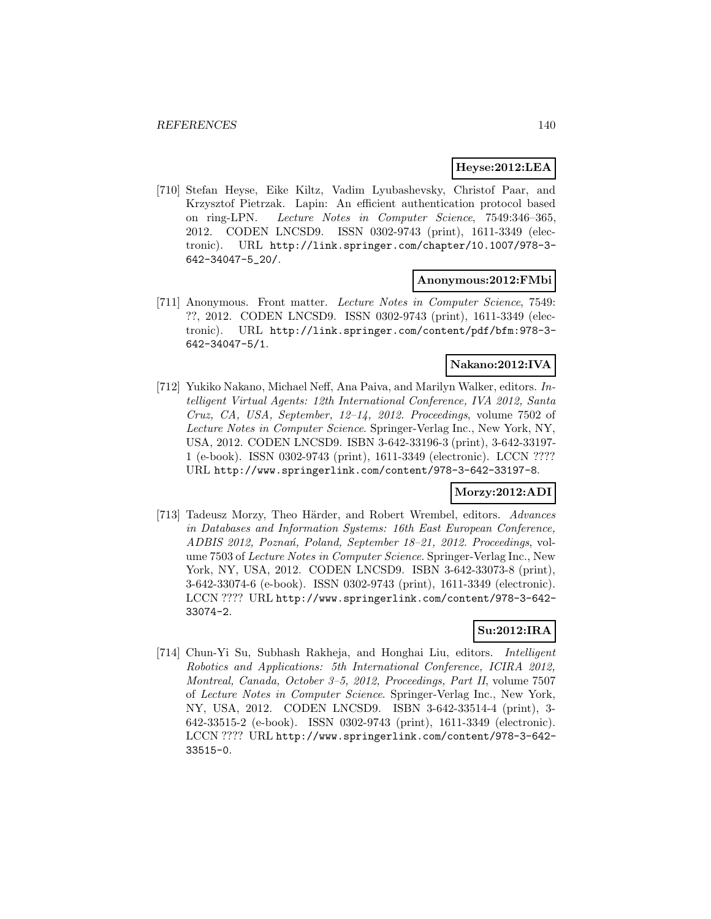**Heyse:2012:LEA**

[710] Stefan Heyse, Eike Kiltz, Vadim Lyubashevsky, Christof Paar, and Krzysztof Pietrzak. Lapin: An efficient authentication protocol based on ring-LPN. *Lecture Notes in Computer Science*, 7549:346–365, 2012. CODEN LNCSD9. ISSN 0302-9743 (print), 1611-3349 (electronic). URL http://link.springer.com/chapter/10.1007/978-3-642-34047-5_20/.

**Anonymous:2012:FMbi**

[711] Anonymous. Front matter. *Lecture Notes in Computer Science*, 7549: ??, 2012. CODEN LNCSD9. ISSN 0302-9743 (print), 1611-3349 (electronic). URL http://link.springer.com/content/pdf/bfm:978-3-642-34047-5/1.

**Nakano:2012:IVA**

[712] Yukiko Nakano, Michael Neff, Ana Paiva, and Marilyn Walker, editors. *Intelligent Virtual Agents: 12th International Conference, IVA 2012, Santa Cruz, CA, USA, September, 12–14, 2012. Proceedings*, volume 7502 of *Lecture Notes in Computer Science*. Springer-Verlag Inc., New York, NY, USA, 2012. CODEN LNCSD9. ISBN 3-642-33196-3 (print), 3-642-33197-1 (e-book). ISSN 0302-9743 (print), 1611-3349 (electronic). LCCN ???? URL http://www.springerlink.com/content/978-3-642-33197-8.

**Morzy:2012:ADI**

[713] Tadeusz Morzy, Theo Härder, and Robert Wrembel, editors. *Advances in Databases and Information Systems: 16th East European Conference, ADBIS 2012, Poznań, Poland, September 18–21, 2012. Proceedings*, volume 7503 of *Lecture Notes in Computer Science*. Springer-Verlag Inc., New York, NY, USA, 2012. CODEN LNCSD9. ISBN 3-642-33073-8 (print), 3-642-33074-6 (e-book). ISSN 0302-9743 (print), 1611-3349 (electronic). LCCN ???? URL http://www.springerlink.com/content/978-3-642-33074-2.

**Su:2012:IRA**

[714] Chun-Yi Su, Subhash Rakheja, and Honghai Liu, editors. *Intelligent Robotics and Applications: 5th International Conference, ICIRA 2012, Montreal, Canada, October 3–5, 2012, Proceedings, Part II*, volume 7507 of *Lecture Notes in Computer Science*. Springer-Verlag Inc., New York, NY, USA, 2012. CODEN LNCSD9. ISBN 3-642-33514-4 (print), 3-642-33515-2 (e-book). ISSN 0302-9743 (print), 1611-3349 (electronic). LCCN ???? URL http://www.springerlink.com/content/978-3-642-33515-0.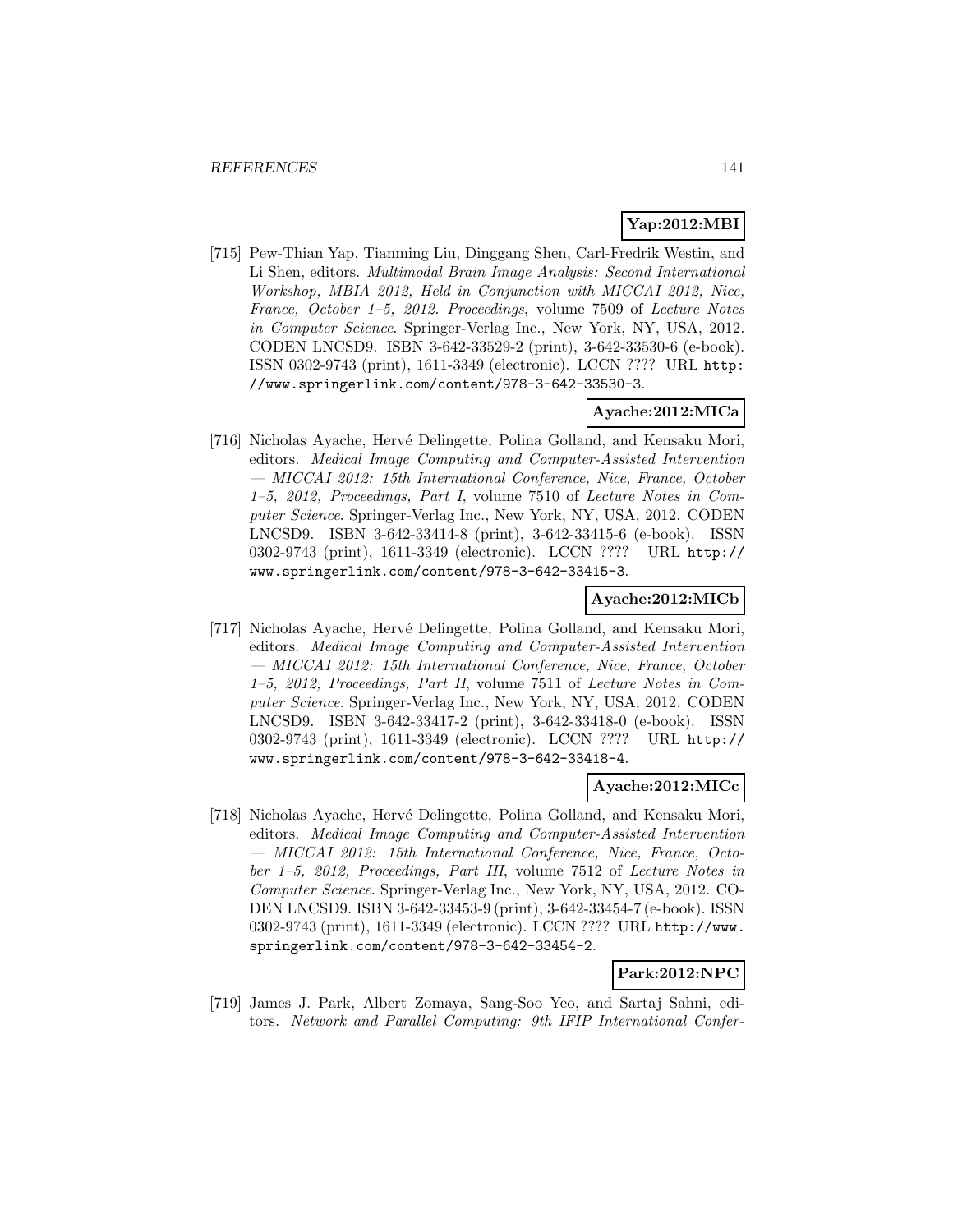**Yap:2012:MBI**

[715] Pew-Thian Yap, Tianming Liu, Dinggang Shen, Carl-Fredrik Westin, and Li Shen, editors. *Multimodal Brain Image Analysis: Second International Workshop, MBIA 2012, Held in Conjunction with MICCAI 2012, Nice, France, October 1–5, 2012. Proceedings*, volume 7509 of *Lecture Notes in Computer Science*. Springer-Verlag Inc., New York, NY, USA, 2012. CODEN LNCSD9. ISBN 3-642-33529-2 (print), 3-642-33530-6 (e-book). ISSN 0302-9743 (print), 1611-3349 (electronic). LCCN ???? URL `http://www.springerlink.com/content/978-3-642-33530-3`.

**Ayache:2012:MICa**

[716] Nicholas Ayache, Hervé Delingette, Polina Golland, and Kensaku Mori, editors. *Medical Image Computing and Computer-Assisted Intervention — MICCAI 2012: 15th International Conference, Nice, France, October 1–5, 2012, Proceedings, Part I*, volume 7510 of *Lecture Notes in Computer Science*. Springer-Verlag Inc., New York, NY, USA, 2012. CODEN LNCSD9. ISBN 3-642-33414-8 (print), 3-642-33415-6 (e-book). ISSN 0302-9743 (print), 1611-3349 (electronic). LCCN ???? URL `http://www.springerlink.com/content/978-3-642-33415-3`.

**Ayache:2012:MICb**

[717] Nicholas Ayache, Hervé Delingette, Polina Golland, and Kensaku Mori, editors. *Medical Image Computing and Computer-Assisted Intervention — MICCAI 2012: 15th International Conference, Nice, France, October 1–5, 2012, Proceedings, Part II*, volume 7511 of *Lecture Notes in Computer Science*. Springer-Verlag Inc., New York, NY, USA, 2012. CODEN LNCSD9. ISBN 3-642-33417-2 (print), 3-642-33418-0 (e-book). ISSN 0302-9743 (print), 1611-3349 (electronic). LCCN ???? URL `http://www.springerlink.com/content/978-3-642-33418-4`.

**Ayache:2012:MICc**

[718] Nicholas Ayache, Hervé Delingette, Polina Golland, and Kensaku Mori, editors. *Medical Image Computing and Computer-Assisted Intervention — MICCAI 2012: 15th International Conference, Nice, France, October 1–5, 2012, Proceedings, Part III*, volume 7512 of *Lecture Notes in Computer Science*. Springer-Verlag Inc., New York, NY, USA, 2012. CODEN LNCSD9. ISBN 3-642-33453-9 (print), 3-642-33454-7 (e-book). ISSN 0302-9743 (print), 1611-3349 (electronic). LCCN ???? URL `http://www.springerlink.com/content/978-3-642-33454-2`.

**Park:2012:NPC**

[719] James J. Park, Albert Zomaya, Sang-Soo Yeo, and Sartaj Sahni, editors. *Network and Parallel Computing: 9th IFIP International Confer-*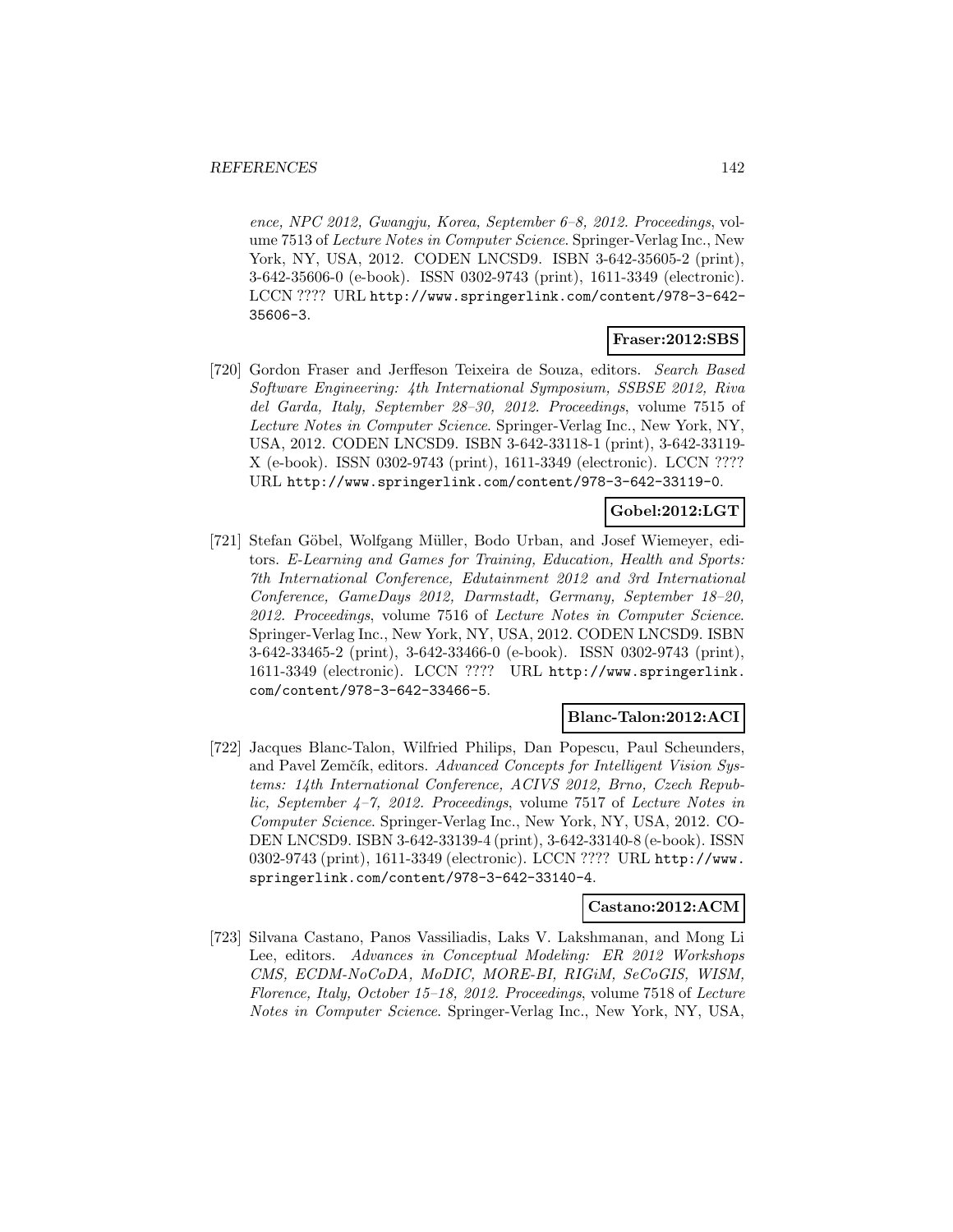*ence, NPC 2012, Gwangju, Korea, September 6–8, 2012. Proceedings*, volume 7513 of *Lecture Notes in Computer Science*. Springer-Verlag Inc., New York, NY, USA, 2012. CODEN LNCSD9. ISBN 3-642-35605-2 (print), 3-642-35606-0 (e-book). ISSN 0302-9743 (print), 1611-3349 (electronic). LCCN ???? URL http://www.springerlink.com/content/978-3-642-35606-3.

**Fraser:2012:SBS**

[720] Gordon Fraser and Jerffeson Teixeira de Souza, editors. *Search Based Software Engineering: 4th International Symposium, SSBSE 2012, Riva del Garda, Italy, September 28–30, 2012. Proceedings*, volume 7515 of *Lecture Notes in Computer Science*. Springer-Verlag Inc., New York, NY, USA, 2012. CODEN LNCSD9. ISBN 3-642-33118-1 (print), 3-642-33119-X (e-book). ISSN 0302-9743 (print), 1611-3349 (electronic). LCCN ???? URL http://www.springerlink.com/content/978-3-642-33119-0.

**Gobel:2012:LGT**

[721] Stefan Göbel, Wolfgang Müller, Bodo Urban, and Josef Wiemeyer, editors. *E-Learning and Games for Training, Education, Health and Sports: 7th International Conference, Edutainment 2012 and 3rd International Conference, GameDays 2012, Darmstadt, Germany, September 18–20, 2012. Proceedings*, volume 7516 of *Lecture Notes in Computer Science*. Springer-Verlag Inc., New York, NY, USA, 2012. CODEN LNCSD9. ISBN 3-642-33465-2 (print), 3-642-33466-0 (e-book). ISSN 0302-9743 (print), 1611-3349 (electronic). LCCN ???? URL http://www.springerlink.com/content/978-3-642-33466-5.

**Blanc-Talon:2012:ACI**

[722] Jacques Blanc-Talon, Wilfried Philips, Dan Popescu, Paul Scheunders, and Pavel Zemčík, editors. *Advanced Concepts for Intelligent Vision Systems: 14th International Conference, ACIVS 2012, Brno, Czech Republic, September 4–7, 2012. Proceedings*, volume 7517 of *Lecture Notes in Computer Science*. Springer-Verlag Inc., New York, NY, USA, 2012. CODEN LNCSD9. ISBN 3-642-33139-4 (print), 3-642-33140-8 (e-book). ISSN 0302-9743 (print), 1611-3349 (electronic). LCCN ???? URL http://www.springerlink.com/content/978-3-642-33140-4.

**Castano:2012:ACM**

[723] Silvana Castano, Panos Vassiliadis, Laks V. Lakshmanan, and Mong Li Lee, editors. *Advances in Conceptual Modeling: ER 2012 Workshops CMS, ECDM-NoCoDA, MoDIC, MORE-BI, RIGiM, SeCoGIS, WISM, Florence, Italy, October 15–18, 2012. Proceedings*, volume 7518 of *Lecture Notes in Computer Science*. Springer-Verlag Inc., New York, NY, USA,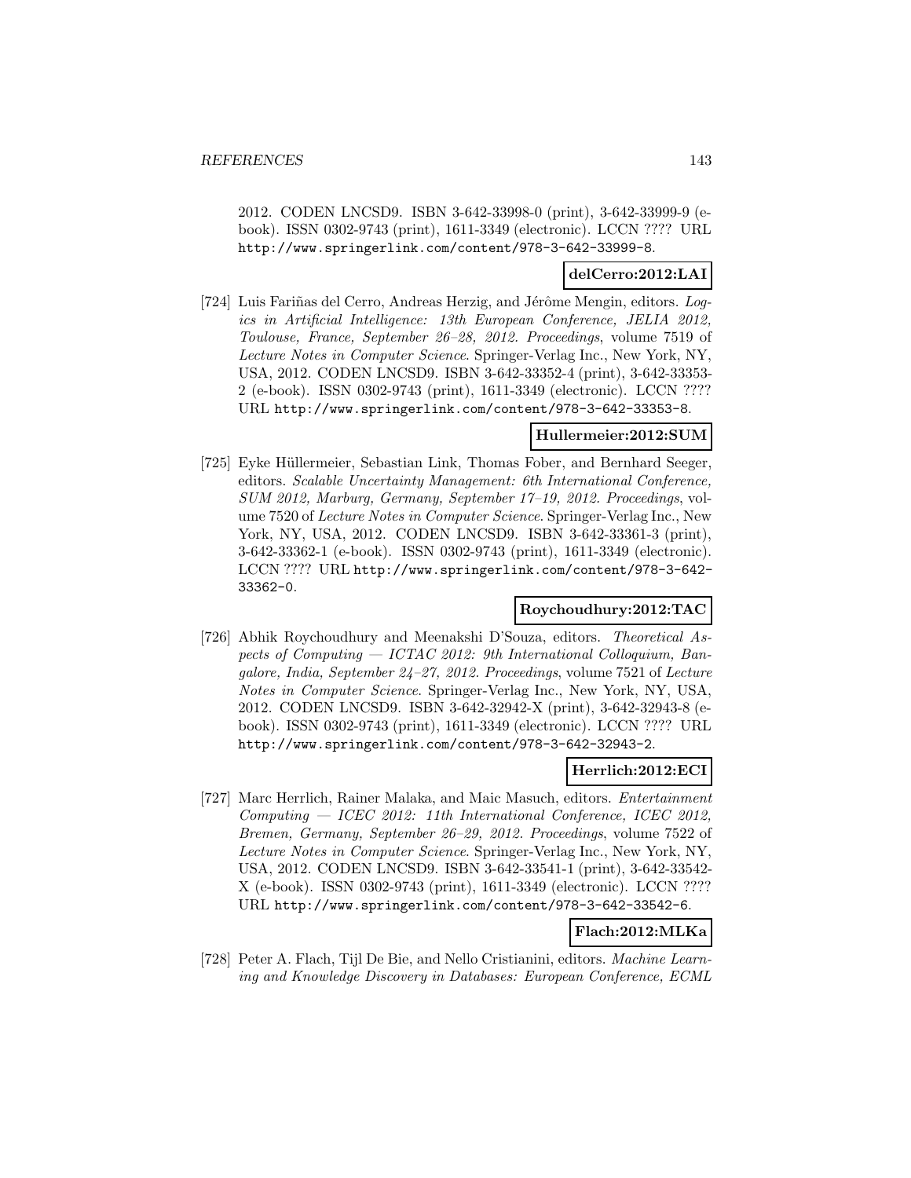2012. CODEN LNCSD9. ISBN 3-642-33998-0 (print), 3-642-33999-9 (e-book). ISSN 0302-9743 (print), 1611-3349 (electronic). LCCN ???? URL http://www.springerlink.com/content/978-3-642-33999-8.

**delCerro:2012:LAI**

[724] Luis Fariñas del Cerro, Andreas Herzig, and Jérôme Mengin, editors. *Logics in Artificial Intelligence: 13th European Conference, JELIA 2012, Toulouse, France, September 26–28, 2012. Proceedings*, volume 7519 of *Lecture Notes in Computer Science*. Springer-Verlag Inc., New York, NY, USA, 2012. CODEN LNCSD9. ISBN 3-642-33352-4 (print), 3-642-33353-2 (e-book). ISSN 0302-9743 (print), 1611-3349 (electronic). LCCN ???? URL http://www.springerlink.com/content/978-3-642-33353-8.

**Hullermeier:2012:SUM**

[725] Eyke Hüllermeier, Sebastian Link, Thomas Fober, and Bernhard Seeger, editors. *Scalable Uncertainty Management: 6th International Conference, SUM 2012, Marburg, Germany, September 17–19, 2012. Proceedings*, volume 7520 of *Lecture Notes in Computer Science*. Springer-Verlag Inc., New York, NY, USA, 2012. CODEN LNCSD9. ISBN 3-642-33361-3 (print), 3-642-33362-1 (e-book). ISSN 0302-9743 (print), 1611-3349 (electronic). LCCN ???? URL http://www.springerlink.com/content/978-3-642-33362-0.

**Roychoudhury:2012:TAC**

[726] Abhik Roychoudhury and Meenakshi D'Souza, editors. *Theoretical Aspects of Computing — ICTAC 2012: 9th International Colloquium, Bangalore, India, September 24–27, 2012. Proceedings*, volume 7521 of *Lecture Notes in Computer Science*. Springer-Verlag Inc., New York, NY, USA, 2012. CODEN LNCSD9. ISBN 3-642-32942-X (print), 3-642-32943-8 (e-book). ISSN 0302-9743 (print), 1611-3349 (electronic). LCCN ???? URL http://www.springerlink.com/content/978-3-642-32943-2.

**Herrlich:2012:ECI**

[727] Marc Herrlich, Rainer Malaka, and Maic Masuch, editors. *Entertainment Computing — ICEC 2012: 11th International Conference, ICEC 2012, Bremen, Germany, September 26–29, 2012. Proceedings*, volume 7522 of *Lecture Notes in Computer Science*. Springer-Verlag Inc., New York, NY, USA, 2012. CODEN LNCSD9. ISBN 3-642-33541-1 (print), 3-642-33542-X (e-book). ISSN 0302-9743 (print), 1611-3349 (electronic). LCCN ???? URL http://www.springerlink.com/content/978-3-642-33542-6.

**Flach:2012:MLKa**

[728] Peter A. Flach, Tijl De Bie, and Nello Cristianini, editors. *Machine Learning and Knowledge Discovery in Databases: European Conference, ECML*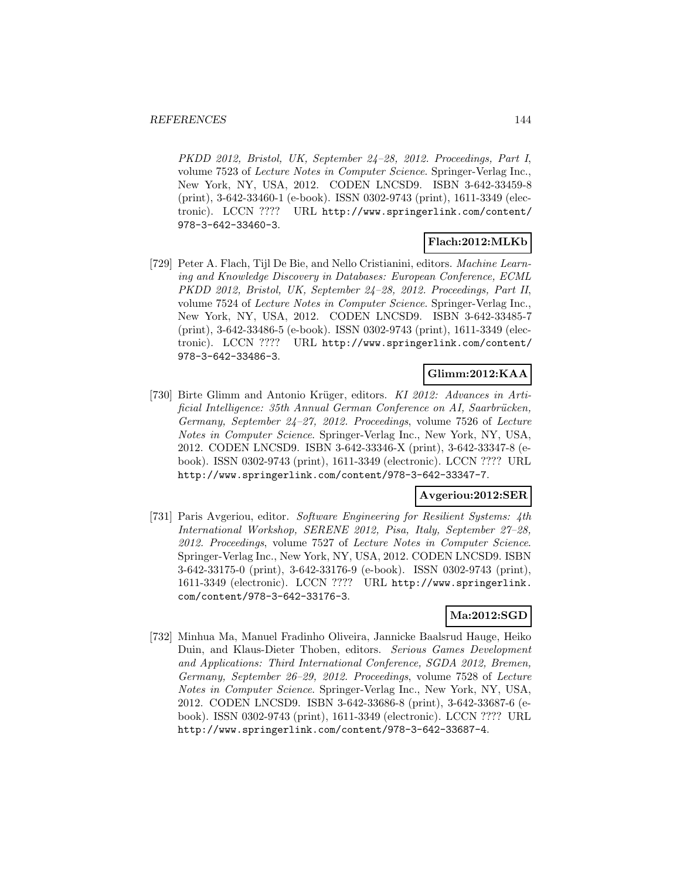PKDD 2012, Bristol, UK, September 24–28, 2012. Proceedings, Part I*, volume 7523 of *Lecture Notes in Computer Science*. Springer-Verlag Inc., New York, NY, USA, 2012. CODEN LNCSD9. ISBN 3-642-33459-8 (print), 3-642-33460-1 (e-book). ISSN 0302-9743 (print), 1611-3349 (electronic). LCCN ???? URL http://www.springerlink.com/content/978-3-642-33460-3.

**Flach:2012:MLKb**

[729] Peter A. Flach, Tijl De Bie, and Nello Cristianini, editors. *Machine Learning and Knowledge Discovery in Databases: European Conference, ECML PKDD 2012, Bristol, UK, September 24–28, 2012. Proceedings, Part II*, volume 7524 of *Lecture Notes in Computer Science*. Springer-Verlag Inc., New York, NY, USA, 2012. CODEN LNCSD9. ISBN 3-642-33485-7 (print), 3-642-33486-5 (e-book). ISSN 0302-9743 (print), 1611-3349 (electronic). LCCN ???? URL http://www.springerlink.com/content/978-3-642-33486-3.

**Glimm:2012:KAA**

[730] Birte Glimm and Antonio Krüger, editors. *KI 2012: Advances in Artificial Intelligence: 35th Annual German Conference on AI, Saarbrücken, Germany, September 24–27, 2012. Proceedings*, volume 7526 of *Lecture Notes in Computer Science*. Springer-Verlag Inc., New York, NY, USA, 2012. CODEN LNCSD9. ISBN 3-642-33346-X (print), 3-642-33347-8 (e-book). ISSN 0302-9743 (print), 1611-3349 (electronic). LCCN ???? URL http://www.springerlink.com/content/978-3-642-33347-7.

**Avgeriou:2012:SER**

[731] Paris Avgeriou, editor. *Software Engineering for Resilient Systems: 4th International Workshop, SERENE 2012, Pisa, Italy, September 27–28, 2012. Proceedings*, volume 7527 of *Lecture Notes in Computer Science*. Springer-Verlag Inc., New York, NY, USA, 2012. CODEN LNCSD9. ISBN 3-642-33175-0 (print), 3-642-33176-9 (e-book). ISSN 0302-9743 (print), 1611-3349 (electronic). LCCN ???? URL http://www.springerlink.com/content/978-3-642-33176-3.

**Ma:2012:SGD**

[732] Minhua Ma, Manuel Fradinho Oliveira, Jannicke Baalsrud Hauge, Heiko Duin, and Klaus-Dieter Thoben, editors. *Serious Games Development and Applications: Third International Conference, SGDA 2012, Bremen, Germany, September 26–29, 2012. Proceedings*, volume 7528 of *Lecture Notes in Computer Science*. Springer-Verlag Inc., New York, NY, USA, 2012. CODEN LNCSD9. ISBN 3-642-33686-8 (print), 3-642-33687-6 (e-book). ISSN 0302-9743 (print), 1611-3349 (electronic). LCCN ???? URL http://www.springerlink.com/content/978-3-642-33687-4.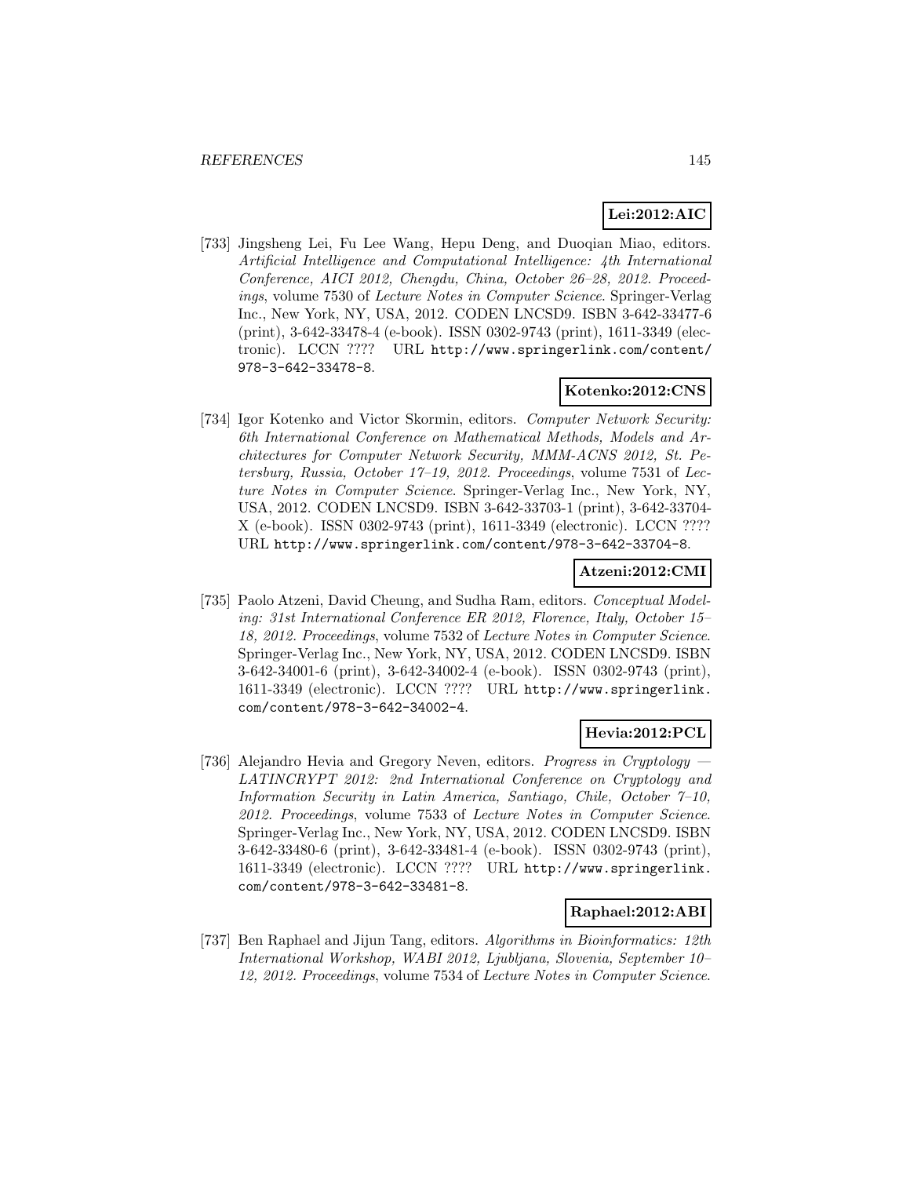**Lei:2012:AIC**

[733] Jingsheng Lei, Fu Lee Wang, Hepu Deng, and Duoqian Miao, editors. *Artificial Intelligence and Computational Intelligence: 4th International Conference, AICI 2012, Chengdu, China, October 26–28, 2012. Proceedings*, volume 7530 of *Lecture Notes in Computer Science*. Springer-Verlag Inc., New York, NY, USA, 2012. CODEN LNCSD9. ISBN 3-642-33477-6 (print), 3-642-33478-4 (e-book). ISSN 0302-9743 (print), 1611-3349 (electronic). LCCN ???? URL `http://www.springerlink.com/content/978-3-642-33478-8`.

**Kotenko:2012:CNS**

[734] Igor Kotenko and Victor Skormin, editors. *Computer Network Security: 6th International Conference on Mathematical Methods, Models and Architectures for Computer Network Security, MMM-ACNS 2012, St. Petersburg, Russia, October 17–19, 2012. Proceedings*, volume 7531 of *Lecture Notes in Computer Science*. Springer-Verlag Inc., New York, NY, USA, 2012. CODEN LNCSD9. ISBN 3-642-33703-1 (print), 3-642-33704-X (e-book). ISSN 0302-9743 (print), 1611-3349 (electronic). LCCN ???? URL `http://www.springerlink.com/content/978-3-642-33704-8`.

**Atzeni:2012:CMI**

[735] Paolo Atzeni, David Cheung, and Sudha Ram, editors. *Conceptual Modeling: 31st International Conference ER 2012, Florence, Italy, October 15–18, 2012. Proceedings*, volume 7532 of *Lecture Notes in Computer Science*. Springer-Verlag Inc., New York, NY, USA, 2012. CODEN LNCSD9. ISBN 3-642-34001-6 (print), 3-642-34002-4 (e-book). ISSN 0302-9743 (print), 1611-3349 (electronic). LCCN ???? URL `http://www.springerlink.com/content/978-3-642-34002-4`.

**Hevia:2012:PCL**

[736] Alejandro Hevia and Gregory Neven, editors. *Progress in Cryptology — LATINCRYPT 2012: 2nd International Conference on Cryptology and Information Security in Latin America, Santiago, Chile, October 7–10, 2012. Proceedings*, volume 7533 of *Lecture Notes in Computer Science*. Springer-Verlag Inc., New York, NY, USA, 2012. CODEN LNCSD9. ISBN 3-642-33480-6 (print), 3-642-33481-4 (e-book). ISSN 0302-9743 (print), 1611-3349 (electronic). LCCN ???? URL `http://www.springerlink.com/content/978-3-642-33481-8`.

**Raphael:2012:ABI**

[737] Ben Raphael and Jijun Tang, editors. *Algorithms in Bioinformatics: 12th International Workshop, WABI 2012, Ljubljana, Slovenia, September 10–12, 2012. Proceedings*, volume 7534 of *Lecture Notes in Computer Science*.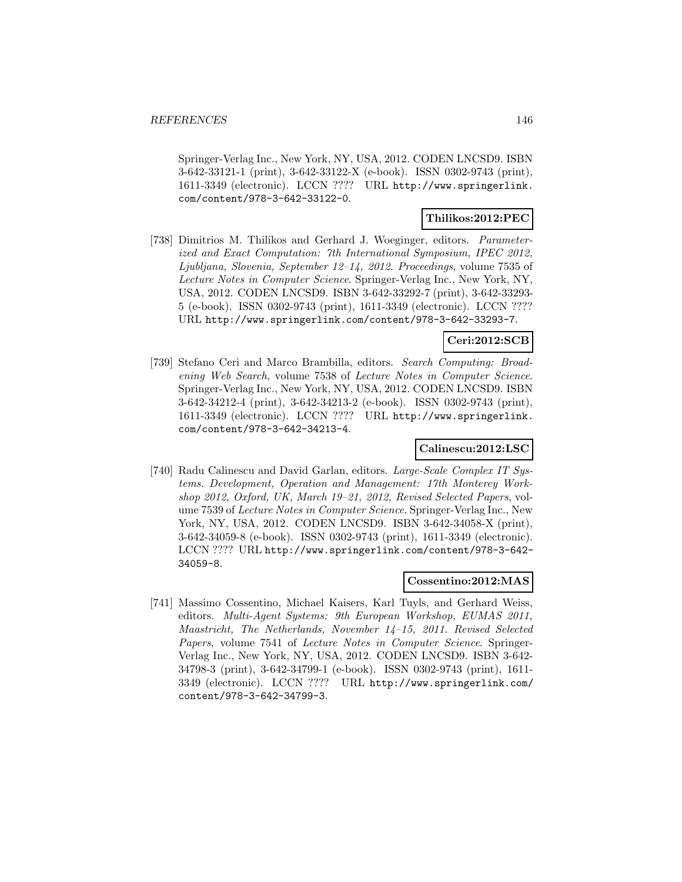Springer-Verlag Inc., New York, NY, USA, 2012. CODEN LNCSD9. ISBN 3-642-33121-1 (print), 3-642-33122-X (e-book). ISSN 0302-9743 (print), 1611-3349 (electronic). LCCN ???? URL http://www.springerlink.com/content/978-3-642-33122-0.

**Thilikos:2012:PEC**

[738] Dimitrios M. Thilikos and Gerhard J. Woeginger, editors. *Parameterized and Exact Computation: 7th International Symposium, IPEC 2012, Ljubljana, Slovenia, September 12–14, 2012. Proceedings*, volume 7535 of *Lecture Notes in Computer Science*. Springer-Verlag Inc., New York, NY, USA, 2012. CODEN LNCSD9. ISBN 3-642-33292-7 (print), 3-642-33293-5 (e-book). ISSN 0302-9743 (print), 1611-3349 (electronic). LCCN ???? URL http://www.springerlink.com/content/978-3-642-33293-7.

**Ceri:2012:SCB**

[739] Stefano Ceri and Marco Brambilla, editors. *Search Computing: Broadening Web Search*, volume 7538 of *Lecture Notes in Computer Science*. Springer-Verlag Inc., New York, NY, USA, 2012. CODEN LNCSD9. ISBN 3-642-34212-4 (print), 3-642-34213-2 (e-book). ISSN 0302-9743 (print), 1611-3349 (electronic). LCCN ???? URL http://www.springerlink.com/content/978-3-642-34213-4.

**Calinescu:2012:LSC**

[740] Radu Calinescu and David Garlan, editors. *Large-Scale Complex IT Systems. Development, Operation and Management: 17th Monterey Workshop 2012, Oxford, UK, March 19–21, 2012, Revised Selected Papers*, volume 7539 of *Lecture Notes in Computer Science*. Springer-Verlag Inc., New York, NY, USA, 2012. CODEN LNCSD9. ISBN 3-642-34058-X (print), 3-642-34059-8 (e-book). ISSN 0302-9743 (print), 1611-3349 (electronic). LCCN ???? URL http://www.springerlink.com/content/978-3-642-34059-8.

**Cossentino:2012:MAS**

[741] Massimo Cossentino, Michael Kaisers, Karl Tuyls, and Gerhard Weiss, editors. *Multi-Agent Systems: 9th European Workshop, EUMAS 2011, Maastricht, The Netherlands, November 14–15, 2011. Revised Selected Papers*, volume 7541 of *Lecture Notes in Computer Science*. Springer-Verlag Inc., New York, NY, USA, 2012. CODEN LNCSD9. ISBN 3-642-34798-3 (print), 3-642-34799-1 (e-book). ISSN 0302-9743 (print), 1611-3349 (electronic). LCCN ???? URL http://www.springerlink.com/content/978-3-642-34799-3.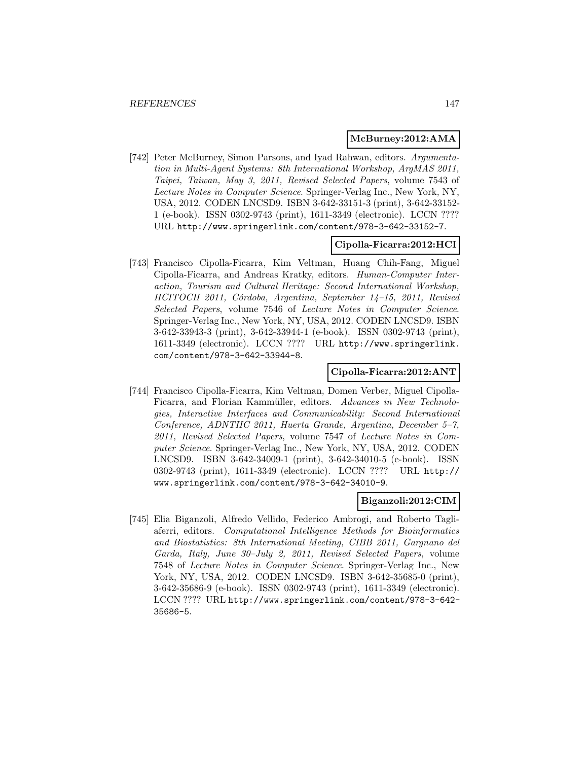**McBurney:2012:AMA**

[742] Peter McBurney, Simon Parsons, and Iyad Rahwan, editors. *Argumentation in Multi-Agent Systems: 8th International Workshop, ArgMAS 2011, Taipei, Taiwan, May 3, 2011, Revised Selected Papers*, volume 7543 of *Lecture Notes in Computer Science*. Springer-Verlag Inc., New York, NY, USA, 2012. CODEN LNCSD9. ISBN 3-642-33151-3 (print), 3-642-33152-1 (e-book). ISSN 0302-9743 (print), 1611-3349 (electronic). LCCN ???? URL http://www.springerlink.com/content/978-3-642-33152-7.

**Cipolla-Ficarra:2012:HCI**

[743] Francisco Cipolla-Ficarra, Kim Veltman, Huang Chih-Fang, Miguel Cipolla-Ficarra, and Andreas Kratky, editors. *Human-Computer Interaction, Tourism and Cultural Heritage: Second International Workshop, HCITOCH 2011, Córdoba, Argentina, September 14–15, 2011, Revised Selected Papers*, volume 7546 of *Lecture Notes in Computer Science*. Springer-Verlag Inc., New York, NY, USA, 2012. CODEN LNCSD9. ISBN 3-642-33943-3 (print), 3-642-33944-1 (e-book). ISSN 0302-9743 (print), 1611-3349 (electronic). LCCN ???? URL http://www.springerlink.com/content/978-3-642-33944-8.

**Cipolla-Ficarra:2012:ANT**

[744] Francisco Cipolla-Ficarra, Kim Veltman, Domen Verber, Miguel Cipolla-Ficarra, and Florian Kammüller, editors. *Advances in New Technologies, Interactive Interfaces and Communicability: Second International Conference, ADNTIIC 2011, Huerta Grande, Argentina, December 5–7, 2011, Revised Selected Papers*, volume 7547 of *Lecture Notes in Computer Science*. Springer-Verlag Inc., New York, NY, USA, 2012. CODEN LNCSD9. ISBN 3-642-34009-1 (print), 3-642-34010-5 (e-book). ISSN 0302-9743 (print), 1611-3349 (electronic). LCCN ???? URL http://www.springerlink.com/content/978-3-642-34010-9.

**Biganzoli:2012:CIM**

[745] Elia Biganzoli, Alfredo Vellido, Federico Ambrogi, and Roberto Tagliaferri, editors. *Computational Intelligence Methods for Bioinformatics and Biostatistics: 8th International Meeting, CIBB 2011, Gargnano del Garda, Italy, June 30–July 2, 2011, Revised Selected Papers*, volume 7548 of *Lecture Notes in Computer Science*. Springer-Verlag Inc., New York, NY, USA, 2012. CODEN LNCSD9. ISBN 3-642-35685-0 (print), 3-642-35686-9 (e-book). ISSN 0302-9743 (print), 1611-3349 (electronic). LCCN ???? URL http://www.springerlink.com/content/978-3-642-35686-5.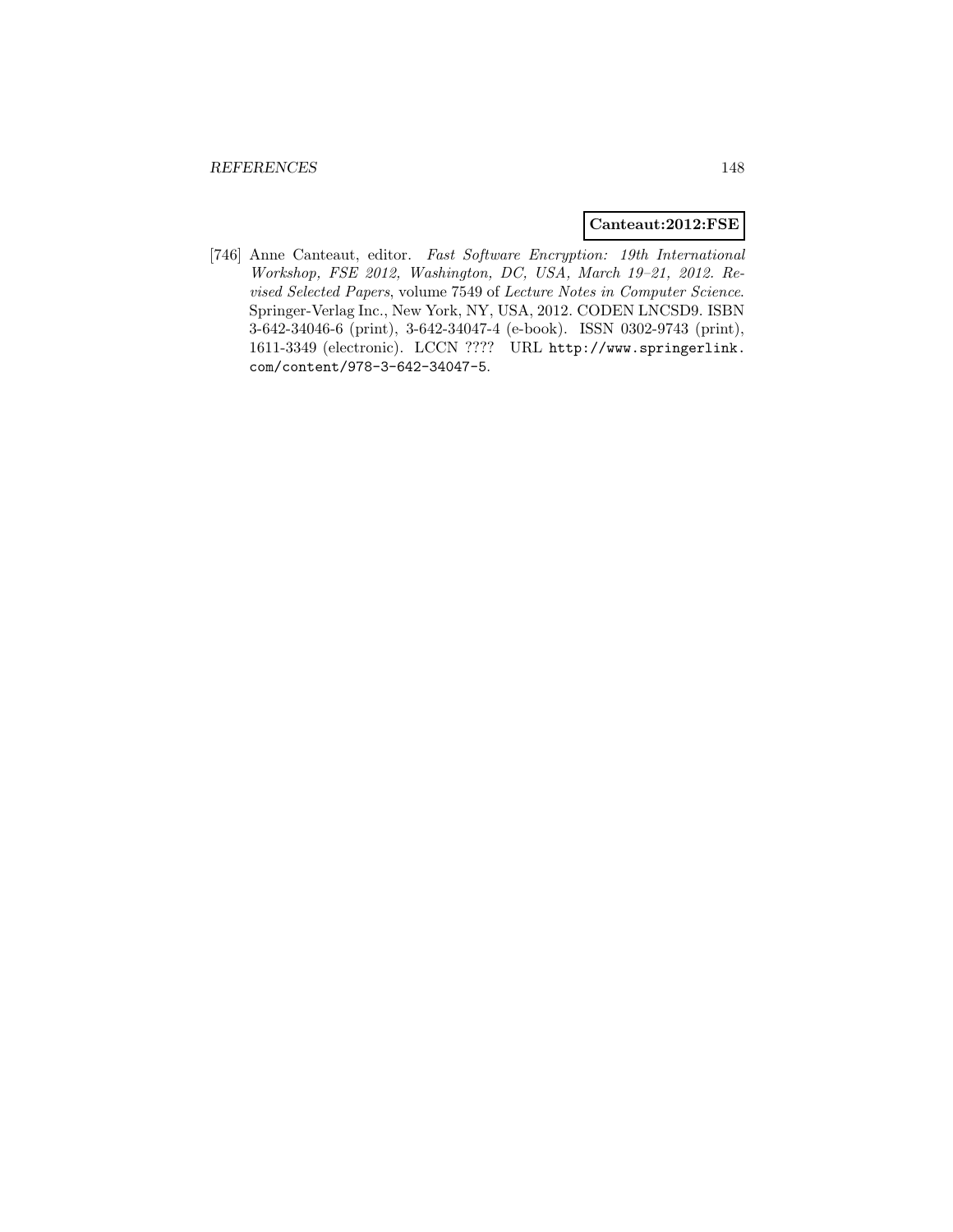**Canteaut:2012:FSE**

[746] Anne Canteaut, editor. *Fast Software Encryption: 19th International Workshop, FSE 2012, Washington, DC, USA, March 19–21, 2012. Revised Selected Papers*, volume 7549 of *Lecture Notes in Computer Science*. Springer-Verlag Inc., New York, NY, USA, 2012. CODEN LNCSD9. ISBN 3-642-34046-6 (print), 3-642-34047-4 (e-book). ISSN 0302-9743 (print), 1611-3349 (electronic). LCCN ???? URL `http://www.springerlink.com/content/978-3-642-34047-5`.